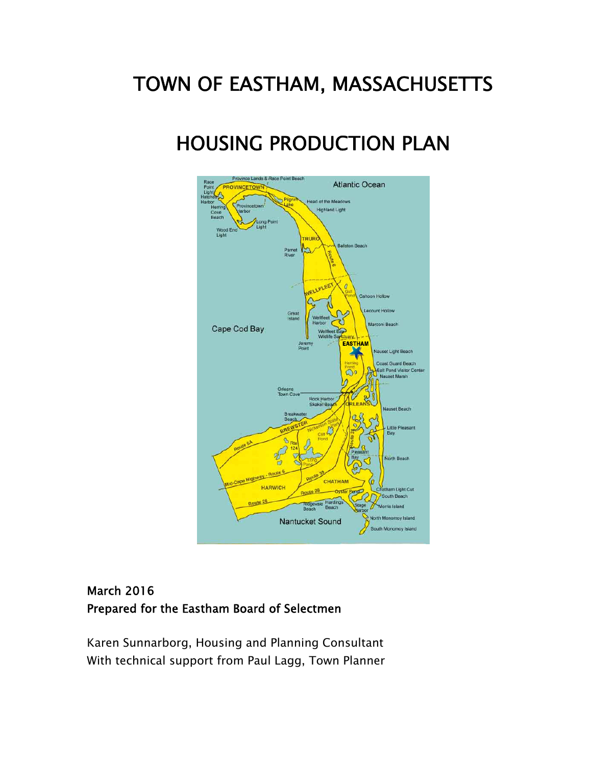# TOWN OF EASTHAM, MASSACHUSETTS

# HOUSING PRODUCTION PLAN

**March 2016**
**Prepared for the Eastham Board of Selectmen**

Karen Sunnarborg, Housing and Planning Consultant
With technical support from Paul Lagg, Town Planner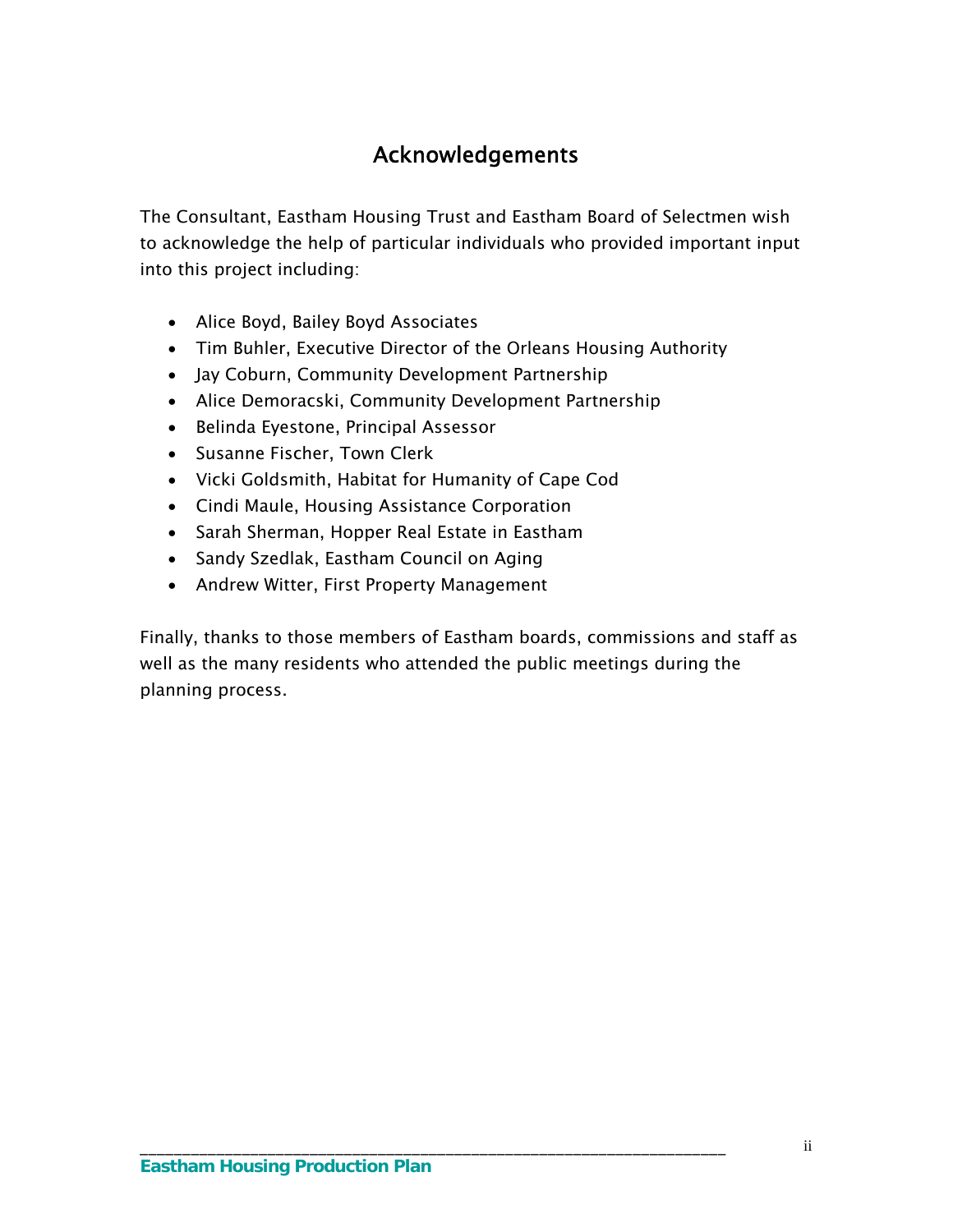# Acknowledgements

The Consultant, Eastham Housing Trust and Eastham Board of Selectmen wish to acknowledge the help of particular individuals who provided important input into this project including:

- Alice Boyd, Bailey Boyd Associates
- Tim Buhler, Executive Director of the Orleans Housing Authority
- Jay Coburn, Community Development Partnership
- Alice Demoracski, Community Development Partnership
- Belinda Eyestone, Principal Assessor
- Susanne Fischer, Town Clerk
- Vicki Goldsmith, Habitat for Humanity of Cape Cod
- Cindi Maule, Housing Assistance Corporation
- Sarah Sherman, Hopper Real Estate in Eastham
- Sandy Szedlak, Eastham Council on Aging
- Andrew Witter, First Property Management

Finally, thanks to those members of Eastham boards, commissions and staff as well as the many residents who attended the public meetings during the planning process.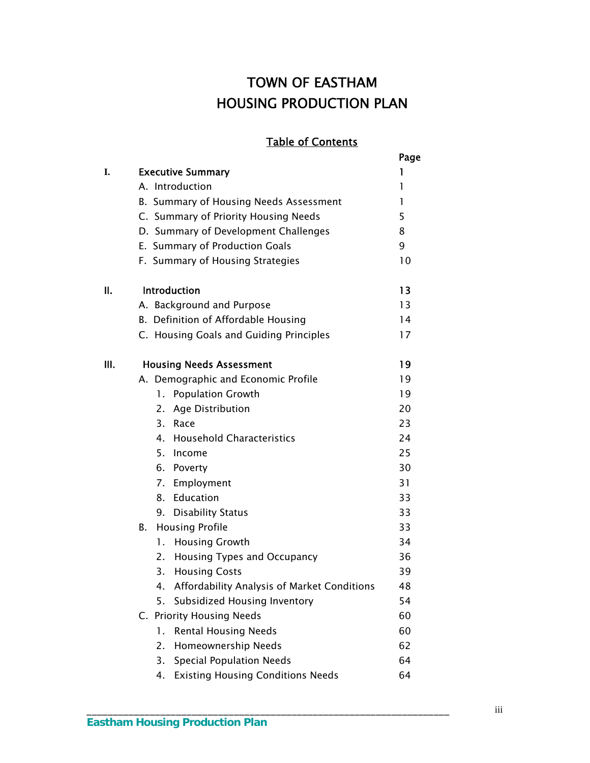# TOWN OF EASTHAM
# HOUSING PRODUCTION PLAN

## Table of Contents

| | | Page |
|---|---|---|
| **I.** | **Executive Summary** | **1** |
| | A. Introduction | 1 |
| | B. Summary of Housing Needs Assessment | 1 |
| | C. Summary of Priority Housing Needs | 5 |
| | D. Summary of Development Challenges | 8 |
| | E. Summary of Production Goals | 9 |
| | F. Summary of Housing Strategies | 10 |
| **II.** | **Introduction** | **13** |
| | A. Background and Purpose | 13 |
| | B. Definition of Affordable Housing | 14 |
| | C. Housing Goals and Guiding Principles | 17 |
| **III.** | **Housing Needs Assessment** | **19** |
| | A. Demographic and Economic Profile | 19 |
| | 1. Population Growth | 19 |
| | 2. Age Distribution | 20 |
| | 3. Race | 23 |
| | 4. Household Characteristics | 24 |
| | 5. Income | 25 |
| | 6. Poverty | 30 |
| | 7. Employment | 31 |
| | 8. Education | 33 |
| | 9. Disability Status | 33 |
| | B. Housing Profile | 33 |
| | 1. Housing Growth | 34 |
| | 2. Housing Types and Occupancy | 36 |
| | 3. Housing Costs | 39 |
| | 4. Affordability Analysis of Market Conditions | 48 |
| | 5. Subsidized Housing Inventory | 54 |
| | C. Priority Housing Needs | 60 |
| | 1. Rental Housing Needs | 60 |
| | 2. Homeownership Needs | 62 |
| | 3. Special Population Needs | 64 |
| | 4. Existing Housing Conditions Needs | 64 |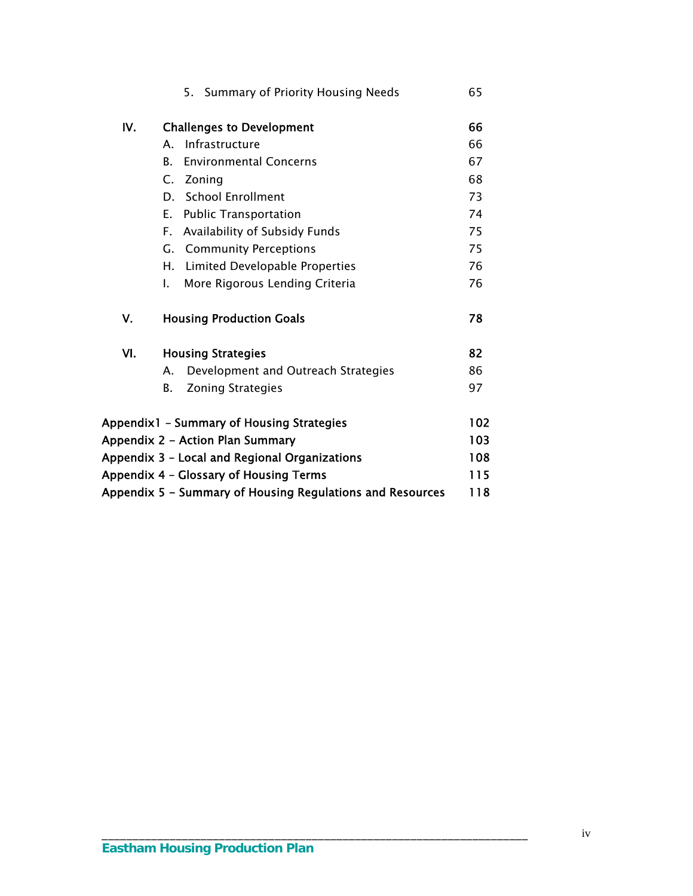| | | |
|---|---|---|
| | 5. Summary of Priority Housing Needs | 65 |
| **IV.** | **Challenges to Development** | **66** |
| | A. Infrastructure | 66 |
| | B. Environmental Concerns | 67 |
| | C. Zoning | 68 |
| | D. School Enrollment | 73 |
| | E. Public Transportation | 74 |
| | F. Availability of Subsidy Funds | 75 |
| | G. Community Perceptions | 75 |
| | H. Limited Developable Properties | 76 |
| | I. More Rigorous Lending Criteria | 76 |
| **V.** | **Housing Production Goals** | **78** |
| **VI.** | **Housing Strategies** | **82** |
| | A. Development and Outreach Strategies | 86 |
| | B. Zoning Strategies | 97 |

| | |
|---|---|
| **Appendix1 – Summary of Housing Strategies** | **102** |
| **Appendix 2 – Action Plan Summary** | **103** |
| **Appendix 3 – Local and Regional Organizations** | **108** |
| **Appendix 4 – Glossary of Housing Terms** | **115** |
| **Appendix 5 – Summary of Housing Regulations and Resources** | **118** |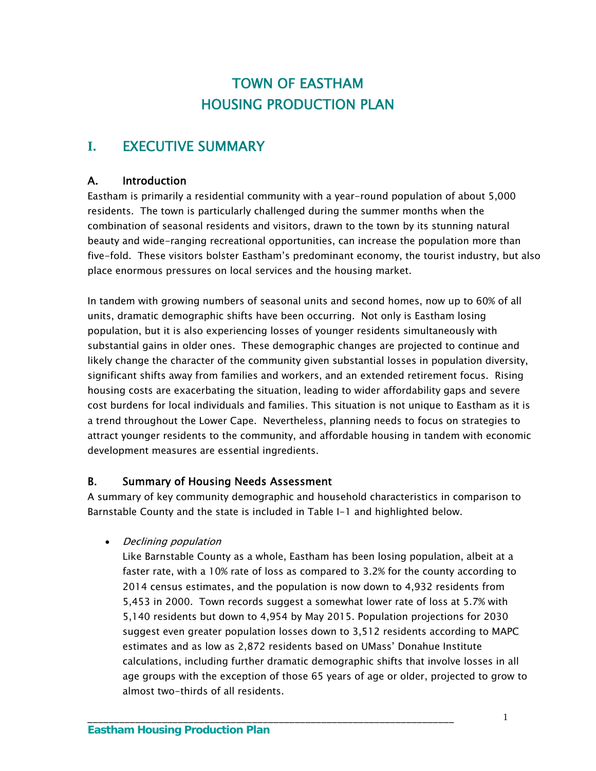# TOWN OF EASTHAM
# HOUSING PRODUCTION PLAN

## I. EXECUTIVE SUMMARY

### A. Introduction

Eastham is primarily a residential community with a year-round population of about 5,000 residents. The town is particularly challenged during the summer months when the combination of seasonal residents and visitors, drawn to the town by its stunning natural beauty and wide-ranging recreational opportunities, can increase the population more than five-fold. These visitors bolster Eastham's predominant economy, the tourist industry, but also place enormous pressures on local services and the housing market.

In tandem with growing numbers of seasonal units and second homes, now up to 60% of all units, dramatic demographic shifts have been occurring. Not only is Eastham losing population, but it is also experiencing losses of younger residents simultaneously with substantial gains in older ones. These demographic changes are projected to continue and likely change the character of the community given substantial losses in population diversity, significant shifts away from families and workers, and an extended retirement focus. Rising housing costs are exacerbating the situation, leading to wider affordability gaps and severe cost burdens for local individuals and families. This situation is not unique to Eastham as it is a trend throughout the Lower Cape. Nevertheless, planning needs to focus on strategies to attract younger residents to the community, and affordable housing in tandem with economic development measures are essential ingredients.

### B. Summary of Housing Needs Assessment

A summary of key community demographic and household characteristics in comparison to Barnstable County and the state is included in Table I-1 and highlighted below.

- *Declining population*

  Like Barnstable County as a whole, Eastham has been losing population, albeit at a faster rate, with a 10% rate of loss as compared to 3.2% for the county according to 2014 census estimates, and the population is now down to 4,932 residents from 5,453 in 2000. Town records suggest a somewhat lower rate of loss at 5.7% with 5,140 residents but down to 4,954 by May 2015. Population projections for 2030 suggest even greater population losses down to 3,512 residents according to MAPC estimates and as low as 2,872 residents based on UMass' Donahue Institute calculations, including further dramatic demographic shifts that involve losses in all age groups with the exception of those 65 years of age or older, projected to grow to almost two-thirds of all residents.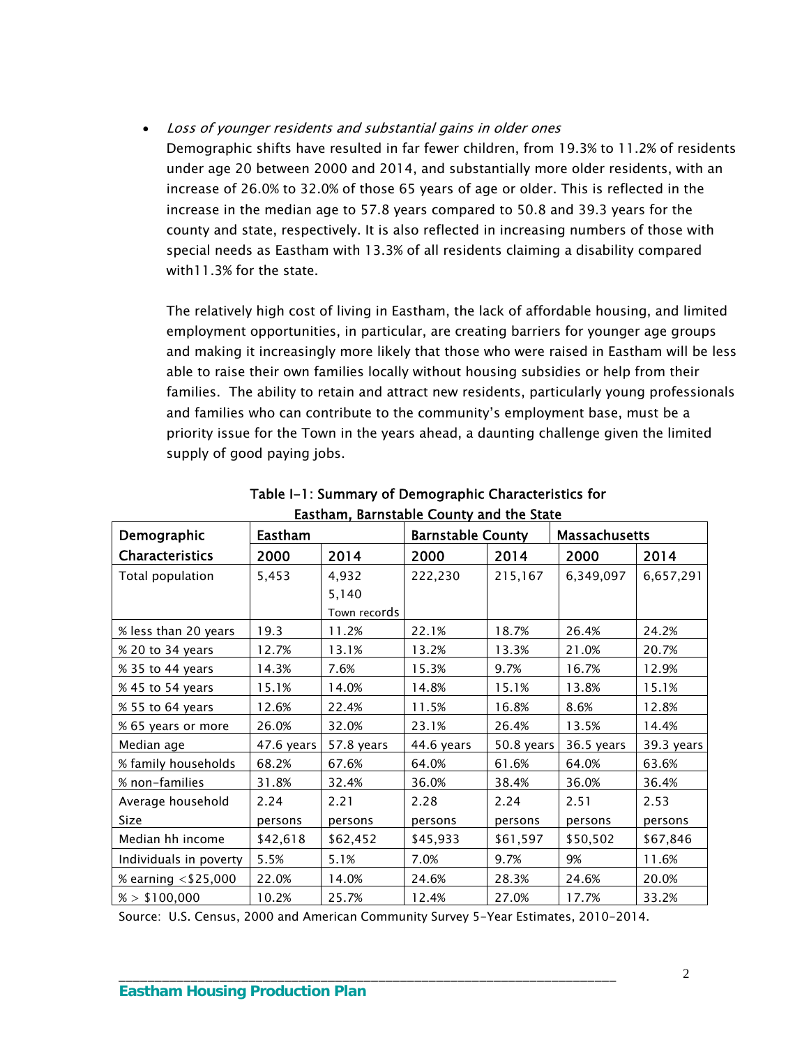- *Loss of younger residents and substantial gains in older ones*
  Demographic shifts have resulted in far fewer children, from 19.3% to 11.2% of residents under age 20 between 2000 and 2014, and substantially more older residents, with an increase of 26.0% to 32.0% of those 65 years of age or older. This is reflected in the increase in the median age to 57.8 years compared to 50.8 and 39.3 years for the county and state, respectively. It is also reflected in increasing numbers of those with special needs as Eastham with 13.3% of all residents claiming a disability compared with11.3% for the state.

  The relatively high cost of living in Eastham, the lack of affordable housing, and limited employment opportunities, in particular, are creating barriers for younger age groups and making it increasingly more likely that those who were raised in Eastham will be less able to raise their own families locally without housing subsidies or help from their families. The ability to retain and attract new residents, particularly young professionals and families who can contribute to the community's employment base, must be a priority issue for the Town in the years ahead, a daunting challenge given the limited supply of good paying jobs.

**Table I-1: Summary of Demographic Characteristics for Eastham, Barnstable County and the State**

| Demographic Characteristics | Eastham | | Barnstable County | | Massachusetts | |
|---|---|---|---|---|---|---|
| | 2000 | 2014 | 2000 | 2014 | 2000 | 2014 |
| Total population | 5,453 | 4,932<br>5,140<br>Town records | 222,230 | 215,167 | 6,349,097 | 6,657,291 |
| % less than 20 years | 19.3 | 11.2% | 22.1% | 18.7% | 26.4% | 24.2% |
| % 20 to 34 years | 12.7% | 13.1% | 13.2% | 13.3% | 21.0% | 20.7% |
| % 35 to 44 years | 14.3% | 7.6% | 15.3% | 9.7% | 16.7% | 12.9% |
| % 45 to 54 years | 15.1% | 14.0% | 14.8% | 15.1% | 13.8% | 15.1% |
| % 55 to 64 years | 12.6% | 22.4% | 11.5% | 16.8% | 8.6% | 12.8% |
| % 65 years or more | 26.0% | 32.0% | 23.1% | 26.4% | 13.5% | 14.4% |
| Median age | 47.6 years | 57.8 years | 44.6 years | 50.8 years | 36.5 years | 39.3 years |
| % family households | 68.2% | 67.6% | 64.0% | 61.6% | 64.0% | 63.6% |
| % non-families | 31.8% | 32.4% | 36.0% | 38.4% | 36.0% | 36.4% |
| Average household Size | 2.24 persons | 2.21 persons | 2.28 persons | 2.24 persons | 2.51 persons | 2.53 persons |
| Median hh income | $42,618 | $62,452 | $45,933 | $61,597 | $50,502 | $67,846 |
| Individuals in poverty | 5.5% | 5.1% | 7.0% | 9.7% | 9% | 11.6% |
| % earning <$25,000 | 22.0% | 14.0% | 24.6% | 28.3% | 24.6% | 20.0% |
| % > $100,000 | 10.2% | 25.7% | 12.4% | 27.0% | 17.7% | 33.2% |

Source: U.S. Census, 2000 and American Community Survey 5-Year Estimates, 2010-2014.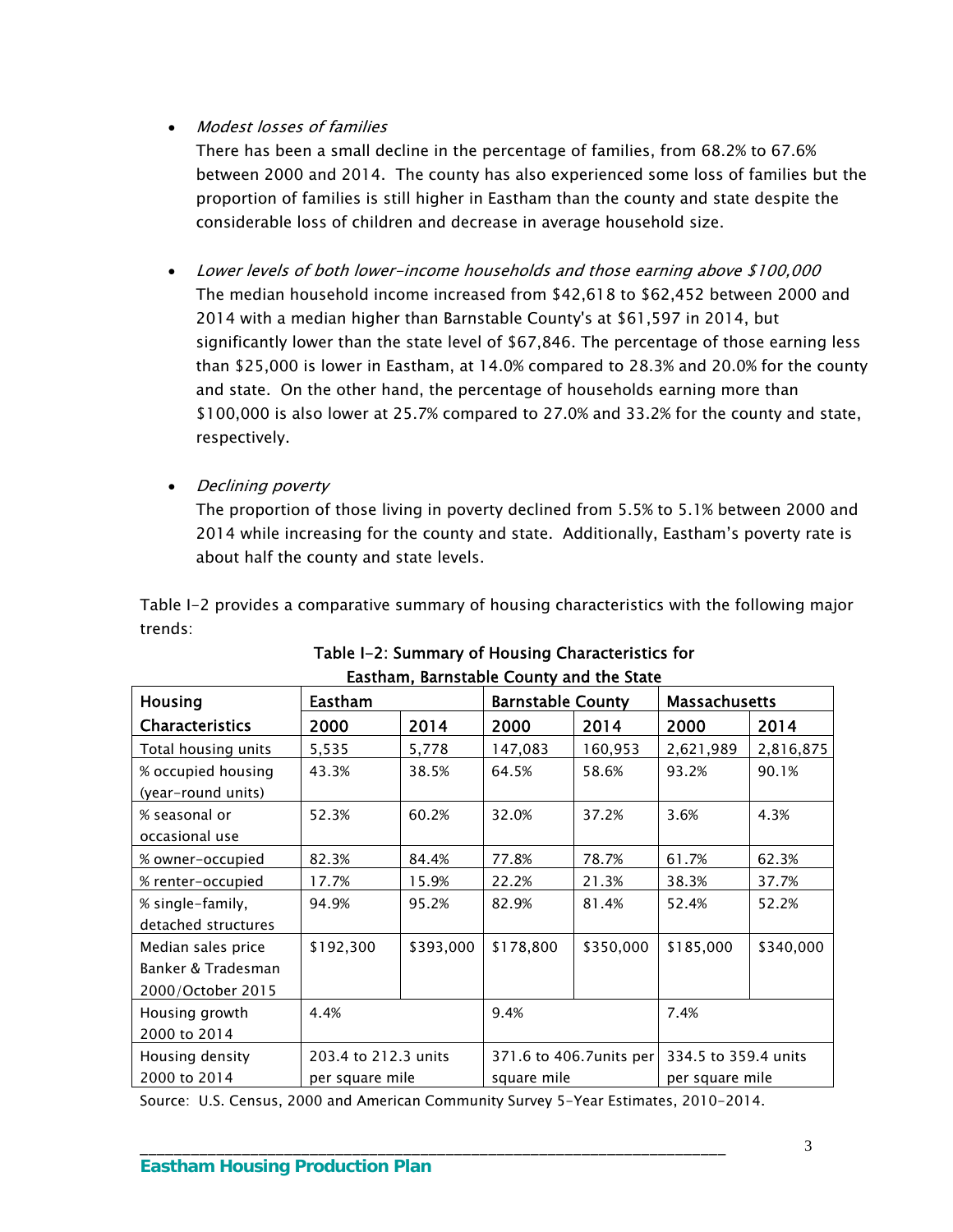- *Modest losses of families*
  There has been a small decline in the percentage of families, from 68.2% to 67.6% between 2000 and 2014. The county has also experienced some loss of families but the proportion of families is still higher in Eastham than the county and state despite the considerable loss of children and decrease in average household size.

- *Lower levels of both lower-income households and those earning above $100,000*
  The median household income increased from $42,618 to $62,452 between 2000 and 2014 with a median higher than Barnstable County's at $61,597 in 2014, but significantly lower than the state level of $67,846. The percentage of those earning less than $25,000 is lower in Eastham, at 14.0% compared to 28.3% and 20.0% for the county and state. On the other hand, the percentage of households earning more than $100,000 is also lower at 25.7% compared to 27.0% and 33.2% for the county and state, respectively.

- *Declining poverty*
  The proportion of those living in poverty declined from 5.5% to 5.1% between 2000 and 2014 while increasing for the county and state. Additionally, Eastham's poverty rate is about half the county and state levels.

Table I-2 provides a comparative summary of housing characteristics with the following major trends:

**Table I-2: Summary of Housing Characteristics for Eastham, Barnstable County and the State**

| Housing Characteristics | Eastham | | Barnstable County | | Massachusetts | |
|---|---|---|---|---|---|---|
| | 2000 | 2014 | 2000 | 2014 | 2000 | 2014 |
| Total housing units | 5,535 | 5,778 | 147,083 | 160,953 | 2,621,989 | 2,816,875 |
| % occupied housing (year-round units) | 43.3% | 38.5% | 64.5% | 58.6% | 93.2% | 90.1% |
| % seasonal or occasional use | 52.3% | 60.2% | 32.0% | 37.2% | 3.6% | 4.3% |
| % owner-occupied | 82.3% | 84.4% | 77.8% | 78.7% | 61.7% | 62.3% |
| % renter-occupied | 17.7% | 15.9% | 22.2% | 21.3% | 38.3% | 37.7% |
| % single-family, detached structures | 94.9% | 95.2% | 82.9% | 81.4% | 52.4% | 52.2% |
| Median sales price Banker & Tradesman 2000/October 2015 | $192,300 | $393,000 | $178,800 | $350,000 | $185,000 | $340,000 |
| Housing growth 2000 to 2014 | 4.4% | | 9.4% | | 7.4% | |
| Housing density 2000 to 2014 | 203.4 to 212.3 units per square mile | | 371.6 to 406.7units per square mile | | 334.5 to 359.4 units per square mile | |

Source: U.S. Census, 2000 and American Community Survey 5-Year Estimates, 2010-2014.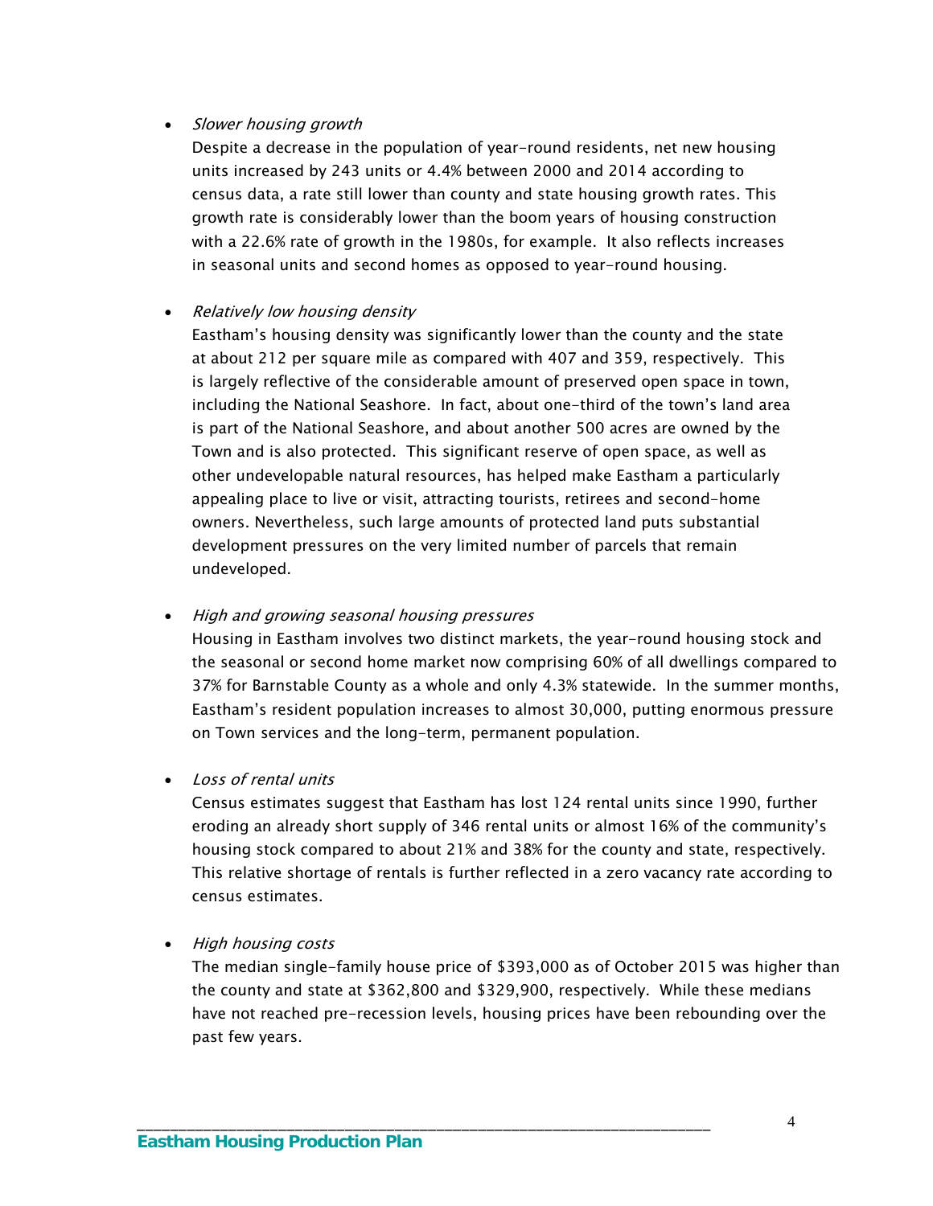- *Slower housing growth*
  Despite a decrease in the population of year-round residents, net new housing units increased by 243 units or 4.4% between 2000 and 2014 according to census data, a rate still lower than county and state housing growth rates. This growth rate is considerably lower than the boom years of housing construction with a 22.6% rate of growth in the 1980s, for example. It also reflects increases in seasonal units and second homes as opposed to year-round housing.

- *Relatively low housing density*
  Eastham's housing density was significantly lower than the county and the state at about 212 per square mile as compared with 407 and 359, respectively. This is largely reflective of the considerable amount of preserved open space in town, including the National Seashore. In fact, about one-third of the town's land area is part of the National Seashore, and about another 500 acres are owned by the Town and is also protected. This significant reserve of open space, as well as other undevelopable natural resources, has helped make Eastham a particularly appealing place to live or visit, attracting tourists, retirees and second-home owners. Nevertheless, such large amounts of protected land puts substantial development pressures on the very limited number of parcels that remain undeveloped.

- *High and growing seasonal housing pressures*
  Housing in Eastham involves two distinct markets, the year-round housing stock and the seasonal or second home market now comprising 60% of all dwellings compared to 37% for Barnstable County as a whole and only 4.3% statewide. In the summer months, Eastham's resident population increases to almost 30,000, putting enormous pressure on Town services and the long-term, permanent population.

- *Loss of rental units*
  Census estimates suggest that Eastham has lost 124 rental units since 1990, further eroding an already short supply of 346 rental units or almost 16% of the community's housing stock compared to about 21% and 38% for the county and state, respectively. This relative shortage of rentals is further reflected in a zero vacancy rate according to census estimates.

- *High housing costs*
  The median single-family house price of $393,000 as of October 2015 was higher than the county and state at $362,800 and $329,900, respectively. While these medians have not reached pre-recession levels, housing prices have been rebounding over the past few years.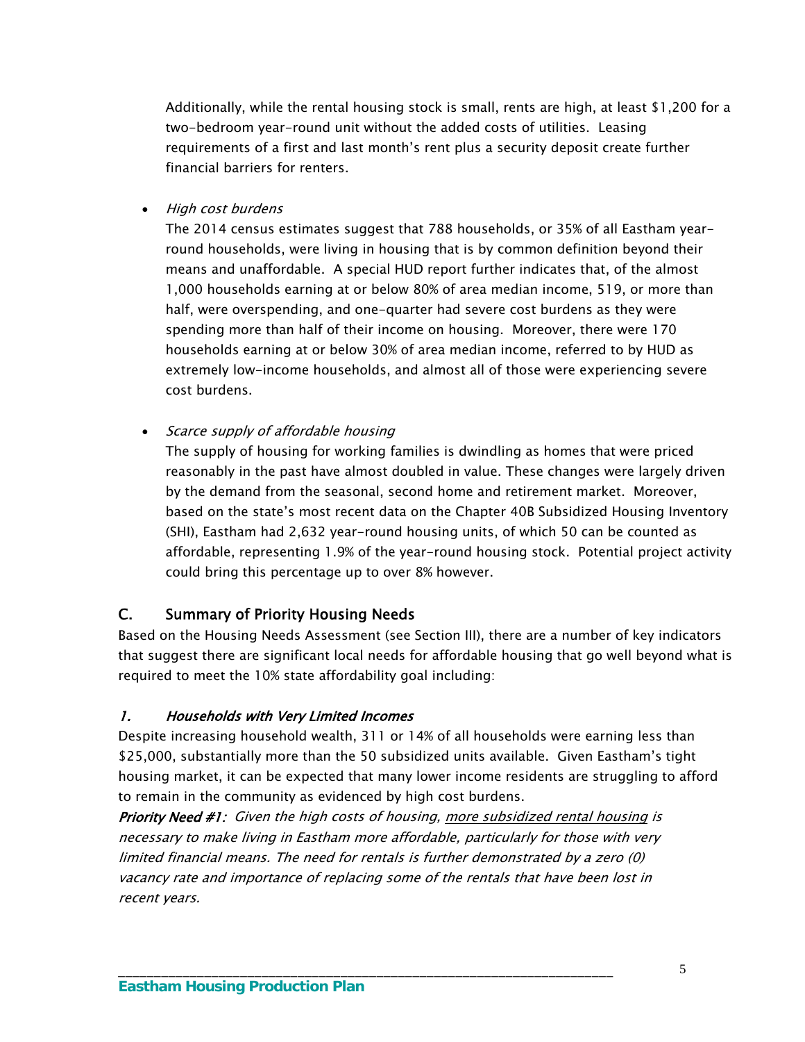Additionally, while the rental housing stock is small, rents are high, at least $1,200 for a two-bedroom year-round unit without the added costs of utilities. Leasing requirements of a first and last month's rent plus a security deposit create further financial barriers for renters.

- *High cost burdens*

  The 2014 census estimates suggest that 788 households, or 35% of all Eastham year-round households, were living in housing that is by common definition beyond their means and unaffordable. A special HUD report further indicates that, of the almost 1,000 households earning at or below 80% of area median income, 519, or more than half, were overspending, and one-quarter had severe cost burdens as they were spending more than half of their income on housing. Moreover, there were 170 households earning at or below 30% of area median income, referred to by HUD as extremely low-income households, and almost all of those were experiencing severe cost burdens.

- *Scarce supply of affordable housing*

  The supply of housing for working families is dwindling as homes that were priced reasonably in the past have almost doubled in value. These changes were largely driven by the demand from the seasonal, second home and retirement market. Moreover, based on the state's most recent data on the Chapter 40B Subsidized Housing Inventory (SHI), Eastham had 2,632 year-round housing units, of which 50 can be counted as affordable, representing 1.9% of the year-round housing stock. Potential project activity could bring this percentage up to over 8% however.

## C. Summary of Priority Housing Needs

Based on the Housing Needs Assessment (see Section III), there are a number of key indicators that suggest there are significant local needs for affordable housing that go well beyond what is required to meet the 10% state affordability goal including:

### *1. Households with Very Limited Incomes*

Despite increasing household wealth, 311 or 14% of all households were earning less than $25,000, substantially more than the 50 subsidized units available. Given Eastham's tight housing market, it can be expected that many lower income residents are struggling to afford to remain in the community as evidenced by high cost burdens.

***Priority Need #1****: Given the high costs of housing, <u>more subsidized rental housing</u> is necessary to make living in Eastham more affordable, particularly for those with very limited financial means. The need for rentals is further demonstrated by a zero (0) vacancy rate and importance of replacing some of the rentals that have been lost in recent years.*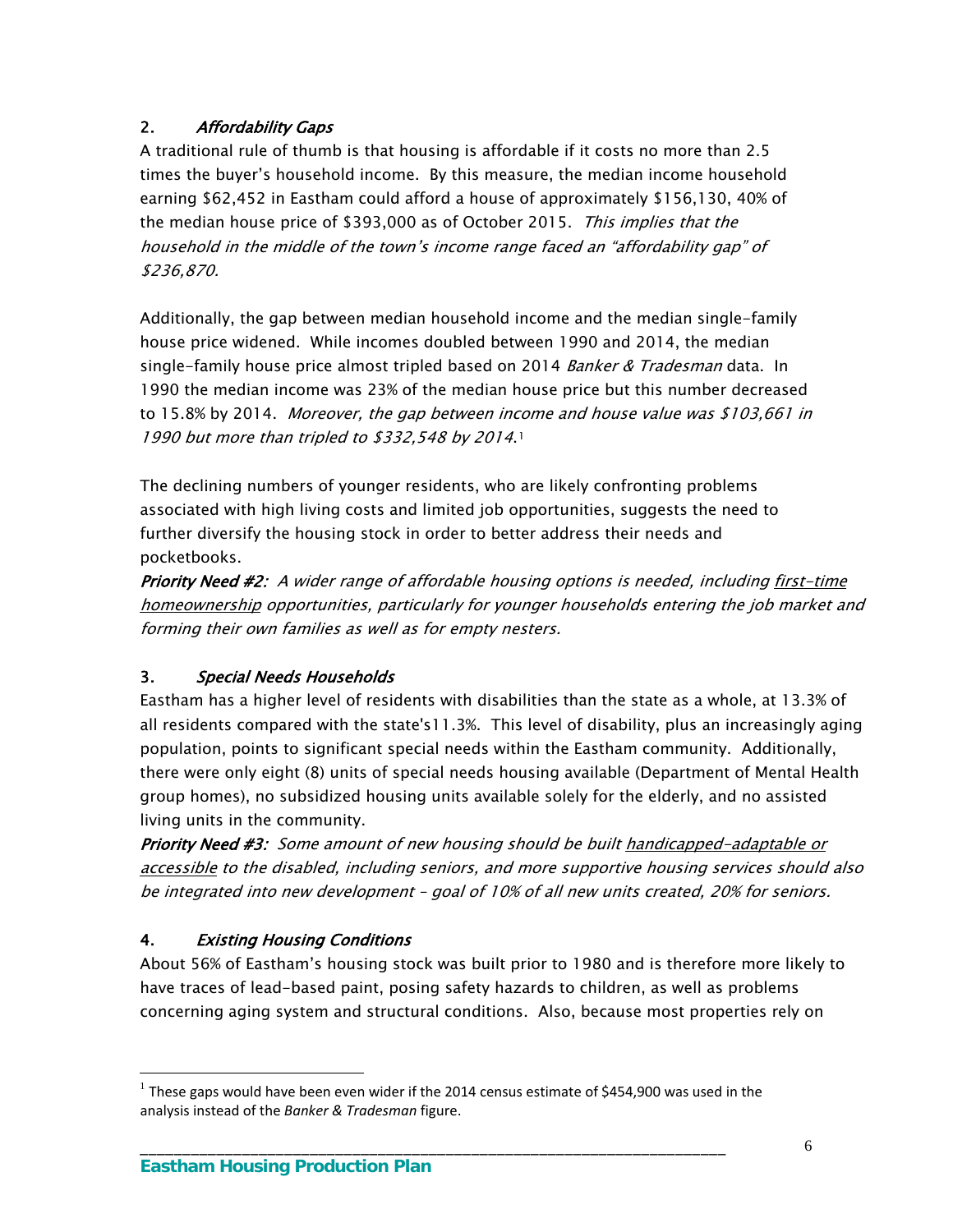### 2. *Affordability Gaps*

A traditional rule of thumb is that housing is affordable if it costs no more than 2.5 times the buyer's household income. By this measure, the median income household earning $62,452 in Eastham could afford a house of approximately $156,130, 40% of the median house price of $393,000 as of October 2015. *This implies that the household in the middle of the town's income range faced an "affordability gap" of $236,870.*

Additionally, the gap between median household income and the median single-family house price widened. While incomes doubled between 1990 and 2014, the median single-family house price almost tripled based on 2014 *Banker & Tradesman* data. In 1990 the median income was 23% of the median house price but this number decreased to 15.8% by 2014. *Moreover, the gap between income and house value was $103,661 in 1990 but more than tripled to $332,548 by 2014.*[1]

The declining numbers of younger residents, who are likely confronting problems associated with high living costs and limited job opportunities, suggests the need to further diversify the housing stock in order to better address their needs and pocketbooks.

***Priority Need #2:*** *A wider range of affordable housing options is needed, including <u>first-time homeownership</u> opportunities, particularly for younger households entering the job market and forming their own families as well as for empty nesters.*

### 3. *Special Needs Households*

Eastham has a higher level of residents with disabilities than the state as a whole, at 13.3% of all residents compared with the state's11.3%. This level of disability, plus an increasingly aging population, points to significant special needs within the Eastham community. Additionally, there were only eight (8) units of special needs housing available (Department of Mental Health group homes), no subsidized housing units available solely for the elderly, and no assisted living units in the community.

***Priority Need #3:*** *Some amount of new housing should be built <u>handicapped-adaptable or accessible</u> to the disabled, including seniors, and more supportive housing services should also be integrated into new development – goal of 10% of all new units created, 20% for seniors.*

### 4. *Existing Housing Conditions*

About 56% of Eastham's housing stock was built prior to 1980 and is therefore more likely to have traces of lead-based paint, posing safety hazards to children, as well as problems concerning aging system and structural conditions. Also, because most properties rely on

[1] These gaps would have been even wider if the 2014 census estimate of $454,900 was used in the analysis instead of the *Banker & Tradesman* figure.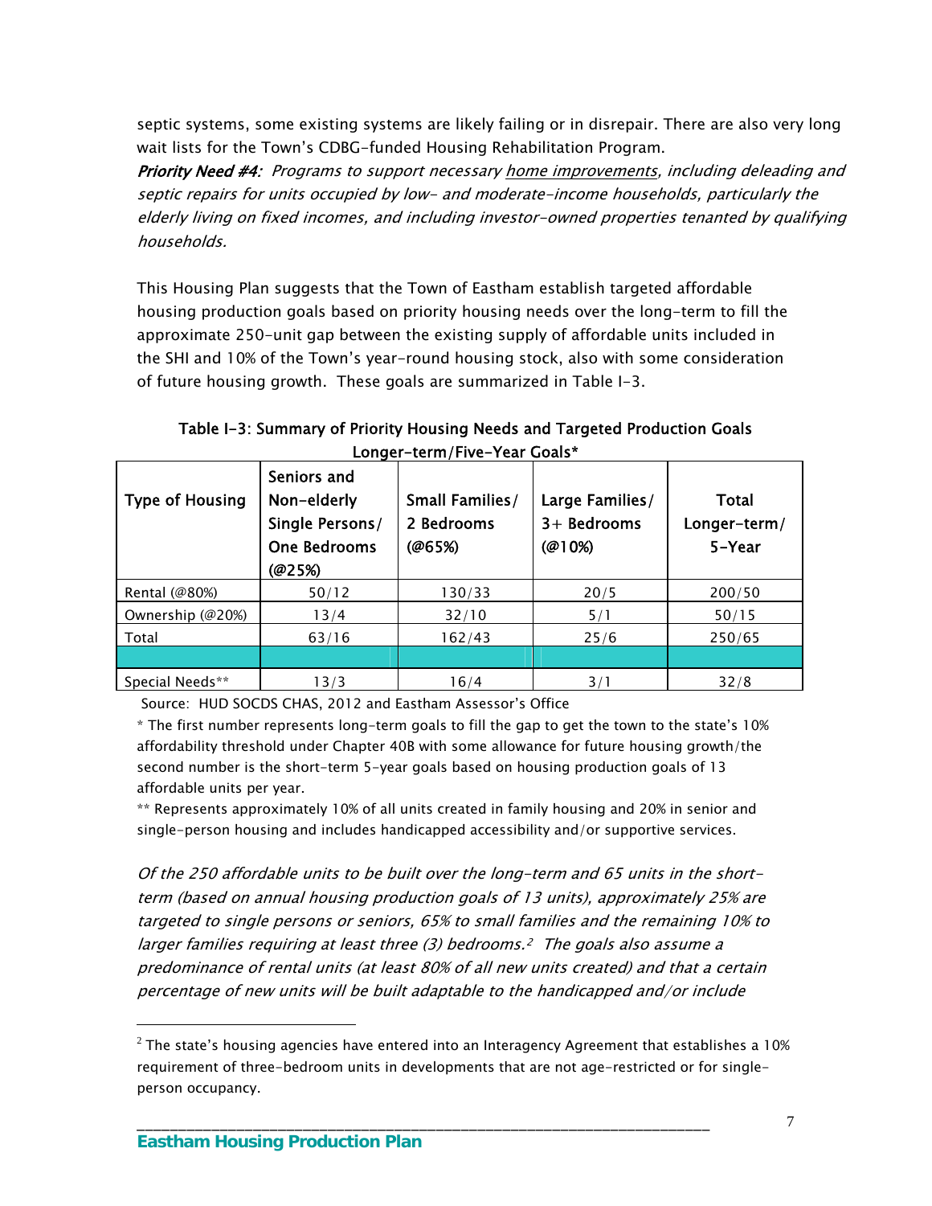septic systems, some existing systems are likely failing or in disrepair. There are also very long wait lists for the Town's CDBG-funded Housing Rehabilitation Program.

***Priority Need #4:*** *Programs to support necessary* *<u>home improvements</u>*, *including deleading and septic repairs for units occupied by low- and moderate-income households, particularly the elderly living on fixed incomes, and including investor-owned properties tenanted by qualifying households.*

This Housing Plan suggests that the Town of Eastham establish targeted affordable housing production goals based on priority housing needs over the long-term to fill the approximate 250-unit gap between the existing supply of affordable units included in the SHI and 10% of the Town's year-round housing stock, also with some consideration of future housing growth. These goals are summarized in Table I-3.

**Table I-3: Summary of Priority Housing Needs and Targeted Production Goals Longer-term/Five-Year Goals***

| Type of Housing | Seniors and Non-elderly Single Persons/ One Bedrooms (@25%) | Small Families/ 2 Bedrooms (@65%) | Large Families/ 3+ Bedrooms (@10%) | Total Longer-term/ 5-Year |
|---|---|---|---|---|
| Rental (@80%) | 50/12 | 130/33 | 20/5 | 200/50 |
| Ownership (@20%) | 13/4 | 32/10 | 5/1 | 50/15 |
| Total | 63/16 | 162/43 | 25/6 | 250/65 |
| | | | | |
| Special Needs** | 13/3 | 16/4 | 3/1 | 32/8 |

Source: HUD SOCDS CHAS, 2012 and Eastham Assessor's Office

* The first number represents long-term goals to fill the gap to get the town to the state's 10% affordability threshold under Chapter 40B with some allowance for future housing growth/the second number is the short-term 5-year goals based on housing production goals of 13 affordable units per year.

** Represents approximately 10% of all units created in family housing and 20% in senior and single-person housing and includes handicapped accessibility and/or supportive services.

*Of the 250 affordable units to be built over the long-term and 65 units in the short-term (based on annual housing production goals of 13 units), approximately 25% are targeted to single persons or seniors, 65% to small families and the remaining 10% to larger families requiring at least three (3) bedrooms.[2] The goals also assume a predominance of rental units (at least 80% of all new units created) and that a certain percentage of new units will be built adaptable to the handicapped and/or include*

[2] The state's housing agencies have entered into an Interagency Agreement that establishes a 10% requirement of three-bedroom units in developments that are not age-restricted or for single-person occupancy.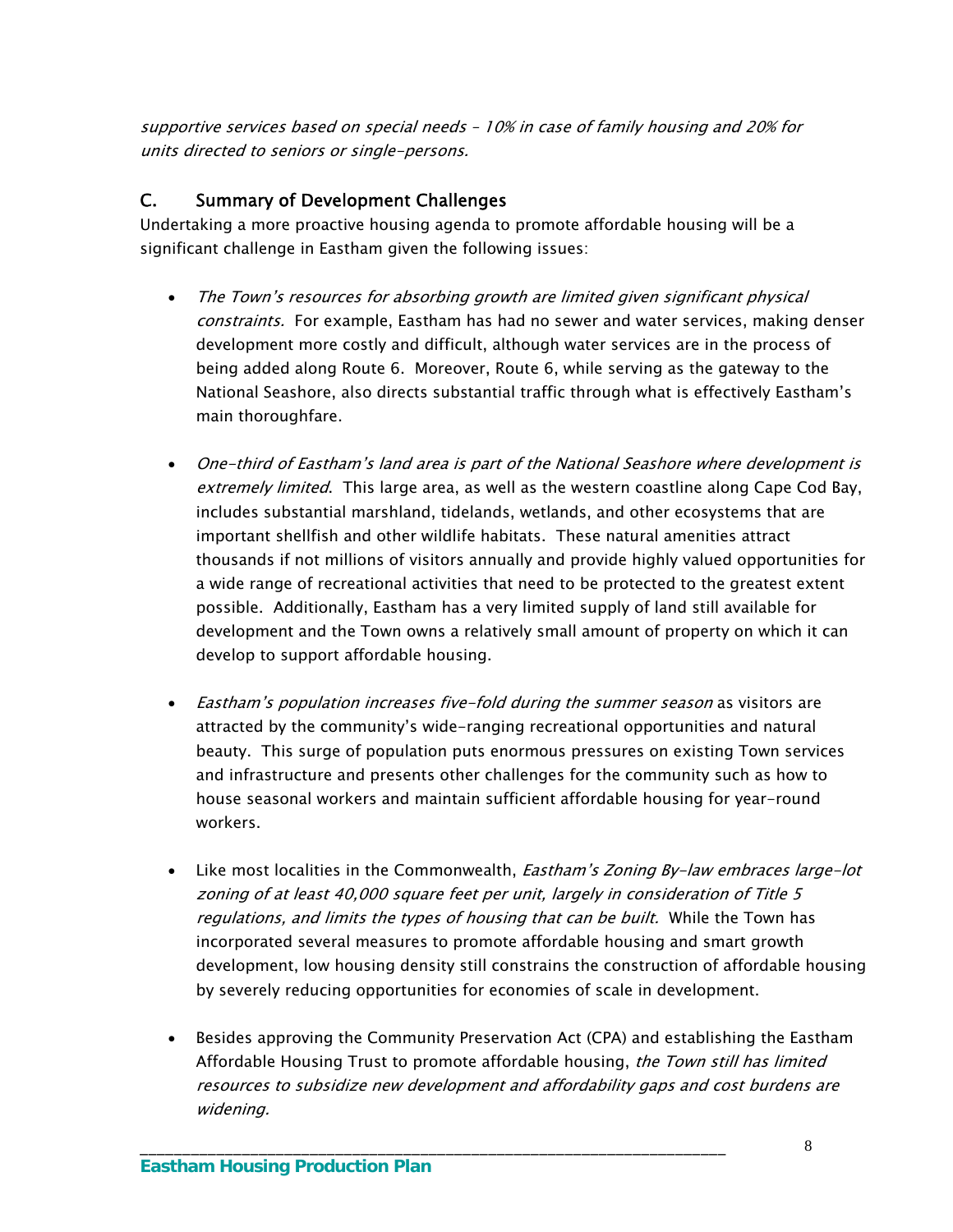*supportive services based on special needs – 10% in case of family housing and 20% for units directed to seniors or single-persons.*

## C. Summary of Development Challenges

Undertaking a more proactive housing agenda to promote affordable housing will be a significant challenge in Eastham given the following issues:

- *The Town's resources for absorbing growth are limited given significant physical constraints.* For example, Eastham has had no sewer and water services, making denser development more costly and difficult, although water services are in the process of being added along Route 6. Moreover, Route 6, while serving as the gateway to the National Seashore, also directs substantial traffic through what is effectively Eastham's main thoroughfare.

- *One-third of Eastham's land area is part of the National Seashore where development is extremely limited*. This large area, as well as the western coastline along Cape Cod Bay, includes substantial marshland, tidelands, wetlands, and other ecosystems that are important shellfish and other wildlife habitats. These natural amenities attract thousands if not millions of visitors annually and provide highly valued opportunities for a wide range of recreational activities that need to be protected to the greatest extent possible. Additionally, Eastham has a very limited supply of land still available for development and the Town owns a relatively small amount of property on which it can develop to support affordable housing.

- *Eastham's population increases five-fold during the summer season* as visitors are attracted by the community's wide-ranging recreational opportunities and natural beauty. This surge of population puts enormous pressures on existing Town services and infrastructure and presents other challenges for the community such as how to house seasonal workers and maintain sufficient affordable housing for year-round workers.

- Like most localities in the Commonwealth, *Eastham's Zoning By-law embraces large-lot zoning of at least 40,000 square feet per unit, largely in consideration of Title 5 regulations, and limits the types of housing that can be built.* While the Town has incorporated several measures to promote affordable housing and smart growth development, low housing density still constrains the construction of affordable housing by severely reducing opportunities for economies of scale in development.

- Besides approving the Community Preservation Act (CPA) and establishing the Eastham Affordable Housing Trust to promote affordable housing, *the Town still has limited resources to subsidize new development and affordability gaps and cost burdens are widening.*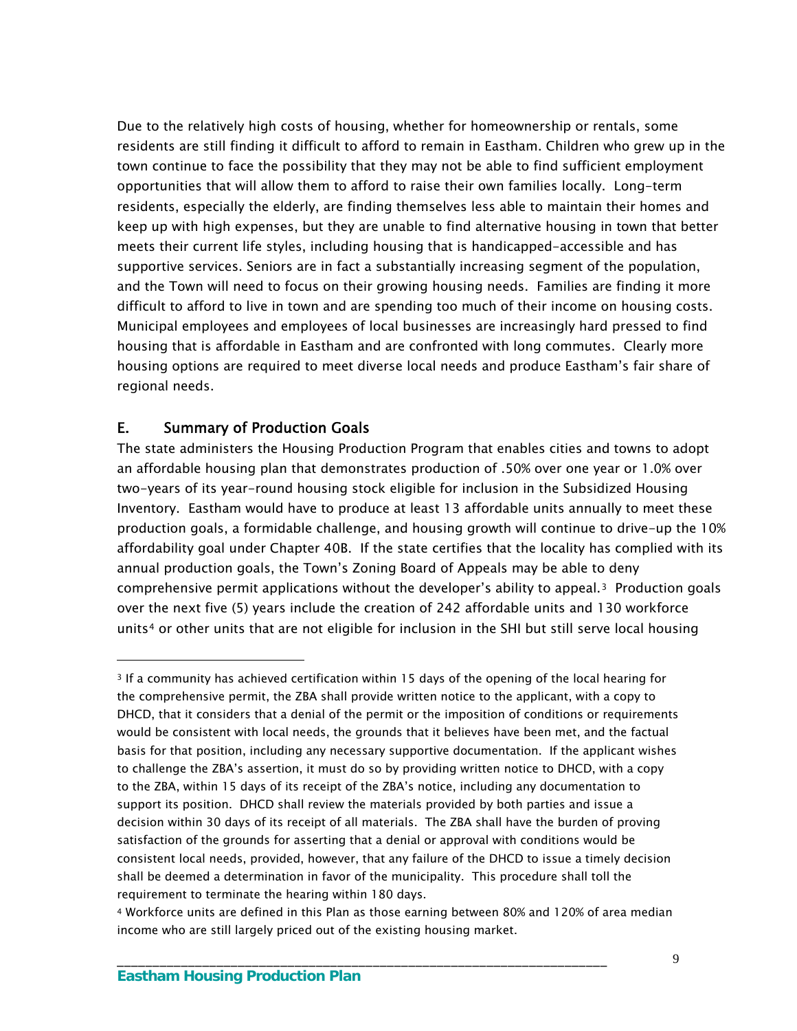Due to the relatively high costs of housing, whether for homeownership or rentals, some residents are still finding it difficult to afford to remain in Eastham. Children who grew up in the town continue to face the possibility that they may not be able to find sufficient employment opportunities that will allow them to afford to raise their own families locally. Long-term residents, especially the elderly, are finding themselves less able to maintain their homes and keep up with high expenses, but they are unable to find alternative housing in town that better meets their current life styles, including housing that is handicapped-accessible and has supportive services. Seniors are in fact a substantially increasing segment of the population, and the Town will need to focus on their growing housing needs. Families are finding it more difficult to afford to live in town and are spending too much of their income on housing costs. Municipal employees and employees of local businesses are increasingly hard pressed to find housing that is affordable in Eastham and are confronted with long commutes. Clearly more housing options are required to meet diverse local needs and produce Eastham's fair share of regional needs.

## E. Summary of Production Goals

The state administers the Housing Production Program that enables cities and towns to adopt an affordable housing plan that demonstrates production of .50% over one year or 1.0% over two-years of its year-round housing stock eligible for inclusion in the Subsidized Housing Inventory. Eastham would have to produce at least 13 affordable units annually to meet these production goals, a formidable challenge, and housing growth will continue to drive-up the 10% affordability goal under Chapter 40B. If the state certifies that the locality has complied with its annual production goals, the Town's Zoning Board of Appeals may be able to deny comprehensive permit applications without the developer's ability to appeal.[3] Production goals over the next five (5) years include the creation of 242 affordable units and 130 workforce units[4] or other units that are not eligible for inclusion in the SHI but still serve local housing

---

[3] If a community has achieved certification within 15 days of the opening of the local hearing for the comprehensive permit, the ZBA shall provide written notice to the applicant, with a copy to DHCD, that it considers that a denial of the permit or the imposition of conditions or requirements would be consistent with local needs, the grounds that it believes have been met, and the factual basis for that position, including any necessary supportive documentation. If the applicant wishes to challenge the ZBA's assertion, it must do so by providing written notice to DHCD, with a copy to the ZBA, within 15 days of its receipt of the ZBA's notice, including any documentation to support its position. DHCD shall review the materials provided by both parties and issue a decision within 30 days of its receipt of all materials. The ZBA shall have the burden of proving satisfaction of the grounds for asserting that a denial or approval with conditions would be consistent local needs, provided, however, that any failure of the DHCD to issue a timely decision shall be deemed a determination in favor of the municipality. This procedure shall toll the requirement to terminate the hearing within 180 days.

[4] Workforce units are defined in this Plan as those earning between 80% and 120% of area median income who are still largely priced out of the existing housing market.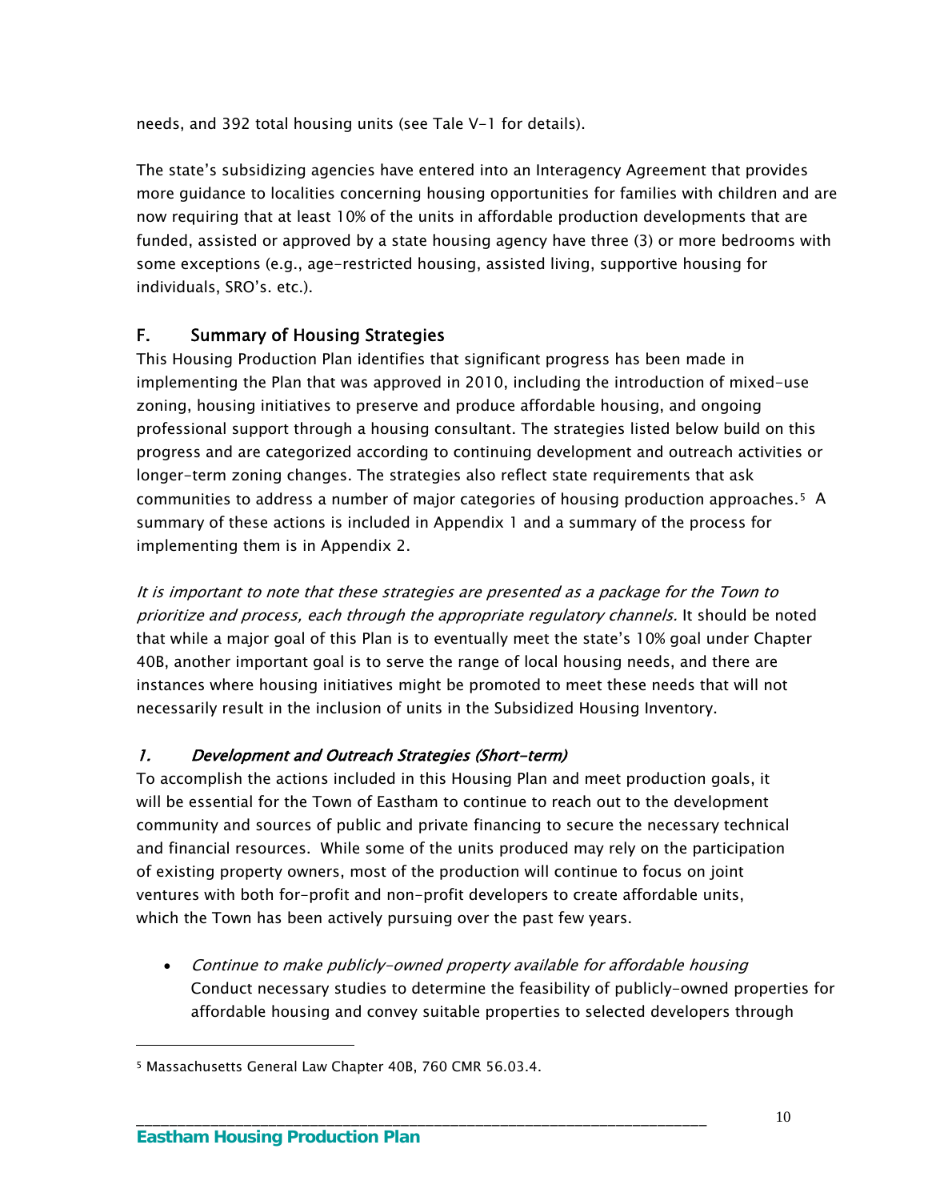needs, and 392 total housing units (see Tale V-1 for details).

The state's subsidizing agencies have entered into an Interagency Agreement that provides more guidance to localities concerning housing opportunities for families with children and are now requiring that at least 10% of the units in affordable production developments that are funded, assisted or approved by a state housing agency have three (3) or more bedrooms with some exceptions (e.g., age-restricted housing, assisted living, supportive housing for individuals, SRO's. etc.).

## F. Summary of Housing Strategies

This Housing Production Plan identifies that significant progress has been made in implementing the Plan that was approved in 2010, including the introduction of mixed-use zoning, housing initiatives to preserve and produce affordable housing, and ongoing professional support through a housing consultant. The strategies listed below build on this progress and are categorized according to continuing development and outreach activities or longer-term zoning changes. The strategies also reflect state requirements that ask communities to address a number of major categories of housing production approaches.[5] A summary of these actions is included in Appendix 1 and a summary of the process for implementing them is in Appendix 2.

*It is important to note that these strategies are presented as a package for the Town to prioritize and process, each through the appropriate regulatory channels.* It should be noted that while a major goal of this Plan is to eventually meet the state's 10% goal under Chapter 40B, another important goal is to serve the range of local housing needs, and there are instances where housing initiatives might be promoted to meet these needs that will not necessarily result in the inclusion of units in the Subsidized Housing Inventory.

### *1. Development and Outreach Strategies (Short-term)*

To accomplish the actions included in this Housing Plan and meet production goals, it will be essential for the Town of Eastham to continue to reach out to the development community and sources of public and private financing to secure the necessary technical and financial resources. While some of the units produced may rely on the participation of existing property owners, most of the production will continue to focus on joint ventures with both for-profit and non-profit developers to create affordable units, which the Town has been actively pursuing over the past few years.

- *Continue to make publicly-owned property available for affordable housing*
  Conduct necessary studies to determine the feasibility of publicly-owned properties for affordable housing and convey suitable properties to selected developers through

[5] Massachusetts General Law Chapter 40B, 760 CMR 56.03.4.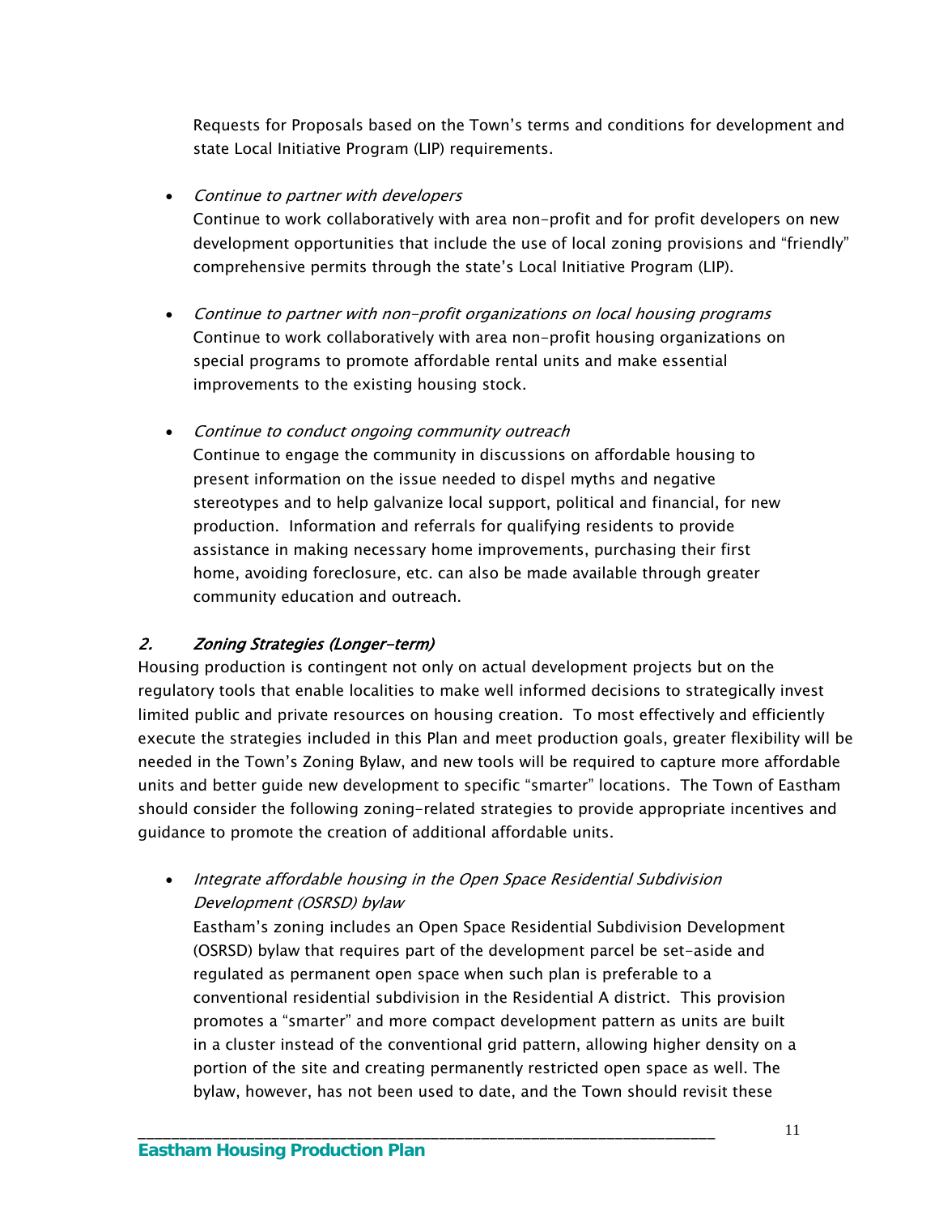Requests for Proposals based on the Town's terms and conditions for development and state Local Initiative Program (LIP) requirements.

- *Continue to partner with developers*
  Continue to work collaboratively with area non-profit and for profit developers on new development opportunities that include the use of local zoning provisions and "friendly" comprehensive permits through the state's Local Initiative Program (LIP).

- *Continue to partner with non-profit organizations on local housing programs*
  Continue to work collaboratively with area non-profit housing organizations on special programs to promote affordable rental units and make essential improvements to the existing housing stock.

- *Continue to conduct ongoing community outreach*
  Continue to engage the community in discussions on affordable housing to present information on the issue needed to dispel myths and negative stereotypes and to help galvanize local support, political and financial, for new production. Information and referrals for qualifying residents to provide assistance in making necessary home improvements, purchasing their first home, avoiding foreclosure, etc. can also be made available through greater community education and outreach.

### *2. Zoning Strategies (Longer-term)*

Housing production is contingent not only on actual development projects but on the regulatory tools that enable localities to make well informed decisions to strategically invest limited public and private resources on housing creation. To most effectively and efficiently execute the strategies included in this Plan and meet production goals, greater flexibility will be needed in the Town's Zoning Bylaw, and new tools will be required to capture more affordable units and better guide new development to specific "smarter" locations. The Town of Eastham should consider the following zoning-related strategies to provide appropriate incentives and guidance to promote the creation of additional affordable units.

- *Integrate affordable housing in the Open Space Residential Subdivision Development (OSRSD) bylaw*
  Eastham's zoning includes an Open Space Residential Subdivision Development (OSRSD) bylaw that requires part of the development parcel be set-aside and regulated as permanent open space when such plan is preferable to a conventional residential subdivision in the Residential A district. This provision promotes a "smarter" and more compact development pattern as units are built in a cluster instead of the conventional grid pattern, allowing higher density on a portion of the site and creating permanently restricted open space as well. The bylaw, however, has not been used to date, and the Town should revisit these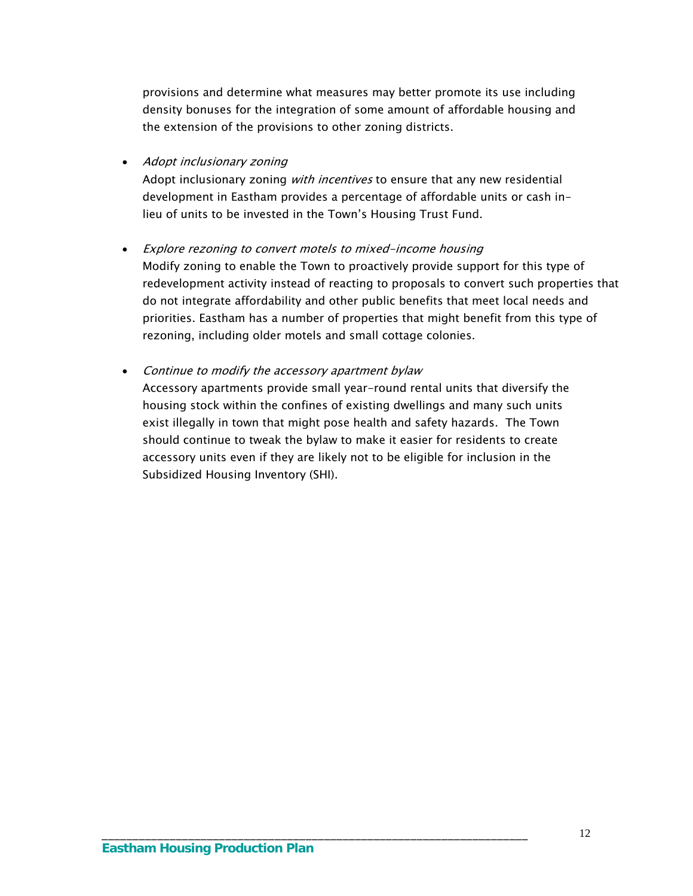provisions and determine what measures may better promote its use including density bonuses for the integration of some amount of affordable housing and the extension of the provisions to other zoning districts.

- *Adopt inclusionary zoning*

  Adopt inclusionary zoning *with incentives* to ensure that any new residential development in Eastham provides a percentage of affordable units or cash in-lieu of units to be invested in the Town's Housing Trust Fund.

- *Explore rezoning to convert motels to mixed-income housing*

  Modify zoning to enable the Town to proactively provide support for this type of redevelopment activity instead of reacting to proposals to convert such properties that do not integrate affordability and other public benefits that meet local needs and priorities. Eastham has a number of properties that might benefit from this type of rezoning, including older motels and small cottage colonies.

- *Continue to modify the accessory apartment bylaw*

  Accessory apartments provide small year-round rental units that diversify the housing stock within the confines of existing dwellings and many such units exist illegally in town that might pose health and safety hazards. The Town should continue to tweak the bylaw to make it easier for residents to create accessory units even if they are likely not to be eligible for inclusion in the Subsidized Housing Inventory (SHI).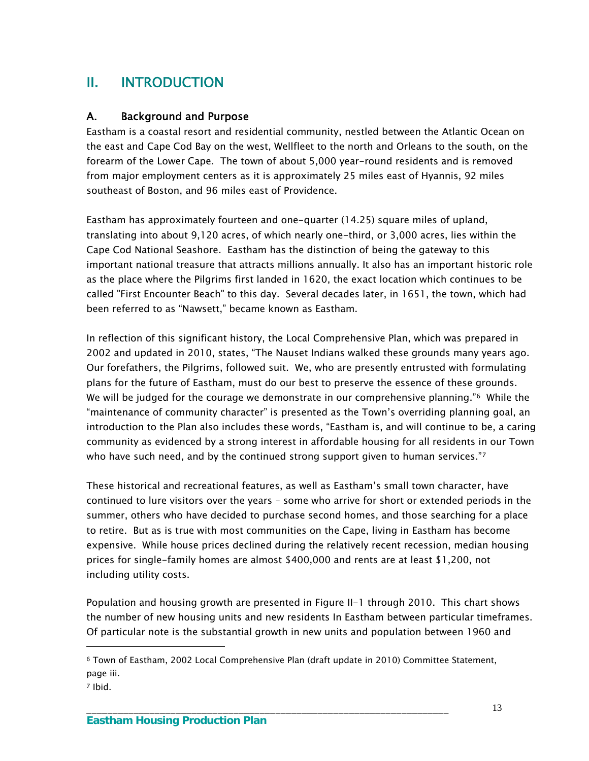# II. INTRODUCTION

## A. Background and Purpose

Eastham is a coastal resort and residential community, nestled between the Atlantic Ocean on the east and Cape Cod Bay on the west, Wellfleet to the north and Orleans to the south, on the forearm of the Lower Cape. The town of about 5,000 year-round residents and is removed from major employment centers as it is approximately 25 miles east of Hyannis, 92 miles southeast of Boston, and 96 miles east of Providence.

Eastham has approximately fourteen and one-quarter (14.25) square miles of upland, translating into about 9,120 acres, of which nearly one-third, or 3,000 acres, lies within the Cape Cod National Seashore. Eastham has the distinction of being the gateway to this important national treasure that attracts millions annually. It also has an important historic role as the place where the Pilgrims first landed in 1620, the exact location which continues to be called "First Encounter Beach" to this day. Several decades later, in 1651, the town, which had been referred to as "Nawsett," became known as Eastham.

In reflection of this significant history, the Local Comprehensive Plan, which was prepared in 2002 and updated in 2010, states, "The Nauset Indians walked these grounds many years ago. Our forefathers, the Pilgrims, followed suit. We, who are presently entrusted with formulating plans for the future of Eastham, must do our best to preserve the essence of these grounds. We will be judged for the courage we demonstrate in our comprehensive planning."[6] While the "maintenance of community character" is presented as the Town's overriding planning goal, an introduction to the Plan also includes these words, "Eastham is, and will continue to be, a caring community as evidenced by a strong interest in affordable housing for all residents in our Town who have such need, and by the continued strong support given to human services."[7]

These historical and recreational features, as well as Eastham's small town character, have continued to lure visitors over the years – some who arrive for short or extended periods in the summer, others who have decided to purchase second homes, and those searching for a place to retire. But as is true with most communities on the Cape, living in Eastham has become expensive. While house prices declined during the relatively recent recession, median housing prices for single-family homes are almost $400,000 and rents are at least $1,200, not including utility costs.

Population and housing growth are presented in Figure II-1 through 2010. This chart shows the number of new housing units and new residents In Eastham between particular timeframes. Of particular note is the substantial growth in new units and population between 1960 and

---

[6] Town of Eastham, 2002 Local Comprehensive Plan (draft update in 2010) Committee Statement, page iii.

[7] Ibid.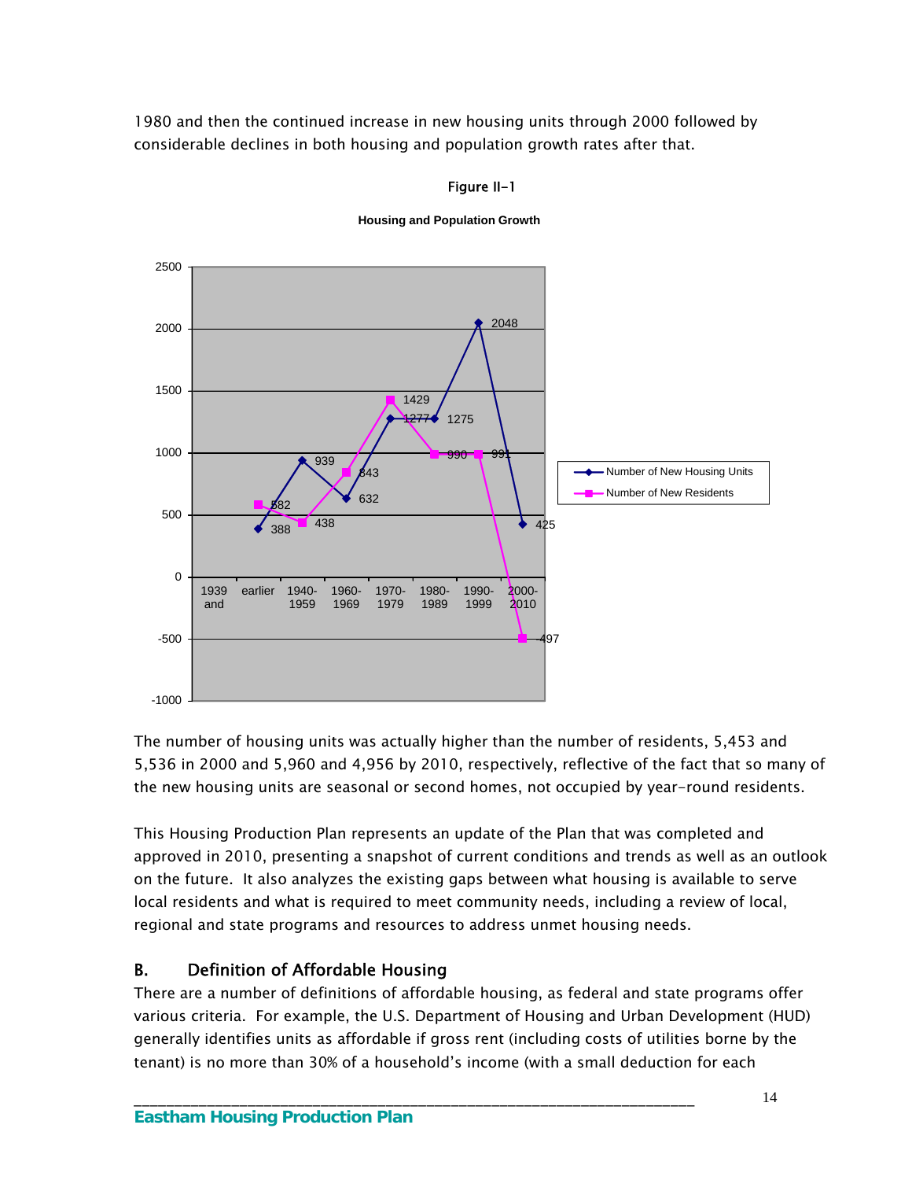1980 and then the continued increase in new housing units through 2000 followed by considerable declines in both housing and population growth rates after that.

**Figure II-1**

**Housing and Population Growth**

| Period | Number of New Housing Units | Number of New Residents |
|---|---|---|
| 1939 and earlier | 388 | 582 |
| 1940-1959 | 939 | 438 |
| 1960-1969 | 632 | 843 |
| 1970-1979 | 1277 | 1429 |
| 1980-1989 | 1275 | 990 |
| 1990-1999 | 2048 | 991 |
| 2000-2010 | 425 | -497 |

The number of housing units was actually higher than the number of residents, 5,453 and 5,536 in 2000 and 5,960 and 4,956 by 2010, respectively, reflective of the fact that so many of the new housing units are seasonal or second homes, not occupied by year-round residents.

This Housing Production Plan represents an update of the Plan that was completed and approved in 2010, presenting a snapshot of current conditions and trends as well as an outlook on the future. It also analyzes the existing gaps between what housing is available to serve local residents and what is required to meet community needs, including a review of local, regional and state programs and resources to address unmet housing needs.

## B. Definition of Affordable Housing

There are a number of definitions of affordable housing, as federal and state programs offer various criteria. For example, the U.S. Department of Housing and Urban Development (HUD) generally identifies units as affordable if gross rent (including costs of utilities borne by the tenant) is no more than 30% of a household's income (with a small deduction for each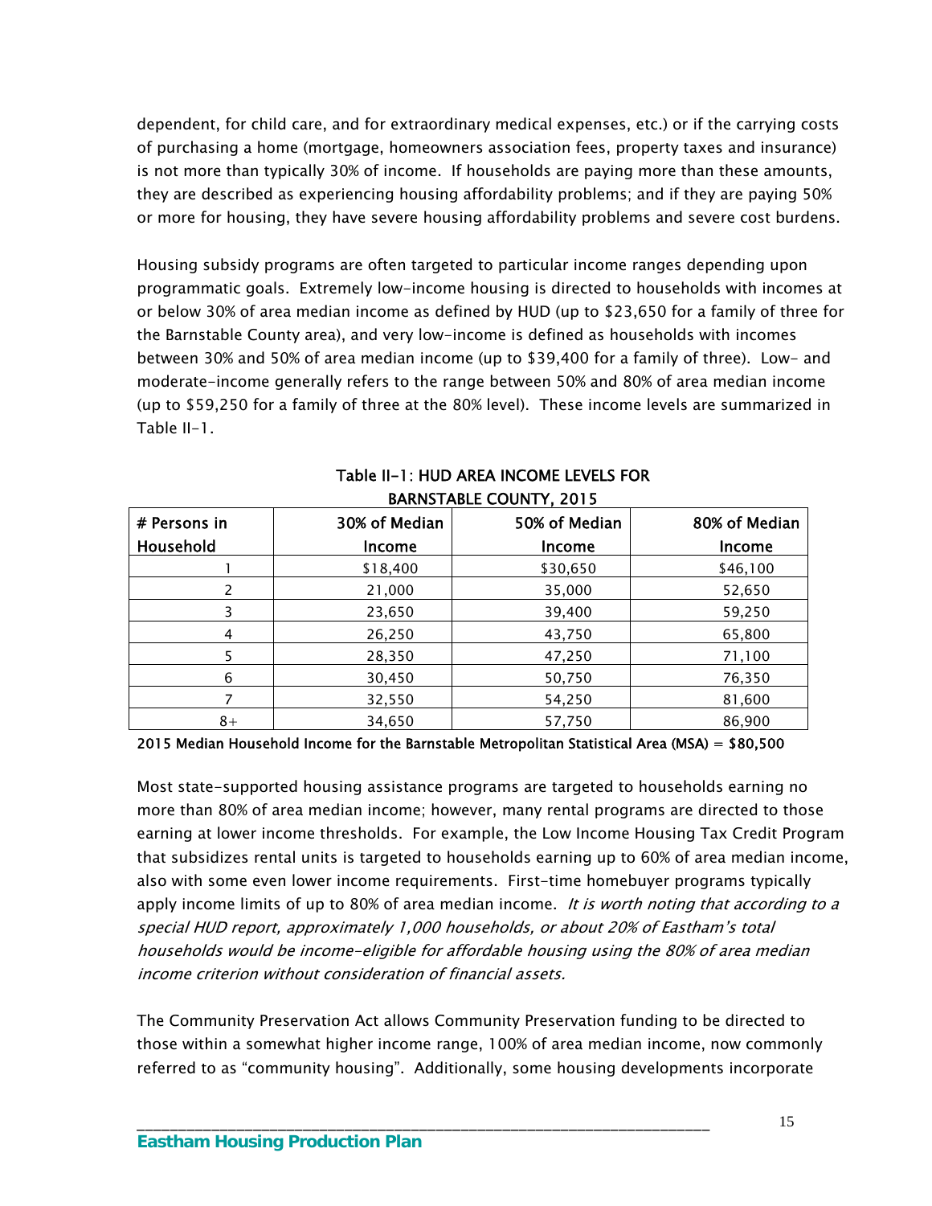dependent, for child care, and for extraordinary medical expenses, etc.) or if the carrying costs of purchasing a home (mortgage, homeowners association fees, property taxes and insurance) is not more than typically 30% of income. If households are paying more than these amounts, they are described as experiencing housing affordability problems; and if they are paying 50% or more for housing, they have severe housing affordability problems and severe cost burdens.

Housing subsidy programs are often targeted to particular income ranges depending upon programmatic goals. Extremely low-income housing is directed to households with incomes at or below 30% of area median income as defined by HUD (up to $23,650 for a family of three for the Barnstable County area), and very low-income is defined as households with incomes between 30% and 50% of area median income (up to $39,400 for a family of three). Low- and moderate-income generally refers to the range between 50% and 80% of area median income (up to $59,250 for a family of three at the 80% level). These income levels are summarized in Table II-1.

**Table II-1: HUD AREA INCOME LEVELS FOR BARNSTABLE COUNTY, 2015**

| # Persons in Household | 30% of Median Income | 50% of Median Income | 80% of Median Income |
|---|---|---|---|
| 1 | $18,400 | $30,650 | $46,100 |
| 2 | 21,000 | 35,000 | 52,650 |
| 3 | 23,650 | 39,400 | 59,250 |
| 4 | 26,250 | 43,750 | 65,800 |
| 5 | 28,350 | 47,250 | 71,100 |
| 6 | 30,450 | 50,750 | 76,350 |
| 7 | 32,550 | 54,250 | 81,600 |
| 8+ | 34,650 | 57,750 | 86,900 |

**2015 Median Household Income for the Barnstable Metropolitan Statistical Area (MSA) = $80,500**

Most state-supported housing assistance programs are targeted to households earning no more than 80% of area median income; however, many rental programs are directed to those earning at lower income thresholds. For example, the Low Income Housing Tax Credit Program that subsidizes rental units is targeted to households earning up to 60% of area median income, also with some even lower income requirements. First-time homebuyer programs typically apply income limits of up to 80% of area median income. *It is worth noting that according to a special HUD report, approximately 1,000 households, or about 20% of Eastham's total households would be income-eligible for affordable housing using the 80% of area median income criterion without consideration of financial assets.*

The Community Preservation Act allows Community Preservation funding to be directed to those within a somewhat higher income range, 100% of area median income, now commonly referred to as "community housing". Additionally, some housing developments incorporate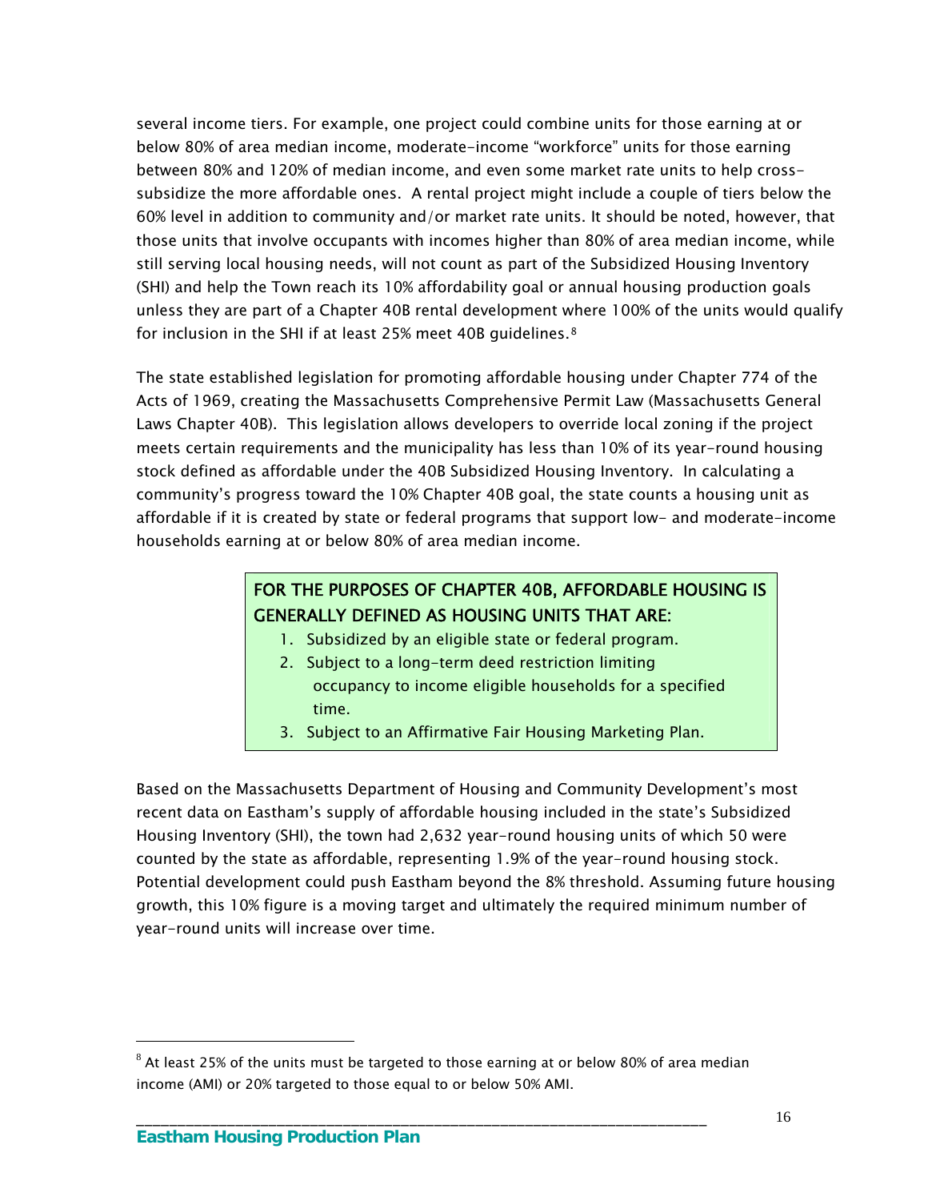several income tiers. For example, one project could combine units for those earning at or below 80% of area median income, moderate-income "workforce" units for those earning between 80% and 120% of median income, and even some market rate units to help cross-subsidize the more affordable ones. A rental project might include a couple of tiers below the 60% level in addition to community and/or market rate units. It should be noted, however, that those units that involve occupants with incomes higher than 80% of area median income, while still serving local housing needs, will not count as part of the Subsidized Housing Inventory (SHI) and help the Town reach its 10% affordability goal or annual housing production goals unless they are part of a Chapter 40B rental development where 100% of the units would qualify for inclusion in the SHI if at least 25% meet 40B guidelines.[8]

The state established legislation for promoting affordable housing under Chapter 774 of the Acts of 1969, creating the Massachusetts Comprehensive Permit Law (Massachusetts General Laws Chapter 40B). This legislation allows developers to override local zoning if the project meets certain requirements and the municipality has less than 10% of its year-round housing stock defined as affordable under the 40B Subsidized Housing Inventory. In calculating a community's progress toward the 10% Chapter 40B goal, the state counts a housing unit as affordable if it is created by state or federal programs that support low- and moderate-income households earning at or below 80% of area median income.

**FOR THE PURPOSES OF CHAPTER 40B, AFFORDABLE HOUSING IS GENERALLY DEFINED AS HOUSING UNITS THAT ARE:**

1. Subsidized by an eligible state or federal program.
2. Subject to a long-term deed restriction limiting occupancy to income eligible households for a specified time.
3. Subject to an Affirmative Fair Housing Marketing Plan.

Based on the Massachusetts Department of Housing and Community Development's most recent data on Eastham's supply of affordable housing included in the state's Subsidized Housing Inventory (SHI), the town had 2,632 year-round housing units of which 50 were counted by the state as affordable, representing 1.9% of the year-round housing stock. Potential development could push Eastham beyond the 8% threshold. Assuming future housing growth, this 10% figure is a moving target and ultimately the required minimum number of year-round units will increase over time.

[8] At least 25% of the units must be targeted to those earning at or below 80% of area median income (AMI) or 20% targeted to those equal to or below 50% AMI.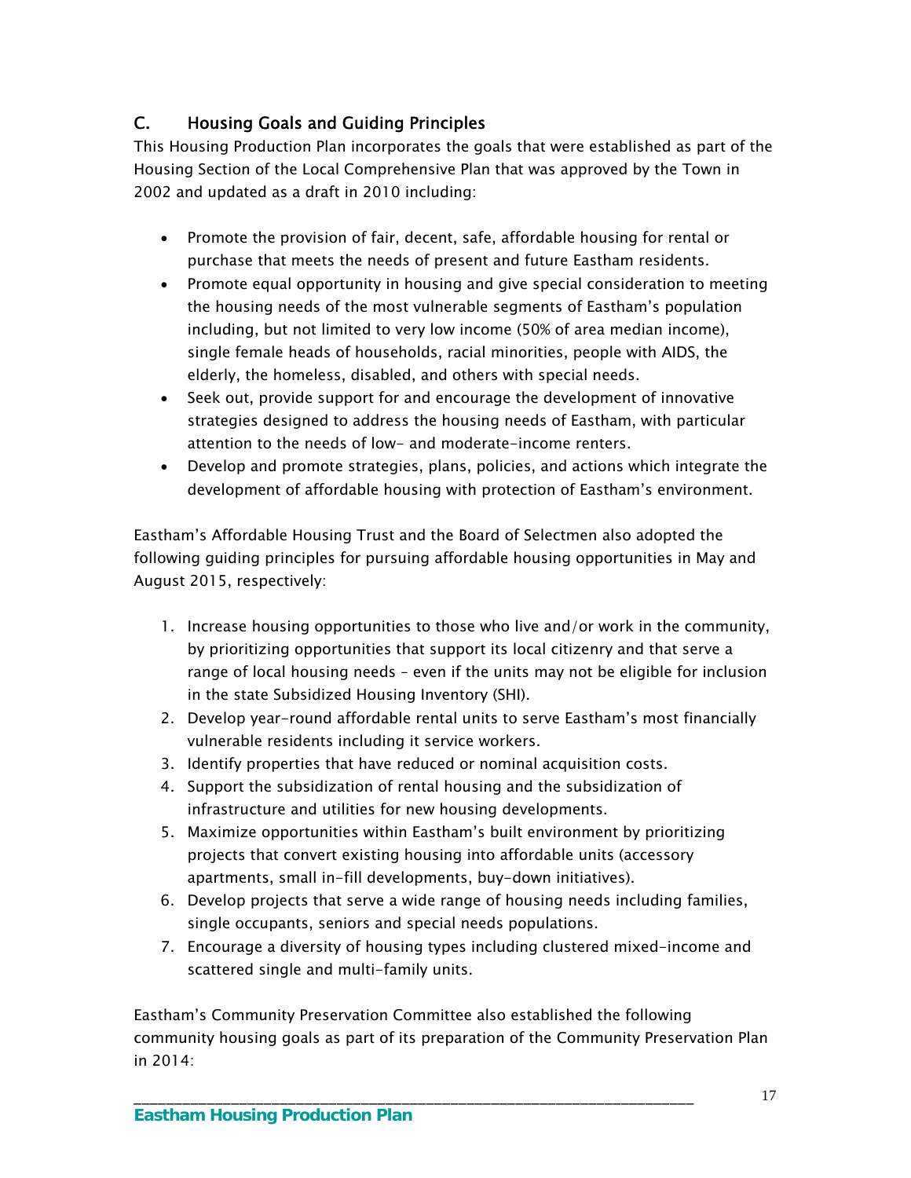## C. Housing Goals and Guiding Principles

This Housing Production Plan incorporates the goals that were established as part of the Housing Section of the Local Comprehensive Plan that was approved by the Town in 2002 and updated as a draft in 2010 including:

- Promote the provision of fair, decent, safe, affordable housing for rental or purchase that meets the needs of present and future Eastham residents.
- Promote equal opportunity in housing and give special consideration to meeting the housing needs of the most vulnerable segments of Eastham's population including, but not limited to very low income (50% of area median income), single female heads of households, racial minorities, people with AIDS, the elderly, the homeless, disabled, and others with special needs.
- Seek out, provide support for and encourage the development of innovative strategies designed to address the housing needs of Eastham, with particular attention to the needs of low- and moderate-income renters.
- Develop and promote strategies, plans, policies, and actions which integrate the development of affordable housing with protection of Eastham's environment.

Eastham's Affordable Housing Trust and the Board of Selectmen also adopted the following guiding principles for pursuing affordable housing opportunities in May and August 2015, respectively:

1. Increase housing opportunities to those who live and/or work in the community, by prioritizing opportunities that support its local citizenry and that serve a range of local housing needs – even if the units may not be eligible for inclusion in the state Subsidized Housing Inventory (SHI).
2. Develop year-round affordable rental units to serve Eastham's most financially vulnerable residents including it service workers.
3. Identify properties that have reduced or nominal acquisition costs.
4. Support the subsidization of rental housing and the subsidization of infrastructure and utilities for new housing developments.
5. Maximize opportunities within Eastham's built environment by prioritizing projects that convert existing housing into affordable units (accessory apartments, small in-fill developments, buy-down initiatives).
6. Develop projects that serve a wide range of housing needs including families, single occupants, seniors and special needs populations.
7. Encourage a diversity of housing types including clustered mixed-income and scattered single and multi-family units.

Eastham's Community Preservation Committee also established the following community housing goals as part of its preparation of the Community Preservation Plan in 2014: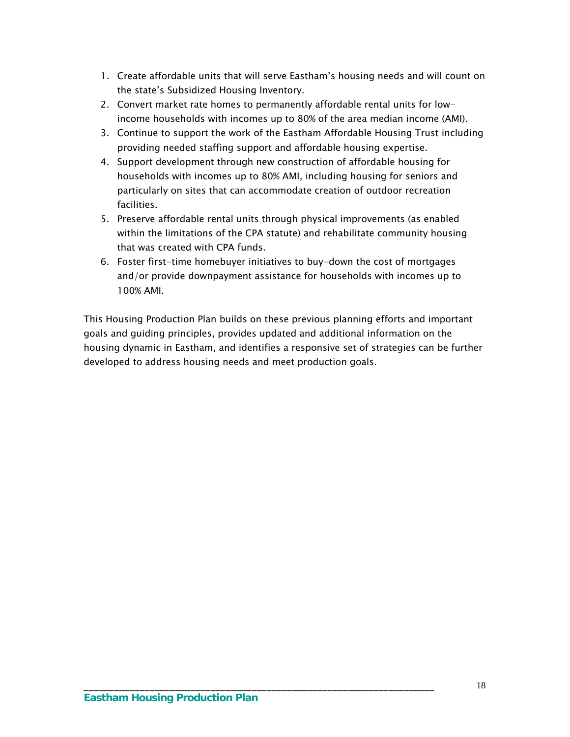1. Create affordable units that will serve Eastham's housing needs and will count on the state's Subsidized Housing Inventory.
2. Convert market rate homes to permanently affordable rental units for low-income households with incomes up to 80% of the area median income (AMI).
3. Continue to support the work of the Eastham Affordable Housing Trust including providing needed staffing support and affordable housing expertise.
4. Support development through new construction of affordable housing for households with incomes up to 80% AMI, including housing for seniors and particularly on sites that can accommodate creation of outdoor recreation facilities.
5. Preserve affordable rental units through physical improvements (as enabled within the limitations of the CPA statute) and rehabilitate community housing that was created with CPA funds.
6. Foster first-time homebuyer initiatives to buy-down the cost of mortgages and/or provide downpayment assistance for households with incomes up to 100% AMI.

This Housing Production Plan builds on these previous planning efforts and important goals and guiding principles, provides updated and additional information on the housing dynamic in Eastham, and identifies a responsive set of strategies can be further developed to address housing needs and meet production goals.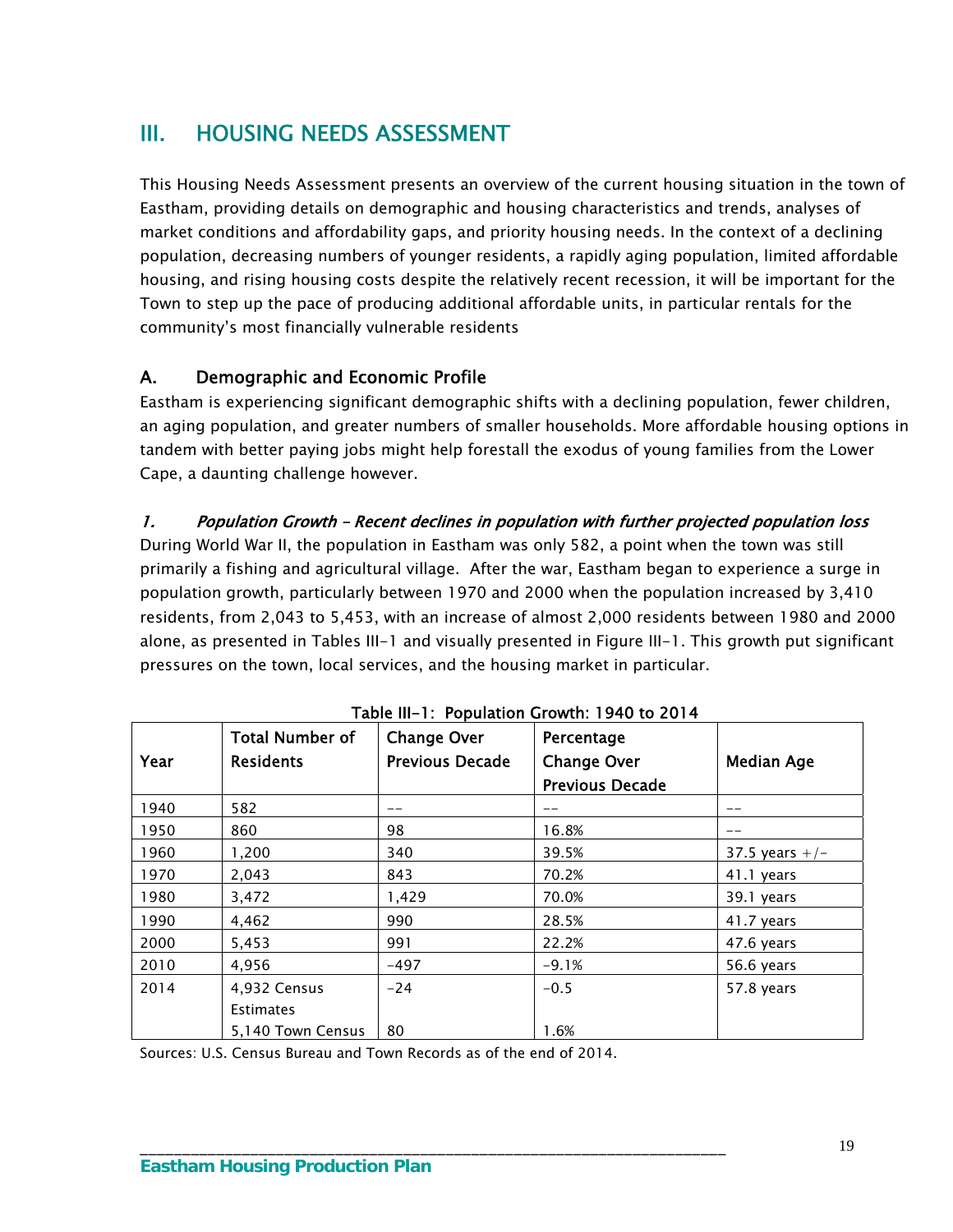# III. HOUSING NEEDS ASSESSMENT

This Housing Needs Assessment presents an overview of the current housing situation in the town of Eastham, providing details on demographic and housing characteristics and trends, analyses of market conditions and affordability gaps, and priority housing needs. In the context of a declining population, decreasing numbers of younger residents, a rapidly aging population, limited affordable housing, and rising housing costs despite the relatively recent recession, it will be important for the Town to step up the pace of producing additional affordable units, in particular rentals for the community's most financially vulnerable residents

## A. Demographic and Economic Profile

Eastham is experiencing significant demographic shifts with a declining population, fewer children, an aging population, and greater numbers of smaller households. More affordable housing options in tandem with better paying jobs might help forestall the exodus of young families from the Lower Cape, a daunting challenge however.

### *1. Population Growth – Recent declines in population with further projected population loss*

During World War II, the population in Eastham was only 582, a point when the town was still primarily a fishing and agricultural village. After the war, Eastham began to experience a surge in population growth, particularly between 1970 and 2000 when the population increased by 3,410 residents, from 2,043 to 5,453, with an increase of almost 2,000 residents between 1980 and 2000 alone, as presented in Tables III-1 and visually presented in Figure III-1. This growth put significant pressures on the town, local services, and the housing market in particular.

**Table III-1: Population Growth: 1940 to 2014**

| Year | Total Number of Residents | Change Over Previous Decade | Percentage Change Over Previous Decade | Median Age |
|---|---|---|---|---|
| 1940 | 582 | -- | -- | -- |
| 1950 | 860 | 98 | 16.8% | -- |
| 1960 | 1,200 | 340 | 39.5% | 37.5 years +/- |
| 1970 | 2,043 | 843 | 70.2% | 41.1 years |
| 1980 | 3,472 | 1,429 | 70.0% | 39.1 years |
| 1990 | 4,462 | 990 | 28.5% | 41.7 years |
| 2000 | 5,453 | 991 | 22.2% | 47.6 years |
| 2010 | 4,956 | -497 | -9.1% | 56.6 years |
| 2014 | 4,932 Census Estimates<br>5,140 Town Census | -24<br>80 | -0.5<br>1.6% | 57.8 years |

Sources: U.S. Census Bureau and Town Records as of the end of 2014.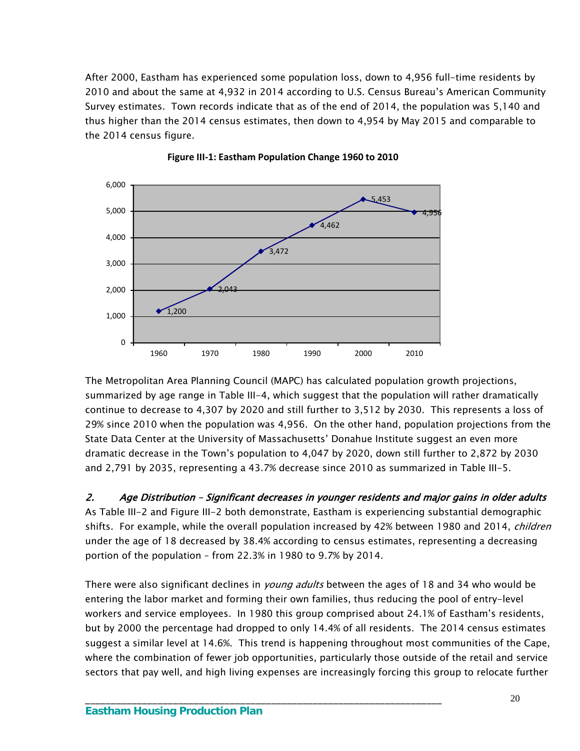After 2000, Eastham has experienced some population loss, down to 4,956 full-time residents by 2010 and about the same at 4,932 in 2014 according to U.S. Census Bureau's American Community Survey estimates. Town records indicate that as of the end of 2014, the population was 5,140 and thus higher than the 2014 census estimates, then down to 4,954 by May 2015 and comparable to the 2014 census figure.

**Figure III-1: Eastham Population Change 1960 to 2010**

| Year | Population |
|---|---|
| 1960 | 1,200 |
| 1970 | 2,043 |
| 1980 | 3,472 |
| 1990 | 4,462 |
| 2000 | 5,453 |
| 2010 | 4,956 |

The Metropolitan Area Planning Council (MAPC) has calculated population growth projections, summarized by age range in Table III-4, which suggest that the population will rather dramatically continue to decrease to 4,307 by 2020 and still further to 3,512 by 2030. This represents a loss of 29% since 2010 when the population was 4,956. On the other hand, population projections from the State Data Center at the University of Massachusetts' Donahue Institute suggest an even more dramatic decrease in the Town's population to 4,047 by 2020, down still further to 2,872 by 2030 and 2,791 by 2035, representing a 43.7% decrease since 2010 as summarized in Table III-5.

### 2. *Age Distribution – Significant decreases in younger residents and major gains in older adults*

As Table III-2 and Figure III-2 both demonstrate, Eastham is experiencing substantial demographic shifts. For example, while the overall population increased by 42% between 1980 and 2014, *children* under the age of 18 decreased by 38.4% according to census estimates, representing a decreasing portion of the population – from 22.3% in 1980 to 9.7% by 2014.

There were also significant declines in *young adults* between the ages of 18 and 34 who would be entering the labor market and forming their own families, thus reducing the pool of entry-level workers and service employees. In 1980 this group comprised about 24.1% of Eastham's residents, but by 2000 the percentage had dropped to only 14.4% of all residents. The 2014 census estimates suggest a similar level at 14.6%. This trend is happening throughout most communities of the Cape, where the combination of fewer job opportunities, particularly those outside of the retail and service sectors that pay well, and high living expenses are increasingly forcing this group to relocate further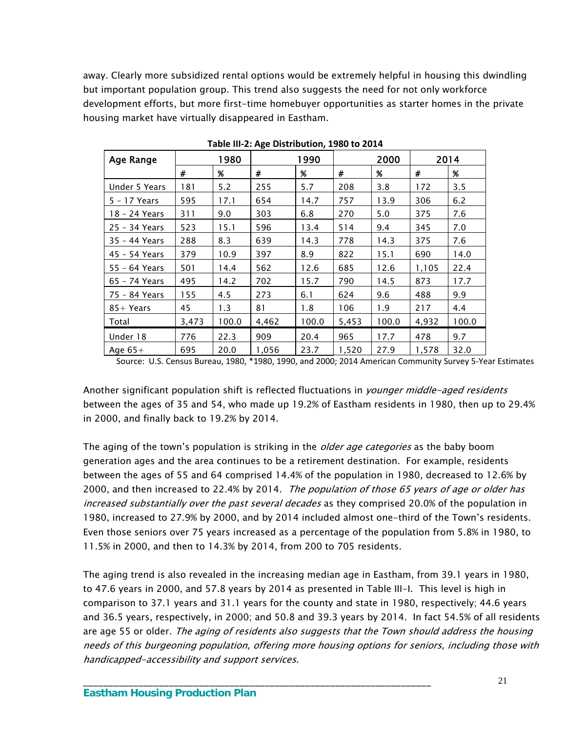away. Clearly more subsidized rental options would be extremely helpful in housing this dwindling but important population group. This trend also suggests the need for not only workforce development efforts, but more first-time homebuyer opportunities as starter homes in the private housing market have virtually disappeared in Eastham.

**Table III-2: Age Distribution, 1980 to 2014**

| Age Range | 1980 | | 1990 | | 2000 | | 2014 | |
|---|---|---|---|---|---|---|---|---|
| | # | % | # | % | # | % | # | % |
| Under 5 Years | 181 | 5.2 | 255 | 5.7 | 208 | 3.8 | 172 | 3.5 |
| 5 – 17 Years | 595 | 17.1 | 654 | 14.7 | 757 | 13.9 | 306 | 6.2 |
| 18 – 24 Years | 311 | 9.0 | 303 | 6.8 | 270 | 5.0 | 375 | 7.6 |
| 25 – 34 Years | 523 | 15.1 | 596 | 13.4 | 514 | 9.4 | 345 | 7.0 |
| 35 – 44 Years | 288 | 8.3 | 639 | 14.3 | 778 | 14.3 | 375 | 7.6 |
| 45 – 54 Years | 379 | 10.9 | 397 | 8.9 | 822 | 15.1 | 690 | 14.0 |
| 55 – 64 Years | 501 | 14.4 | 562 | 12.6 | 685 | 12.6 | 1,105 | 22.4 |
| 65 – 74 Years | 495 | 14.2 | 702 | 15.7 | 790 | 14.5 | 873 | 17.7 |
| 75 – 84 Years | 155 | 4.5 | 273 | 6.1 | 624 | 9.6 | 488 | 9.9 |
| 85+ Years | 45 | 1.3 | 81 | 1.8 | 106 | 1.9 | 217 | 4.4 |
| Total | 3,473 | 100.0 | 4,462 | 100.0 | 5,453 | 100.0 | 4,932 | 100.0 |
| Under 18 | 776 | 22.3 | 909 | 20.4 | 965 | 17.7 | 478 | 9.7 |
| Age 65+ | 695 | 20.0 | 1,056 | 23.7 | 1,520 | 27.9 | 1,578 | 32.0 |

Source: U.S. Census Bureau, 1980, *1980, 1990, and 2000; 2014 American Community Survey 5-Year Estimates

Another significant population shift is reflected fluctuations in *younger middle-aged residents* between the ages of 35 and 54, who made up 19.2% of Eastham residents in 1980, then up to 29.4% in 2000, and finally back to 19.2% by 2014.

The aging of the town's population is striking in the *older age categories* as the baby boom generation ages and the area continues to be a retirement destination. For example, residents between the ages of 55 and 64 comprised 14.4% of the population in 1980, decreased to 12.6% by 2000, and then increased to 22.4% by 2014. *The population of those 65 years of age or older has increased substantially over the past several decades* as they comprised 20.0% of the population in 1980, increased to 27.9% by 2000, and by 2014 included almost one-third of the Town's residents. Even those seniors over 75 years increased as a percentage of the population from 5.8% in 1980, to 11.5% in 2000, and then to 14.3% by 2014, from 200 to 705 residents.

The aging trend is also revealed in the increasing median age in Eastham, from 39.1 years in 1980, to 47.6 years in 2000, and 57.8 years by 2014 as presented in Table III-I. This level is high in comparison to 37.1 years and 31.1 years for the county and state in 1980, respectively; 44.6 years and 36.5 years, respectively, in 2000; and 50.8 and 39.3 years by 2014. In fact 54.5% of all residents are age 55 or older. *The aging of residents also suggests that the Town should address the housing needs of this burgeoning population, offering more housing options for seniors, including those with handicapped-accessibility and support services.*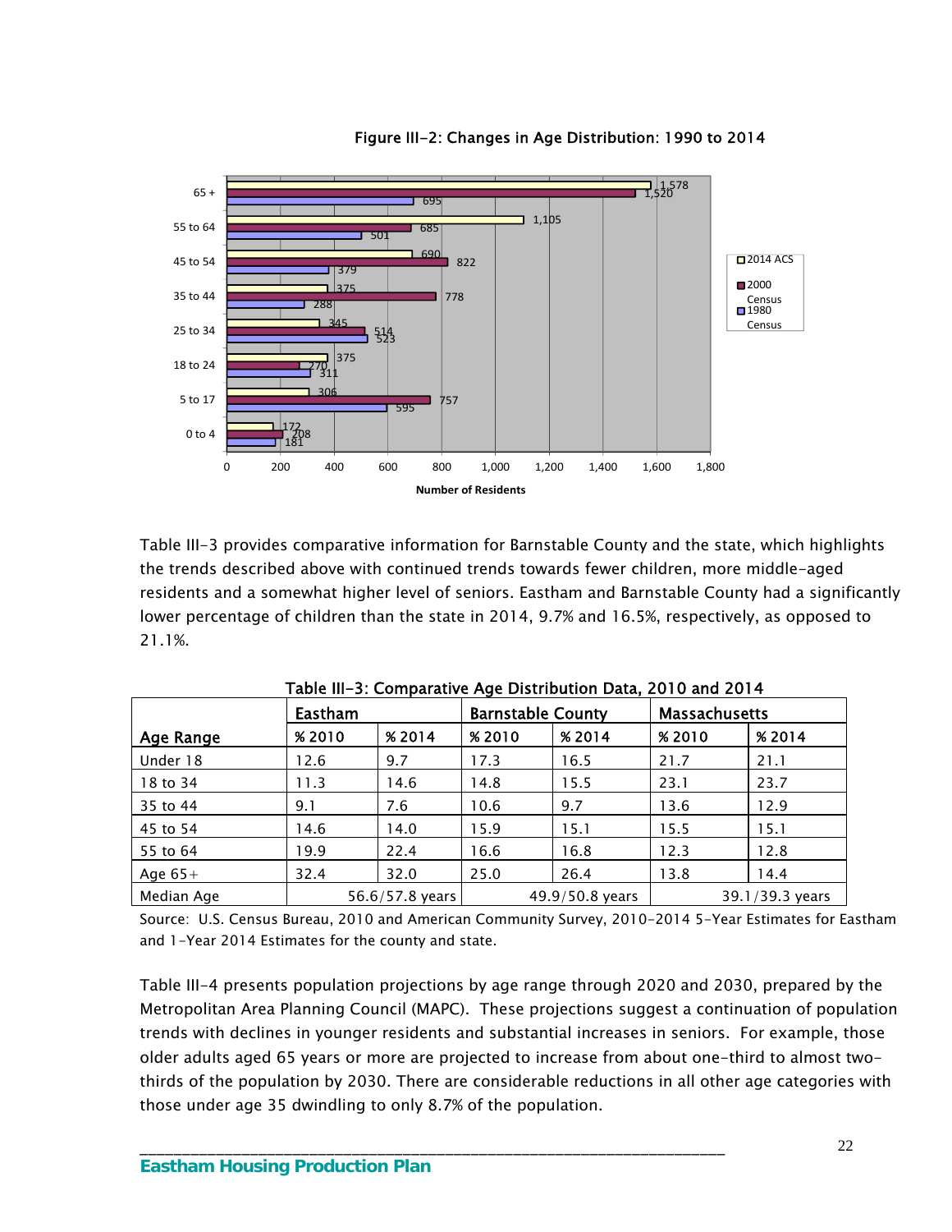**Figure III-2: Changes in Age Distribution: 1990 to 2014**

| Age Range | 2014 ACS | 2000 Census | 1980 Census |
|---|---|---|---|
| 65 + | 1,578 | 1,520 | 695 |
| 55 to 64 | 1,105 | 685 | 501 |
| 45 to 54 | 690 | 822 | 379 |
| 35 to 44 | 375 | 778 | 288 |
| 25 to 34 | 345 | 514 | 523 |
| 18 to 24 | 375 | 270 | 311 |
| 5 to 17 | 306 | 757 | 595 |
| 0 to 4 | 172 | 208 | 181 |

Number of Residents

Table III-3 provides comparative information for Barnstable County and the state, which highlights the trends described above with continued trends towards fewer children, more middle-aged residents and a somewhat higher level of seniors. Eastham and Barnstable County had a significantly lower percentage of children than the state in 2014, 9.7% and 16.5%, respectively, as opposed to 21.1%.

**Table III-3: Comparative Age Distribution Data, 2010 and 2014**

| | Eastham | | Barnstable County | | Massachusetts | |
|---|---|---|---|---|---|---|
| Age Range | % 2010 | % 2014 | % 2010 | % 2014 | % 2010 | % 2014 |
| Under 18 | 12.6 | 9.7 | 17.3 | 16.5 | 21.7 | 21.1 |
| 18 to 34 | 11.3 | 14.6 | 14.8 | 15.5 | 23.1 | 23.7 |
| 35 to 44 | 9.1 | 7.6 | 10.6 | 9.7 | 13.6 | 12.9 |
| 45 to 54 | 14.6 | 14.0 | 15.9 | 15.1 | 15.5 | 15.1 |
| 55 to 64 | 19.9 | 22.4 | 16.6 | 16.8 | 12.3 | 12.8 |
| Age 65+ | 32.4 | 32.0 | 25.0 | 26.4 | 13.8 | 14.4 |
| Median Age | 56.6/57.8 years | | 49.9/50.8 years | | 39.1/39.3 years | |

Source: U.S. Census Bureau, 2010 and American Community Survey, 2010-2014 5-Year Estimates for Eastham and 1-Year 2014 Estimates for the county and state.

Table III-4 presents population projections by age range through 2020 and 2030, prepared by the Metropolitan Area Planning Council (MAPC). These projections suggest a continuation of population trends with declines in younger residents and substantial increases in seniors. For example, those older adults aged 65 years or more are projected to increase from about one-third to almost two-thirds of the population by 2030. There are considerable reductions in all other age categories with those under age 35 dwindling to only 8.7% of the population.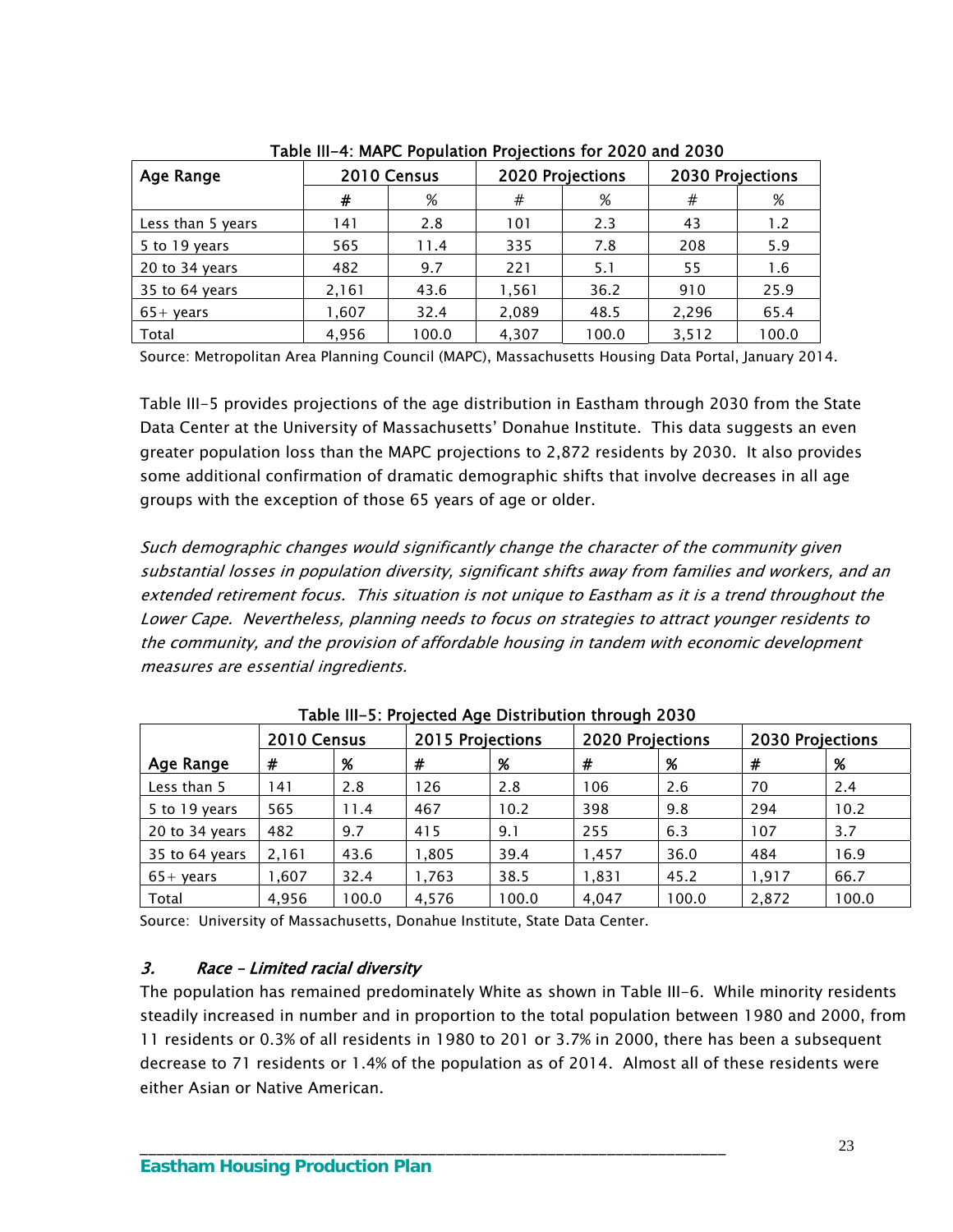Table III-4: MAPC Population Projections for 2020 and 2030

| Age Range | 2010 Census | | 2020 Projections | | 2030 Projections | |
|---|---|---|---|---|---|---|
| | # | % | # | % | # | % |
| Less than 5 years | 141 | 2.8 | 101 | 2.3 | 43 | 1.2 |
| 5 to 19 years | 565 | 11.4 | 335 | 7.8 | 208 | 5.9 |
| 20 to 34 years | 482 | 9.7 | 221 | 5.1 | 55 | 1.6 |
| 35 to 64 years | 2,161 | 43.6 | 1,561 | 36.2 | 910 | 25.9 |
| 65+ years | 1,607 | 32.4 | 2,089 | 48.5 | 2,296 | 65.4 |
| Total | 4,956 | 100.0 | 4,307 | 100.0 | 3,512 | 100.0 |

Source: Metropolitan Area Planning Council (MAPC), Massachusetts Housing Data Portal, January 2014.

Table III-5 provides projections of the age distribution in Eastham through 2030 from the State Data Center at the University of Massachusetts' Donahue Institute. This data suggests an even greater population loss than the MAPC projections to 2,872 residents by 2030. It also provides some additional confirmation of dramatic demographic shifts that involve decreases in all age groups with the exception of those 65 years of age or older.

*Such demographic changes would significantly change the character of the community given substantial losses in population diversity, significant shifts away from families and workers, and an extended retirement focus. This situation is not unique to Eastham as it is a trend throughout the Lower Cape. Nevertheless, planning needs to focus on strategies to attract younger residents to the community, and the provision of affordable housing in tandem with economic development measures are essential ingredients.*

Table III-5: Projected Age Distribution through 2030

| Age Range | 2010 Census | | 2015 Projections | | 2020 Projections | | 2030 Projections | |
|---|---|---|---|---|---|---|---|---|
| | # | % | # | % | # | % | # | % |
| Less than 5 | 141 | 2.8 | 126 | 2.8 | 106 | 2.6 | 70 | 2.4 |
| 5 to 19 years | 565 | 11.4 | 467 | 10.2 | 398 | 9.8 | 294 | 10.2 |
| 20 to 34 years | 482 | 9.7 | 415 | 9.1 | 255 | 6.3 | 107 | 3.7 |
| 35 to 64 years | 2,161 | 43.6 | 1,805 | 39.4 | 1,457 | 36.0 | 484 | 16.9 |
| 65+ years | 1,607 | 32.4 | 1,763 | 38.5 | 1,831 | 45.2 | 1,917 | 66.7 |
| Total | 4,956 | 100.0 | 4,576 | 100.0 | 4,047 | 100.0 | 2,872 | 100.0 |

Source: University of Massachusetts, Donahue Institute, State Data Center.

### *3. Race – Limited racial diversity*

The population has remained predominately White as shown in Table III-6. While minority residents steadily increased in number and in proportion to the total population between 1980 and 2000, from 11 residents or 0.3% of all residents in 1980 to 201 or 3.7% in 2000, there has been a subsequent decrease to 71 residents or 1.4% of the population as of 2014. Almost all of these residents were either Asian or Native American.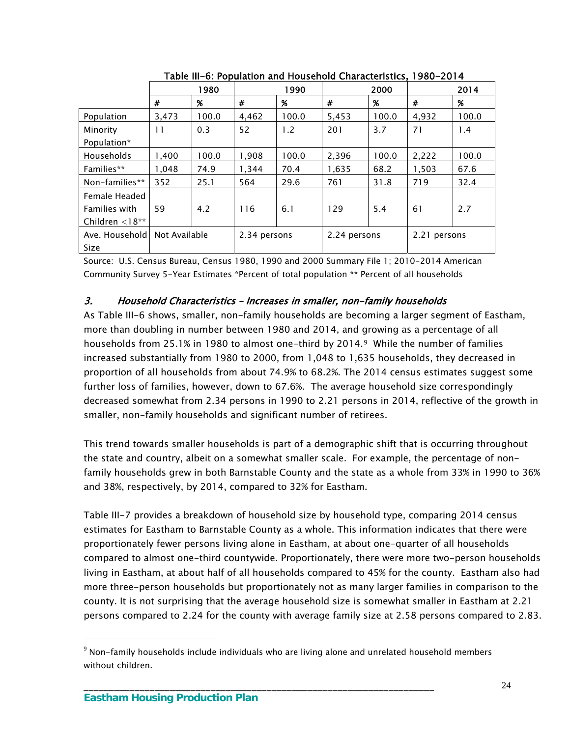**Table III-6: Population and Household Characteristics, 1980-2014**

| | 1980 | | 1990 | | 2000 | | 2014 | |
|---|---|---|---|---|---|---|---|---|
| | # | % | # | % | # | % | # | % |
| Population | 3,473 | 100.0 | 4,462 | 100.0 | 5,453 | 100.0 | 4,932 | 100.0 |
| Minority Population* | 11 | 0.3 | 52 | 1.2 | 201 | 3.7 | 71 | 1.4 |
| Households | 1,400 | 100.0 | 1,908 | 100.0 | 2,396 | 100.0 | 2,222 | 100.0 |
| Families** | 1,048 | 74.9 | 1,344 | 70.4 | 1,635 | 68.2 | 1,503 | 67.6 |
| Non-families** | 352 | 25.1 | 564 | 29.6 | 761 | 31.8 | 719 | 32.4 |
| Female Headed Families with Children <18** | 59 | 4.2 | 116 | 6.1 | 129 | 5.4 | 61 | 2.7 |
| Ave. Household Size | Not Available | | 2.34 persons | | 2.24 persons | | 2.21 persons | |

Source: U.S. Census Bureau, Census 1980, 1990 and 2000 Summary File 1; 2010-2014 American Community Survey 5-Year Estimates *Percent of total population ** Percent of all households

### *3. Household Characteristics – Increases in smaller, non-family households*

As Table III-6 shows, smaller, non-family households are becoming a larger segment of Eastham, more than doubling in number between 1980 and 2014, and growing as a percentage of all households from 25.1% in 1980 to almost one-third by 2014.[9] While the number of families increased substantially from 1980 to 2000, from 1,048 to 1,635 households, they decreased in proportion of all households from about 74.9% to 68.2%. The 2014 census estimates suggest some further loss of families, however, down to 67.6%. The average household size correspondingly decreased somewhat from 2.34 persons in 1990 to 2.21 persons in 2014, reflective of the growth in smaller, non-family households and significant number of retirees.

This trend towards smaller households is part of a demographic shift that is occurring throughout the state and country, albeit on a somewhat smaller scale. For example, the percentage of non-family households grew in both Barnstable County and the state as a whole from 33% in 1990 to 36% and 38%, respectively, by 2014, compared to 32% for Eastham.

Table III-7 provides a breakdown of household size by household type, comparing 2014 census estimates for Eastham to Barnstable County as a whole. This information indicates that there were proportionately fewer persons living alone in Eastham, at about one-quarter of all households compared to almost one-third countywide. Proportionately, there were more two-person households living in Eastham, at about half of all households compared to 45% for the county. Eastham also had more three-person households but proportionately not as many larger families in comparison to the county. It is not surprising that the average household size is somewhat smaller in Eastham at 2.21 persons compared to 2.24 for the county with average family size at 2.58 persons compared to 2.83.

[9] Non-family households include individuals who are living alone and unrelated household members without children.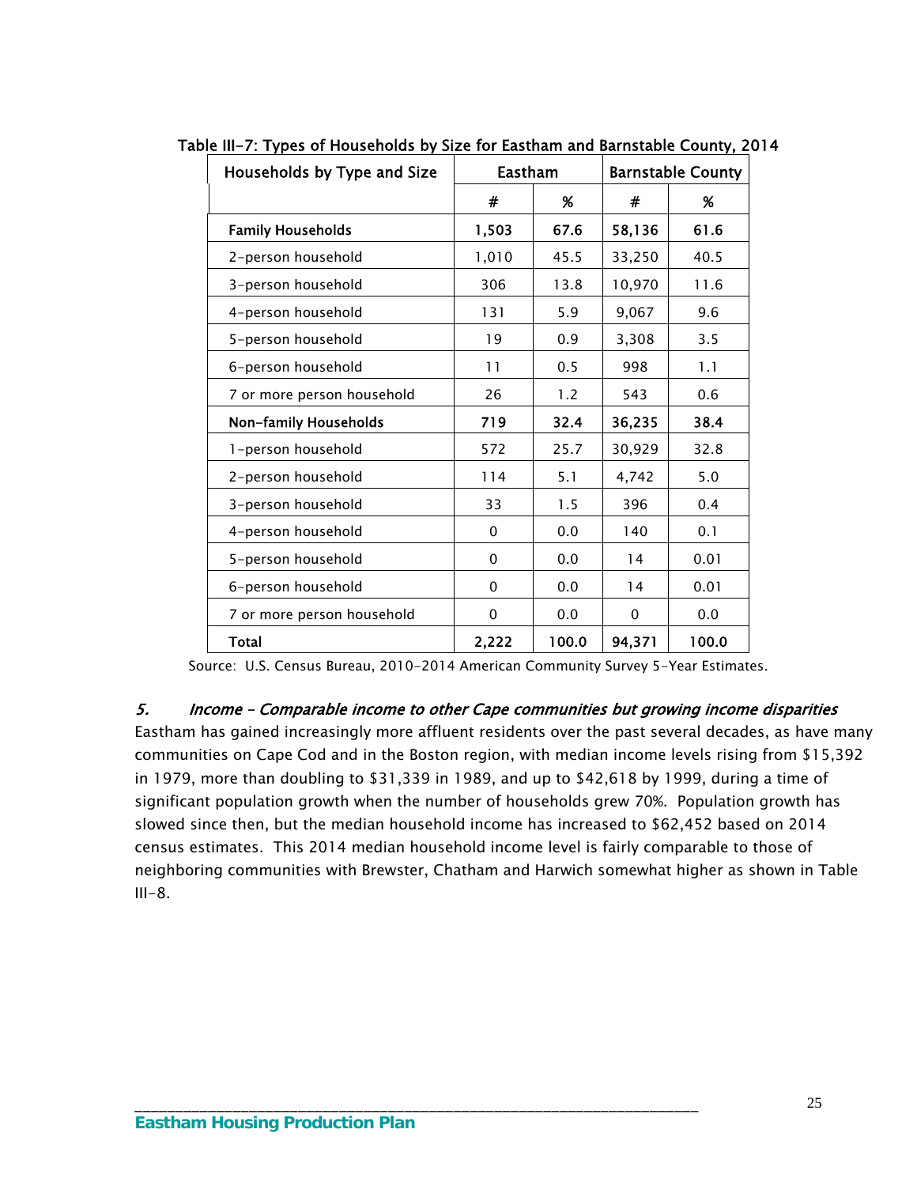**Table III-7: Types of Households by Size for Eastham and Barnstable County, 2014**

| Households by Type and Size | Eastham | | Barnstable County | |
|---|---|---|---|---|
| | # | % | # | % |
| **Family Households** | **1,503** | **67.6** | **58,136** | **61.6** |
| 2-person household | 1,010 | 45.5 | 33,250 | 40.5 |
| 3-person household | 306 | 13.8 | 10,970 | 11.6 |
| 4-person household | 131 | 5.9 | 9,067 | 9.6 |
| 5-person household | 19 | 0.9 | 3,308 | 3.5 |
| 6-person household | 11 | 0.5 | 998 | 1.1 |
| 7 or more person household | 26 | 1.2 | 543 | 0.6 |
| **Non-family Households** | **719** | **32.4** | **36,235** | **38.4** |
| 1-person household | 572 | 25.7 | 30,929 | 32.8 |
| 2-person household | 114 | 5.1 | 4,742 | 5.0 |
| 3-person household | 33 | 1.5 | 396 | 0.4 |
| 4-person household | 0 | 0.0 | 140 | 0.1 |
| 5-person household | 0 | 0.0 | 14 | 0.01 |
| 6-person household | 0 | 0.0 | 14 | 0.01 |
| 7 or more person household | 0 | 0.0 | 0 | 0.0 |
| **Total** | **2,222** | **100.0** | **94,371** | **100.0** |

Source: U.S. Census Bureau, 2010-2014 American Community Survey 5-Year Estimates.

### *5. Income – Comparable income to other Cape communities but growing income disparities*

Eastham has gained increasingly more affluent residents over the past several decades, as have many communities on Cape Cod and in the Boston region, with median income levels rising from $15,392 in 1979, more than doubling to $31,339 in 1989, and up to $42,618 by 1999, during a time of significant population growth when the number of households grew 70%. Population growth has slowed since then, but the median household income has increased to $62,452 based on 2014 census estimates. This 2014 median household income level is fairly comparable to those of neighboring communities with Brewster, Chatham and Harwich somewhat higher as shown in Table III-8.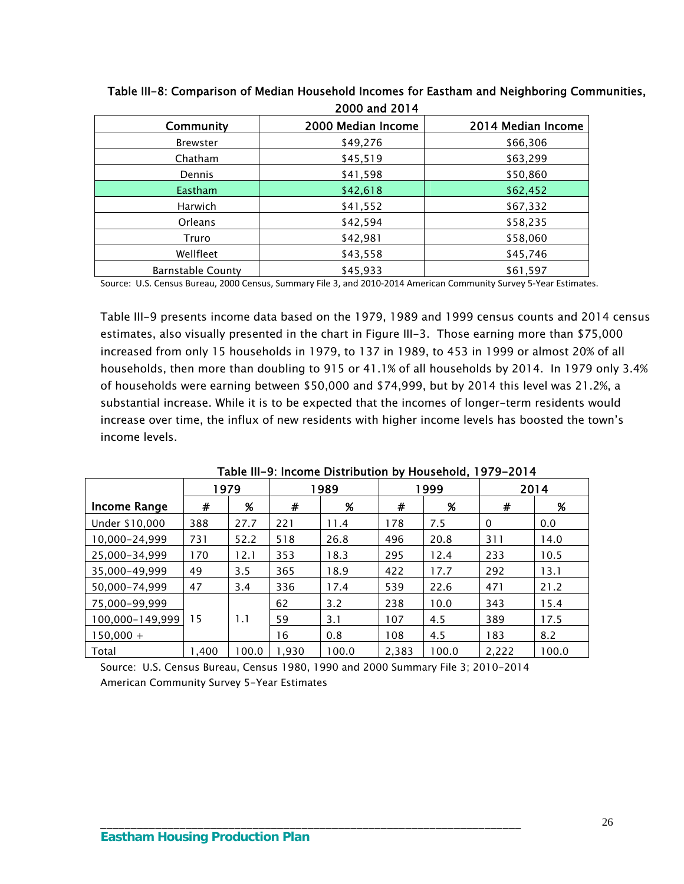**Table III-8: Comparison of Median Household Incomes for Eastham and Neighboring Communities, 2000 and 2014**

| Community | 2000 Median Income | 2014 Median Income |
|---|---|---|
| Brewster | $49,276 | $66,306 |
| Chatham | $45,519 | $63,299 |
| Dennis | $41,598 | $50,860 |
| Eastham | $42,618 | $62,452 |
| Harwich | $41,552 | $67,332 |
| Orleans | $42,594 | $58,235 |
| Truro | $42,981 | $58,060 |
| Wellfleet | $43,558 | $45,746 |
| Barnstable County | $45,933 | $61,597 |

Source: U.S. Census Bureau, 2000 Census, Summary File 3, and 2010-2014 American Community Survey 5-Year Estimates.

Table III-9 presents income data based on the 1979, 1989 and 1999 census counts and 2014 census estimates, also visually presented in the chart in Figure III-3. Those earning more than $75,000 increased from only 15 households in 1979, to 137 in 1989, to 453 in 1999 or almost 20% of all households, then more than doubling to 915 or 41.1% of all households by 2014. In 1979 only 3.4% of households were earning between $50,000 and $74,999, but by 2014 this level was 21.2%, a substantial increase. While it is to be expected that the incomes of longer-term residents would increase over time, the influx of new residents with higher income levels has boosted the town's income levels.

**Table III-9: Income Distribution by Household, 1979-2014**

| | 1979 | | 1989 | | 1999 | | 2014 | |
|---|---|---|---|---|---|---|---|---|
| **Income Range** | **#** | **%** | **#** | **%** | **#** | **%** | **#** | **%** |
| Under $10,000 | 388 | 27.7 | 221 | 11.4 | 178 | 7.5 | 0 | 0.0 |
| 10,000-24,999 | 731 | 52.2 | 518 | 26.8 | 496 | 20.8 | 311 | 14.0 |
| 25,000-34,999 | 170 | 12.1 | 353 | 18.3 | 295 | 12.4 | 233 | 10.5 |
| 35,000-49,999 | 49 | 3.5 | 365 | 18.9 | 422 | 17.7 | 292 | 13.1 |
| 50,000-74,999 | 47 | 3.4 | 336 | 17.4 | 539 | 22.6 | 471 | 21.2 |
| 75,000-99,999 | 15 | 1.1 | 62 | 3.2 | 238 | 10.0 | 343 | 15.4 |
| 100,000-149,999 | | | 59 | 3.1 | 107 | 4.5 | 389 | 17.5 |
| 150,000 + | | | 16 | 0.8 | 108 | 4.5 | 183 | 8.2 |
| Total | 1,400 | 100.0 | 1,930 | 100.0 | 2,383 | 100.0 | 2,222 | 100.0 |

Source: U.S. Census Bureau, Census 1980, 1990 and 2000 Summary File 3; 2010-2014 American Community Survey 5-Year Estimates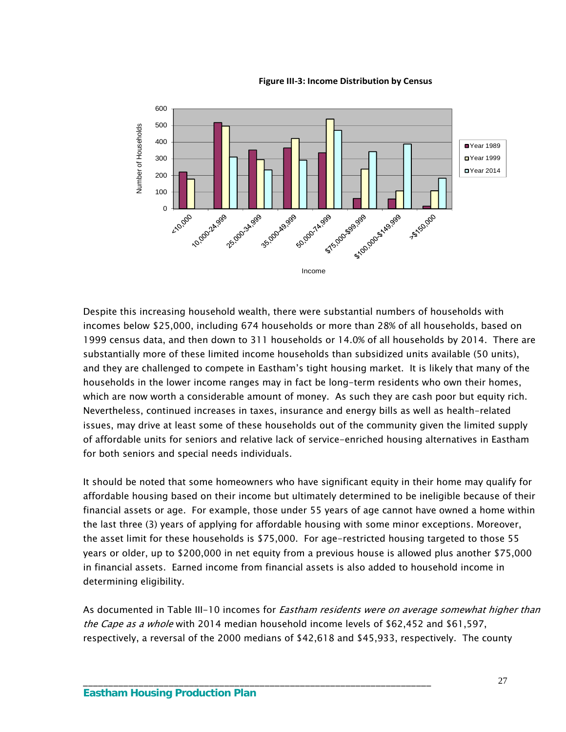**Figure III-3: Income Distribution by Census**

Despite this increasing household wealth, there were substantial numbers of households with incomes below $25,000, including 674 households or more than 28% of all households, based on 1999 census data, and then down to 311 households or 14.0% of all households by 2014. There are substantially more of these limited income households than subsidized units available (50 units), and they are challenged to compete in Eastham's tight housing market. It is likely that many of the households in the lower income ranges may in fact be long-term residents who own their homes, which are now worth a considerable amount of money. As such they are cash poor but equity rich. Nevertheless, continued increases in taxes, insurance and energy bills as well as health-related issues, may drive at least some of these households out of the community given the limited supply of affordable units for seniors and relative lack of service-enriched housing alternatives in Eastham for both seniors and special needs individuals.

It should be noted that some homeowners who have significant equity in their home may qualify for affordable housing based on their income but ultimately determined to be ineligible because of their financial assets or age. For example, those under 55 years of age cannot have owned a home within the last three (3) years of applying for affordable housing with some minor exceptions. Moreover, the asset limit for these households is $75,000. For age-restricted housing targeted to those 55 years or older, up to $200,000 in net equity from a previous house is allowed plus another $75,000 in financial assets. Earned income from financial assets is also added to household income in determining eligibility.

As documented in Table III-10 incomes for *Eastham residents were on average somewhat higher than the Cape as a whole* with 2014 median household income levels of $62,452 and $61,597, respectively, a reversal of the 2000 medians of $42,618 and $45,933, respectively. The county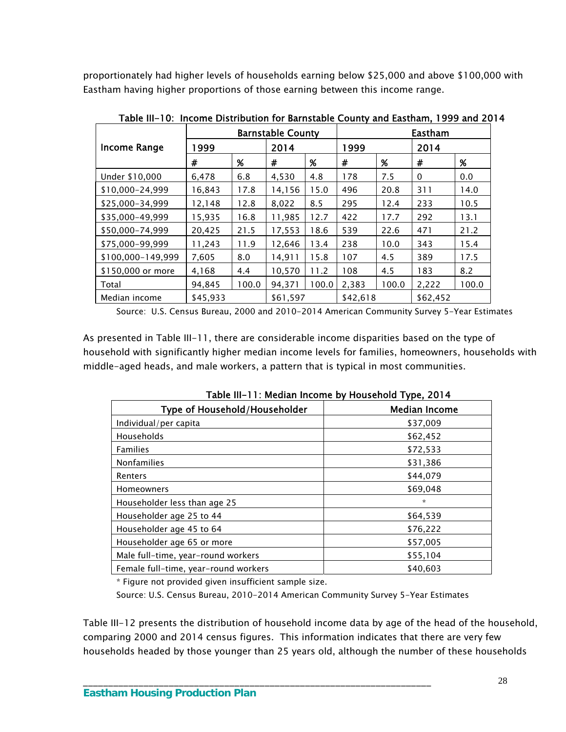proportionately had higher levels of households earning below $25,000 and above $100,000 with Eastham having higher proportions of those earning between this income range.

**Table III-10: Income Distribution for Barnstable County and Eastham, 1999 and 2014**

| Income Range | Barnstable County | | | | Eastham | | | |
|---|---|---|---|---|---|---|---|---|
| | 1999 | | 2014 | | 1999 | | 2014 | |
| | # | % | # | % | # | % | # | % |
| Under $10,000 | 6,478 | 6.8 | 4,530 | 4.8 | 178 | 7.5 | 0 | 0.0 |
| $10,000-24,999 | 16,843 | 17.8 | 14,156 | 15.0 | 496 | 20.8 | 311 | 14.0 |
| $25,000-34,999 | 12,148 | 12.8 | 8,022 | 8.5 | 295 | 12.4 | 233 | 10.5 |
| $35,000-49,999 | 15,935 | 16.8 | 11,985 | 12.7 | 422 | 17.7 | 292 | 13.1 |
| $50,000-74,999 | 20,425 | 21.5 | 17,553 | 18.6 | 539 | 22.6 | 471 | 21.2 |
| $75,000-99,999 | 11,243 | 11.9 | 12,646 | 13.4 | 238 | 10.0 | 343 | 15.4 |
| $100,000-149,999 | 7,605 | 8.0 | 14,911 | 15.8 | 107 | 4.5 | 389 | 17.5 |
| $150,000 or more | 4,168 | 4.4 | 10,570 | 11.2 | 108 | 4.5 | 183 | 8.2 |
| Total | 94,845 | 100.0 | 94,371 | 100.0 | 2,383 | 100.0 | 2,222 | 100.0 |
| Median income | $45,933 | | $61,597 | | $42,618 | | $62,452 | |

Source: U.S. Census Bureau, 2000 and 2010-2014 American Community Survey 5-Year Estimates

As presented in Table III-11, there are considerable income disparities based on the type of household with significantly higher median income levels for families, homeowners, households with middle-aged heads, and male workers, a pattern that is typical in most communities.

**Table III-11: Median Income by Household Type, 2014**

| Type of Household/Householder | Median Income |
|---|---|
| Individual/per capita | $37,009 |
| Households | $62,452 |
| Families | $72,533 |
| Nonfamilies | $31,386 |
| Renters | $44,079 |
| Homeowners | $69,048 |
| Householder less than age 25 | * |
| Householder age 25 to 44 | $64,539 |
| Householder age 45 to 64 | $76,222 |
| Householder age 65 or more | $57,005 |
| Male full-time, year-round workers | $55,104 |
| Female full-time, year-round workers | $40,603 |

* Figure not provided given insufficient sample size.

Source: U.S. Census Bureau, 2010-2014 American Community Survey 5-Year Estimates

Table III-12 presents the distribution of household income data by age of the head of the household, comparing 2000 and 2014 census figures. This information indicates that there are very few households headed by those younger than 25 years old, although the number of these households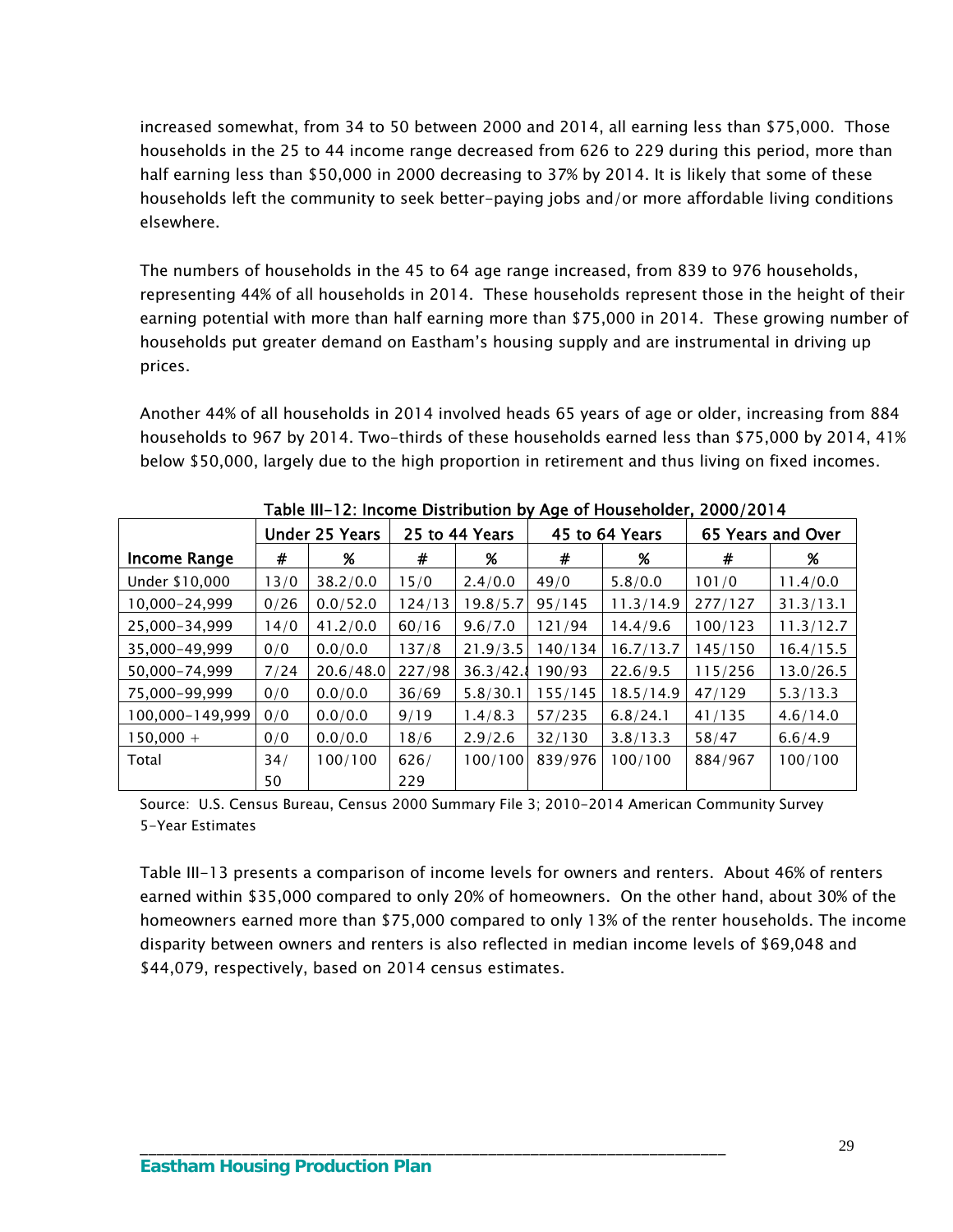increased somewhat, from 34 to 50 between 2000 and 2014, all earning less than $75,000. Those households in the 25 to 44 income range decreased from 626 to 229 during this period, more than half earning less than $50,000 in 2000 decreasing to 37% by 2014. It is likely that some of these households left the community to seek better-paying jobs and/or more affordable living conditions elsewhere.

The numbers of households in the 45 to 64 age range increased, from 839 to 976 households, representing 44% of all households in 2014. These households represent those in the height of their earning potential with more than half earning more than $75,000 in 2014. These growing number of households put greater demand on Eastham's housing supply and are instrumental in driving up prices.

Another 44% of all households in 2014 involved heads 65 years of age or older, increasing from 884 households to 967 by 2014. Two-thirds of these households earned less than $75,000 by 2014, 41% below $50,000, largely due to the high proportion in retirement and thus living on fixed incomes.

**Table III-12: Income Distribution by Age of Householder, 2000/2014**

| | Under 25 Years | | 25 to 44 Years | | 45 to 64 Years | | 65 Years and Over | |
|---|---|---|---|---|---|---|---|---|
| **Income Range** | **#** | **%** | **#** | **%** | **#** | **%** | **#** | **%** |
| Under $10,000 | 13/0 | 38.2/0.0 | 15/0 | 2.4/0.0 | 49/0 | 5.8/0.0 | 101/0 | 11.4/0.0 |
| 10,000-24,999 | 0/26 | 0.0/52.0 | 124/13 | 19.8/5.7 | 95/145 | 11.3/14.9 | 277/127 | 31.3/13.1 |
| 25,000-34,999 | 14/0 | 41.2/0.0 | 60/16 | 9.6/7.0 | 121/94 | 14.4/9.6 | 100/123 | 11.3/12.7 |
| 35,000-49,999 | 0/0 | 0.0/0.0 | 137/8 | 21.9/3.5 | 140/134 | 16.7/13.7 | 145/150 | 16.4/15.5 |
| 50,000-74,999 | 7/24 | 20.6/48.0 | 227/98 | 36.3/42.8 | 190/93 | 22.6/9.5 | 115/256 | 13.0/26.5 |
| 75,000-99,999 | 0/0 | 0.0/0.0 | 36/69 | 5.8/30.1 | 155/145 | 18.5/14.9 | 47/129 | 5.3/13.3 |
| 100,000-149,999 | 0/0 | 0.0/0.0 | 9/19 | 1.4/8.3 | 57/235 | 6.8/24.1 | 41/135 | 4.6/14.0 |
| 150,000 + | 0/0 | 0.0/0.0 | 18/6 | 2.9/2.6 | 32/130 | 3.8/13.3 | 58/47 | 6.6/4.9 |
| Total | 34/50 | 100/100 | 626/229 | 100/100 | 839/976 | 100/100 | 884/967 | 100/100 |

Source: U.S. Census Bureau, Census 2000 Summary File 3; 2010-2014 American Community Survey 5-Year Estimates

Table III-13 presents a comparison of income levels for owners and renters. About 46% of renters earned within $35,000 compared to only 20% of homeowners. On the other hand, about 30% of the homeowners earned more than $75,000 compared to only 13% of the renter households. The income disparity between owners and renters is also reflected in median income levels of $69,048 and $44,079, respectively, based on 2014 census estimates.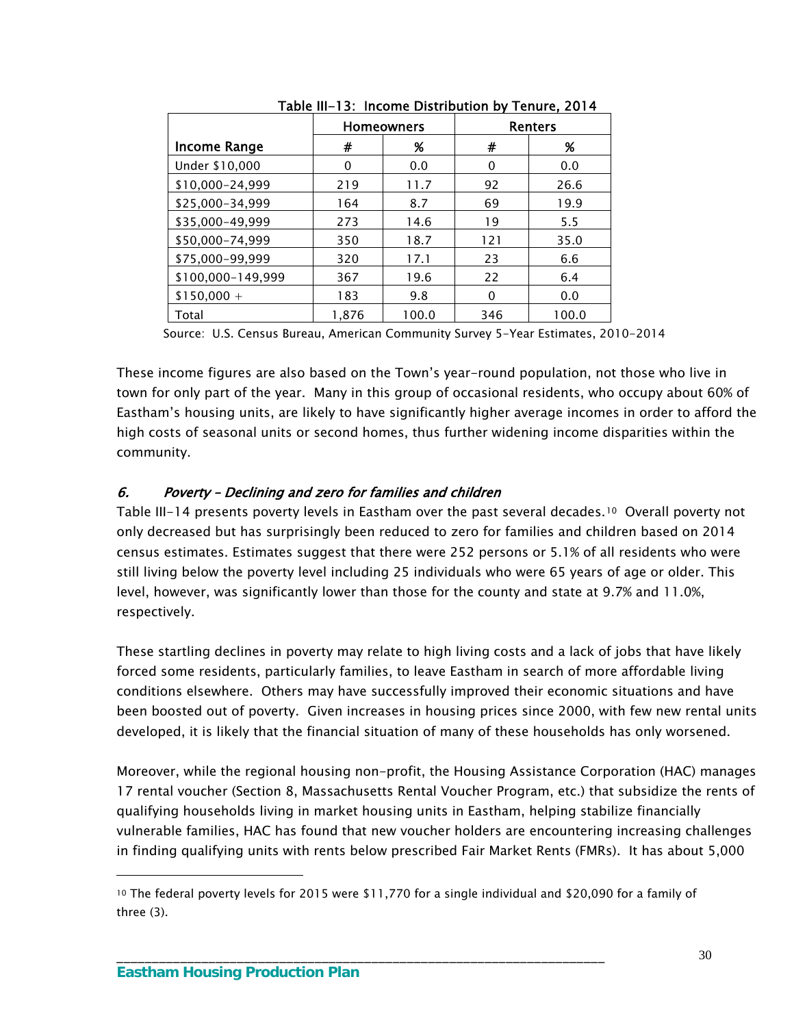Table III-13: Income Distribution by Tenure, 2014

| Income Range | Homeowners | | Renters | |
|---|---|---|---|---|
| | # | % | # | % |
| Under $10,000 | 0 | 0.0 | 0 | 0.0 |
| $10,000-24,999 | 219 | 11.7 | 92 | 26.6 |
| $25,000-34,999 | 164 | 8.7 | 69 | 19.9 |
| $35,000-49,999 | 273 | 14.6 | 19 | 5.5 |
| $50,000-74,999 | 350 | 18.7 | 121 | 35.0 |
| $75,000-99,999 | 320 | 17.1 | 23 | 6.6 |
| $100,000-149,999 | 367 | 19.6 | 22 | 6.4 |
| $150,000 + | 183 | 9.8 | 0 | 0.0 |
| Total | 1,876 | 100.0 | 346 | 100.0 |

Source: U.S. Census Bureau, American Community Survey 5-Year Estimates, 2010-2014

These income figures are also based on the Town's year-round population, not those who live in town for only part of the year. Many in this group of occasional residents, who occupy about 60% of Eastham's housing units, are likely to have significantly higher average incomes in order to afford the high costs of seasonal units or second homes, thus further widening income disparities within the community.

### 6. *Poverty – Declining and zero for families and children*

Table III-14 presents poverty levels in Eastham over the past several decades.[10] Overall poverty not only decreased but has surprisingly been reduced to zero for families and children based on 2014 census estimates. Estimates suggest that there were 252 persons or 5.1% of all residents who were still living below the poverty level including 25 individuals who were 65 years of age or older. This level, however, was significantly lower than those for the county and state at 9.7% and 11.0%, respectively.

These startling declines in poverty may relate to high living costs and a lack of jobs that have likely forced some residents, particularly families, to leave Eastham in search of more affordable living conditions elsewhere. Others may have successfully improved their economic situations and have been boosted out of poverty. Given increases in housing prices since 2000, with few new rental units developed, it is likely that the financial situation of many of these households has only worsened.

Moreover, while the regional housing non-profit, the Housing Assistance Corporation (HAC) manages 17 rental voucher (Section 8, Massachusetts Rental Voucher Program, etc.) that subsidize the rents of qualifying households living in market housing units in Eastham, helping stabilize financially vulnerable families, HAC has found that new voucher holders are encountering increasing challenges in finding qualifying units with rents below prescribed Fair Market Rents (FMRs). It has about 5,000

[10] The federal poverty levels for 2015 were $11,770 for a single individual and $20,090 for a family of three (3).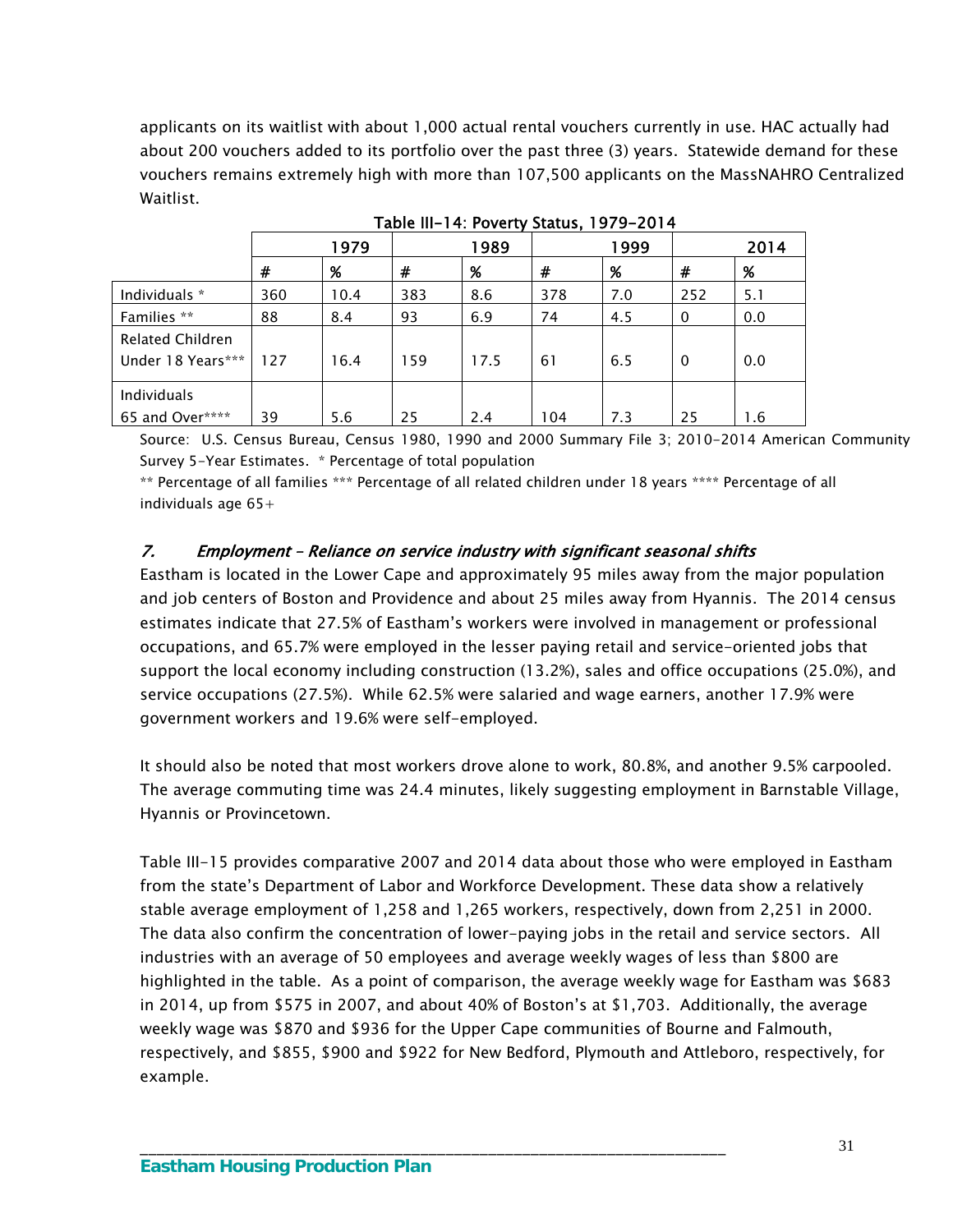applicants on its waitlist with about 1,000 actual rental vouchers currently in use. HAC actually had about 200 vouchers added to its portfolio over the past three (3) years. Statewide demand for these vouchers remains extremely high with more than 107,500 applicants on the MassNAHRO Centralized Waitlist.

**Table III-14: Poverty Status, 1979-2014**

| | 1979 | | 1989 | | 1999 | | 2014 | |
|---|---|---|---|---|---|---|---|---|
| | # | % | # | % | # | % | # | % |
| Individuals * | 360 | 10.4 | 383 | 8.6 | 378 | 7.0 | 252 | 5.1 |
| Families ** | 88 | 8.4 | 93 | 6.9 | 74 | 4.5 | 0 | 0.0 |
| Related Children Under 18 Years*** | 127 | 16.4 | 159 | 17.5 | 61 | 6.5 | 0 | 0.0 |
| Individuals 65 and Over**** | 39 | 5.6 | 25 | 2.4 | 104 | 7.3 | 25 | 1.6 |

Source: U.S. Census Bureau, Census 1980, 1990 and 2000 Summary File 3; 2010-2014 American Community Survey 5-Year Estimates. * Percentage of total population
** Percentage of all families *** Percentage of all related children under 18 years **** Percentage of all individuals age 65+

### *7. Employment – Reliance on service industry with significant seasonal shifts*

Eastham is located in the Lower Cape and approximately 95 miles away from the major population and job centers of Boston and Providence and about 25 miles away from Hyannis. The 2014 census estimates indicate that 27.5% of Eastham's workers were involved in management or professional occupations, and 65.7% were employed in the lesser paying retail and service-oriented jobs that support the local economy including construction (13.2%), sales and office occupations (25.0%), and service occupations (27.5%). While 62.5% were salaried and wage earners, another 17.9% were government workers and 19.6% were self-employed.

It should also be noted that most workers drove alone to work, 80.8%, and another 9.5% carpooled. The average commuting time was 24.4 minutes, likely suggesting employment in Barnstable Village, Hyannis or Provincetown.

Table III-15 provides comparative 2007 and 2014 data about those who were employed in Eastham from the state's Department of Labor and Workforce Development. These data show a relatively stable average employment of 1,258 and 1,265 workers, respectively, down from 2,251 in 2000. The data also confirm the concentration of lower-paying jobs in the retail and service sectors. All industries with an average of 50 employees and average weekly wages of less than $800 are highlighted in the table. As a point of comparison, the average weekly wage for Eastham was $683 in 2014, up from $575 in 2007, and about 40% of Boston's at $1,703. Additionally, the average weekly wage was $870 and $936 for the Upper Cape communities of Bourne and Falmouth, respectively, and $855, $900 and $922 for New Bedford, Plymouth and Attleboro, respectively, for example.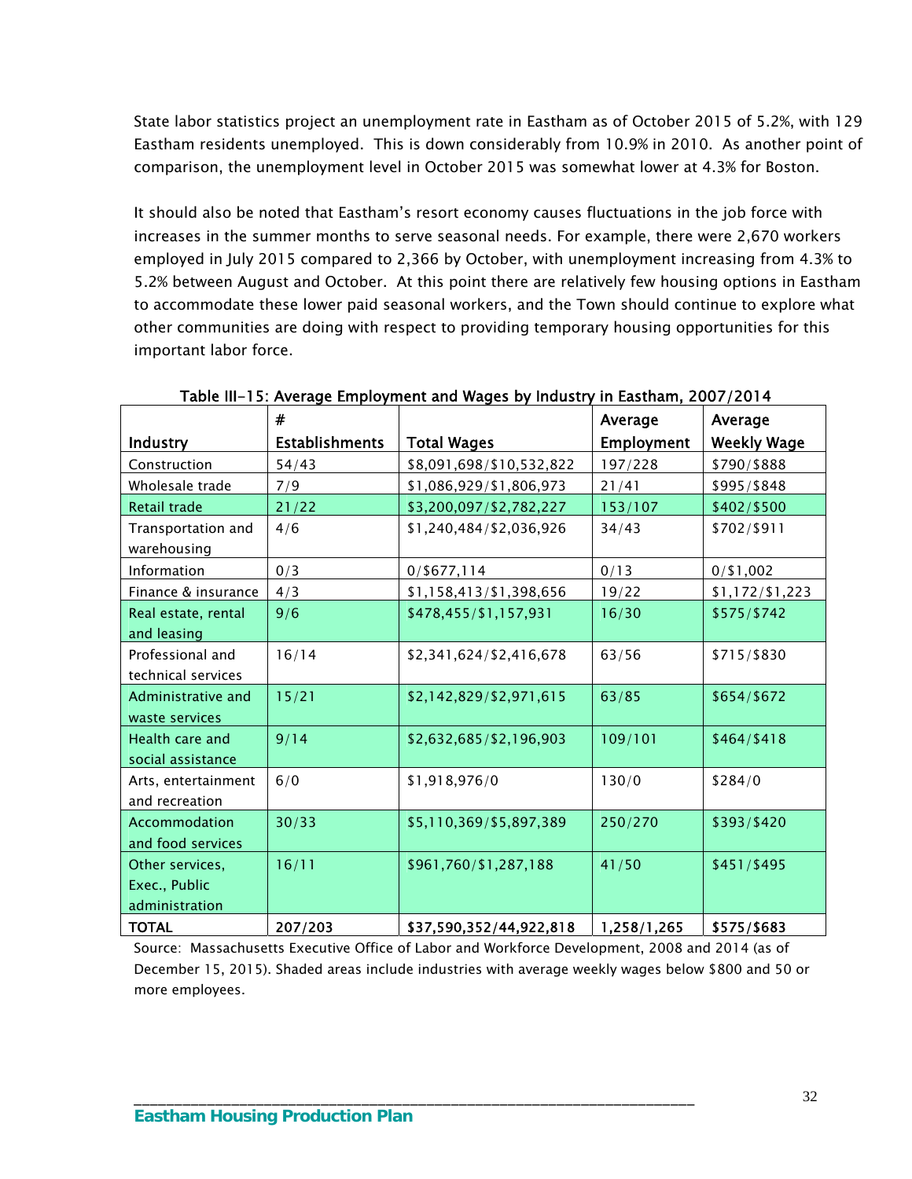State labor statistics project an unemployment rate in Eastham as of October 2015 of 5.2%, with 129 Eastham residents unemployed. This is down considerably from 10.9% in 2010. As another point of comparison, the unemployment level in October 2015 was somewhat lower at 4.3% for Boston.

It should also be noted that Eastham's resort economy causes fluctuations in the job force with increases in the summer months to serve seasonal needs. For example, there were 2,670 workers employed in July 2015 compared to 2,366 by October, with unemployment increasing from 4.3% to 5.2% between August and October. At this point there are relatively few housing options in Eastham to accommodate these lower paid seasonal workers, and the Town should continue to explore what other communities are doing with respect to providing temporary housing opportunities for this important labor force.

**Table III-15: Average Employment and Wages by Industry in Eastham, 2007/2014**

| Industry | # Establishments | Total Wages | Average Employment | Average Weekly Wage |
|---|---|---|---|---|
| Construction | 54/43 | $8,091,698/$10,532,822 | 197/228 | $790/$888 |
| Wholesale trade | 7/9 | $1,086,929/$1,806,973 | 21/41 | $995/$848 |
| Retail trade | 21/22 | $3,200,097/$2,782,227 | 153/107 | $402/$500 |
| Transportation and warehousing | 4/6 | $1,240,484/$2,036,926 | 34/43 | $702/$911 |
| Information | 0/3 | 0/$677,114 | 0/13 | 0/$1,002 |
| Finance & insurance | 4/3 | $1,158,413/$1,398,656 | 19/22 | $1,172/$1,223 |
| Real estate, rental and leasing | 9/6 | $478,455/$1,157,931 | 16/30 | $575/$742 |
| Professional and technical services | 16/14 | $2,341,624/$2,416,678 | 63/56 | $715/$830 |
| Administrative and waste services | 15/21 | $2,142,829/$2,971,615 | 63/85 | $654/$672 |
| Health care and social assistance | 9/14 | $2,632,685/$2,196,903 | 109/101 | $464/$418 |
| Arts, entertainment and recreation | 6/0 | $1,918,976/0 | 130/0 | $284/0 |
| Accommodation and food services | 30/33 | $5,110,369/$5,897,389 | 250/270 | $393/$420 |
| Other services, Exec., Public administration | 16/11 | $961,760/$1,287,188 | 41/50 | $451/$495 |
| **TOTAL** | **207/203** | **$37,590,352/44,922,818** | **1,258/1,265** | **$575/$683** |

Source: Massachusetts Executive Office of Labor and Workforce Development, 2008 and 2014 (as of December 15, 2015). Shaded areas include industries with average weekly wages below $800 and 50 or more employees.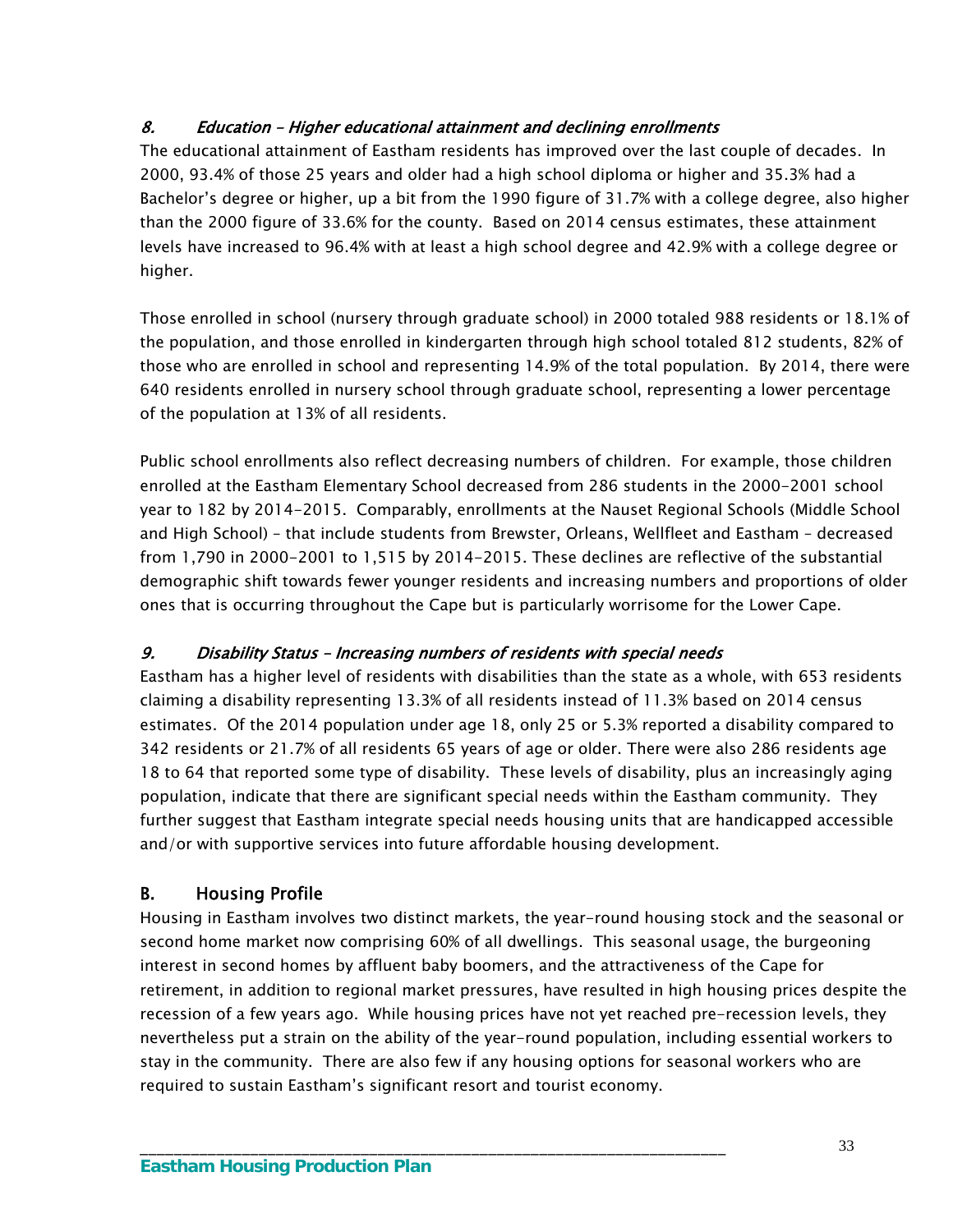### 8. *Education – Higher educational attainment and declining enrollments*

The educational attainment of Eastham residents has improved over the last couple of decades. In 2000, 93.4% of those 25 years and older had a high school diploma or higher and 35.3% had a Bachelor's degree or higher, up a bit from the 1990 figure of 31.7% with a college degree, also higher than the 2000 figure of 33.6% for the county. Based on 2014 census estimates, these attainment levels have increased to 96.4% with at least a high school degree and 42.9% with a college degree or higher.

Those enrolled in school (nursery through graduate school) in 2000 totaled 988 residents or 18.1% of the population, and those enrolled in kindergarten through high school totaled 812 students, 82% of those who are enrolled in school and representing 14.9% of the total population. By 2014, there were 640 residents enrolled in nursery school through graduate school, representing a lower percentage of the population at 13% of all residents.

Public school enrollments also reflect decreasing numbers of children. For example, those children enrolled at the Eastham Elementary School decreased from 286 students in the 2000-2001 school year to 182 by 2014-2015. Comparably, enrollments at the Nauset Regional Schools (Middle School and High School) – that include students from Brewster, Orleans, Wellfleet and Eastham – decreased from 1,790 in 2000-2001 to 1,515 by 2014-2015. These declines are reflective of the substantial demographic shift towards fewer younger residents and increasing numbers and proportions of older ones that is occurring throughout the Cape but is particularly worrisome for the Lower Cape.

### 9. *Disability Status – Increasing numbers of residents with special needs*

Eastham has a higher level of residents with disabilities than the state as a whole, with 653 residents claiming a disability representing 13.3% of all residents instead of 11.3% based on 2014 census estimates. Of the 2014 population under age 18, only 25 or 5.3% reported a disability compared to 342 residents or 21.7% of all residents 65 years of age or older. There were also 286 residents age 18 to 64 that reported some type of disability. These levels of disability, plus an increasingly aging population, indicate that there are significant special needs within the Eastham community. They further suggest that Eastham integrate special needs housing units that are handicapped accessible and/or with supportive services into future affordable housing development.

## B. Housing Profile

Housing in Eastham involves two distinct markets, the year-round housing stock and the seasonal or second home market now comprising 60% of all dwellings. This seasonal usage, the burgeoning interest in second homes by affluent baby boomers, and the attractiveness of the Cape for retirement, in addition to regional market pressures, have resulted in high housing prices despite the recession of a few years ago. While housing prices have not yet reached pre-recession levels, they nevertheless put a strain on the ability of the year-round population, including essential workers to stay in the community. There are also few if any housing options for seasonal workers who are required to sustain Eastham's significant resort and tourist economy.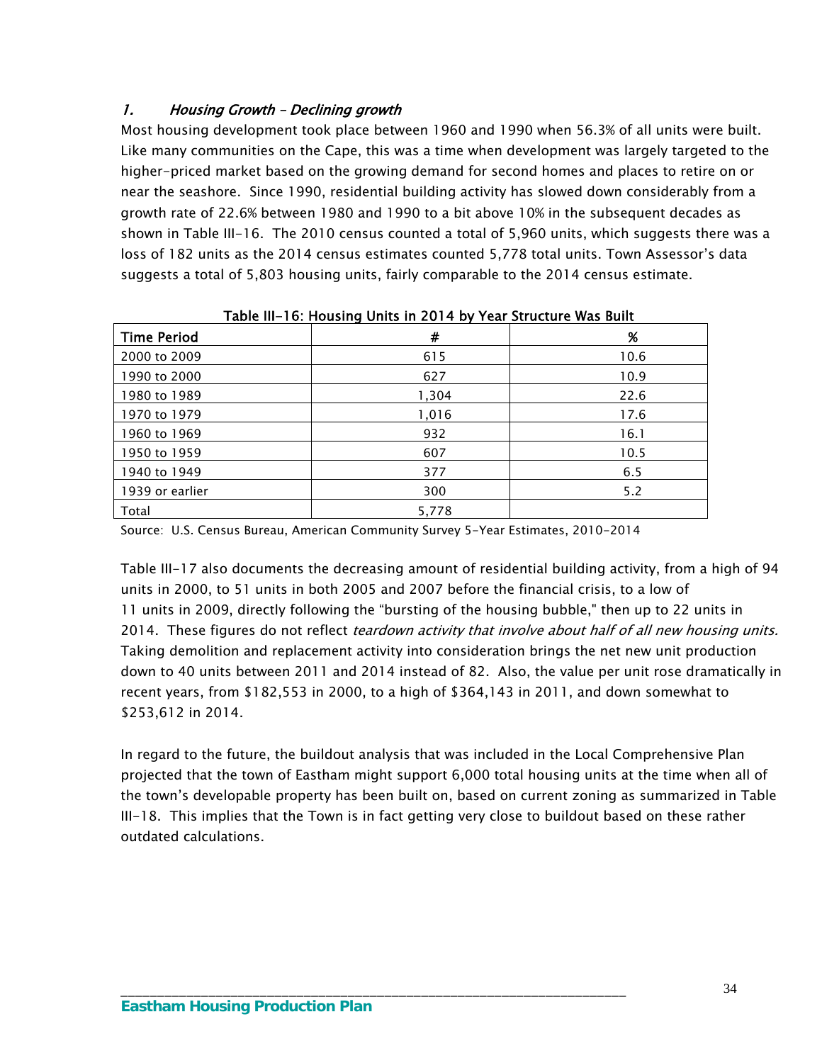### *1. Housing Growth – Declining growth*

Most housing development took place between 1960 and 1990 when 56.3% of all units were built. Like many communities on the Cape, this was a time when development was largely targeted to the higher-priced market based on the growing demand for second homes and places to retire on or near the seashore. Since 1990, residential building activity has slowed down considerably from a growth rate of 22.6% between 1980 and 1990 to a bit above 10% in the subsequent decades as shown in Table III-16. The 2010 census counted a total of 5,960 units, which suggests there was a loss of 182 units as the 2014 census estimates counted 5,778 total units. Town Assessor's data suggests a total of 5,803 housing units, fairly comparable to the 2014 census estimate.

**Table III-16: Housing Units in 2014 by Year Structure Was Built**

| Time Period | # | % |
|---|---|---|
| 2000 to 2009 | 615 | 10.6 |
| 1990 to 2000 | 627 | 10.9 |
| 1980 to 1989 | 1,304 | 22.6 |
| 1970 to 1979 | 1,016 | 17.6 |
| 1960 to 1969 | 932 | 16.1 |
| 1950 to 1959 | 607 | 10.5 |
| 1940 to 1949 | 377 | 6.5 |
| 1939 or earlier | 300 | 5.2 |
| Total | 5,778 | |

Source: U.S. Census Bureau, American Community Survey 5-Year Estimates, 2010-2014

Table III-17 also documents the decreasing amount of residential building activity, from a high of 94 units in 2000, to 51 units in both 2005 and 2007 before the financial crisis, to a low of 11 units in 2009, directly following the "bursting of the housing bubble," then up to 22 units in 2014. These figures do not reflect *teardown activity that involve about half of all new housing units.* Taking demolition and replacement activity into consideration brings the net new unit production down to 40 units between 2011 and 2014 instead of 82. Also, the value per unit rose dramatically in recent years, from $182,553 in 2000, to a high of $364,143 in 2011, and down somewhat to $253,612 in 2014.

In regard to the future, the buildout analysis that was included in the Local Comprehensive Plan projected that the town of Eastham might support 6,000 total housing units at the time when all of the town's developable property has been built on, based on current zoning as summarized in Table III-18. This implies that the Town is in fact getting very close to buildout based on these rather outdated calculations.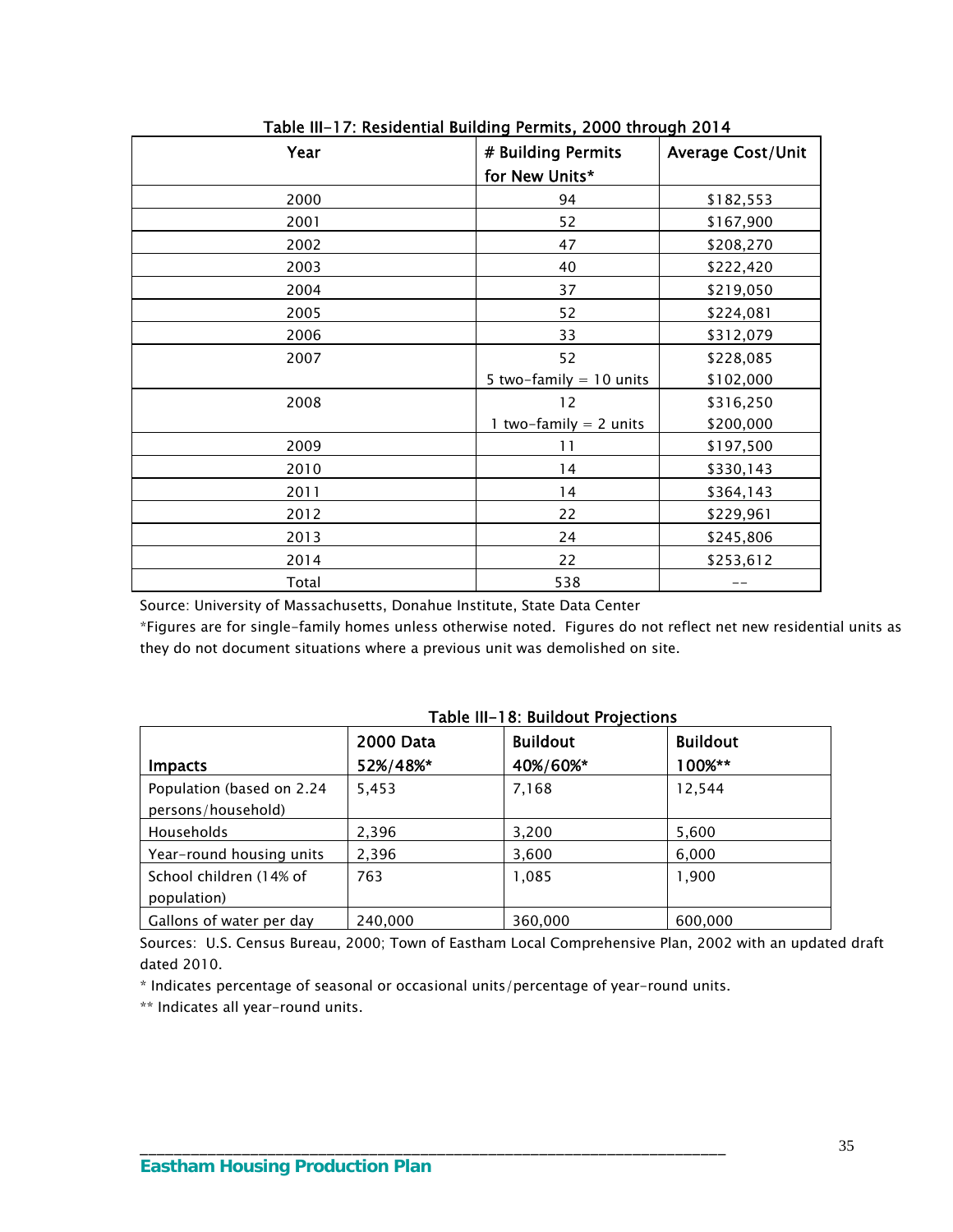**Table III-17: Residential Building Permits, 2000 through 2014**

| Year | # Building Permits for New Units* | Average Cost/Unit |
|---|---|---|
| 2000 | 94 | $182,553 |
| 2001 | 52 | $167,900 |
| 2002 | 47 | $208,270 |
| 2003 | 40 | $222,420 |
| 2004 | 37 | $219,050 |
| 2005 | 52 | $224,081 |
| 2006 | 33 | $312,079 |
| 2007 | 52<br>5 two-family = 10 units | $228,085<br>$102,000 |
| 2008 | 12<br>1 two-family = 2 units | $316,250<br>$200,000 |
| 2009 | 11 | $197,500 |
| 2010 | 14 | $330,143 |
| 2011 | 14 | $364,143 |
| 2012 | 22 | $229,961 |
| 2013 | 24 | $245,806 |
| 2014 | 22 | $253,612 |
| Total | 538 | -- |

Source: University of Massachusetts, Donahue Institute, State Data Center
*Figures are for single-family homes unless otherwise noted. Figures do not reflect net new residential units as they do not document situations where a previous unit was demolished on site.

**Table III-18: Buildout Projections**

| Impacts | 2000 Data 52%/48%* | Buildout 40%/60%* | Buildout 100%** |
|---|---|---|---|
| Population (based on 2.24 persons/household) | 5,453 | 7,168 | 12,544 |
| Households | 2,396 | 3,200 | 5,600 |
| Year-round housing units | 2,396 | 3,600 | 6,000 |
| School children (14% of population) | 763 | 1,085 | 1,900 |
| Gallons of water per day | 240,000 | 360,000 | 600,000 |

Sources: U.S. Census Bureau, 2000; Town of Eastham Local Comprehensive Plan, 2002 with an updated draft dated 2010.
* Indicates percentage of seasonal or occasional units/percentage of year-round units.
** Indicates all year-round units.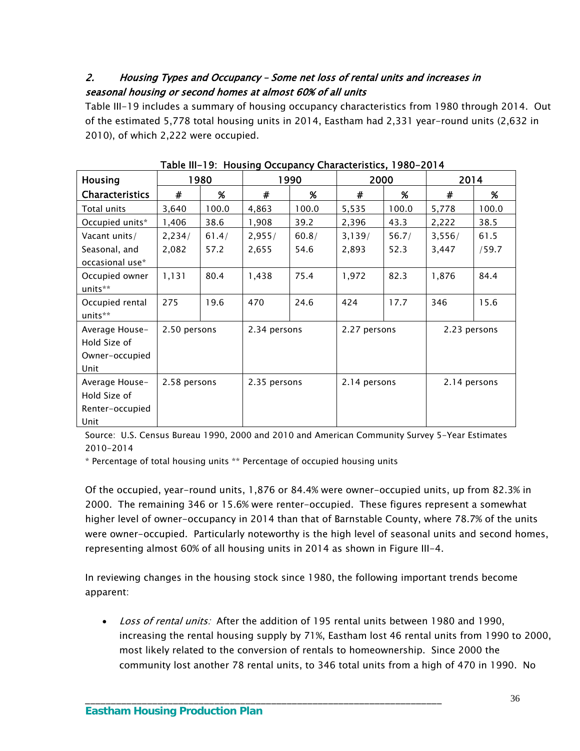## 2. *Housing Types and Occupancy – Some net loss of rental units and increases in seasonal housing or second homes at almost 60% of all units*

Table III-19 includes a summary of housing occupancy characteristics from 1980 through 2014. Out of the estimated 5,778 total housing units in 2014, Eastham had 2,331 year-round units (2,632 in 2010), of which 2,222 were occupied.

**Table III-19: Housing Occupancy Characteristics, 1980-2014**

| Housing Characteristics | 1980 | | 1990 | | 2000 | | 2014 | |
|---|---|---|---|---|---|---|---|---|
| | # | % | # | % | # | % | # | % |
| Total units | 3,640 | 100.0 | 4,863 | 100.0 | 5,535 | 100.0 | 5,778 | 100.0 |
| Occupied units* | 1,406 | 38.6 | 1,908 | 39.2 | 2,396 | 43.3 | 2,222 | 38.5 |
| Vacant units/ Seasonal, and occasional use* | 2,234/ 2,082 | 61.4/ 57.2 | 2,955/ 2,655 | 60.8/ 54.6 | 3,139/ 2,893 | 56.7/ 52.3 | 3,556/ 3,447 | 61.5 /59.7 |
| Occupied owner units** | 1,131 | 80.4 | 1,438 | 75.4 | 1,972 | 82.3 | 1,876 | 84.4 |
| Occupied rental units** | 275 | 19.6 | 470 | 24.6 | 424 | 17.7 | 346 | 15.6 |
| Average House-Hold Size of Owner-occupied Unit | 2.50 persons | | 2.34 persons | | 2.27 persons | | 2.23 persons | |
| Average House-Hold Size of Renter-occupied Unit | 2.58 persons | | 2.35 persons | | 2.14 persons | | 2.14 persons | |

Source: U.S. Census Bureau 1990, 2000 and 2010 and American Community Survey 5-Year Estimates 2010-2014

\* Percentage of total housing units \*\* Percentage of occupied housing units

Of the occupied, year-round units, 1,876 or 84.4% were owner-occupied units, up from 82.3% in 2000. The remaining 346 or 15.6% were renter-occupied. These figures represent a somewhat higher level of owner-occupancy in 2014 than that of Barnstable County, where 78.7% of the units were owner-occupied. Particularly noteworthy is the high level of seasonal units and second homes, representing almost 60% of all housing units in 2014 as shown in Figure III-4.

In reviewing changes in the housing stock since 1980, the following important trends become apparent:

- *Loss of rental units:* After the addition of 195 rental units between 1980 and 1990, increasing the rental housing supply by 71%, Eastham lost 46 rental units from 1990 to 2000, most likely related to the conversion of rentals to homeownership. Since 2000 the community lost another 78 rental units, to 346 total units from a high of 470 in 1990. No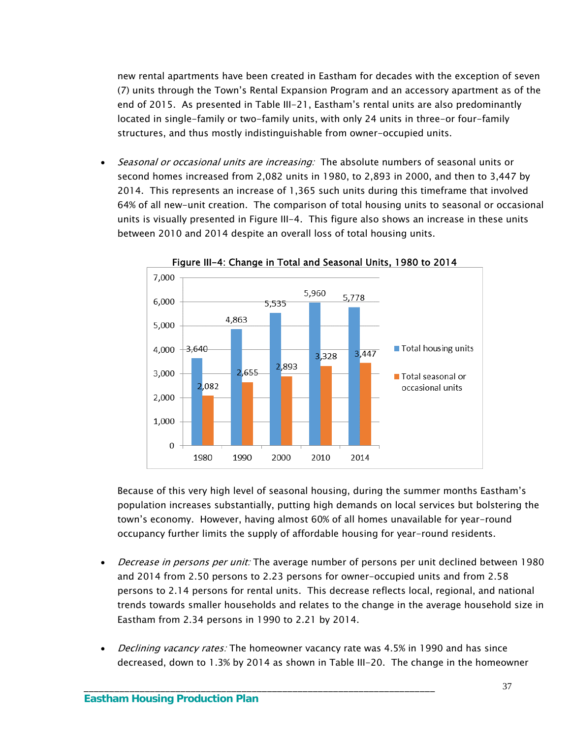new rental apartments have been created in Eastham for decades with the exception of seven (7) units through the Town's Rental Expansion Program and an accessory apartment as of the end of 2015. As presented in Table III-21, Eastham's rental units are also predominantly located in single-family or two-family units, with only 24 units in three-or four-family structures, and thus mostly indistinguishable from owner-occupied units.

- *Seasonal or occasional units are increasing:* The absolute numbers of seasonal units or second homes increased from 2,082 units in 1980, to 2,893 in 2000, and then to 3,447 by 2014. This represents an increase of 1,365 such units during this timeframe that involved 64% of all new-unit creation. The comparison of total housing units to seasonal or occasional units is visually presented in Figure III-4. This figure also shows an increase in these units between 2010 and 2014 despite an overall loss of total housing units.

**Figure III-4: Change in Total and Seasonal Units, 1980 to 2014**

| Year | Total housing units | Total seasonal or occasional units |
|---|---|---|
| 1980 | 3,640 | 2,082 |
| 1990 | 4,863 | 2,655 |
| 2000 | 5,535 | 2,893 |
| 2010 | 5,960 | 3,328 |
| 2014 | 5,778 | 3,447 |

Because of this very high level of seasonal housing, during the summer months Eastham's population increases substantially, putting high demands on local services but bolstering the town's economy. However, having almost 60% of all homes unavailable for year-round occupancy further limits the supply of affordable housing for year-round residents.

- *Decrease in persons per unit:* The average number of persons per unit declined between 1980 and 2014 from 2.50 persons to 2.23 persons for owner-occupied units and from 2.58 persons to 2.14 persons for rental units. This decrease reflects local, regional, and national trends towards smaller households and relates to the change in the average household size in Eastham from 2.34 persons in 1990 to 2.21 by 2014.

- *Declining vacancy rates:* The homeowner vacancy rate was 4.5% in 1990 and has since decreased, down to 1.3% by 2014 as shown in Table III-20. The change in the homeowner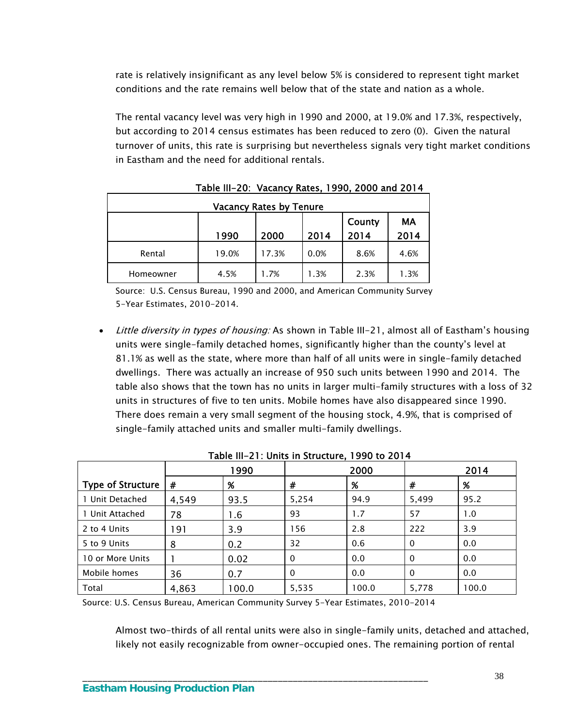rate is relatively insignificant as any level below 5% is considered to represent tight market conditions and the rate remains well below that of the state and nation as a whole.

The rental vacancy level was very high in 1990 and 2000, at 19.0% and 17.3%, respectively, but according to 2014 census estimates has been reduced to zero (0). Given the natural turnover of units, this rate is surprising but nevertheless signals very tight market conditions in Eastham and the need for additional rentals.

**Table III-20: Vacancy Rates, 1990, 2000 and 2014**

| Vacancy Rates by Tenure | | | | | |
|---|---|---|---|---|---|
| | 1990 | 2000 | 2014 | County 2014 | MA 2014 |
| Rental | 19.0% | 17.3% | 0.0% | 8.6% | 4.6% |
| Homeowner | 4.5% | 1.7% | 1.3% | 2.3% | 1.3% |

Source: U.S. Census Bureau, 1990 and 2000, and American Community Survey 5-Year Estimates, 2010-2014.

- *Little diversity in types of housing:* As shown in Table III-21, almost all of Eastham's housing units were single-family detached homes, significantly higher than the county's level at 81.1% as well as the state, where more than half of all units were in single-family detached dwellings. There was actually an increase of 950 such units between 1990 and 2014. The table also shows that the town has no units in larger multi-family structures with a loss of 32 units in structures of five to ten units. Mobile homes have also disappeared since 1990. There does remain a very small segment of the housing stock, 4.9%, that is comprised of single-family attached units and smaller multi-family dwellings.

**Table III-21: Units in Structure, 1990 to 2014**

| | 1990 | | 2000 | | 2014 | |
|---|---|---|---|---|---|---|
| Type of Structure | # | % | # | % | # | % |
| 1 Unit Detached | 4,549 | 93.5 | 5,254 | 94.9 | 5,499 | 95.2 |
| 1 Unit Attached | 78 | 1.6 | 93 | 1.7 | 57 | 1.0 |
| 2 to 4 Units | 191 | 3.9 | 156 | 2.8 | 222 | 3.9 |
| 5 to 9 Units | 8 | 0.2 | 32 | 0.6 | 0 | 0.0 |
| 10 or More Units | 1 | 0.02 | 0 | 0.0 | 0 | 0.0 |
| Mobile homes | 36 | 0.7 | 0 | 0.0 | 0 | 0.0 |
| Total | 4,863 | 100.0 | 5,535 | 100.0 | 5,778 | 100.0 |

Source: U.S. Census Bureau, American Community Survey 5-Year Estimates, 2010-2014

Almost two-thirds of all rental units were also in single-family units, detached and attached, likely not easily recognizable from owner-occupied ones. The remaining portion of rental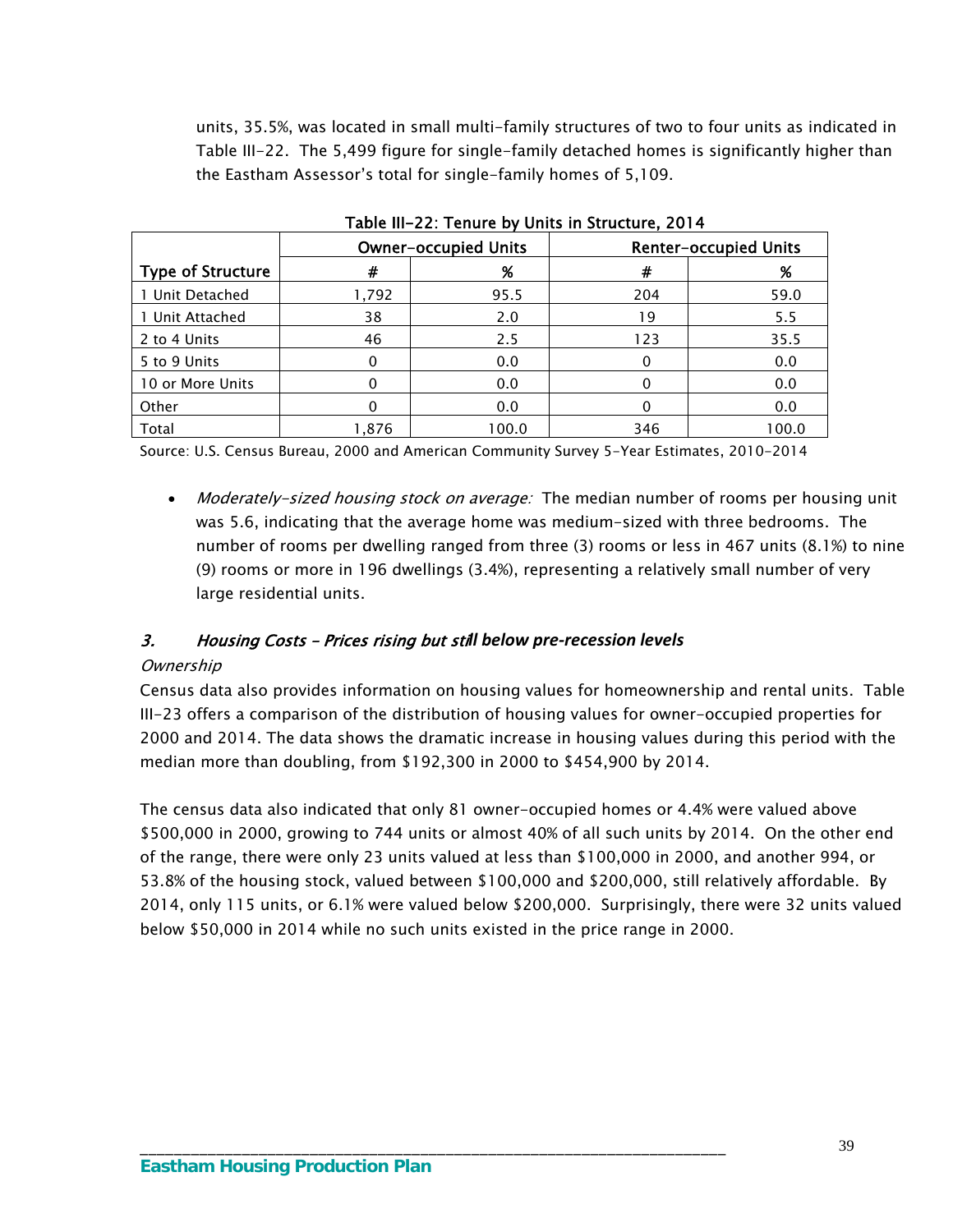units, 35.5%, was located in small multi-family structures of two to four units as indicated in Table III-22. The 5,499 figure for single-family detached homes is significantly higher than the Eastham Assessor's total for single-family homes of 5,109.

**Table III-22: Tenure by Units in Structure, 2014**

| Type of Structure | Owner-occupied Units | | Renter-occupied Units | |
|---|---|---|---|---|
| | # | % | # | % |
| 1 Unit Detached | 1,792 | 95.5 | 204 | 59.0 |
| 1 Unit Attached | 38 | 2.0 | 19 | 5.5 |
| 2 to 4 Units | 46 | 2.5 | 123 | 35.5 |
| 5 to 9 Units | 0 | 0.0 | 0 | 0.0 |
| 10 or More Units | 0 | 0.0 | 0 | 0.0 |
| Other | 0 | 0.0 | 0 | 0.0 |
| Total | 1,876 | 100.0 | 346 | 100.0 |

Source: U.S. Census Bureau, 2000 and American Community Survey 5-Year Estimates, 2010-2014

- *Moderately-sized housing stock on average:* The median number of rooms per housing unit was 5.6, indicating that the average home was medium-sized with three bedrooms. The number of rooms per dwelling ranged from three (3) rooms or less in 467 units (8.1%) to nine (9) rooms or more in 196 dwellings (3.4%), representing a relatively small number of very large residential units.

### 3. *Housing Costs – Prices rising but still below pre-recession levels*

*Ownership*

Census data also provides information on housing values for homeownership and rental units. Table III-23 offers a comparison of the distribution of housing values for owner-occupied properties for 2000 and 2014. The data shows the dramatic increase in housing values during this period with the median more than doubling, from $192,300 in 2000 to $454,900 by 2014.

The census data also indicated that only 81 owner-occupied homes or 4.4% were valued above $500,000 in 2000, growing to 744 units or almost 40% of all such units by 2014. On the other end of the range, there were only 23 units valued at less than $100,000 in 2000, and another 994, or 53.8% of the housing stock, valued between $100,000 and $200,000, still relatively affordable. By 2014, only 115 units, or 6.1% were valued below $200,000. Surprisingly, there were 32 units valued below $50,000 in 2014 while no such units existed in the price range in 2000.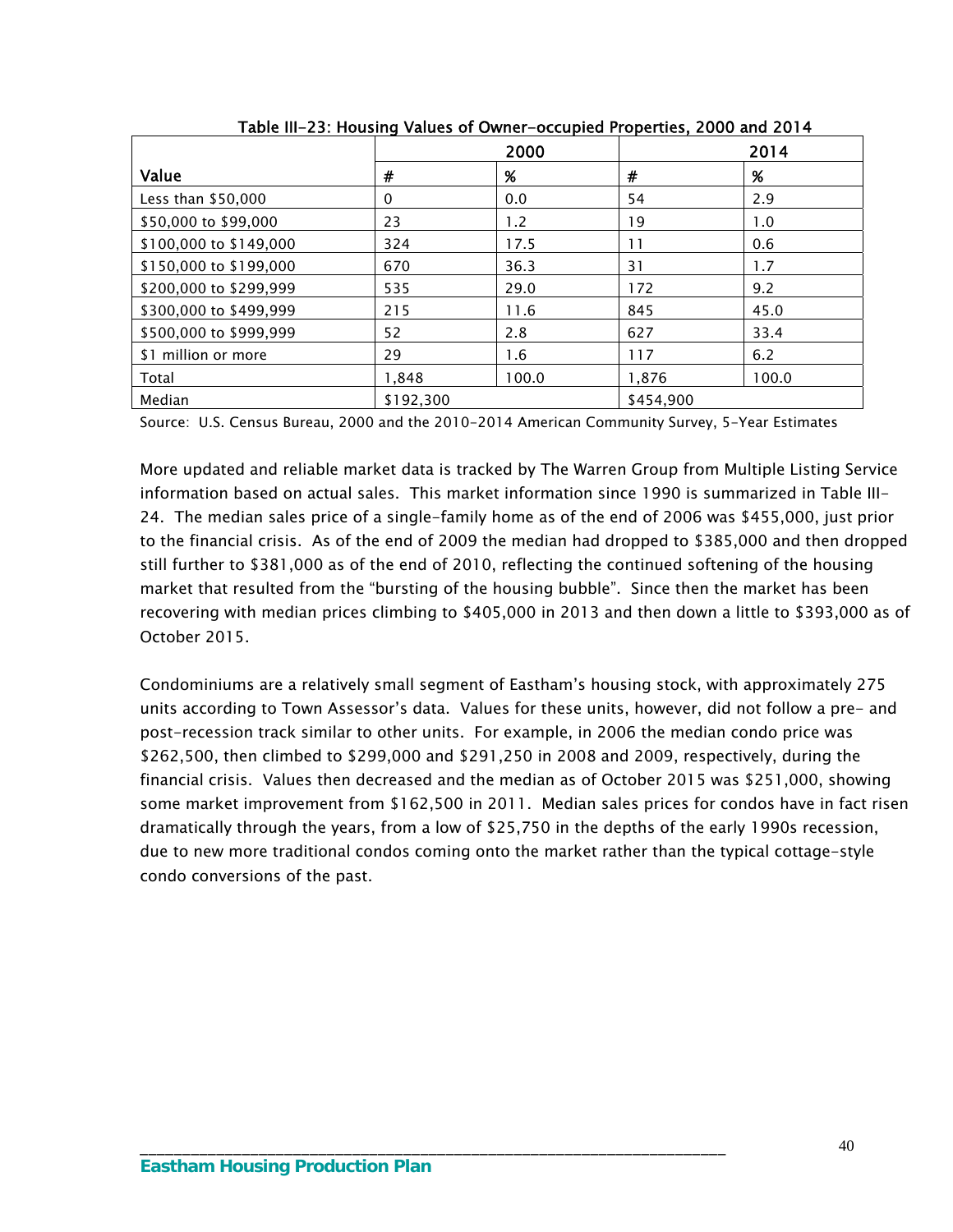**Table III-23: Housing Values of Owner-occupied Properties, 2000 and 2014**

| Value | 2000 | | 2014 | |
|---|---|---|---|---|
| | # | % | # | % |
| Less than $50,000 | 0 | 0.0 | 54 | 2.9 |
| $50,000 to $99,000 | 23 | 1.2 | 19 | 1.0 |
| $100,000 to $149,000 | 324 | 17.5 | 11 | 0.6 |
| $150,000 to $199,000 | 670 | 36.3 | 31 | 1.7 |
| $200,000 to $299,999 | 535 | 29.0 | 172 | 9.2 |
| $300,000 to $499,999 | 215 | 11.6 | 845 | 45.0 |
| $500,000 to $999,999 | 52 | 2.8 | 627 | 33.4 |
| $1 million or more | 29 | 1.6 | 117 | 6.2 |
| Total | 1,848 | 100.0 | 1,876 | 100.0 |
| Median | $192,300 | | $454,900 | |

Source: U.S. Census Bureau, 2000 and the 2010-2014 American Community Survey, 5-Year Estimates

More updated and reliable market data is tracked by The Warren Group from Multiple Listing Service information based on actual sales. This market information since 1990 is summarized in Table III-24. The median sales price of a single-family home as of the end of 2006 was $455,000, just prior to the financial crisis. As of the end of 2009 the median had dropped to $385,000 and then dropped still further to $381,000 as of the end of 2010, reflecting the continued softening of the housing market that resulted from the "bursting of the housing bubble". Since then the market has been recovering with median prices climbing to $405,000 in 2013 and then down a little to $393,000 as of October 2015.

Condominiums are a relatively small segment of Eastham's housing stock, with approximately 275 units according to Town Assessor's data. Values for these units, however, did not follow a pre- and post-recession track similar to other units. For example, in 2006 the median condo price was $262,500, then climbed to $299,000 and $291,250 in 2008 and 2009, respectively, during the financial crisis. Values then decreased and the median as of October 2015 was $251,000, showing some market improvement from $162,500 in 2011. Median sales prices for condos have in fact risen dramatically through the years, from a low of $25,750 in the depths of the early 1990s recession, due to new more traditional condos coming onto the market rather than the typical cottage-style condo conversions of the past.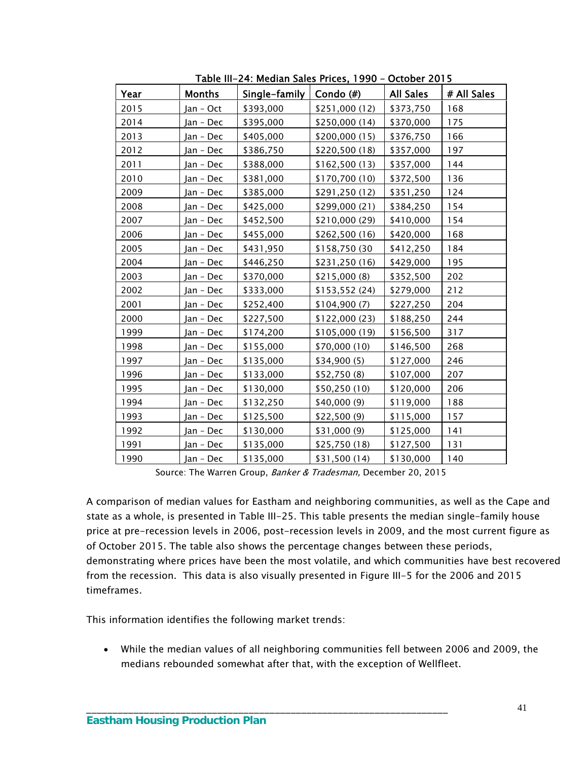**Table III-24: Median Sales Prices, 1990 – October 2015**

| Year | Months | Single-family | Condo (#) | All Sales | # All Sales |
|---|---|---|---|---|---|
| 2015 | Jan – Oct | $393,000 | $251,000 (12) | $373,750 | 168 |
| 2014 | Jan – Dec | $395,000 | $250,000 (14) | $370,000 | 175 |
| 2013 | Jan – Dec | $405,000 | $200,000 (15) | $376,750 | 166 |
| 2012 | Jan – Dec | $386,750 | $220,500 (18) | $357,000 | 197 |
| 2011 | Jan – Dec | $388,000 | $162,500 (13) | $357,000 | 144 |
| 2010 | Jan – Dec | $381,000 | $170,700 (10) | $372,500 | 136 |
| 2009 | Jan – Dec | $385,000 | $291,250 (12) | $351,250 | 124 |
| 2008 | Jan – Dec | $425,000 | $299,000 (21) | $384,250 | 154 |
| 2007 | Jan – Dec | $452,500 | $210,000 (29) | $410,000 | 154 |
| 2006 | Jan – Dec | $455,000 | $262,500 (16) | $420,000 | 168 |
| 2005 | Jan – Dec | $431,950 | $158,750 (30 | $412,250 | 184 |
| 2004 | Jan – Dec | $446,250 | $231,250 (16) | $429,000 | 195 |
| 2003 | Jan – Dec | $370,000 | $215,000 (8) | $352,500 | 202 |
| 2002 | Jan – Dec | $333,000 | $153,552 (24) | $279,000 | 212 |
| 2001 | Jan – Dec | $252,400 | $104,900 (7) | $227,250 | 204 |
| 2000 | Jan – Dec | $227,500 | $122,000 (23) | $188,250 | 244 |
| 1999 | Jan – Dec | $174,200 | $105,000 (19) | $156,500 | 317 |
| 1998 | Jan – Dec | $155,000 | $70,000 (10) | $146,500 | 268 |
| 1997 | Jan – Dec | $135,000 | $34,900 (5) | $127,000 | 246 |
| 1996 | Jan – Dec | $133,000 | $52,750 (8) | $107,000 | 207 |
| 1995 | Jan – Dec | $130,000 | $50,250 (10) | $120,000 | 206 |
| 1994 | Jan – Dec | $132,250 | $40,000 (9) | $119,000 | 188 |
| 1993 | Jan – Dec | $125,500 | $22,500 (9) | $115,000 | 157 |
| 1992 | Jan – Dec | $130,000 | $31,000 (9) | $125,000 | 141 |
| 1991 | Jan – Dec | $135,000 | $25,750 (18) | $127,500 | 131 |
| 1990 | Jan – Dec | $135,000 | $31,500 (14) | $130,000 | 140 |

Source: The Warren Group, *Banker & Tradesman,* December 20, 2015

A comparison of median values for Eastham and neighboring communities, as well as the Cape and state as a whole, is presented in Table III-25. This table presents the median single-family house price at pre-recession levels in 2006, post-recession levels in 2009, and the most current figure as of October 2015. The table also shows the percentage changes between these periods, demonstrating where prices have been the most volatile, and which communities have best recovered from the recession. This data is also visually presented in Figure III-5 for the 2006 and 2015 timeframes.

This information identifies the following market trends:

- While the median values of all neighboring communities fell between 2006 and 2009, the medians rebounded somewhat after that, with the exception of Wellfleet.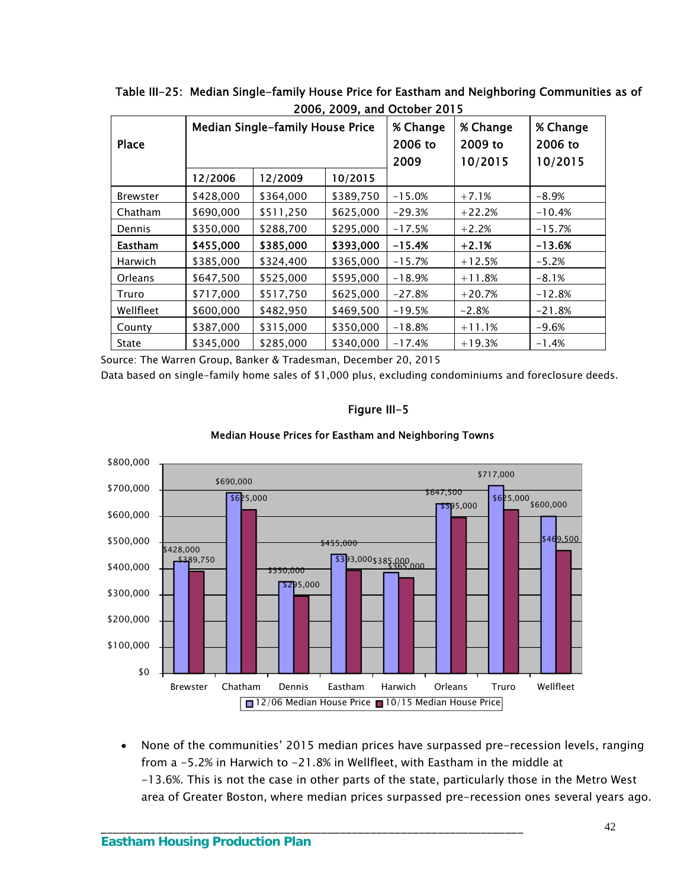Table III-25: Median Single-family House Price for Eastham and Neighboring Communities as of 2006, 2009, and October 2015

| Place | Median Single-family House Price | | | % Change 2006 to 2009 | % Change 2009 to 10/2015 | % Change 2006 to 10/2015 |
|---|---|---|---|---|---|---|
| | 12/2006 | 12/2009 | 10/2015 | | | |
| Brewster | $428,000 | $364,000 | $389,750 | -15.0% | +7.1% | -8.9% |
| Chatham | $690,000 | $511,250 | $625,000 | -29.3% | +22.2% | -10.4% |
| Dennis | $350,000 | $288,700 | $295,000 | -17.5% | +2.2% | -15.7% |
| **Eastham** | **$455,000** | **$385,000** | **$393,000** | **-15.4%** | **+2.1%** | **-13.6%** |
| Harwich | $385,000 | $324,400 | $365,000 | -15.7% | +12.5% | -5.2% |
| Orleans | $647,500 | $525,000 | $595,000 | -18.9% | +11.8% | -8.1% |
| Truro | $717,000 | $517,750 | $625,000 | -27.8% | +20.7% | -12.8% |
| Wellfleet | $600,000 | $482,950 | $469,500 | -19.5% | -2.8% | -21.8% |
| County | $387,000 | $315,000 | $350,000 | -18.8% | +11.1% | -9.6% |
| State | $345,000 | $285,000 | $340,000 | -17.4% | +19.3% | -1.4% |

Source: The Warren Group, Banker & Tradesman, December 20, 2015
Data based on single-family home sales of $1,000 plus, excluding condominiums and foreclosure deeds.

Figure III-5

Median House Prices for Eastham and Neighboring Towns

| Town | 12/06 Median House Price | 10/15 Median House Price |
|---|---|---|
| Brewster | $428,000 | $389,750 |
| Chatham | $690,000 | $625,000 |
| Dennis | $350,000 | $295,000 |
| Eastham | $455,000 | $393,000 |
| Harwich | $385,000 | $365,000 |
| Orleans | $647,500 | $595,000 |
| Truro | $717,000 | $625,000 |
| Wellfleet | $600,000 | $469,500 |

- None of the communities' 2015 median prices have surpassed pre-recession levels, ranging from a -5.2% in Harwich to -21.8% in Wellfleet, with Eastham in the middle at -13.6%. This is not the case in other parts of the state, particularly those in the Metro West area of Greater Boston, where median prices surpassed pre-recession ones several years ago.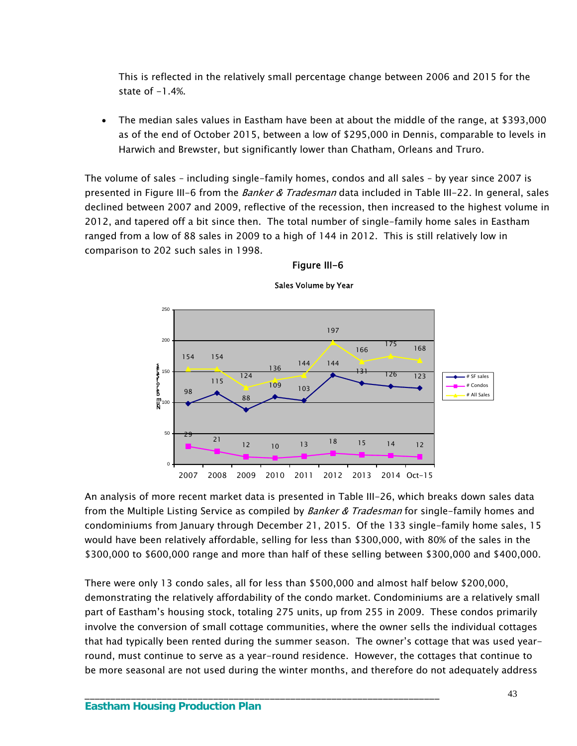This is reflected in the relatively small percentage change between 2006 and 2015 for the state of -1.4%.

- The median sales values in Eastham have been at about the middle of the range, at $393,000 as of the end of October 2015, between a low of $295,000 in Dennis, comparable to levels in Harwich and Brewster, but significantly lower than Chatham, Orleans and Truro.

The volume of sales – including single-family homes, condos and all sales – by year since 2007 is presented in Figure III-6 from the *Banker & Tradesman* data included in Table III-22. In general, sales declined between 2007 and 2009, reflective of the recession, then increased to the highest volume in 2012, and tapered off a bit since then. The total number of single-family home sales in Eastham ranged from a low of 88 sales in 2009 to a high of 144 in 2012. This is still relatively low in comparison to 202 such sales in 1998.

**Figure III-6**

**Sales Volume by Year**

| Year | # SF sales | # Condos | # All Sales |
|---|---|---|---|
| 2007 | 98 | 29 | 154 |
| 2008 | 115 | 21 | 154 |
| 2009 | 88 | 12 | 124 |
| 2010 | 109 | 10 | 136 |
| 2011 | 103 | 13 | 144 |
| 2012 | 144 | 18 | 197 |
| 2013 | 131 | 15 | 166 |
| 2014 | 126 | 14 | 175 |
| Oct-15 | 123 | 12 | 168 |

An analysis of more recent market data is presented in Table III-26, which breaks down sales data from the Multiple Listing Service as compiled by *Banker & Tradesman* for single-family homes and condominiums from January through December 21, 2015. Of the 133 single-family home sales, 15 would have been relatively affordable, selling for less than $300,000, with 80% of the sales in the $300,000 to $600,000 range and more than half of these selling between $300,000 and $400,000.

There were only 13 condo sales, all for less than $500,000 and almost half below $200,000, demonstrating the relatively affordability of the condo market. Condominiums are a relatively small part of Eastham's housing stock, totaling 275 units, up from 255 in 2009. These condos primarily involve the conversion of small cottage communities, where the owner sells the individual cottages that had typically been rented during the summer season. The owner's cottage that was used year-round, must continue to serve as a year-round residence. However, the cottages that continue to be more seasonal are not used during the winter months, and therefore do not adequately address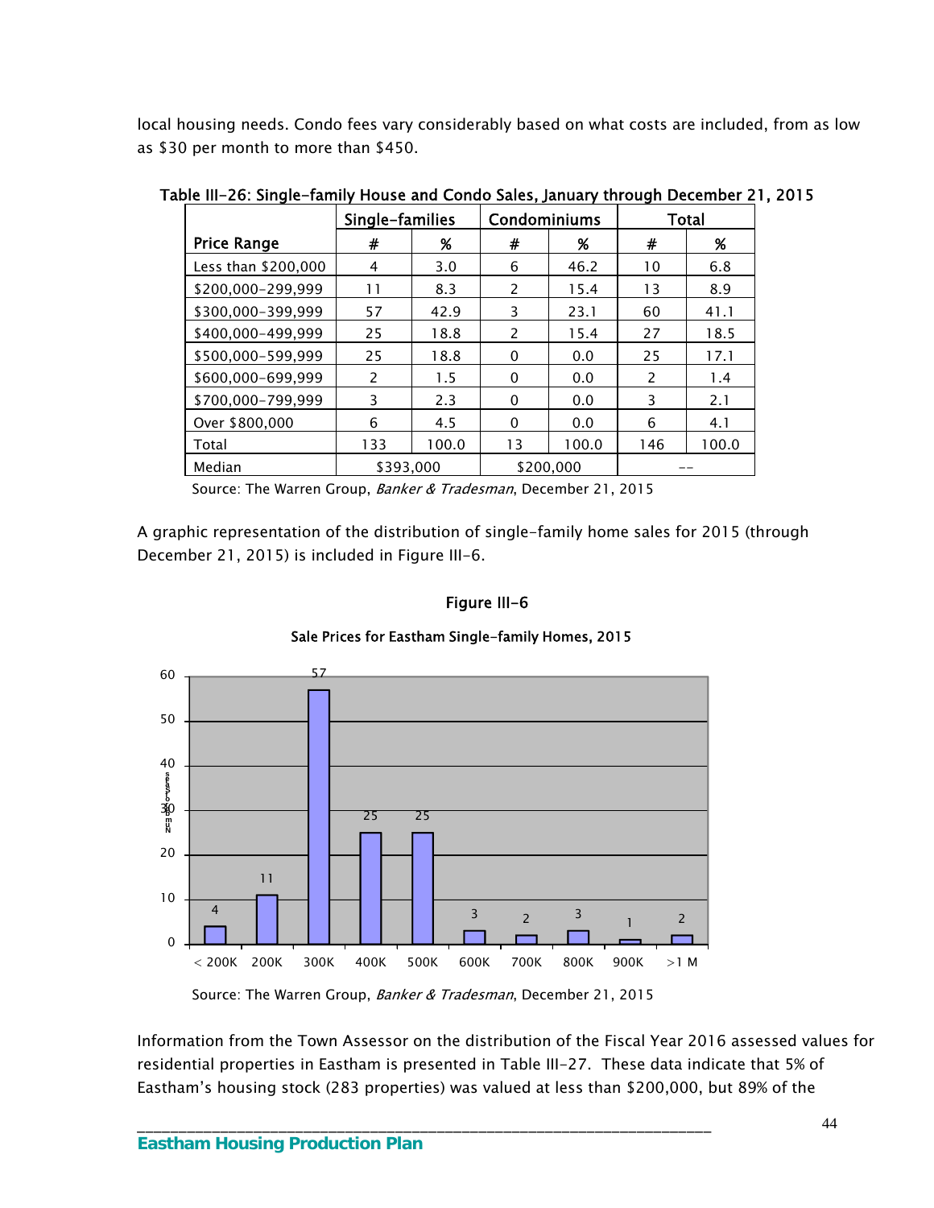local housing needs. Condo fees vary considerably based on what costs are included, from as low as $30 per month to more than $450.

**Table III-26: Single-family House and Condo Sales, January through December 21, 2015**

| | Single-families | | Condominiums | | Total | |
|---|---|---|---|---|---|---|
| **Price Range** | **#** | **%** | **#** | **%** | **#** | **%** |
| Less than $200,000 | 4 | 3.0 | 6 | 46.2 | 10 | 6.8 |
| $200,000-299,999 | 11 | 8.3 | 2 | 15.4 | 13 | 8.9 |
| $300,000-399,999 | 57 | 42.9 | 3 | 23.1 | 60 | 41.1 |
| $400,000-499,999 | 25 | 18.8 | 2 | 15.4 | 27 | 18.5 |
| $500,000-599,999 | 25 | 18.8 | 0 | 0.0 | 25 | 17.1 |
| $600,000-699,999 | 2 | 1.5 | 0 | 0.0 | 2 | 1.4 |
| $700,000-799,999 | 3 | 2.3 | 0 | 0.0 | 3 | 2.1 |
| Over $800,000 | 6 | 4.5 | 0 | 0.0 | 6 | 4.1 |
| Total | 133 | 100.0 | 13 | 100.0 | 146 | 100.0 |
| Median | $393,000 | | $200,000 | | -- | |

Source: The Warren Group, *Banker & Tradesman*, December 21, 2015

A graphic representation of the distribution of single-family home sales for 2015 (through December 21, 2015) is included in Figure III-6.

**Figure III-6**

**Sale Prices for Eastham Single-family Homes, 2015**

| Price | < 200K | 200K | 300K | 400K | 500K | 600K | 700K | 800K | 900K | >1 M |
|---|---|---|---|---|---|---|---|---|---|---|
| Number of Sales | 4 | 11 | 57 | 25 | 25 | 3 | 2 | 3 | 1 | 2 |

Source: The Warren Group, *Banker & Tradesman*, December 21, 2015

Information from the Town Assessor on the distribution of the Fiscal Year 2016 assessed values for residential properties in Eastham is presented in Table III-27. These data indicate that 5% of Eastham's housing stock (283 properties) was valued at less than $200,000, but 89% of the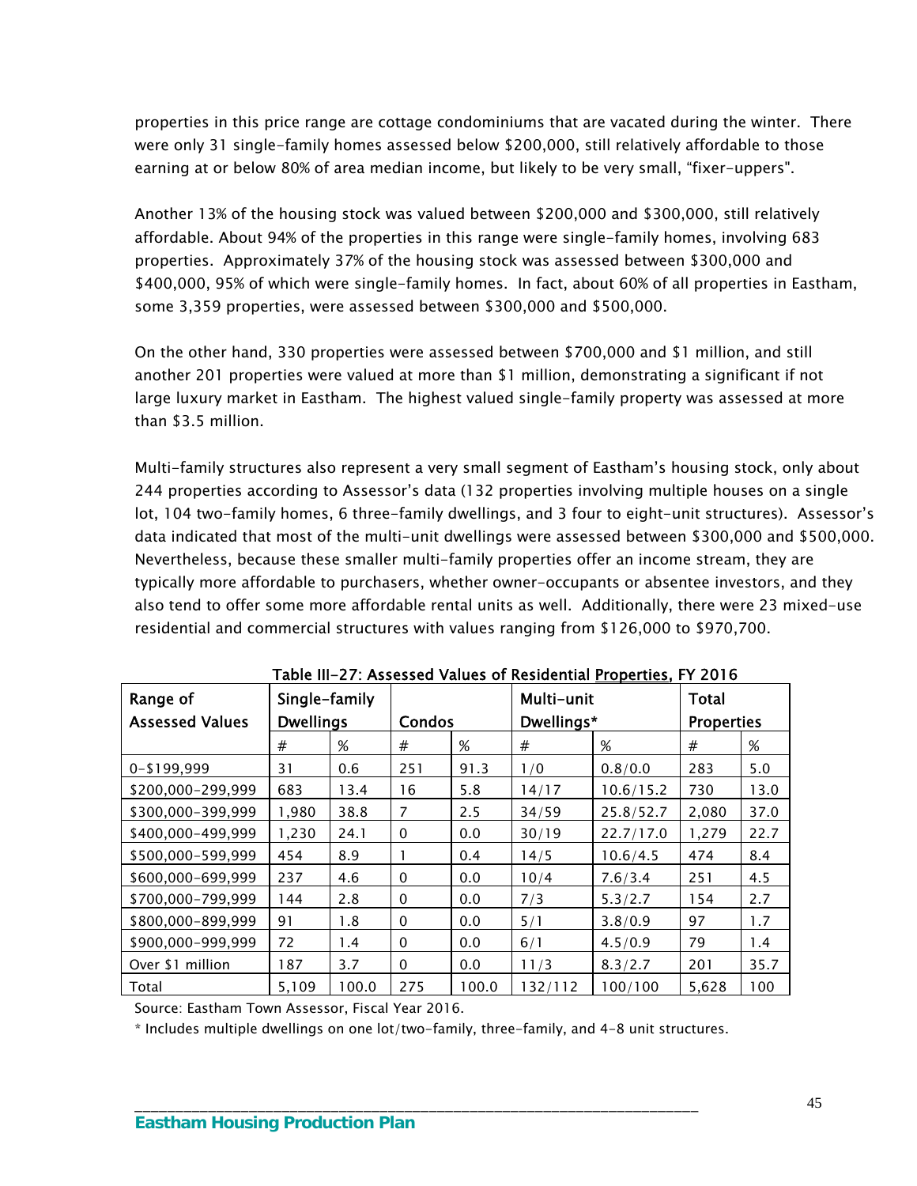properties in this price range are cottage condominiums that are vacated during the winter. There were only 31 single-family homes assessed below $200,000, still relatively affordable to those earning at or below 80% of area median income, but likely to be very small, "fixer-uppers".

Another 13% of the housing stock was valued between $200,000 and $300,000, still relatively affordable. About 94% of the properties in this range were single-family homes, involving 683 properties. Approximately 37% of the housing stock was assessed between $300,000 and $400,000, 95% of which were single-family homes. In fact, about 60% of all properties in Eastham, some 3,359 properties, were assessed between $300,000 and $500,000.

On the other hand, 330 properties were assessed between $700,000 and $1 million, and still another 201 properties were valued at more than $1 million, demonstrating a significant if not large luxury market in Eastham. The highest valued single-family property was assessed at more than $3.5 million.

Multi-family structures also represent a very small segment of Eastham's housing stock, only about 244 properties according to Assessor's data (132 properties involving multiple houses on a single lot, 104 two-family homes, 6 three-family dwellings, and 3 four to eight-unit structures). Assessor's data indicated that most of the multi-unit dwellings were assessed between $300,000 and $500,000. Nevertheless, because these smaller multi-family properties offer an income stream, they are typically more affordable to purchasers, whether owner-occupants or absentee investors, and they also tend to offer some more affordable rental units as well. Additionally, there were 23 mixed-use residential and commercial structures with values ranging from $126,000 to $970,700.

**Table III-27: Assessed Values of Residential Properties, FY 2016**

| Range of Assessed Values | Single-family Dwellings | | Condos | | Multi-unit Dwellings* | | Total Properties | |
|---|---|---|---|---|---|---|---|---|
| | # | % | # | % | # | % | # | % |
| 0-$199,999 | 31 | 0.6 | 251 | 91.3 | 1/0 | 0.8/0.0 | 283 | 5.0 |
| $200,000-299,999 | 683 | 13.4 | 16 | 5.8 | 14/17 | 10.6/15.2 | 730 | 13.0 |
| $300,000-399,999 | 1,980 | 38.8 | 7 | 2.5 | 34/59 | 25.8/52.7 | 2,080 | 37.0 |
| $400,000-499,999 | 1,230 | 24.1 | 0 | 0.0 | 30/19 | 22.7/17.0 | 1,279 | 22.7 |
| $500,000-599,999 | 454 | 8.9 | 1 | 0.4 | 14/5 | 10.6/4.5 | 474 | 8.4 |
| $600,000-699,999 | 237 | 4.6 | 0 | 0.0 | 10/4 | 7.6/3.4 | 251 | 4.5 |
| $700,000-799,999 | 144 | 2.8 | 0 | 0.0 | 7/3 | 5.3/2.7 | 154 | 2.7 |
| $800,000-899,999 | 91 | 1.8 | 0 | 0.0 | 5/1 | 3.8/0.9 | 97 | 1.7 |
| $900,000-999,999 | 72 | 1.4 | 0 | 0.0 | 6/1 | 4.5/0.9 | 79 | 1.4 |
| Over $1 million | 187 | 3.7 | 0 | 0.0 | 11/3 | 8.3/2.7 | 201 | 35.7 |
| Total | 5,109 | 100.0 | 275 | 100.0 | 132/112 | 100/100 | 5,628 | 100 |

Source: Eastham Town Assessor, Fiscal Year 2016.

\* Includes multiple dwellings on one lot/two-family, three-family, and 4-8 unit structures.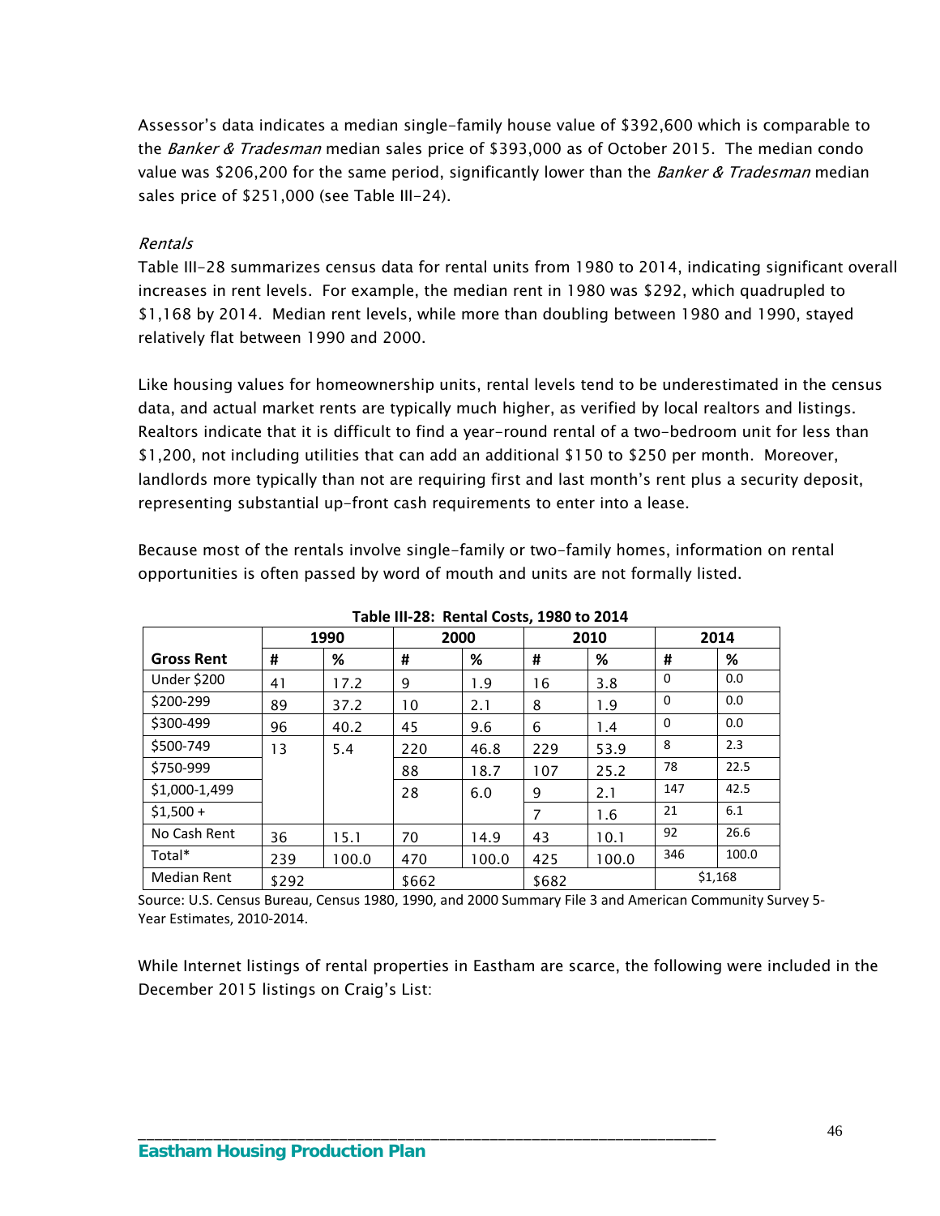Assessor's data indicates a median single-family house value of $392,600 which is comparable to the *Banker & Tradesman* median sales price of $393,000 as of October 2015. The median condo value was $206,200 for the same period, significantly lower than the *Banker & Tradesman* median sales price of $251,000 (see Table III-24).

*Rentals*

Table III-28 summarizes census data for rental units from 1980 to 2014, indicating significant overall increases in rent levels. For example, the median rent in 1980 was $292, which quadrupled to $1,168 by 2014. Median rent levels, while more than doubling between 1980 and 1990, stayed relatively flat between 1990 and 2000.

Like housing values for homeownership units, rental levels tend to be underestimated in the census data, and actual market rents are typically much higher, as verified by local realtors and listings. Realtors indicate that it is difficult to find a year-round rental of a two-bedroom unit for less than $1,200, not including utilities that can add an additional $150 to $250 per month. Moreover, landlords more typically than not are requiring first and last month's rent plus a security deposit, representing substantial up-front cash requirements to enter into a lease.

Because most of the rentals involve single-family or two-family homes, information on rental opportunities is often passed by word of mouth and units are not formally listed.

**Table III-28: Rental Costs, 1980 to 2014**

| | 1990 | | 2000 | | 2010 | | 2014 | |
|---|---|---|---|---|---|---|---|---|
| **Gross Rent** | **#** | **%** | **#** | **%** | **#** | **%** | **#** | **%** |
| Under $200 | 41 | 17.2 | 9 | 1.9 | 16 | 3.8 | 0 | 0.0 |
| $200-299 | 89 | 37.2 | 10 | 2.1 | 8 | 1.9 | 0 | 0.0 |
| $300-499 | 96 | 40.2 | 45 | 9.6 | 6 | 1.4 | 0 | 0.0 |
| $500-749 | 13 | 5.4 | 220 | 46.8 | 229 | 53.9 | 8 | 2.3 |
| $750-999 | | | 88 | 18.7 | 107 | 25.2 | 78 | 22.5 |
| $1,000-1,499 | | | 28 | 6.0 | 9 | 2.1 | 147 | 42.5 |
| $1,500 + | | | | | 7 | 1.6 | 21 | 6.1 |
| No Cash Rent | 36 | 15.1 | 70 | 14.9 | 43 | 10.1 | 92 | 26.6 |
| Total* | 239 | 100.0 | 470 | 100.0 | 425 | 100.0 | 346 | 100.0 |
| Median Rent | $292 | | $662 | | $682 | | $1,168 | |

Source: U.S. Census Bureau, Census 1980, 1990, and 2000 Summary File 3 and American Community Survey 5-Year Estimates, 2010-2014.

While Internet listings of rental properties in Eastham are scarce, the following were included in the December 2015 listings on Craig's List: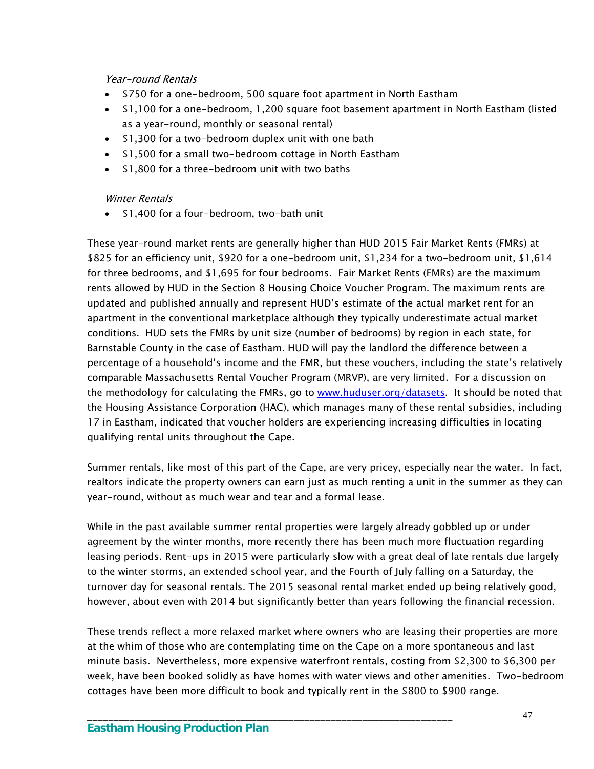*Year-round Rentals*

- $750 for a one-bedroom, 500 square foot apartment in North Eastham
- $1,100 for a one-bedroom, 1,200 square foot basement apartment in North Eastham (listed as a year-round, monthly or seasonal rental)
- $1,300 for a two-bedroom duplex unit with one bath
- $1,500 for a small two-bedroom cottage in North Eastham
- $1,800 for a three-bedroom unit with two baths

*Winter Rentals*

- $1,400 for a four-bedroom, two-bath unit

These year-round market rents are generally higher than HUD 2015 Fair Market Rents (FMRs) at $825 for an efficiency unit, $920 for a one-bedroom unit, $1,234 for a two-bedroom unit, $1,614 for three bedrooms, and $1,695 for four bedrooms. Fair Market Rents (FMRs) are the maximum rents allowed by HUD in the Section 8 Housing Choice Voucher Program. The maximum rents are updated and published annually and represent HUD's estimate of the actual market rent for an apartment in the conventional marketplace although they typically underestimate actual market conditions. HUD sets the FMRs by unit size (number of bedrooms) by region in each state, for Barnstable County in the case of Eastham. HUD will pay the landlord the difference between a percentage of a household's income and the FMR, but these vouchers, including the state's relatively comparable Massachusetts Rental Voucher Program (MRVP), are very limited. For a discussion on the methodology for calculating the FMRs, go to [www.huduser.org/datasets](www.huduser.org/datasets). It should be noted that the Housing Assistance Corporation (HAC), which manages many of these rental subsidies, including 17 in Eastham, indicated that voucher holders are experiencing increasing difficulties in locating qualifying rental units throughout the Cape.

Summer rentals, like most of this part of the Cape, are very pricey, especially near the water. In fact, realtors indicate the property owners can earn just as much renting a unit in the summer as they can year-round, without as much wear and tear and a formal lease.

While in the past available summer rental properties were largely already gobbled up or under agreement by the winter months, more recently there has been much more fluctuation regarding leasing periods. Rent-ups in 2015 were particularly slow with a great deal of late rentals due largely to the winter storms, an extended school year, and the Fourth of July falling on a Saturday, the turnover day for seasonal rentals. The 2015 seasonal rental market ended up being relatively good, however, about even with 2014 but significantly better than years following the financial recession.

These trends reflect a more relaxed market where owners who are leasing their properties are more at the whim of those who are contemplating time on the Cape on a more spontaneous and last minute basis. Nevertheless, more expensive waterfront rentals, costing from $2,300 to $6,300 per week, have been booked solidly as have homes with water views and other amenities. Two-bedroom cottages have been more difficult to book and typically rent in the $800 to $900 range.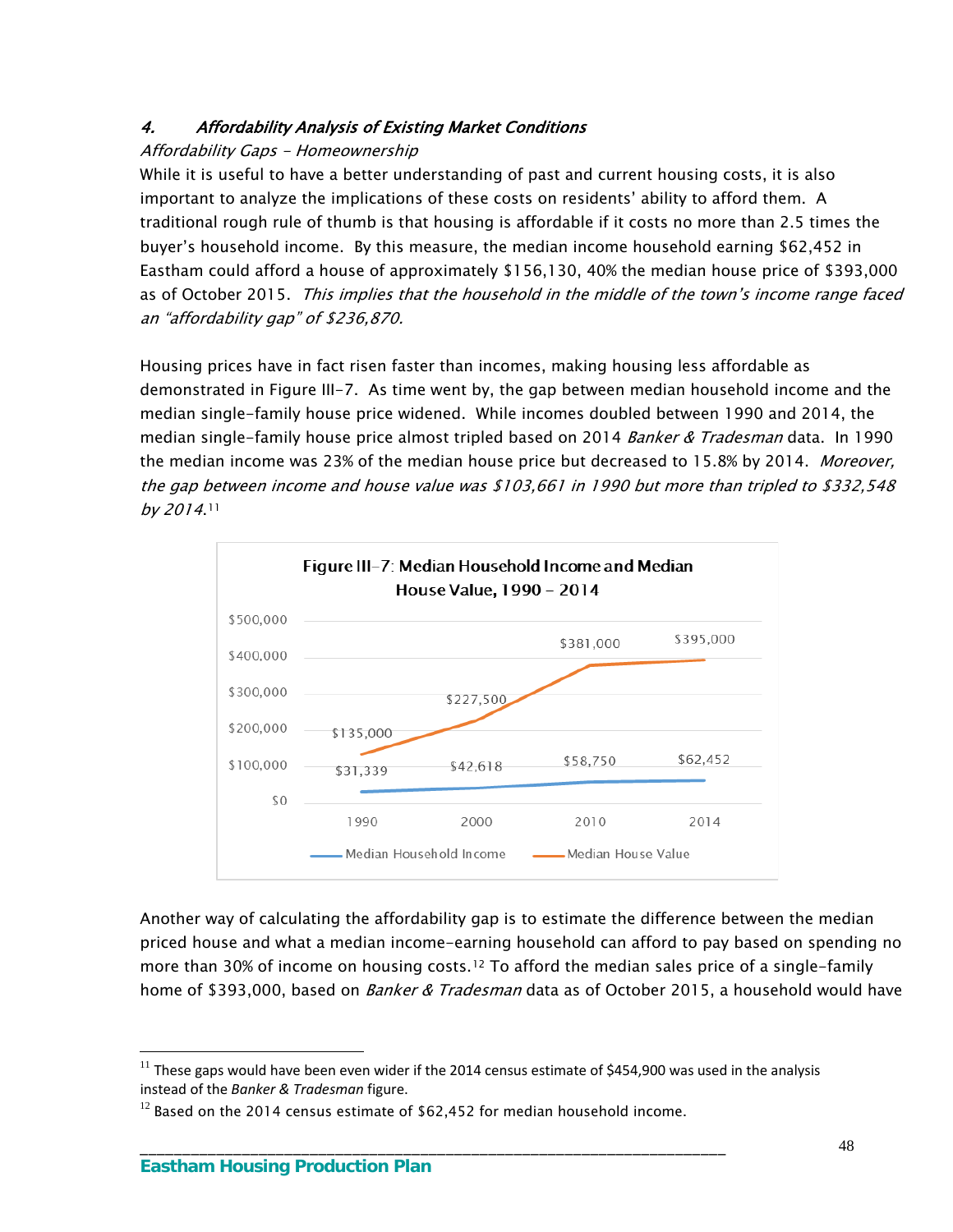### 4. *Affordability Analysis of Existing Market Conditions*

*Affordability Gaps – Homeownership*

While it is useful to have a better understanding of past and current housing costs, it is also important to analyze the implications of these costs on residents' ability to afford them. A traditional rough rule of thumb is that housing is affordable if it costs no more than 2.5 times the buyer's household income. By this measure, the median income household earning $62,452 in Eastham could afford a house of approximately $156,130, 40% the median house price of $393,000 as of October 2015. *This implies that the household in the middle of the town's income range faced an "affordability gap" of $236,870.*

Housing prices have in fact risen faster than incomes, making housing less affordable as demonstrated in Figure III-7. As time went by, the gap between median household income and the median single-family house price widened. While incomes doubled between 1990 and 2014, the median single-family house price almost tripled based on 2014 *Banker & Tradesman* data. In 1990 the median income was 23% of the median house price but decreased to 15.8% by 2014. *Moreover, the gap between income and house value was $103,661 in 1990 but more than tripled to $332,548 by 2014.*[11]

**Figure III-7: Median Household Income and Median House Value, 1990 – 2014**

| Year | Median Household Income | Median House Value |
|---|---|---|
| 1990 | $31,339 | $135,000 |
| 2000 | $42,618 | $227,500 |
| 2010 | $58,750 | $381,000 |
| 2014 | $62,452 | $395,000 |

Another way of calculating the affordability gap is to estimate the difference between the median priced house and what a median income-earning household can afford to pay based on spending no more than 30% of income on housing costs.[12] To afford the median sales price of a single-family home of $393,000, based on *Banker & Tradesman* data as of October 2015, a household would have

---

[11] These gaps would have been even wider if the 2014 census estimate of $454,900 was used in the analysis instead of the *Banker & Tradesman* figure.

[12] Based on the 2014 census estimate of $62,452 for median household income.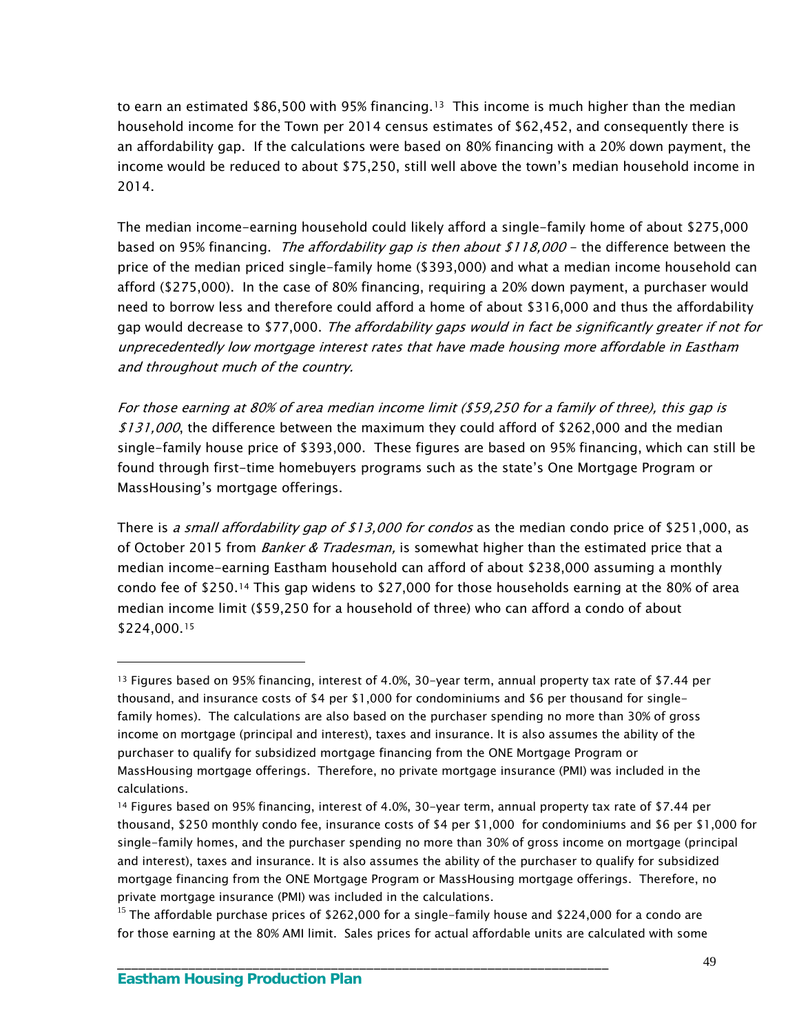to earn an estimated $86,500 with 95% financing.[13] This income is much higher than the median household income for the Town per 2014 census estimates of $62,452, and consequently there is an affordability gap. If the calculations were based on 80% financing with a 20% down payment, the income would be reduced to about $75,250, still well above the town's median household income in 2014.

The median income-earning household could likely afford a single-family home of about $275,000 based on 95% financing. *The affordability gap is then about $118,000* – the difference between the price of the median priced single-family home ($393,000) and what a median income household can afford ($275,000). In the case of 80% financing, requiring a 20% down payment, a purchaser would need to borrow less and therefore could afford a home of about $316,000 and thus the affordability gap would decrease to $77,000. *The affordability gaps would in fact be significantly greater if not for unprecedentedly low mortgage interest rates that have made housing more affordable in Eastham and throughout much of the country.*

*For those earning at 80% of area median income limit ($59,250 for a family of three), this gap is $131,000*, the difference between the maximum they could afford of $262,000 and the median single-family house price of $393,000. These figures are based on 95% financing, which can still be found through first-time homebuyers programs such as the state's One Mortgage Program or MassHousing's mortgage offerings.

There is *a small affordability gap of $13,000 for condos* as the median condo price of $251,000, as of October 2015 from *Banker & Tradesman,* is somewhat higher than the estimated price that a median income-earning Eastham household can afford of about $238,000 assuming a monthly condo fee of $250.[14] This gap widens to $27,000 for those households earning at the 80% of area median income limit ($59,250 for a household of three) who can afford a condo of about $224,000.[15]

---

[13] Figures based on 95% financing, interest of 4.0%, 30-year term, annual property tax rate of $7.44 per thousand, and insurance costs of $4 per $1,000 for condominiums and $6 per thousand for single-family homes). The calculations are also based on the purchaser spending no more than 30% of gross income on mortgage (principal and interest), taxes and insurance. It is also assumes the ability of the purchaser to qualify for subsidized mortgage financing from the ONE Mortgage Program or MassHousing mortgage offerings. Therefore, no private mortgage insurance (PMI) was included in the calculations.

[14] Figures based on 95% financing, interest of 4.0%, 30-year term, annual property tax rate of $7.44 per thousand, $250 monthly condo fee, insurance costs of $4 per $1,000 for condominiums and $6 per $1,000 for single-family homes, and the purchaser spending no more than 30% of gross income on mortgage (principal and interest), taxes and insurance. It is also assumes the ability of the purchaser to qualify for subsidized mortgage financing from the ONE Mortgage Program or MassHousing mortgage offerings. Therefore, no private mortgage insurance (PMI) was included in the calculations.

[15] The affordable purchase prices of $262,000 for a single-family house and $224,000 for a condo are for those earning at the 80% AMI limit. Sales prices for actual affordable units are calculated with some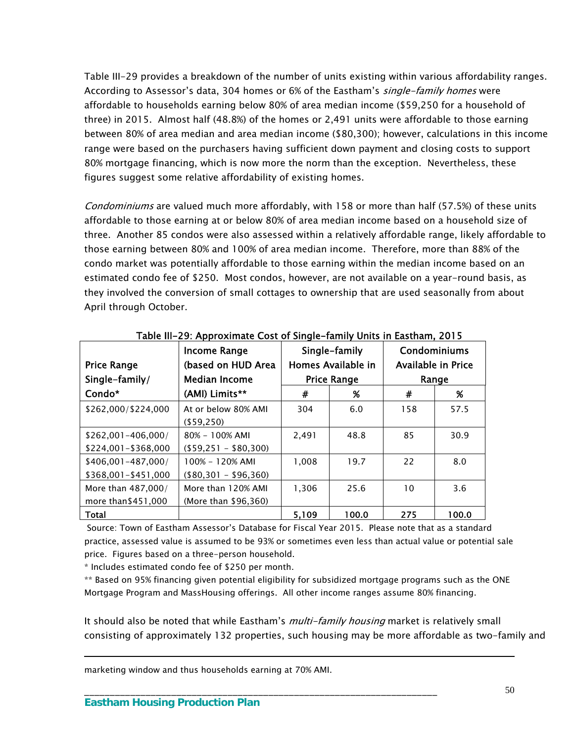Table III-29 provides a breakdown of the number of units existing within various affordability ranges. According to Assessor's data, 304 homes or 6% of the Eastham's *single-family homes* were affordable to households earning below 80% of area median income ($59,250 for a household of three) in 2015. Almost half (48.8%) of the homes or 2,491 units were affordable to those earning between 80% of area median and area median income ($80,300); however, calculations in this income range were based on the purchasers having sufficient down payment and closing costs to support 80% mortgage financing, which is now more the norm than the exception. Nevertheless, these figures suggest some relative affordability of existing homes.

*Condominiums* are valued much more affordably, with 158 or more than half (57.5%) of these units affordable to those earning at or below 80% of area median income based on a household size of three. Another 85 condos were also assessed within a relatively affordable range, likely affordable to those earning between 80% and 100% of area median income. Therefore, more than 88% of the condo market was potentially affordable to those earning within the median income based on an estimated condo fee of $250. Most condos, however, are not available on a year-round basis, as they involved the conversion of small cottages to ownership that are used seasonally from about April through October.

**Table III-29: Approximate Cost of Single-family Units in Eastham, 2015**

| Price Range Single-family/ Condo* | Income Range (based on HUD Area Median Income (AMI) Limits** | Single-family Homes Available in Price Range | | Condominiums Available in Price Range | |
|---|---|---|---|---|---|
| | | # | % | # | % |
| $262,000/$224,000 | At or below 80% AMI ($59,250) | 304 | 6.0 | 158 | 57.5 |
| $262,001-406,000/ $224,001-$368,000 | 80% – 100% AMI ($59,251 – $80,300) | 2,491 | 48.8 | 85 | 30.9 |
| $406,001-487,000/ $368,001-$451,000 | 100% – 120% AMI ($80,301 – $96,360) | 1,008 | 19.7 | 22 | 8.0 |
| More than 487,000/ more than$451,000 | More than 120% AMI (More than $96,360) | 1,306 | 25.6 | 10 | 3.6 |
| **Total** | | **5,109** | **100.0** | **275** | **100.0** |

Source: Town of Eastham Assessor's Database for Fiscal Year 2015. Please note that as a standard practice, assessed value is assumed to be 93% or sometimes even less than actual value or potential sale price. Figures based on a three-person household.

* Includes estimated condo fee of $250 per month.

** Based on 95% financing given potential eligibility for subsidized mortgage programs such as the ONE Mortgage Program and MassHousing offerings. All other income ranges assume 80% financing.

It should also be noted that while Eastham's *multi-family housing* market is relatively small consisting of approximately 132 properties, such housing may be more affordable as two-family and

---

marketing window and thus households earning at 70% AMI.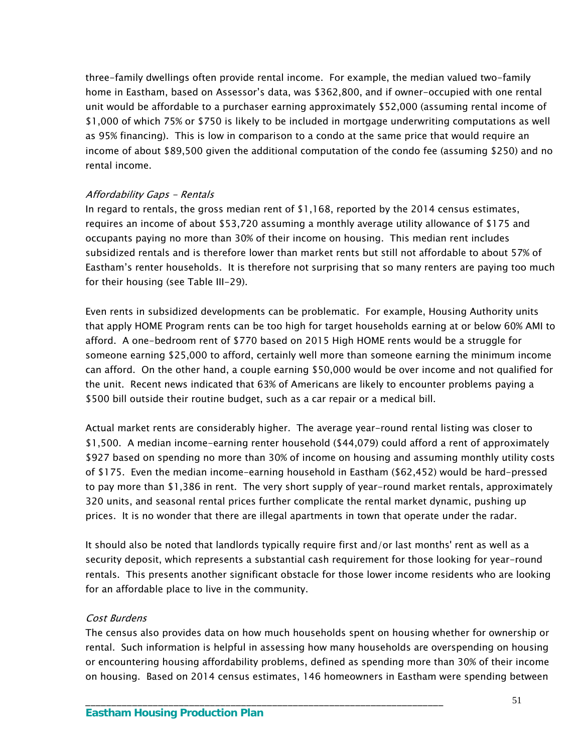three-family dwellings often provide rental income. For example, the median valued two-family home in Eastham, based on Assessor's data, was $362,800, and if owner-occupied with one rental unit would be affordable to a purchaser earning approximately $52,000 (assuming rental income of $1,000 of which 75% or $750 is likely to be included in mortgage underwriting computations as well as 95% financing). This is low in comparison to a condo at the same price that would require an income of about $89,500 given the additional computation of the condo fee (assuming $250) and no rental income.

*Affordability Gaps – Rentals*

In regard to rentals, the gross median rent of $1,168, reported by the 2014 census estimates, requires an income of about $53,720 assuming a monthly average utility allowance of $175 and occupants paying no more than 30% of their income on housing. This median rent includes subsidized rentals and is therefore lower than market rents but still not affordable to about 57% of Eastham's renter households. It is therefore not surprising that so many renters are paying too much for their housing (see Table III-29).

Even rents in subsidized developments can be problematic. For example, Housing Authority units that apply HOME Program rents can be too high for target households earning at or below 60% AMI to afford. A one-bedroom rent of $770 based on 2015 High HOME rents would be a struggle for someone earning $25,000 to afford, certainly well more than someone earning the minimum income can afford. On the other hand, a couple earning $50,000 would be over income and not qualified for the unit. Recent news indicated that 63% of Americans are likely to encounter problems paying a $500 bill outside their routine budget, such as a car repair or a medical bill.

Actual market rents are considerably higher. The average year-round rental listing was closer to $1,500. A median income-earning renter household ($44,079) could afford a rent of approximately $927 based on spending no more than 30% of income on housing and assuming monthly utility costs of $175. Even the median income-earning household in Eastham ($62,452) would be hard-pressed to pay more than $1,386 in rent. The very short supply of year-round market rentals, approximately 320 units, and seasonal rental prices further complicate the rental market dynamic, pushing up prices. It is no wonder that there are illegal apartments in town that operate under the radar.

It should also be noted that landlords typically require first and/or last months' rent as well as a security deposit, which represents a substantial cash requirement for those looking for year-round rentals. This presents another significant obstacle for those lower income residents who are looking for an affordable place to live in the community.

*Cost Burdens*

The census also provides data on how much households spent on housing whether for ownership or rental. Such information is helpful in assessing how many households are overspending on housing or encountering housing affordability problems, defined as spending more than 30% of their income on housing. Based on 2014 census estimates, 146 homeowners in Eastham were spending between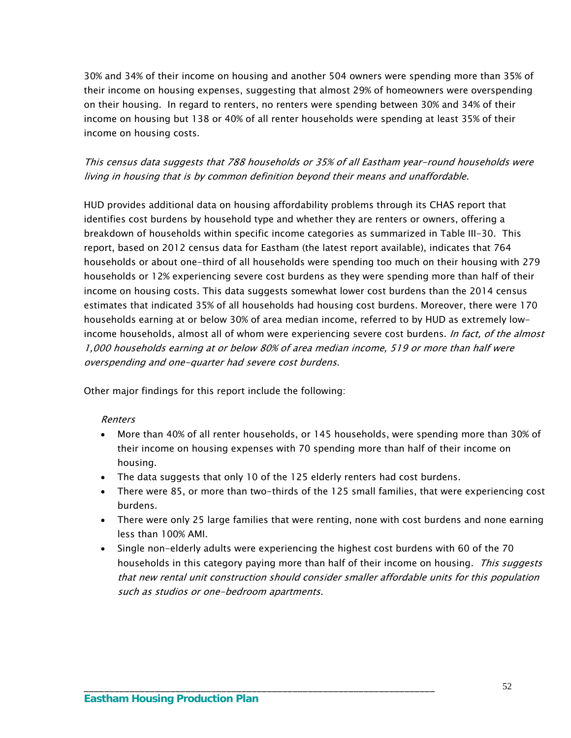30% and 34% of their income on housing and another 504 owners were spending more than 35% of their income on housing expenses, suggesting that almost 29% of homeowners were overspending on their housing. In regard to renters, no renters were spending between 30% and 34% of their income on housing but 138 or 40% of all renter households were spending at least 35% of their income on housing costs.

*This census data suggests that 788 households or 35% of all Eastham year-round households were living in housing that is by common definition beyond their means and unaffordable.*

HUD provides additional data on housing affordability problems through its CHAS report that identifies cost burdens by household type and whether they are renters or owners, offering a breakdown of households within specific income categories as summarized in Table III-30. This report, based on 2012 census data for Eastham (the latest report available), indicates that 764 households or about one-third of all households were spending too much on their housing with 279 households or 12% experiencing severe cost burdens as they were spending more than half of their income on housing costs. This data suggests somewhat lower cost burdens than the 2014 census estimates that indicated 35% of all households had housing cost burdens. Moreover, there were 170 households earning at or below 30% of area median income, referred to by HUD as extremely low-income households, almost all of whom were experiencing severe cost burdens. *In fact, of the almost 1,000 households earning at or below 80% of area median income, 519 or more than half were overspending and one-quarter had severe cost burdens.*

Other major findings for this report include the following:

*Renters*

- More than 40% of all renter households, or 145 households, were spending more than 30% of their income on housing expenses with 70 spending more than half of their income on housing.
- The data suggests that only 10 of the 125 elderly renters had cost burdens.
- There were 85, or more than two-thirds of the 125 small families, that were experiencing cost burdens.
- There were only 25 large families that were renting, none with cost burdens and none earning less than 100% AMI.
- Single non-elderly adults were experiencing the highest cost burdens with 60 of the 70 households in this category paying more than half of their income on housing. *This suggests that new rental unit construction should consider smaller affordable units for this population such as studios or one-bedroom apartments.*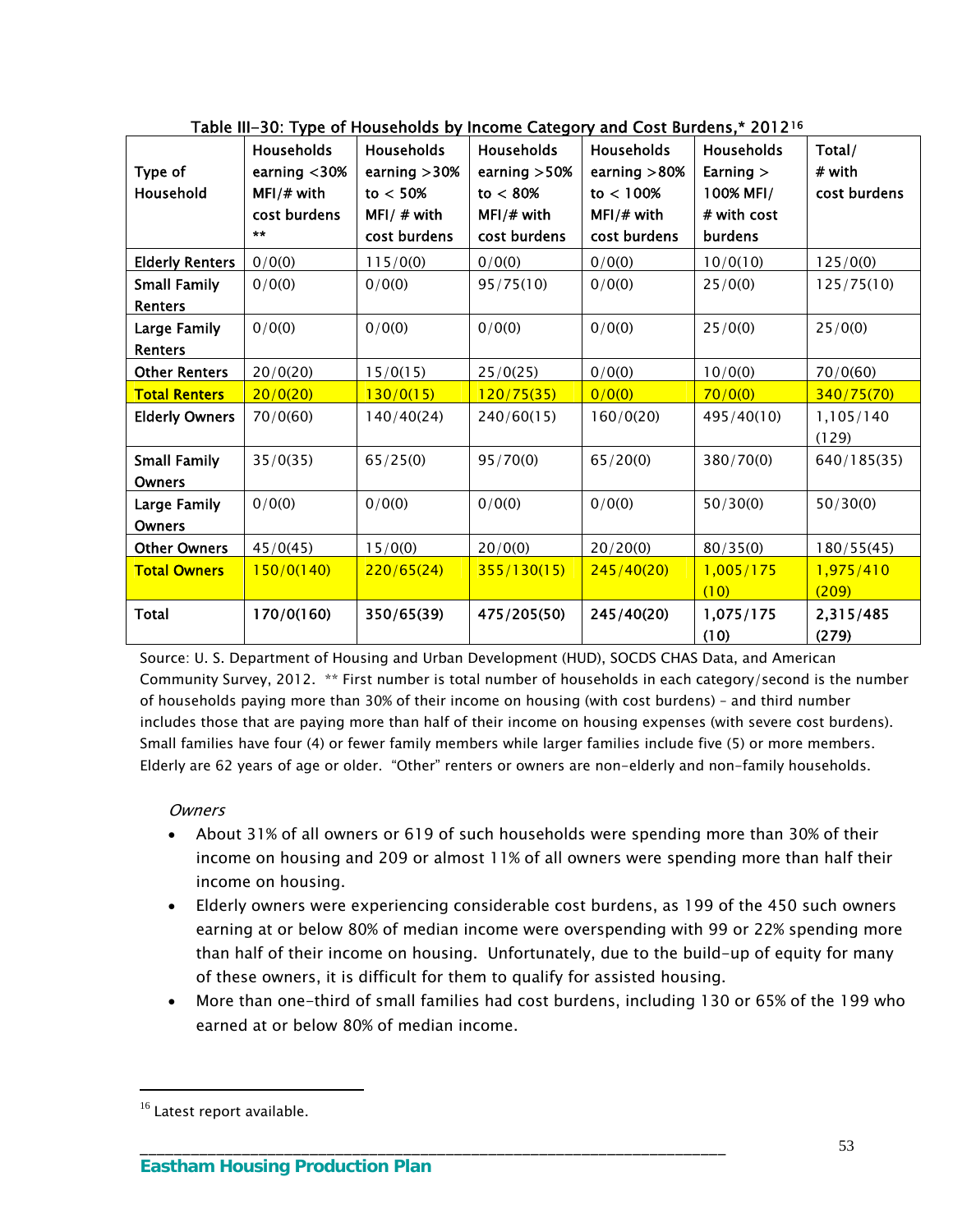Table III-30: Type of Households by Income Category and Cost Burdens,* 2012[16]

| Type of Household | Households earning <30% MFI/# with cost burdens ** | Households earning >30% to < 50% MFI/ # with cost burdens | Households earning >50% to < 80% MFI/# with cost burdens | Households earning >80% to < 100% MFI/# with cost burdens | Households Earning > 100% MFI/ # with cost burdens | Total/ # with cost burdens |
|---|---|---|---|---|---|---|
| Elderly Renters | 0/0(0) | 115/0(0) | 0/0(0) | 0/0(0) | 10/0(10) | 125/0(0) |
| Small Family Renters | 0/0(0) | 0/0(0) | 95/75(10) | 0/0(0) | 25/0(0) | 125/75(10) |
| Large Family Renters | 0/0(0) | 0/0(0) | 0/0(0) | 0/0(0) | 25/0(0) | 25/0(0) |
| Other Renters | 20/0(20) | 15/0(15) | 25/0(25) | 0/0(0) | 10/0(0) | 70/0(60) |
| **Total Renters** | 20/0(20) | 130/0(15) | 120/75(35) | 0/0(0) | 70/0(0) | 340/75(70) |
| Elderly Owners | 70/0(60) | 140/40(24) | 240/60(15) | 160/0(20) | 495/40(10) | 1,105/140 (129) |
| Small Family Owners | 35/0(35) | 65/25(0) | 95/70(0) | 65/20(0) | 380/70(0) | 640/185(35) |
| Large Family Owners | 0/0(0) | 0/0(0) | 0/0(0) | 0/0(0) | 50/30(0) | 50/30(0) |
| Other Owners | 45/0(45) | 15/0(0) | 20/0(0) | 20/20(0) | 80/35(0) | 180/55(45) |
| **Total Owners** | 150/0(140) | 220/65(24) | 355/130(15) | 245/40(20) | 1,005/175 (10) | 1,975/410 (209) |
| **Total** | **170/0(160)** | **350/65(39)** | **475/205(50)** | **245/40(20)** | **1,075/175 (10)** | **2,315/485 (279)** |

Source: U. S. Department of Housing and Urban Development (HUD), SOCDS CHAS Data, and American Community Survey, 2012. ** First number is total number of households in each category/second is the number of households paying more than 30% of their income on housing (with cost burdens) – and third number includes those that are paying more than half of their income on housing expenses (with severe cost burdens). Small families have four (4) or fewer family members while larger families include five (5) or more members. Elderly are 62 years of age or older. "Other" renters or owners are non-elderly and non-family households.

*Owners*

- About 31% of all owners or 619 of such households were spending more than 30% of their income on housing and 209 or almost 11% of all owners were spending more than half their income on housing.
- Elderly owners were experiencing considerable cost burdens, as 199 of the 450 such owners earning at or below 80% of median income were overspending with 99 or 22% spending more than half of their income on housing. Unfortunately, due to the build-up of equity for many of these owners, it is difficult for them to qualify for assisted housing.
- More than one-third of small families had cost burdens, including 130 or 65% of the 199 who earned at or below 80% of median income.

[16] Latest report available.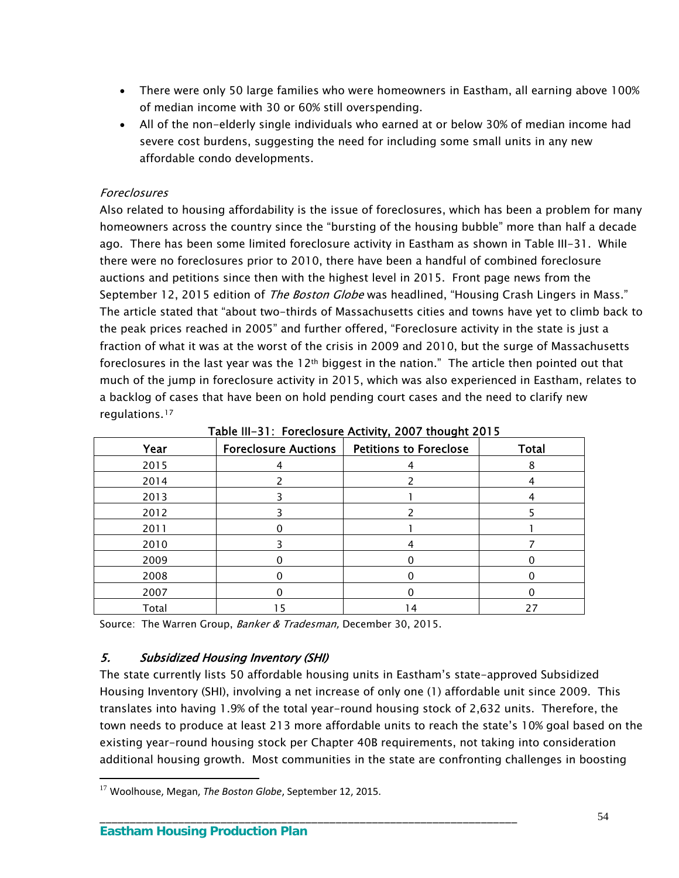- There were only 50 large families who were homeowners in Eastham, all earning above 100% of median income with 30 or 60% still overspending.
- All of the non-elderly single individuals who earned at or below 30% of median income had severe cost burdens, suggesting the need for including some small units in any new affordable condo developments.

*Foreclosures*

Also related to housing affordability is the issue of foreclosures, which has been a problem for many homeowners across the country since the "bursting of the housing bubble" more than half a decade ago. There has been some limited foreclosure activity in Eastham as shown in Table III-31. While there were no foreclosures prior to 2010, there have been a handful of combined foreclosure auctions and petitions since then with the highest level in 2015. Front page news from the September 12, 2015 edition of *The Boston Globe* was headlined, "Housing Crash Lingers in Mass." The article stated that "about two-thirds of Massachusetts cities and towns have yet to climb back to the peak prices reached in 2005" and further offered, "Foreclosure activity in the state is just a fraction of what it was at the worst of the crisis in 2009 and 2010, but the surge of Massachusetts foreclosures in the last year was the 12th biggest in the nation." The article then pointed out that much of the jump in foreclosure activity in 2015, which was also experienced in Eastham, relates to a backlog of cases that have been on hold pending court cases and the need to clarify new regulations.[17]

**Table III-31: Foreclosure Activity, 2007 thought 2015**

| Year | Foreclosure Auctions | Petitions to Foreclose | Total |
|---|---|---|---|
| 2015 | 4 | 4 | 8 |
| 2014 | 2 | 2 | 4 |
| 2013 | 3 | 1 | 4 |
| 2012 | 3 | 2 | 5 |
| 2011 | 0 | 1 | 1 |
| 2010 | 3 | 4 | 7 |
| 2009 | 0 | 0 | 0 |
| 2008 | 0 | 0 | 0 |
| 2007 | 0 | 0 | 0 |
| Total | 15 | 14 | 27 |

Source: The Warren Group, *Banker & Tradesman,* December 30, 2015.

### 5. *Subsidized Housing Inventory (SHI)*

The state currently lists 50 affordable housing units in Eastham's state-approved Subsidized Housing Inventory (SHI), involving a net increase of only one (1) affordable unit since 2009. This translates into having 1.9% of the total year-round housing stock of 2,632 units. Therefore, the town needs to produce at least 213 more affordable units to reach the state's 10% goal based on the existing year-round housing stock per Chapter 40B requirements, not taking into consideration additional housing growth. Most communities in the state are confronting challenges in boosting

[17] Woolhouse, Megan, *The Boston Globe*, September 12, 2015.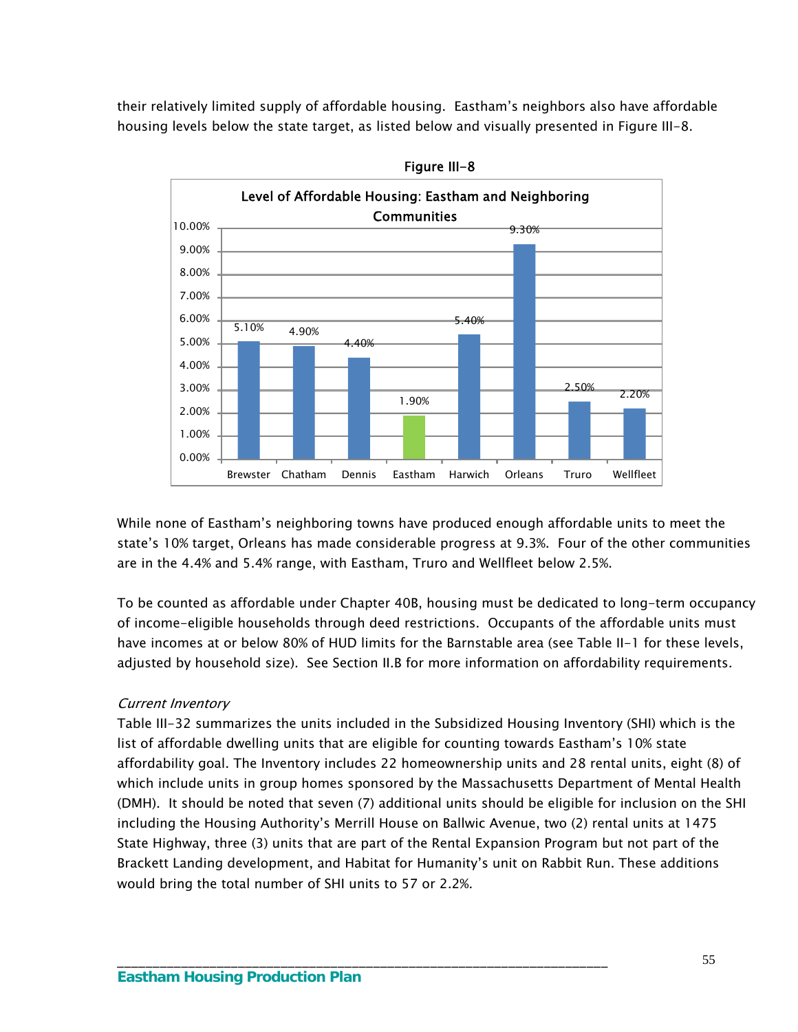their relatively limited supply of affordable housing. Eastham's neighbors also have affordable housing levels below the state target, as listed below and visually presented in Figure III-8.

**Figure III-8**

**Level of Affordable Housing: Eastham and Neighboring Communities**

| Community | Level of Affordable Housing |
|---|---|
| Brewster | 5.10% |
| Chatham | 4.90% |
| Dennis | 4.40% |
| Eastham | 1.90% |
| Harwich | 5.40% |
| Orleans | 9.30% |
| Truro | 2.50% |
| Wellfleet | 2.20% |

While none of Eastham's neighboring towns have produced enough affordable units to meet the state's 10% target, Orleans has made considerable progress at 9.3%. Four of the other communities are in the 4.4% and 5.4% range, with Eastham, Truro and Wellfleet below 2.5%.

To be counted as affordable under Chapter 40B, housing must be dedicated to long-term occupancy of income-eligible households through deed restrictions. Occupants of the affordable units must have incomes at or below 80% of HUD limits for the Barnstable area (see Table II-1 for these levels, adjusted by household size). See Section II.B for more information on affordability requirements.

*Current Inventory*

Table III-32 summarizes the units included in the Subsidized Housing Inventory (SHI) which is the list of affordable dwelling units that are eligible for counting towards Eastham's 10% state affordability goal. The Inventory includes 22 homeownership units and 28 rental units, eight (8) of which include units in group homes sponsored by the Massachusetts Department of Mental Health (DMH). It should be noted that seven (7) additional units should be eligible for inclusion on the SHI including the Housing Authority's Merrill House on Ballwic Avenue, two (2) rental units at 1475 State Highway, three (3) units that are part of the Rental Expansion Program but not part of the Brackett Landing development, and Habitat for Humanity's unit on Rabbit Run. These additions would bring the total number of SHI units to 57 or 2.2%.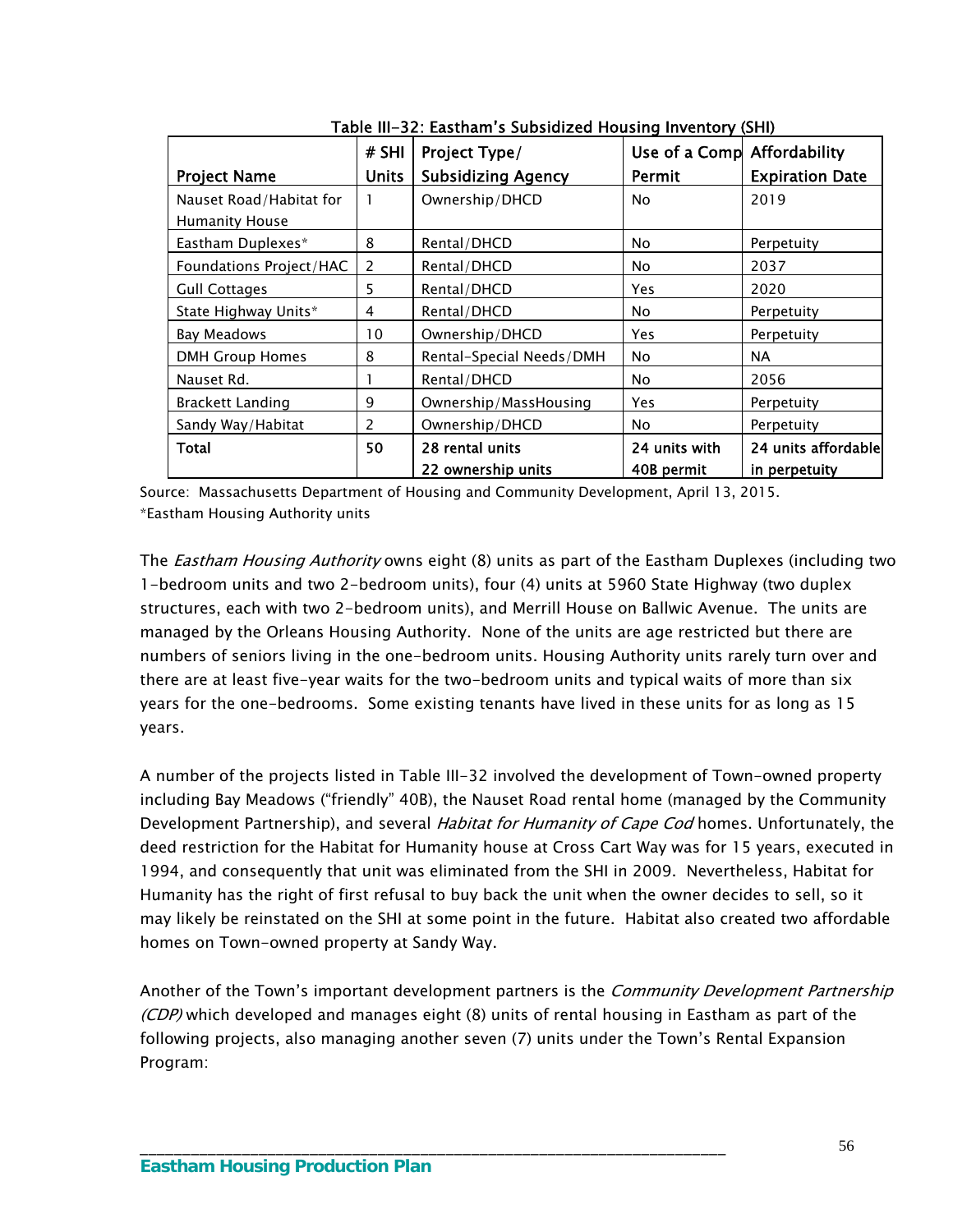Table III-32: Eastham's Subsidized Housing Inventory (SHI)

| Project Name | # SHI Units | Project Type/ Subsidizing Agency | Use of a Comp Permit | Affordability Expiration Date |
|---|---|---|---|---|
| Nauset Road/Habitat for Humanity House | 1 | Ownership/DHCD | No | 2019 |
| Eastham Duplexes* | 8 | Rental/DHCD | No | Perpetuity |
| Foundations Project/HAC | 2 | Rental/DHCD | No | 2037 |
| Gull Cottages | 5 | Rental/DHCD | Yes | 2020 |
| State Highway Units* | 4 | Rental/DHCD | No | Perpetuity |
| Bay Meadows | 10 | Ownership/DHCD | Yes | Perpetuity |
| DMH Group Homes | 8 | Rental-Special Needs/DMH | No | NA |
| Nauset Rd. | 1 | Rental/DHCD | No | 2056 |
| Brackett Landing | 9 | Ownership/MassHousing | Yes | Perpetuity |
| Sandy Way/Habitat | 2 | Ownership/DHCD | No | Perpetuity |
| **Total** | **50** | **28 rental units 22 ownership units** | **24 units with 40B permit** | **24 units affordable in perpetuity** |

Source: Massachusetts Department of Housing and Community Development, April 13, 2015.
*Eastham Housing Authority units

The *Eastham Housing Authority* owns eight (8) units as part of the Eastham Duplexes (including two 1-bedroom units and two 2-bedroom units), four (4) units at 5960 State Highway (two duplex structures, each with two 2-bedroom units), and Merrill House on Ballwic Avenue. The units are managed by the Orleans Housing Authority. None of the units are age restricted but there are numbers of seniors living in the one-bedroom units. Housing Authority units rarely turn over and there are at least five-year waits for the two-bedroom units and typical waits of more than six years for the one-bedrooms. Some existing tenants have lived in these units for as long as 15 years.

A number of the projects listed in Table III-32 involved the development of Town-owned property including Bay Meadows ("friendly" 40B), the Nauset Road rental home (managed by the Community Development Partnership), and several *Habitat for Humanity of Cape Cod* homes. Unfortunately, the deed restriction for the Habitat for Humanity house at Cross Cart Way was for 15 years, executed in 1994, and consequently that unit was eliminated from the SHI in 2009. Nevertheless, Habitat for Humanity has the right of first refusal to buy back the unit when the owner decides to sell, so it may likely be reinstated on the SHI at some point in the future. Habitat also created two affordable homes on Town-owned property at Sandy Way.

Another of the Town's important development partners is the *Community Development Partnership (CDP)* which developed and manages eight (8) units of rental housing in Eastham as part of the following projects, also managing another seven (7) units under the Town's Rental Expansion Program: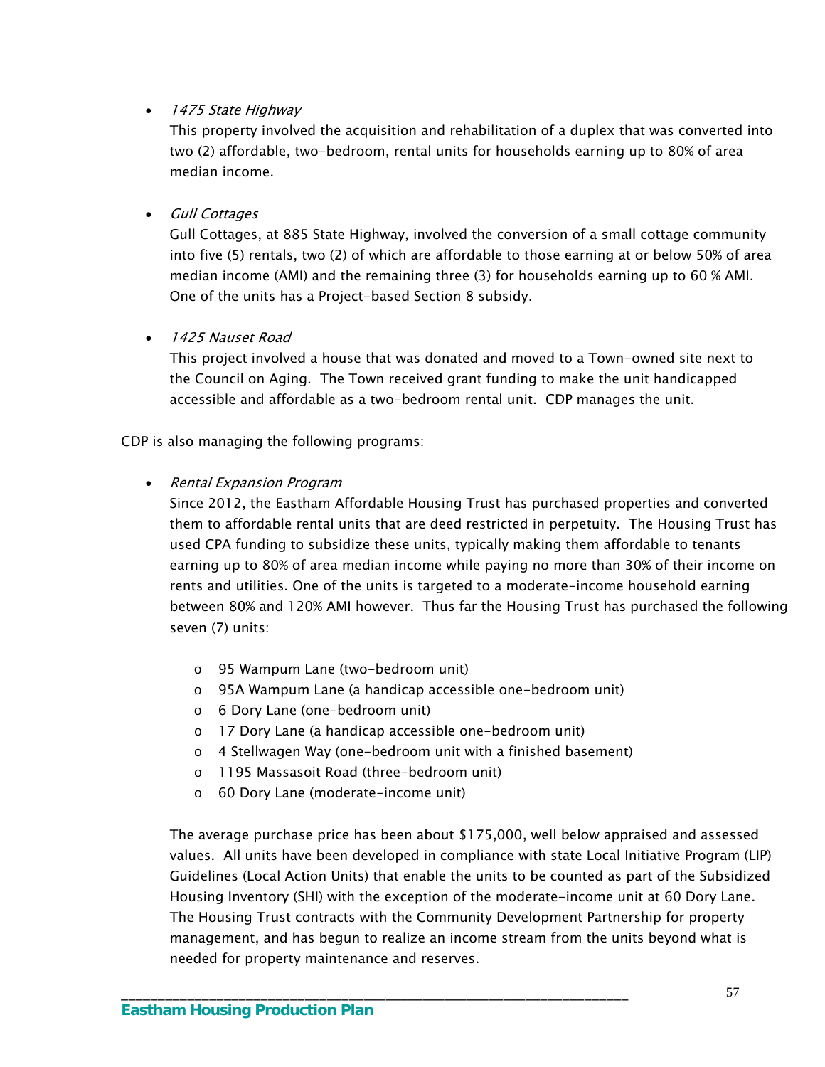- *1475 State Highway*

  This property involved the acquisition and rehabilitation of a duplex that was converted into two (2) affordable, two-bedroom, rental units for households earning up to 80% of area median income.

- *Gull Cottages*

  Gull Cottages, at 885 State Highway, involved the conversion of a small cottage community into five (5) rentals, two (2) of which are affordable to those earning at or below 50% of area median income (AMI) and the remaining three (3) for households earning up to 60 % AMI. One of the units has a Project-based Section 8 subsidy.

- *1425 Nauset Road*

  This project involved a house that was donated and moved to a Town-owned site next to the Council on Aging. The Town received grant funding to make the unit handicapped accessible and affordable as a two-bedroom rental unit. CDP manages the unit.

CDP is also managing the following programs:

- *Rental Expansion Program*

  Since 2012, the Eastham Affordable Housing Trust has purchased properties and converted them to affordable rental units that are deed restricted in perpetuity. The Housing Trust has used CPA funding to subsidize these units, typically making them affordable to tenants earning up to 80% of area median income while paying no more than 30% of their income on rents and utilities. One of the units is targeted to a moderate-income household earning between 80% and 120% AMI however. Thus far the Housing Trust has purchased the following seven (7) units:

  - 95 Wampum Lane (two-bedroom unit)
  - 95A Wampum Lane (a handicap accessible one-bedroom unit)
  - 6 Dory Lane (one-bedroom unit)
  - 17 Dory Lane (a handicap accessible one-bedroom unit)
  - 4 Stellwagen Way (one-bedroom unit with a finished basement)
  - 1195 Massasoit Road (three-bedroom unit)
  - 60 Dory Lane (moderate-income unit)

  The average purchase price has been about $175,000, well below appraised and assessed values. All units have been developed in compliance with state Local Initiative Program (LIP) Guidelines (Local Action Units) that enable the units to be counted as part of the Subsidized Housing Inventory (SHI) with the exception of the moderate-income unit at 60 Dory Lane. The Housing Trust contracts with the Community Development Partnership for property management, and has begun to realize an income stream from the units beyond what is needed for property maintenance and reserves.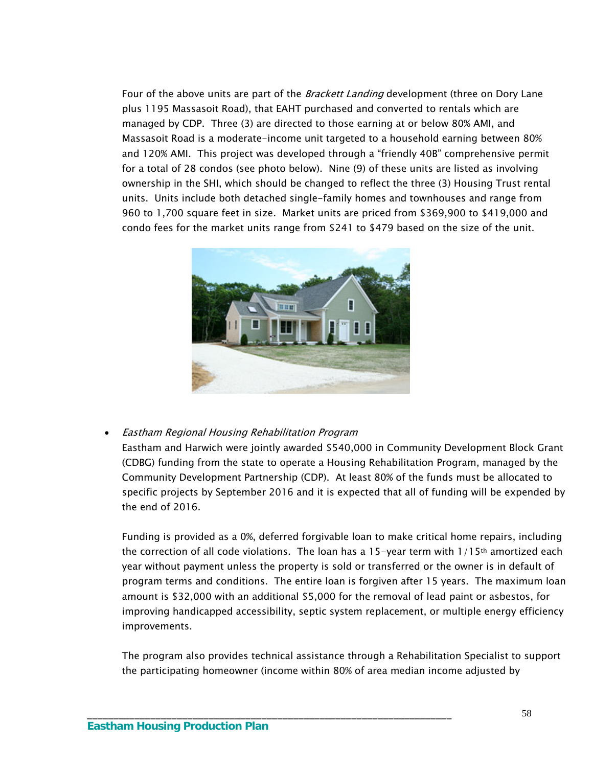Four of the above units are part of the *Brackett Landing* development (three on Dory Lane plus 1195 Massasoit Road), that EAHT purchased and converted to rentals which are managed by CDP. Three (3) are directed to those earning at or below 80% AMI, and Massasoit Road is a moderate-income unit targeted to a household earning between 80% and 120% AMI. This project was developed through a "friendly 40B" comprehensive permit for a total of 28 condos (see photo below). Nine (9) of these units are listed as involving ownership in the SHI, which should be changed to reflect the three (3) Housing Trust rental units. Units include both detached single-family homes and townhouses and range from 960 to 1,700 square feet in size. Market units are priced from $369,900 to $419,000 and condo fees for the market units range from $241 to $479 based on the size of the unit.

- *Eastham Regional Housing Rehabilitation Program*

  Eastham and Harwich were jointly awarded $540,000 in Community Development Block Grant (CDBG) funding from the state to operate a Housing Rehabilitation Program, managed by the Community Development Partnership (CDP). At least 80% of the funds must be allocated to specific projects by September 2016 and it is expected that all of funding will be expended by the end of 2016.

  Funding is provided as a 0%, deferred forgivable loan to make critical home repairs, including the correction of all code violations. The loan has a 15-year term with 1/15th amortized each year without payment unless the property is sold or transferred or the owner is in default of program terms and conditions. The entire loan is forgiven after 15 years. The maximum loan amount is $32,000 with an additional $5,000 for the removal of lead paint or asbestos, for improving handicapped accessibility, septic system replacement, or multiple energy efficiency improvements.

  The program also provides technical assistance through a Rehabilitation Specialist to support the participating homeowner (income within 80% of area median income adjusted by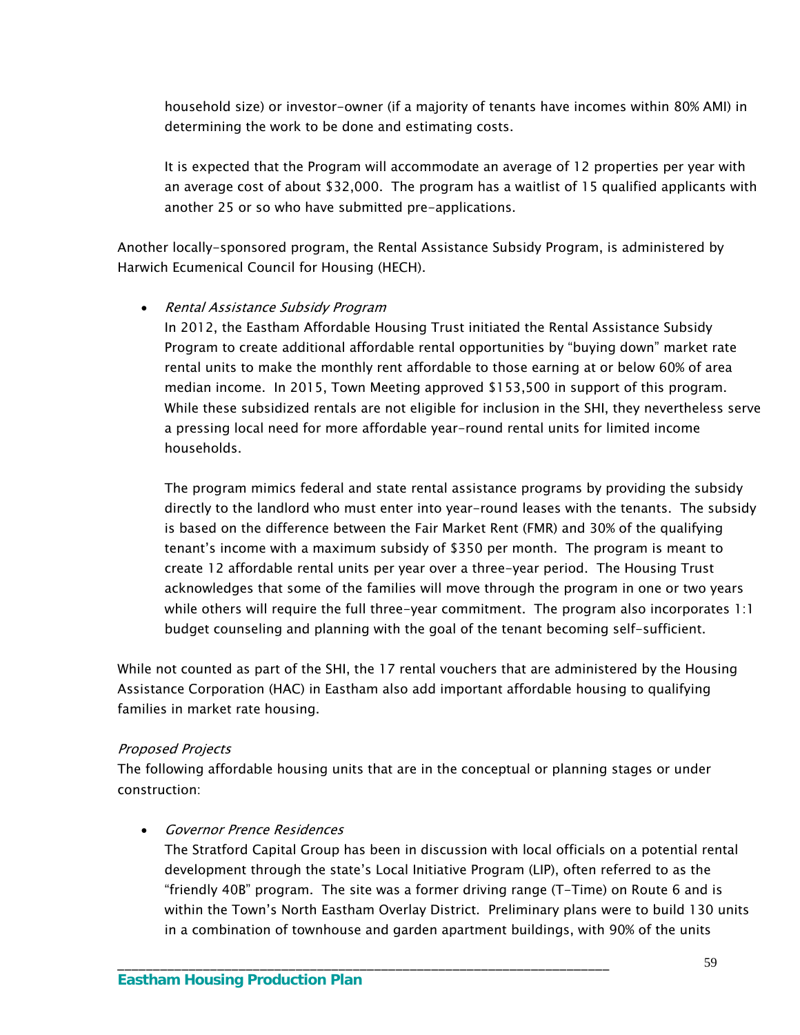household size) or investor-owner (if a majority of tenants have incomes within 80% AMI) in determining the work to be done and estimating costs.

It is expected that the Program will accommodate an average of 12 properties per year with an average cost of about $32,000. The program has a waitlist of 15 qualified applicants with another 25 or so who have submitted pre-applications.

Another locally-sponsored program, the Rental Assistance Subsidy Program, is administered by Harwich Ecumenical Council for Housing (HECH).

- *Rental Assistance Subsidy Program*

  In 2012, the Eastham Affordable Housing Trust initiated the Rental Assistance Subsidy Program to create additional affordable rental opportunities by "buying down" market rate rental units to make the monthly rent affordable to those earning at or below 60% of area median income. In 2015, Town Meeting approved $153,500 in support of this program. While these subsidized rentals are not eligible for inclusion in the SHI, they nevertheless serve a pressing local need for more affordable year-round rental units for limited income households.

  The program mimics federal and state rental assistance programs by providing the subsidy directly to the landlord who must enter into year-round leases with the tenants. The subsidy is based on the difference between the Fair Market Rent (FMR) and 30% of the qualifying tenant's income with a maximum subsidy of $350 per month. The program is meant to create 12 affordable rental units per year over a three-year period. The Housing Trust acknowledges that some of the families will move through the program in one or two years while others will require the full three-year commitment. The program also incorporates 1:1 budget counseling and planning with the goal of the tenant becoming self-sufficient.

While not counted as part of the SHI, the 17 rental vouchers that are administered by the Housing Assistance Corporation (HAC) in Eastham also add important affordable housing to qualifying families in market rate housing.

*Proposed Projects*

The following affordable housing units that are in the conceptual or planning stages or under construction:

- *Governor Prence Residences*

  The Stratford Capital Group has been in discussion with local officials on a potential rental development through the state's Local Initiative Program (LIP), often referred to as the "friendly 40B" program. The site was a former driving range (T-Time) on Route 6 and is within the Town's North Eastham Overlay District. Preliminary plans were to build 130 units in a combination of townhouse and garden apartment buildings, with 90% of the units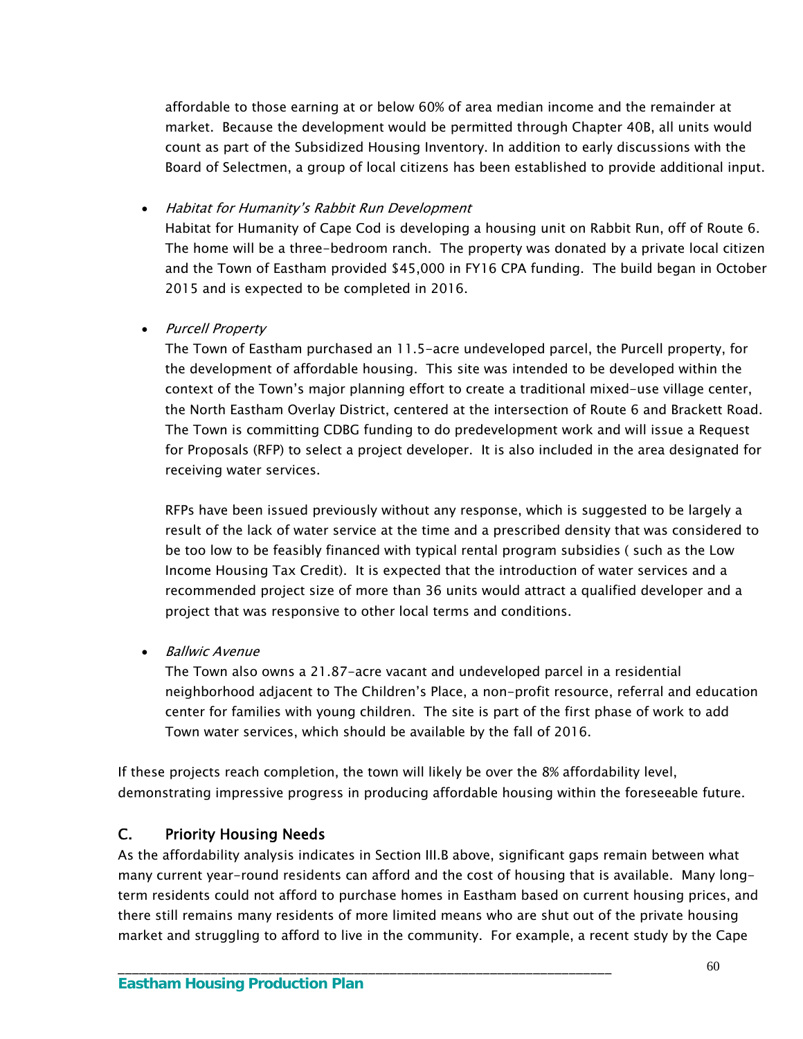affordable to those earning at or below 60% of area median income and the remainder at market. Because the development would be permitted through Chapter 40B, all units would count as part of the Subsidized Housing Inventory. In addition to early discussions with the Board of Selectmen, a group of local citizens has been established to provide additional input.

- *Habitat for Humanity's Rabbit Run Development*

  Habitat for Humanity of Cape Cod is developing a housing unit on Rabbit Run, off of Route 6. The home will be a three-bedroom ranch. The property was donated by a private local citizen and the Town of Eastham provided $45,000 in FY16 CPA funding. The build began in October 2015 and is expected to be completed in 2016.

- *Purcell Property*

  The Town of Eastham purchased an 11.5-acre undeveloped parcel, the Purcell property, for the development of affordable housing. This site was intended to be developed within the context of the Town's major planning effort to create a traditional mixed-use village center, the North Eastham Overlay District, centered at the intersection of Route 6 and Brackett Road. The Town is committing CDBG funding to do predevelopment work and will issue a Request for Proposals (RFP) to select a project developer. It is also included in the area designated for receiving water services.

  RFPs have been issued previously without any response, which is suggested to be largely a result of the lack of water service at the time and a prescribed density that was considered to be too low to be feasibly financed with typical rental program subsidies ( such as the Low Income Housing Tax Credit). It is expected that the introduction of water services and a recommended project size of more than 36 units would attract a qualified developer and a project that was responsive to other local terms and conditions.

- *Ballwic Avenue*

  The Town also owns a 21.87-acre vacant and undeveloped parcel in a residential neighborhood adjacent to The Children's Place, a non-profit resource, referral and education center for families with young children. The site is part of the first phase of work to add Town water services, which should be available by the fall of 2016.

If these projects reach completion, the town will likely be over the 8% affordability level, demonstrating impressive progress in producing affordable housing within the foreseeable future.

## C. Priority Housing Needs

As the affordability analysis indicates in Section III.B above, significant gaps remain between what many current year-round residents can afford and the cost of housing that is available. Many long-term residents could not afford to purchase homes in Eastham based on current housing prices, and there still remains many residents of more limited means who are shut out of the private housing market and struggling to afford to live in the community. For example, a recent study by the Cape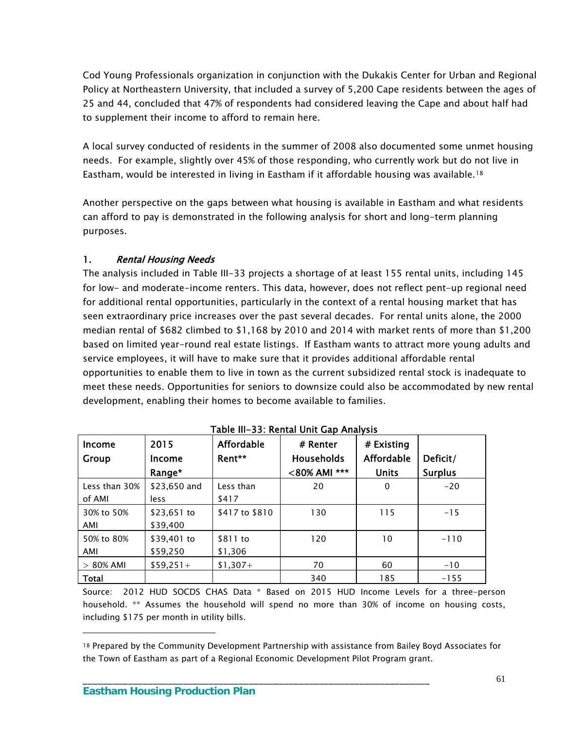Cod Young Professionals organization in conjunction with the Dukakis Center for Urban and Regional Policy at Northeastern University, that included a survey of 5,200 Cape residents between the ages of 25 and 44, concluded that 47% of respondents had considered leaving the Cape and about half had to supplement their income to afford to remain here.

A local survey conducted of residents in the summer of 2008 also documented some unmet housing needs. For example, slightly over 45% of those responding, who currently work but do not live in Eastham, would be interested in living in Eastham if it affordable housing was available.[18]

Another perspective on the gaps between what housing is available in Eastham and what residents can afford to pay is demonstrated in the following analysis for short and long-term planning purposes.

### 1. *Rental Housing Needs*

The analysis included in Table III-33 projects a shortage of at least 155 rental units, including 145 for low- and moderate-income renters. This data, however, does not reflect pent-up regional need for additional rental opportunities, particularly in the context of a rental housing market that has seen extraordinary price increases over the past several decades. For rental units alone, the 2000 median rental of $682 climbed to $1,168 by 2010 and 2014 with market rents of more than $1,200 based on limited year-round real estate listings. If Eastham wants to attract more young adults and service employees, it will have to make sure that it provides additional affordable rental opportunities to enable them to live in town as the current subsidized rental stock is inadequate to meet these needs. Opportunities for seniors to downsize could also be accommodated by new rental development, enabling their homes to become available to families.

**Table III-33: Rental Unit Gap Analysis**

| Income Group | 2015 Income Range* | Affordable Rent** | # Renter Households <80% AMI *** | # Existing Affordable Units | Deficit/ Surplus |
|---|---|---|---|---|---|
| Less than 30% of AMI | $23,650 and less | Less than $417 | 20 | 0 | -20 |
| 30% to 50% AMI | $23,651 to $39,400 | $417 to $810 | 130 | 115 | -15 |
| 50% to 80% AMI | $39,401 to $59,250 | $811 to $1,306 | 120 | 10 | -110 |
| > 80% AMI | $59,251+ | $1,307+ | 70 | 60 | -10 |
| **Total** | | | 340 | 185 | -155 |

Source: 2012 HUD SOCDS CHAS Data * Based on 2015 HUD Income Levels for a three-person household. ** Assumes the household will spend no more than 30% of income on housing costs, including $175 per month in utility bills.

[18] Prepared by the Community Development Partnership with assistance from Bailey Boyd Associates for the Town of Eastham as part of a Regional Economic Development Pilot Program grant.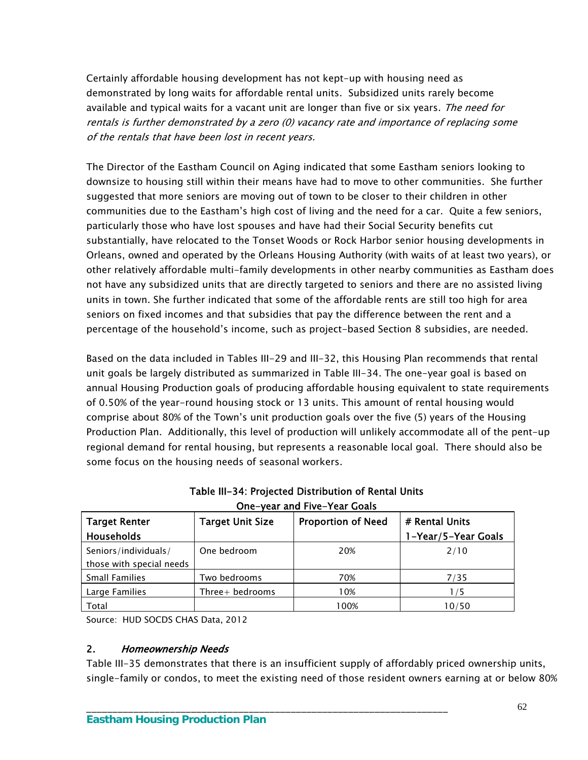Certainly affordable housing development has not kept-up with housing need as demonstrated by long waits for affordable rental units. Subsidized units rarely become available and typical waits for a vacant unit are longer than five or six years. *The need for rentals is further demonstrated by a zero (0) vacancy rate and importance of replacing some of the rentals that have been lost in recent years.*

The Director of the Eastham Council on Aging indicated that some Eastham seniors looking to downsize to housing still within their means have had to move to other communities. She further suggested that more seniors are moving out of town to be closer to their children in other communities due to the Eastham's high cost of living and the need for a car. Quite a few seniors, particularly those who have lost spouses and have had their Social Security benefits cut substantially, have relocated to the Tonset Woods or Rock Harbor senior housing developments in Orleans, owned and operated by the Orleans Housing Authority (with waits of at least two years), or other relatively affordable multi-family developments in other nearby communities as Eastham does not have any subsidized units that are directly targeted to seniors and there are no assisted living units in town. She further indicated that some of the affordable rents are still too high for area seniors on fixed incomes and that subsidies that pay the difference between the rent and a percentage of the household's income, such as project-based Section 8 subsidies, are needed.

Based on the data included in Tables III-29 and III-32, this Housing Plan recommends that rental unit goals be largely distributed as summarized in Table III-34. The one-year goal is based on annual Housing Production goals of producing affordable housing equivalent to state requirements of 0.50% of the year-round housing stock or 13 units. This amount of rental housing would comprise about 80% of the Town's unit production goals over the five (5) years of the Housing Production Plan. Additionally, this level of production will unlikely accommodate all of the pent-up regional demand for rental housing, but represents a reasonable local goal. There should also be some focus on the housing needs of seasonal workers.

**Table III-34: Projected Distribution of Rental Units One-year and Five-Year Goals**

| Target Renter Households | Target Unit Size | Proportion of Need | # Rental Units 1-Year/5-Year Goals |
|---|---|---|---|
| Seniors/individuals/ those with special needs | One bedroom | 20% | 2/10 |
| Small Families | Two bedrooms | 70% | 7/35 |
| Large Families | Three+ bedrooms | 10% | 1/5 |
| Total | | 100% | 10/50 |

Source: HUD SOCDS CHAS Data, 2012

### 2. *Homeownership Needs*

Table III-35 demonstrates that there is an insufficient supply of affordably priced ownership units, single-family or condos, to meet the existing need of those resident owners earning at or below 80%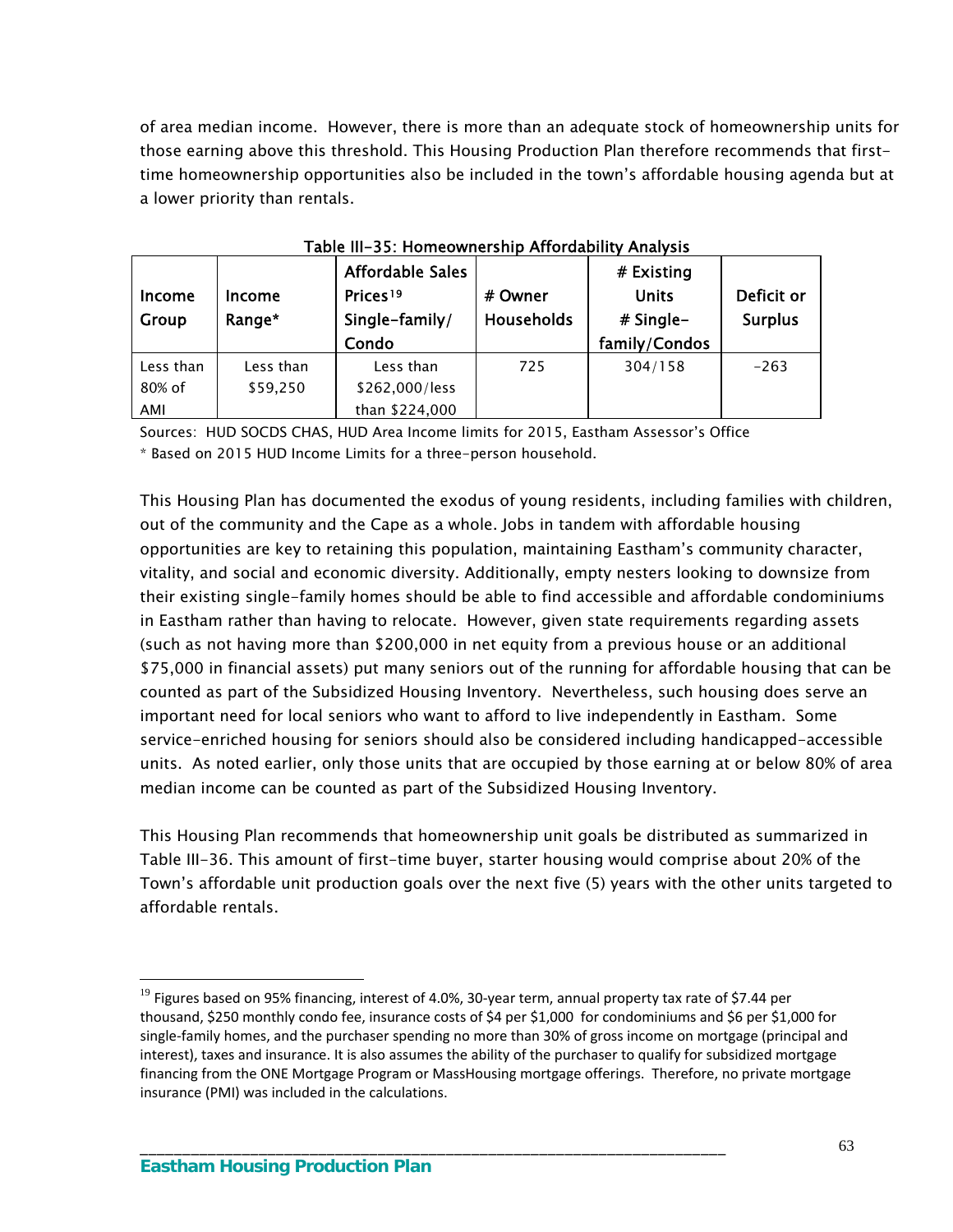of area median income. However, there is more than an adequate stock of homeownership units for those earning above this threshold. This Housing Production Plan therefore recommends that first-time homeownership opportunities also be included in the town's affordable housing agenda but at a lower priority than rentals.

**Table III-35: Homeownership Affordability Analysis**

| Income Group | Income Range* | Affordable Sales Prices[19] Single-family/ Condo | # Owner Households | # Existing Units # Single-family/Condos | Deficit or Surplus |
|---|---|---|---|---|---|
| Less than 80% of AMI | Less than $59,250 | Less than $262,000/less than $224,000 | 725 | 304/158 | -263 |

Sources: HUD SOCDS CHAS, HUD Area Income limits for 2015, Eastham Assessor's Office
* Based on 2015 HUD Income Limits for a three-person household.

This Housing Plan has documented the exodus of young residents, including families with children, out of the community and the Cape as a whole. Jobs in tandem with affordable housing opportunities are key to retaining this population, maintaining Eastham's community character, vitality, and social and economic diversity. Additionally, empty nesters looking to downsize from their existing single-family homes should be able to find accessible and affordable condominiums in Eastham rather than having to relocate. However, given state requirements regarding assets (such as not having more than $200,000 in net equity from a previous house or an additional $75,000 in financial assets) put many seniors out of the running for affordable housing that can be counted as part of the Subsidized Housing Inventory. Nevertheless, such housing does serve an important need for local seniors who want to afford to live independently in Eastham. Some service-enriched housing for seniors should also be considered including handicapped-accessible units. As noted earlier, only those units that are occupied by those earning at or below 80% of area median income can be counted as part of the Subsidized Housing Inventory.

This Housing Plan recommends that homeownership unit goals be distributed as summarized in Table III-36. This amount of first-time buyer, starter housing would comprise about 20% of the Town's affordable unit production goals over the next five (5) years with the other units targeted to affordable rentals.

[19] Figures based on 95% financing, interest of 4.0%, 30-year term, annual property tax rate of $7.44 per thousand, $250 monthly condo fee, insurance costs of $4 per $1,000 for condominiums and $6 per $1,000 for single-family homes, and the purchaser spending no more than 30% of gross income on mortgage (principal and interest), taxes and insurance. It is also assumes the ability of the purchaser to qualify for subsidized mortgage financing from the ONE Mortgage Program or MassHousing mortgage offerings. Therefore, no private mortgage insurance (PMI) was included in the calculations.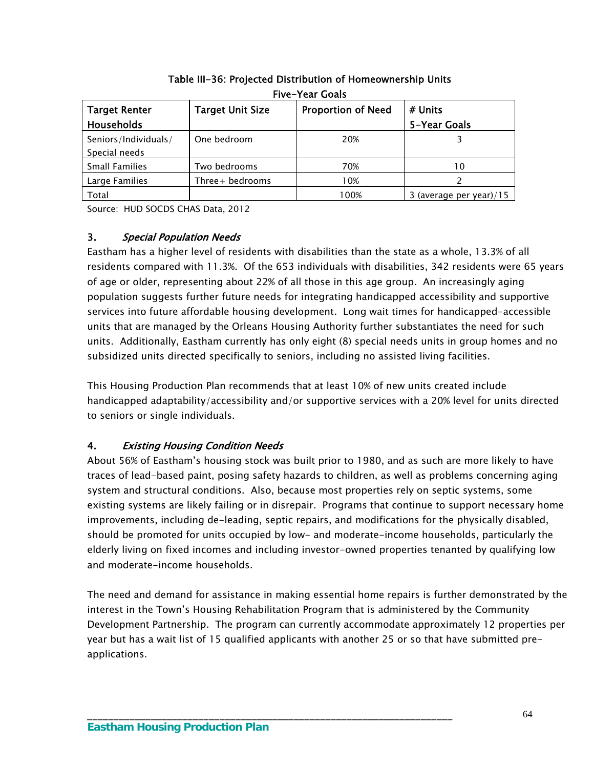Table III-36: Projected Distribution of Homeownership Units
Five-Year Goals

| Target Renter Households | Target Unit Size | Proportion of Need | # Units 5-Year Goals |
|---|---|---|---|
| Seniors/Individuals/ Special needs | One bedroom | 20% | 3 |
| Small Families | Two bedrooms | 70% | 10 |
| Large Families | Three+ bedrooms | 10% | 2 |
| Total | | 100% | 3 (average per year)/15 |

Source: HUD SOCDS CHAS Data, 2012

### 3. *Special Population Needs*

Eastham has a higher level of residents with disabilities than the state as a whole, 13.3% of all residents compared with 11.3%. Of the 653 individuals with disabilities, 342 residents were 65 years of age or older, representing about 22% of all those in this age group. An increasingly aging population suggests further future needs for integrating handicapped accessibility and supportive services into future affordable housing development. Long wait times for handicapped-accessible units that are managed by the Orleans Housing Authority further substantiates the need for such units. Additionally, Eastham currently has only eight (8) special needs units in group homes and no subsidized units directed specifically to seniors, including no assisted living facilities.

This Housing Production Plan recommends that at least 10% of new units created include handicapped adaptability/accessibility and/or supportive services with a 20% level for units directed to seniors or single individuals.

### 4. *Existing Housing Condition Needs*

About 56% of Eastham's housing stock was built prior to 1980, and as such are more likely to have traces of lead-based paint, posing safety hazards to children, as well as problems concerning aging system and structural conditions. Also, because most properties rely on septic systems, some existing systems are likely failing or in disrepair. Programs that continue to support necessary home improvements, including de-leading, septic repairs, and modifications for the physically disabled, should be promoted for units occupied by low- and moderate-income households, particularly the elderly living on fixed incomes and including investor-owned properties tenanted by qualifying low and moderate-income households.

The need and demand for assistance in making essential home repairs is further demonstrated by the interest in the Town's Housing Rehabilitation Program that is administered by the Community Development Partnership. The program can currently accommodate approximately 12 properties per year but has a wait list of 15 qualified applicants with another 25 or so that have submitted pre-applications.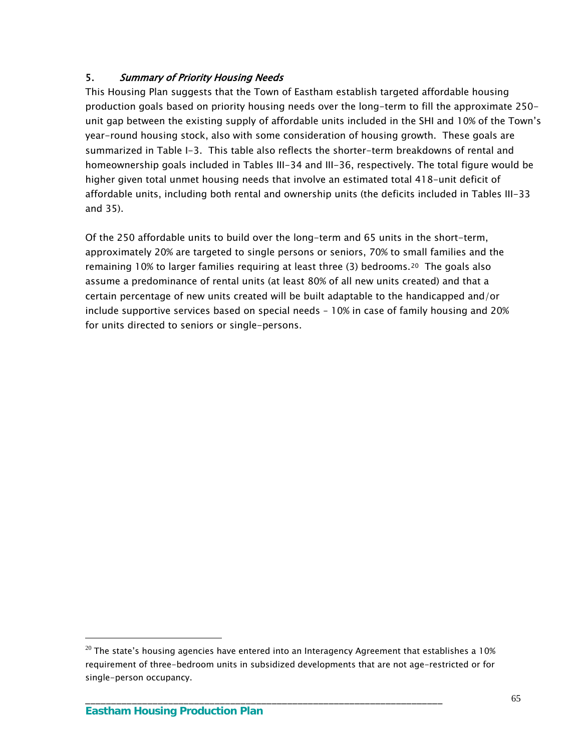### 5. *Summary of Priority Housing Needs*

This Housing Plan suggests that the Town of Eastham establish targeted affordable housing production goals based on priority housing needs over the long-term to fill the approximate 250-unit gap between the existing supply of affordable units included in the SHI and 10% of the Town's year-round housing stock, also with some consideration of housing growth. These goals are summarized in Table I-3. This table also reflects the shorter-term breakdowns of rental and homeownership goals included in Tables III-34 and III-36, respectively. The total figure would be higher given total unmet housing needs that involve an estimated total 418-unit deficit of affordable units, including both rental and ownership units (the deficits included in Tables III-33 and 35).

Of the 250 affordable units to build over the long-term and 65 units in the short-term, approximately 20% are targeted to single persons or seniors, 70% to small families and the remaining 10% to larger families requiring at least three (3) bedrooms.[20] The goals also assume a predominance of rental units (at least 80% of all new units created) and that a certain percentage of new units created will be built adaptable to the handicapped and/or include supportive services based on special needs – 10% in case of family housing and 20% for units directed to seniors or single-persons.

[20] The state's housing agencies have entered into an Interagency Agreement that establishes a 10% requirement of three-bedroom units in subsidized developments that are not age-restricted or for single-person occupancy.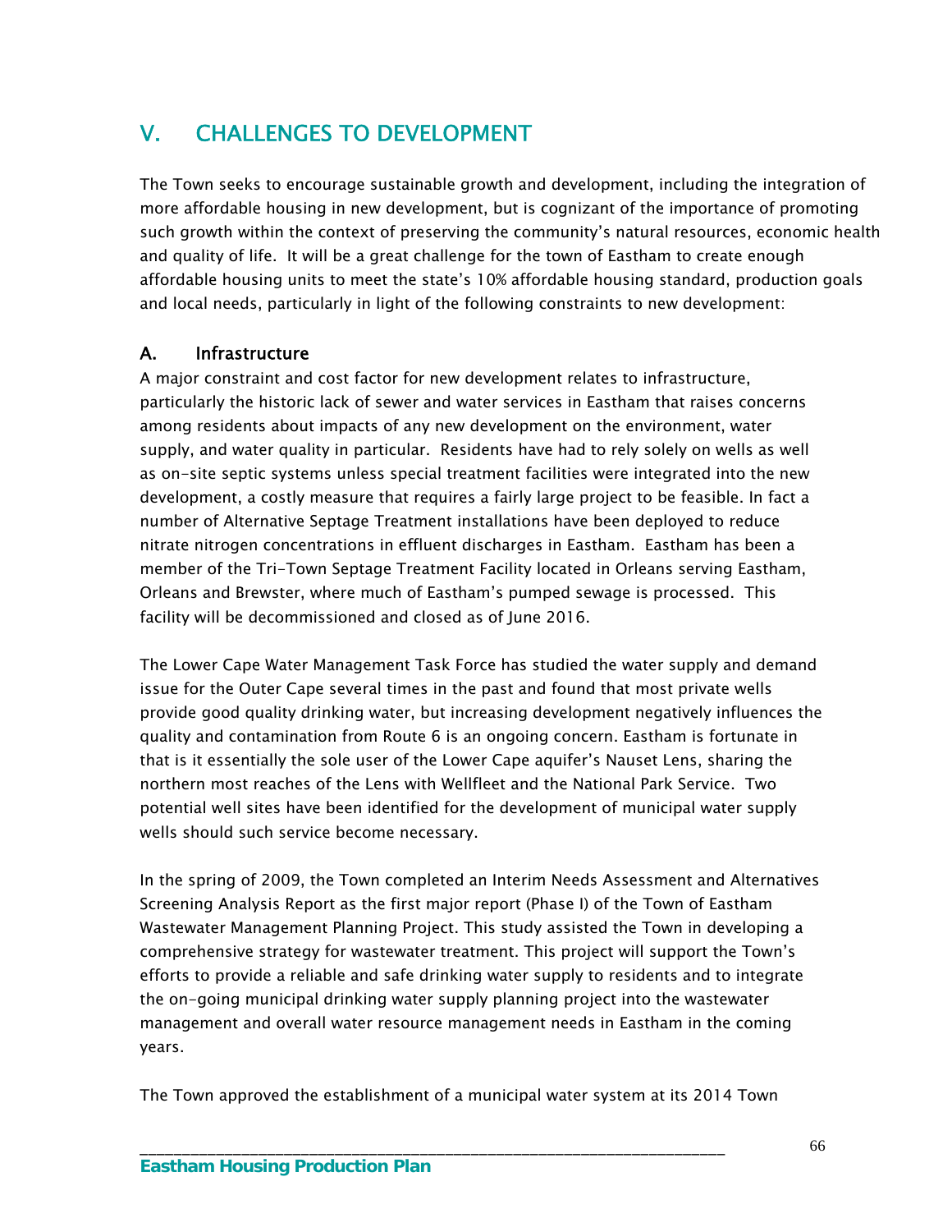# V. CHALLENGES TO DEVELOPMENT

The Town seeks to encourage sustainable growth and development, including the integration of more affordable housing in new development, but is cognizant of the importance of promoting such growth within the context of preserving the community's natural resources, economic health and quality of life. It will be a great challenge for the town of Eastham to create enough affordable housing units to meet the state's 10% affordable housing standard, production goals and local needs, particularly in light of the following constraints to new development:

## A. Infrastructure

A major constraint and cost factor for new development relates to infrastructure, particularly the historic lack of sewer and water services in Eastham that raises concerns among residents about impacts of any new development on the environment, water supply, and water quality in particular. Residents have had to rely solely on wells as well as on-site septic systems unless special treatment facilities were integrated into the new development, a costly measure that requires a fairly large project to be feasible. In fact a number of Alternative Septage Treatment installations have been deployed to reduce nitrate nitrogen concentrations in effluent discharges in Eastham. Eastham has been a member of the Tri-Town Septage Treatment Facility located in Orleans serving Eastham, Orleans and Brewster, where much of Eastham's pumped sewage is processed. This facility will be decommissioned and closed as of June 2016.

The Lower Cape Water Management Task Force has studied the water supply and demand issue for the Outer Cape several times in the past and found that most private wells provide good quality drinking water, but increasing development negatively influences the quality and contamination from Route 6 is an ongoing concern. Eastham is fortunate in that is it essentially the sole user of the Lower Cape aquifer's Nauset Lens, sharing the northern most reaches of the Lens with Wellfleet and the National Park Service. Two potential well sites have been identified for the development of municipal water supply wells should such service become necessary.

In the spring of 2009, the Town completed an Interim Needs Assessment and Alternatives Screening Analysis Report as the first major report (Phase I) of the Town of Eastham Wastewater Management Planning Project. This study assisted the Town in developing a comprehensive strategy for wastewater treatment. This project will support the Town's efforts to provide a reliable and safe drinking water supply to residents and to integrate the on-going municipal drinking water supply planning project into the wastewater management and overall water resource management needs in Eastham in the coming years.

The Town approved the establishment of a municipal water system at its 2014 Town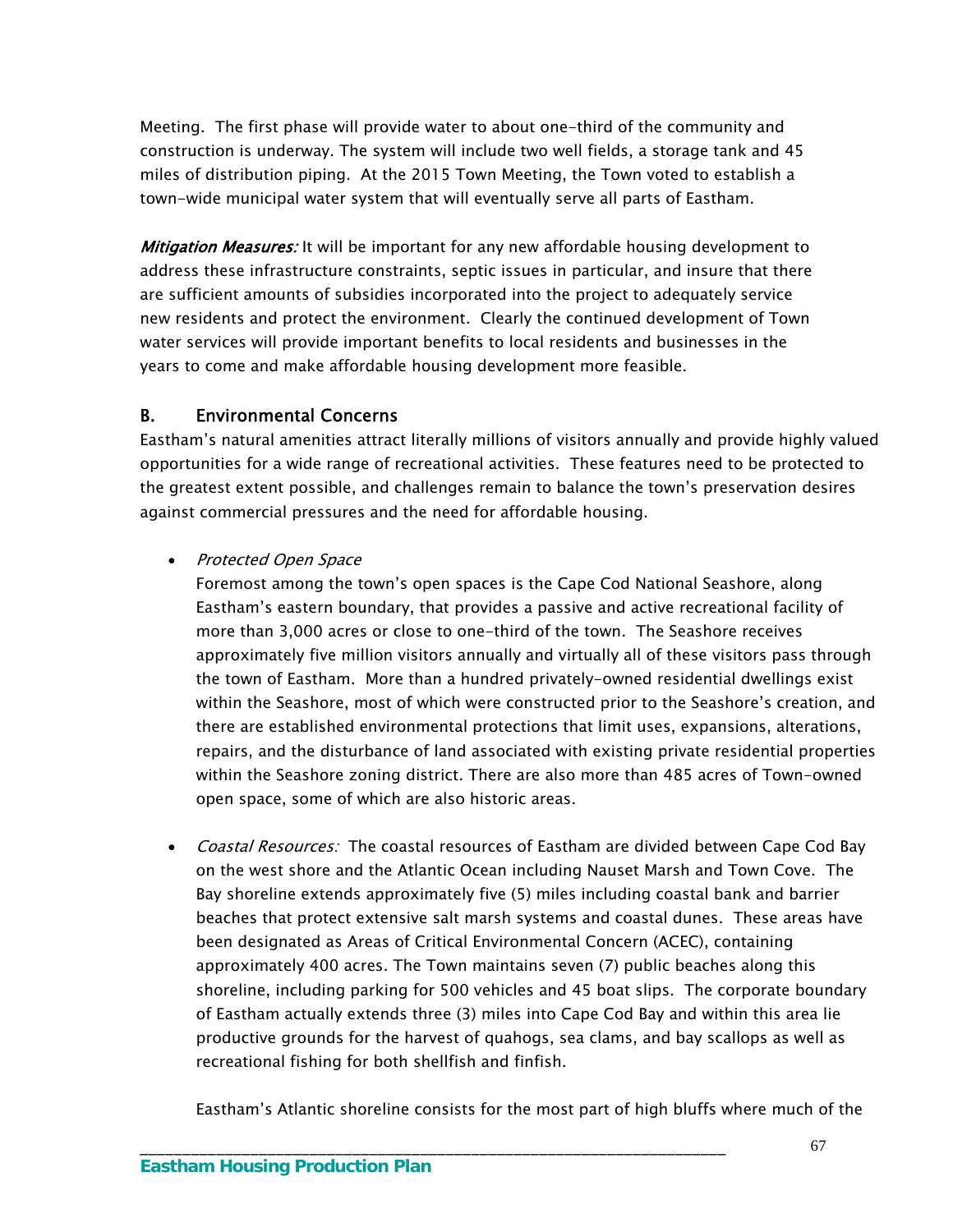Meeting. The first phase will provide water to about one-third of the community and construction is underway. The system will include two well fields, a storage tank and 45 miles of distribution piping. At the 2015 Town Meeting, the Town voted to establish a town-wide municipal water system that will eventually serve all parts of Eastham.

***Mitigation Measures:*** It will be important for any new affordable housing development to address these infrastructure constraints, septic issues in particular, and insure that there are sufficient amounts of subsidies incorporated into the project to adequately service new residents and protect the environment. Clearly the continued development of Town water services will provide important benefits to local residents and businesses in the years to come and make affordable housing development more feasible.

## B. Environmental Concerns

Eastham's natural amenities attract literally millions of visitors annually and provide highly valued opportunities for a wide range of recreational activities. These features need to be protected to the greatest extent possible, and challenges remain to balance the town's preservation desires against commercial pressures and the need for affordable housing.

- *Protected Open Space*

  Foremost among the town's open spaces is the Cape Cod National Seashore, along Eastham's eastern boundary, that provides a passive and active recreational facility of more than 3,000 acres or close to one-third of the town. The Seashore receives approximately five million visitors annually and virtually all of these visitors pass through the town of Eastham. More than a hundred privately-owned residential dwellings exist within the Seashore, most of which were constructed prior to the Seashore's creation, and there are established environmental protections that limit uses, expansions, alterations, repairs, and the disturbance of land associated with existing private residential properties within the Seashore zoning district. There are also more than 485 acres of Town-owned open space, some of which are also historic areas.

- *Coastal Resources:* The coastal resources of Eastham are divided between Cape Cod Bay on the west shore and the Atlantic Ocean including Nauset Marsh and Town Cove. The Bay shoreline extends approximately five (5) miles including coastal bank and barrier beaches that protect extensive salt marsh systems and coastal dunes. These areas have been designated as Areas of Critical Environmental Concern (ACEC), containing approximately 400 acres. The Town maintains seven (7) public beaches along this shoreline, including parking for 500 vehicles and 45 boat slips. The corporate boundary of Eastham actually extends three (3) miles into Cape Cod Bay and within this area lie productive grounds for the harvest of quahogs, sea clams, and bay scallops as well as recreational fishing for both shellfish and finfish.

  Eastham's Atlantic shoreline consists for the most part of high bluffs where much of the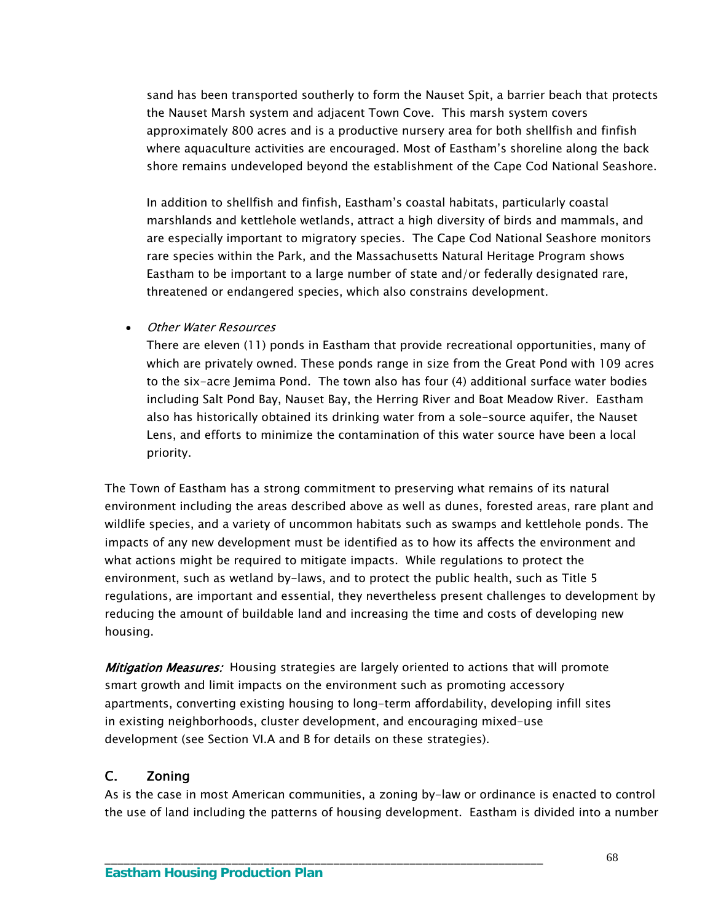sand has been transported southerly to form the Nauset Spit, a barrier beach that protects the Nauset Marsh system and adjacent Town Cove. This marsh system covers approximately 800 acres and is a productive nursery area for both shellfish and finfish where aquaculture activities are encouraged. Most of Eastham's shoreline along the back shore remains undeveloped beyond the establishment of the Cape Cod National Seashore.

In addition to shellfish and finfish, Eastham's coastal habitats, particularly coastal marshlands and kettlehole wetlands, attract a high diversity of birds and mammals, and are especially important to migratory species. The Cape Cod National Seashore monitors rare species within the Park, and the Massachusetts Natural Heritage Program shows Eastham to be important to a large number of state and/or federally designated rare, threatened or endangered species, which also constrains development.

- *Other Water Resources*
  There are eleven (11) ponds in Eastham that provide recreational opportunities, many of which are privately owned. These ponds range in size from the Great Pond with 109 acres to the six-acre Jemima Pond. The town also has four (4) additional surface water bodies including Salt Pond Bay, Nauset Bay, the Herring River and Boat Meadow River. Eastham also has historically obtained its drinking water from a sole-source aquifer, the Nauset Lens, and efforts to minimize the contamination of this water source have been a local priority.

The Town of Eastham has a strong commitment to preserving what remains of its natural environment including the areas described above as well as dunes, forested areas, rare plant and wildlife species, and a variety of uncommon habitats such as swamps and kettlehole ponds. The impacts of any new development must be identified as to how its affects the environment and what actions might be required to mitigate impacts. While regulations to protect the environment, such as wetland by-laws, and to protect the public health, such as Title 5 regulations, are important and essential, they nevertheless present challenges to development by reducing the amount of buildable land and increasing the time and costs of developing new housing.

***Mitigation Measures:*** Housing strategies are largely oriented to actions that will promote smart growth and limit impacts on the environment such as promoting accessory apartments, converting existing housing to long-term affordability, developing infill sites in existing neighborhoods, cluster development, and encouraging mixed-use development (see Section VI.A and B for details on these strategies).

## C. Zoning

As is the case in most American communities, a zoning by-law or ordinance is enacted to control the use of land including the patterns of housing development. Eastham is divided into a number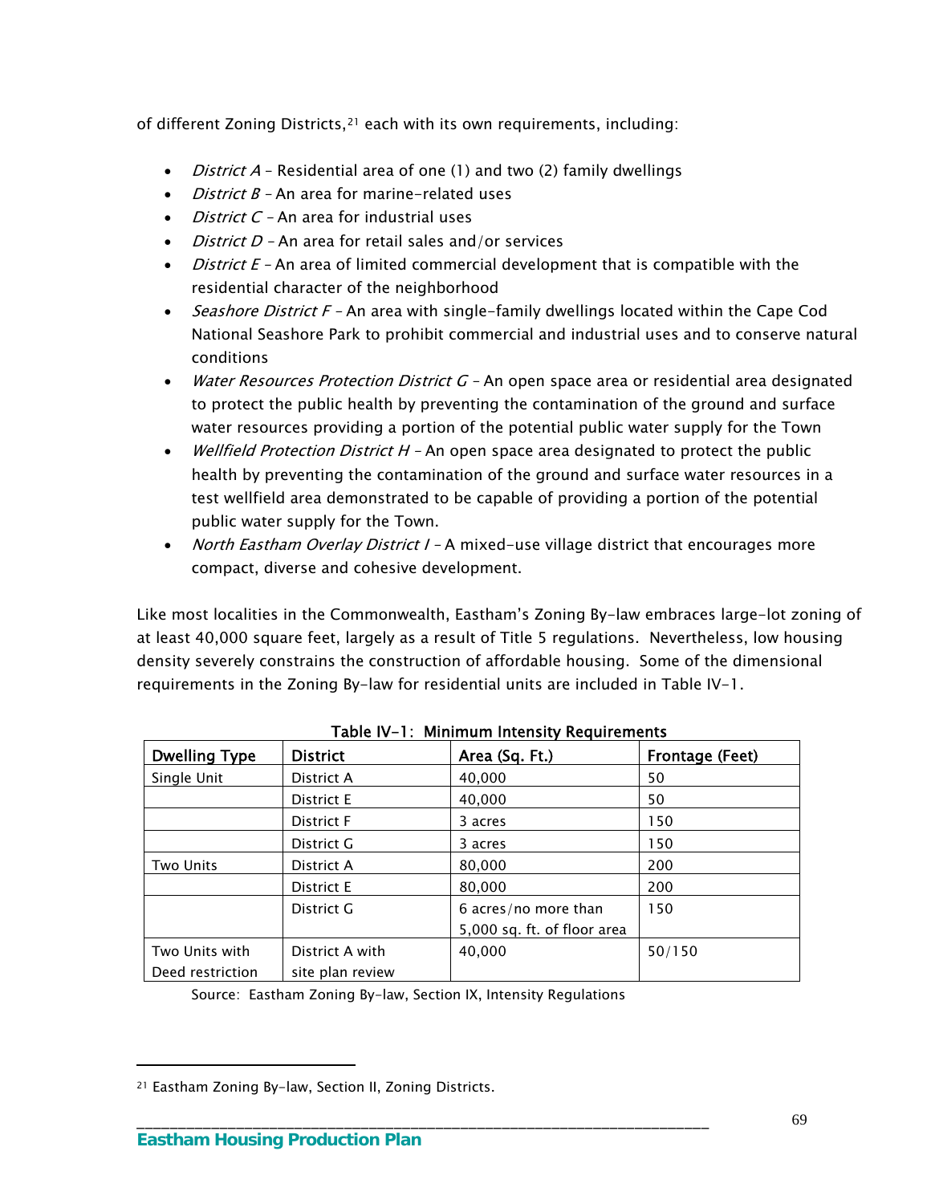of different Zoning Districts,[21] each with its own requirements, including:

- *District A* – Residential area of one (1) and two (2) family dwellings
- *District B* – An area for marine-related uses
- *District C* – An area for industrial uses
- *District D* – An area for retail sales and/or services
- *District E* – An area of limited commercial development that is compatible with the residential character of the neighborhood
- *Seashore District F* – An area with single-family dwellings located within the Cape Cod National Seashore Park to prohibit commercial and industrial uses and to conserve natural conditions
- *Water Resources Protection District G* – An open space area or residential area designated to protect the public health by preventing the contamination of the ground and surface water resources providing a portion of the potential public water supply for the Town
- *Wellfield Protection District H* – An open space area designated to protect the public health by preventing the contamination of the ground and surface water resources in a test wellfield area demonstrated to be capable of providing a portion of the potential public water supply for the Town.
- *North Eastham Overlay District I* – A mixed-use village district that encourages more compact, diverse and cohesive development.

Like most localities in the Commonwealth, Eastham's Zoning By-law embraces large-lot zoning of at least 40,000 square feet, largely as a result of Title 5 regulations. Nevertheless, low housing density severely constrains the construction of affordable housing. Some of the dimensional requirements in the Zoning By-law for residential units are included in Table IV-1.

**Table IV-1: Minimum Intensity Requirements**

| Dwelling Type | District | Area (Sq. Ft.) | Frontage (Feet) |
|---|---|---|---|
| Single Unit | District A | 40,000 | 50 |
| | District E | 40,000 | 50 |
| | District F | 3 acres | 150 |
| | District G | 3 acres | 150 |
| Two Units | District A | 80,000 | 200 |
| | District E | 80,000 | 200 |
| | District G | 6 acres/no more than 5,000 sq. ft. of floor area | 150 |
| Two Units with Deed restriction | District A with site plan review | 40,000 | 50/150 |

Source: Eastham Zoning By-law, Section IX, Intensity Regulations

[21] Eastham Zoning By-law, Section II, Zoning Districts.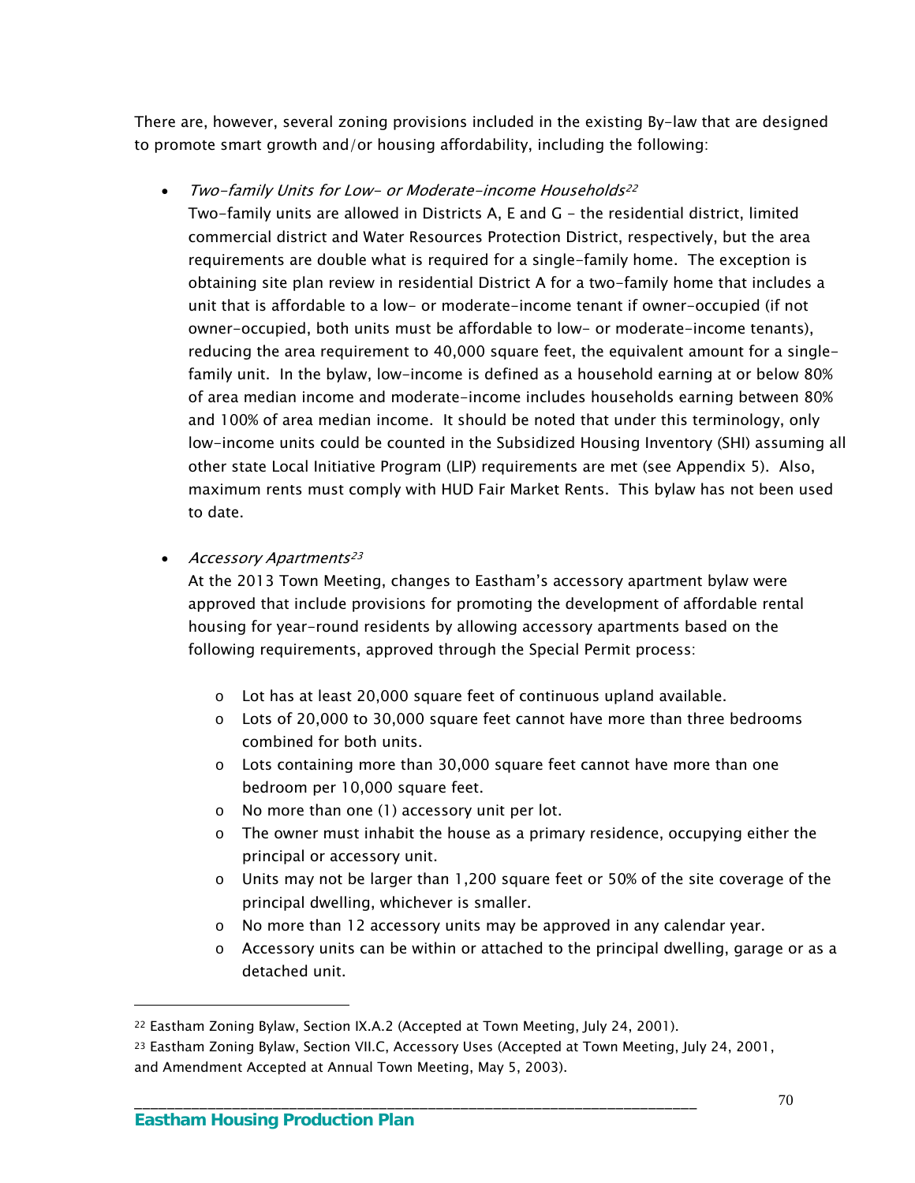There are, however, several zoning provisions included in the existing By-law that are designed to promote smart growth and/or housing affordability, including the following:

- *Two-family Units for Low- or Moderate-income Households*[22]
  Two-family units are allowed in Districts A, E and G – the residential district, limited commercial district and Water Resources Protection District, respectively, but the area requirements are double what is required for a single-family home. The exception is obtaining site plan review in residential District A for a two-family home that includes a unit that is affordable to a low- or moderate-income tenant if owner-occupied (if not owner-occupied, both units must be affordable to low- or moderate-income tenants), reducing the area requirement to 40,000 square feet, the equivalent amount for a single-family unit. In the bylaw, low-income is defined as a household earning at or below 80% of area median income and moderate-income includes households earning between 80% and 100% of area median income. It should be noted that under this terminology, only low-income units could be counted in the Subsidized Housing Inventory (SHI) assuming all other state Local Initiative Program (LIP) requirements are met (see Appendix 5). Also, maximum rents must comply with HUD Fair Market Rents. This bylaw has not been used to date.

- *Accessory Apartments*[23]
  At the 2013 Town Meeting, changes to Eastham's accessory apartment bylaw were approved that include provisions for promoting the development of affordable rental housing for year-round residents by allowing accessory apartments based on the following requirements, approved through the Special Permit process:

  - Lot has at least 20,000 square feet of continuous upland available.
  - Lots of 20,000 to 30,000 square feet cannot have more than three bedrooms combined for both units.
  - Lots containing more than 30,000 square feet cannot have more than one bedroom per 10,000 square feet.
  - No more than one (1) accessory unit per lot.
  - The owner must inhabit the house as a primary residence, occupying either the principal or accessory unit.
  - Units may not be larger than 1,200 square feet or 50% of the site coverage of the principal dwelling, whichever is smaller.
  - No more than 12 accessory units may be approved in any calendar year.
  - Accessory units can be within or attached to the principal dwelling, garage or as a detached unit.

---

[22] Eastham Zoning Bylaw, Section IX.A.2 (Accepted at Town Meeting, July 24, 2001).

[23] Eastham Zoning Bylaw, Section VII.C, Accessory Uses (Accepted at Town Meeting, July 24, 2001, and Amendment Accepted at Annual Town Meeting, May 5, 2003).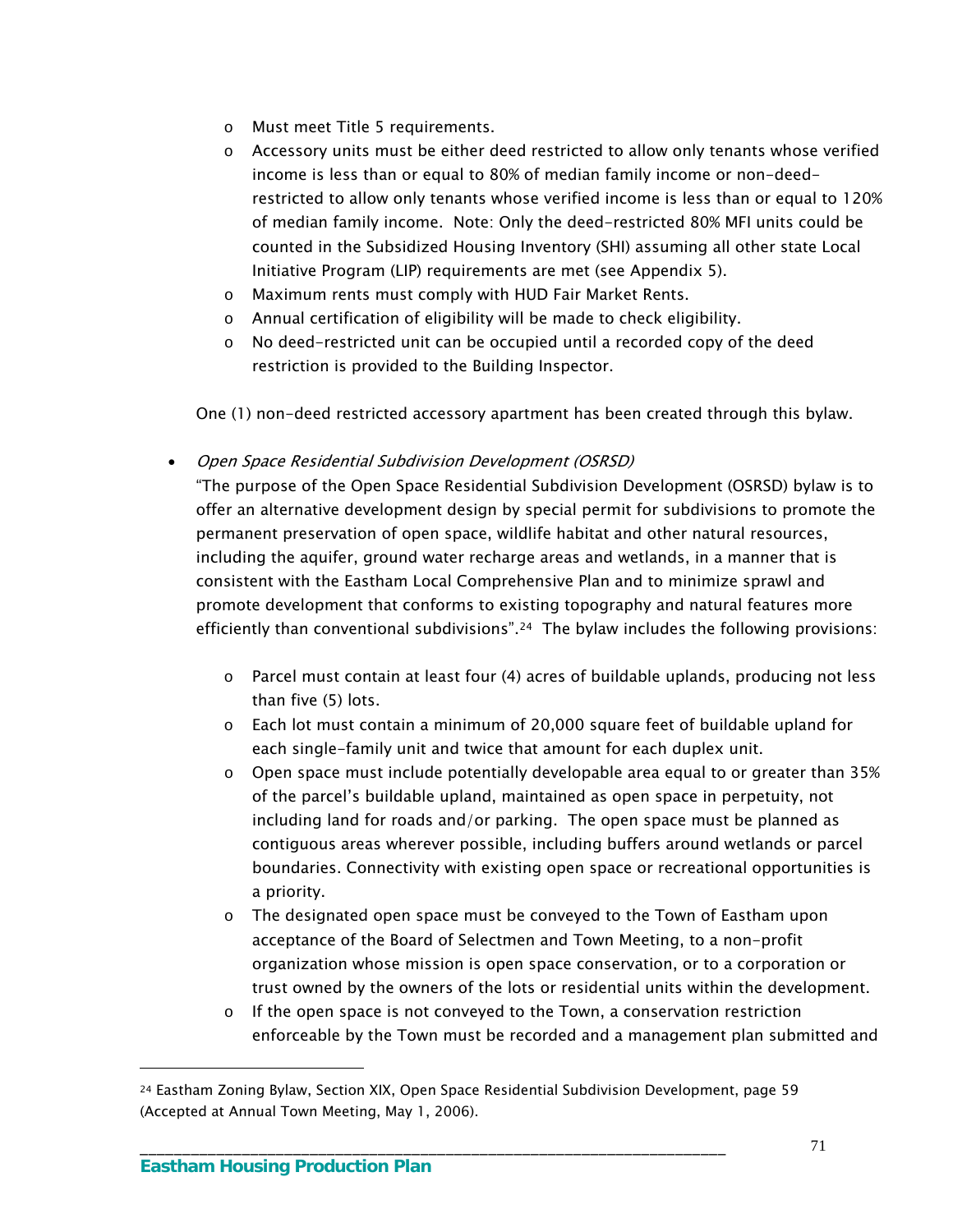- Must meet Title 5 requirements.
    - Accessory units must be either deed restricted to allow only tenants whose verified income is less than or equal to 80% of median family income or non-deed-restricted to allow only tenants whose verified income is less than or equal to 120% of median family income. Note: Only the deed-restricted 80% MFI units could be counted in the Subsidized Housing Inventory (SHI) assuming all other state Local Initiative Program (LIP) requirements are met (see Appendix 5).
    - Maximum rents must comply with HUD Fair Market Rents.
    - Annual certification of eligibility will be made to check eligibility.
    - No deed-restricted unit can be occupied until a recorded copy of the deed restriction is provided to the Building Inspector.

  One (1) non-deed restricted accessory apartment has been created through this bylaw.

- *Open Space Residential Subdivision Development (OSRSD)*

  "The purpose of the Open Space Residential Subdivision Development (OSRSD) bylaw is to offer an alternative development design by special permit for subdivisions to promote the permanent preservation of open space, wildlife habitat and other natural resources, including the aquifer, ground water recharge areas and wetlands, in a manner that is consistent with the Eastham Local Comprehensive Plan and to minimize sprawl and promote development that conforms to existing topography and natural features more efficiently than conventional subdivisions".[24] The bylaw includes the following provisions:

    - Parcel must contain at least four (4) acres of buildable uplands, producing not less than five (5) lots.
    - Each lot must contain a minimum of 20,000 square feet of buildable upland for each single-family unit and twice that amount for each duplex unit.
    - Open space must include potentially developable area equal to or greater than 35% of the parcel's buildable upland, maintained as open space in perpetuity, not including land for roads and/or parking. The open space must be planned as contiguous areas wherever possible, including buffers around wetlands or parcel boundaries. Connectivity with existing open space or recreational opportunities is a priority.
    - The designated open space must be conveyed to the Town of Eastham upon acceptance of the Board of Selectmen and Town Meeting, to a non-profit organization whose mission is open space conservation, or to a corporation or trust owned by the owners of the lots or residential units within the development.
    - If the open space is not conveyed to the Town, a conservation restriction enforceable by the Town must be recorded and a management plan submitted and

---

[24] Eastham Zoning Bylaw, Section XIX, Open Space Residential Subdivision Development, page 59 (Accepted at Annual Town Meeting, May 1, 2006).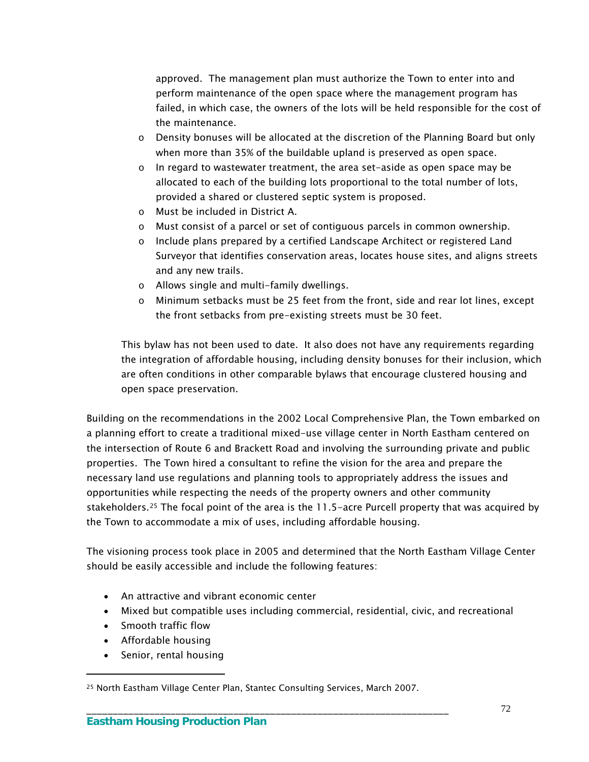approved. The management plan must authorize the Town to enter into and perform maintenance of the open space where the management program has failed, in which case, the owners of the lots will be held responsible for the cost of the maintenance.

- Density bonuses will be allocated at the discretion of the Planning Board but only when more than 35% of the buildable upland is preserved as open space.
- In regard to wastewater treatment, the area set-aside as open space may be allocated to each of the building lots proportional to the total number of lots, provided a shared or clustered septic system is proposed.
- Must be included in District A.
- Must consist of a parcel or set of contiguous parcels in common ownership.
- Include plans prepared by a certified Landscape Architect or registered Land Surveyor that identifies conservation areas, locates house sites, and aligns streets and any new trails.
- Allows single and multi-family dwellings.
- Minimum setbacks must be 25 feet from the front, side and rear lot lines, except the front setbacks from pre-existing streets must be 30 feet.

This bylaw has not been used to date. It also does not have any requirements regarding the integration of affordable housing, including density bonuses for their inclusion, which are often conditions in other comparable bylaws that encourage clustered housing and open space preservation.

Building on the recommendations in the 2002 Local Comprehensive Plan, the Town embarked on a planning effort to create a traditional mixed-use village center in North Eastham centered on the intersection of Route 6 and Brackett Road and involving the surrounding private and public properties. The Town hired a consultant to refine the vision for the area and prepare the necessary land use regulations and planning tools to appropriately address the issues and opportunities while respecting the needs of the property owners and other community stakeholders.[25] The focal point of the area is the 11.5-acre Purcell property that was acquired by the Town to accommodate a mix of uses, including affordable housing.

The visioning process took place in 2005 and determined that the North Eastham Village Center should be easily accessible and include the following features:

- An attractive and vibrant economic center
- Mixed but compatible uses including commercial, residential, civic, and recreational
- Smooth traffic flow
- Affordable housing
- Senior, rental housing

[25] North Eastham Village Center Plan, Stantec Consulting Services, March 2007.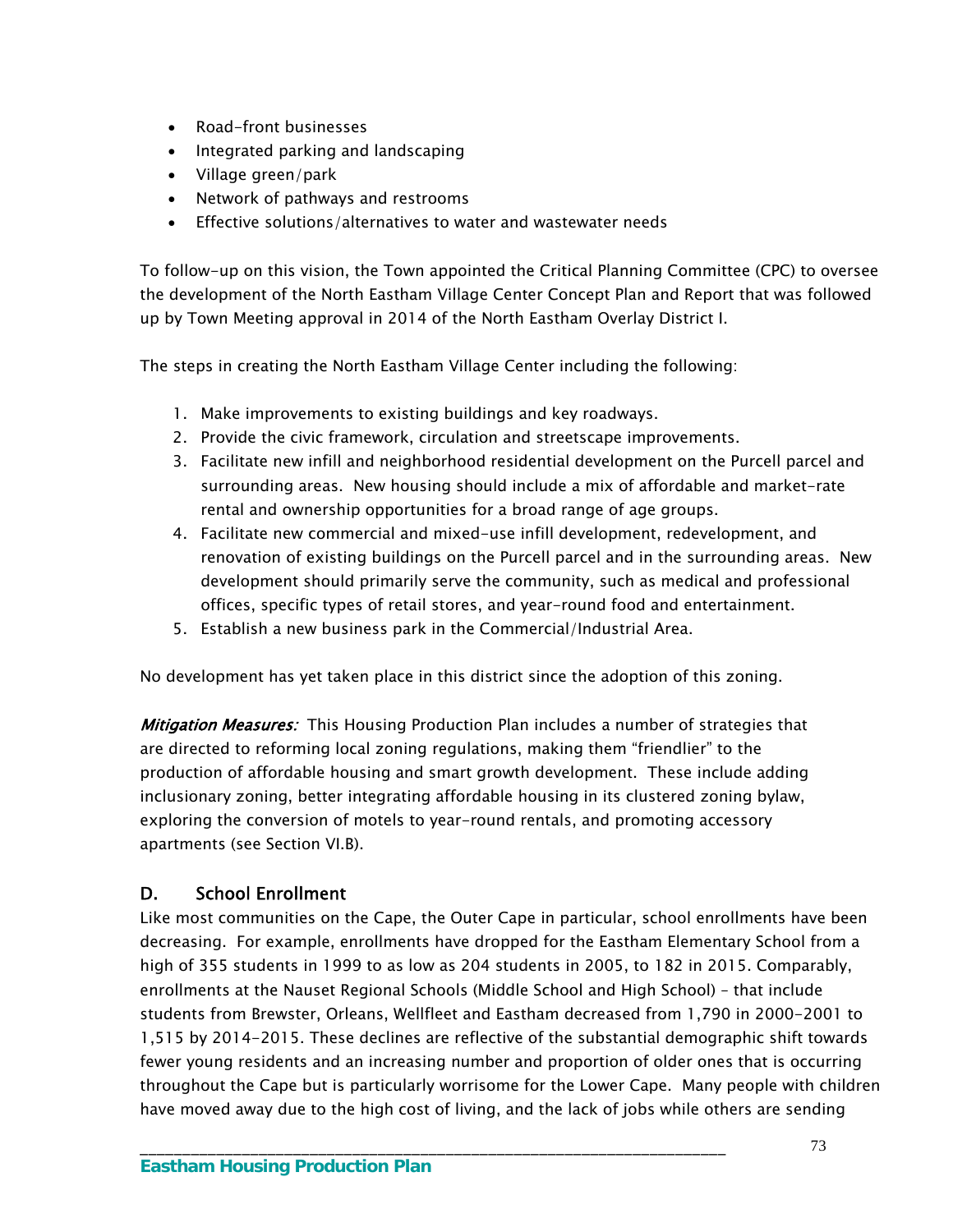- Road-front businesses
- Integrated parking and landscaping
- Village green/park
- Network of pathways and restrooms
- Effective solutions/alternatives to water and wastewater needs

To follow-up on this vision, the Town appointed the Critical Planning Committee (CPC) to oversee the development of the North Eastham Village Center Concept Plan and Report that was followed up by Town Meeting approval in 2014 of the North Eastham Overlay District I.

The steps in creating the North Eastham Village Center including the following:

1. Make improvements to existing buildings and key roadways.
2. Provide the civic framework, circulation and streetscape improvements.
3. Facilitate new infill and neighborhood residential development on the Purcell parcel and surrounding areas. New housing should include a mix of affordable and market-rate rental and ownership opportunities for a broad range of age groups.
4. Facilitate new commercial and mixed-use infill development, redevelopment, and renovation of existing buildings on the Purcell parcel and in the surrounding areas. New development should primarily serve the community, such as medical and professional offices, specific types of retail stores, and year-round food and entertainment.
5. Establish a new business park in the Commercial/Industrial Area.

No development has yet taken place in this district since the adoption of this zoning.

***Mitigation Measures:*** This Housing Production Plan includes a number of strategies that are directed to reforming local zoning regulations, making them "friendlier" to the production of affordable housing and smart growth development. These include adding inclusionary zoning, better integrating affordable housing in its clustered zoning bylaw, exploring the conversion of motels to year-round rentals, and promoting accessory apartments (see Section VI.B).

## D. School Enrollment

Like most communities on the Cape, the Outer Cape in particular, school enrollments have been decreasing. For example, enrollments have dropped for the Eastham Elementary School from a high of 355 students in 1999 to as low as 204 students in 2005, to 182 in 2015. Comparably, enrollments at the Nauset Regional Schools (Middle School and High School) – that include students from Brewster, Orleans, Wellfleet and Eastham decreased from 1,790 in 2000-2001 to 1,515 by 2014-2015. These declines are reflective of the substantial demographic shift towards fewer young residents and an increasing number and proportion of older ones that is occurring throughout the Cape but is particularly worrisome for the Lower Cape. Many people with children have moved away due to the high cost of living, and the lack of jobs while others are sending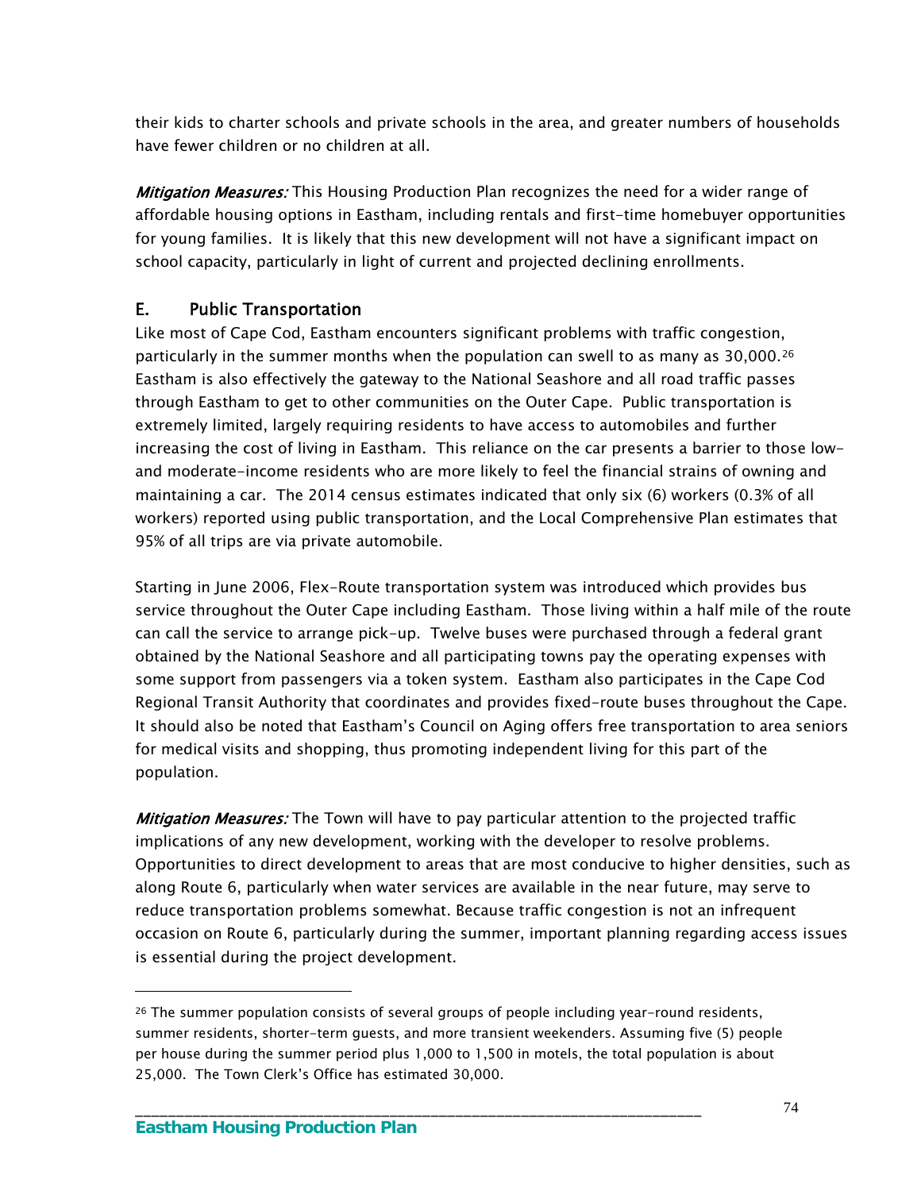their kids to charter schools and private schools in the area, and greater numbers of households have fewer children or no children at all.

*Mitigation Measures:* This Housing Production Plan recognizes the need for a wider range of affordable housing options in Eastham, including rentals and first-time homebuyer opportunities for young families. It is likely that this new development will not have a significant impact on school capacity, particularly in light of current and projected declining enrollments.

## E. Public Transportation

Like most of Cape Cod, Eastham encounters significant problems with traffic congestion, particularly in the summer months when the population can swell to as many as 30,000.[26] Eastham is also effectively the gateway to the National Seashore and all road traffic passes through Eastham to get to other communities on the Outer Cape. Public transportation is extremely limited, largely requiring residents to have access to automobiles and further increasing the cost of living in Eastham. This reliance on the car presents a barrier to those low- and moderate-income residents who are more likely to feel the financial strains of owning and maintaining a car. The 2014 census estimates indicated that only six (6) workers (0.3% of all workers) reported using public transportation, and the Local Comprehensive Plan estimates that 95% of all trips are via private automobile.

Starting in June 2006, Flex-Route transportation system was introduced which provides bus service throughout the Outer Cape including Eastham. Those living within a half mile of the route can call the service to arrange pick-up. Twelve buses were purchased through a federal grant obtained by the National Seashore and all participating towns pay the operating expenses with some support from passengers via a token system. Eastham also participates in the Cape Cod Regional Transit Authority that coordinates and provides fixed-route buses throughout the Cape. It should also be noted that Eastham's Council on Aging offers free transportation to area seniors for medical visits and shopping, thus promoting independent living for this part of the population.

*Mitigation Measures:* The Town will have to pay particular attention to the projected traffic implications of any new development, working with the developer to resolve problems. Opportunities to direct development to areas that are most conducive to higher densities, such as along Route 6, particularly when water services are available in the near future, may serve to reduce transportation problems somewhat. Because traffic congestion is not an infrequent occasion on Route 6, particularly during the summer, important planning regarding access issues is essential during the project development.

---

[26] The summer population consists of several groups of people including year-round residents, summer residents, shorter-term guests, and more transient weekenders. Assuming five (5) people per house during the summer period plus 1,000 to 1,500 in motels, the total population is about 25,000. The Town Clerk's Office has estimated 30,000.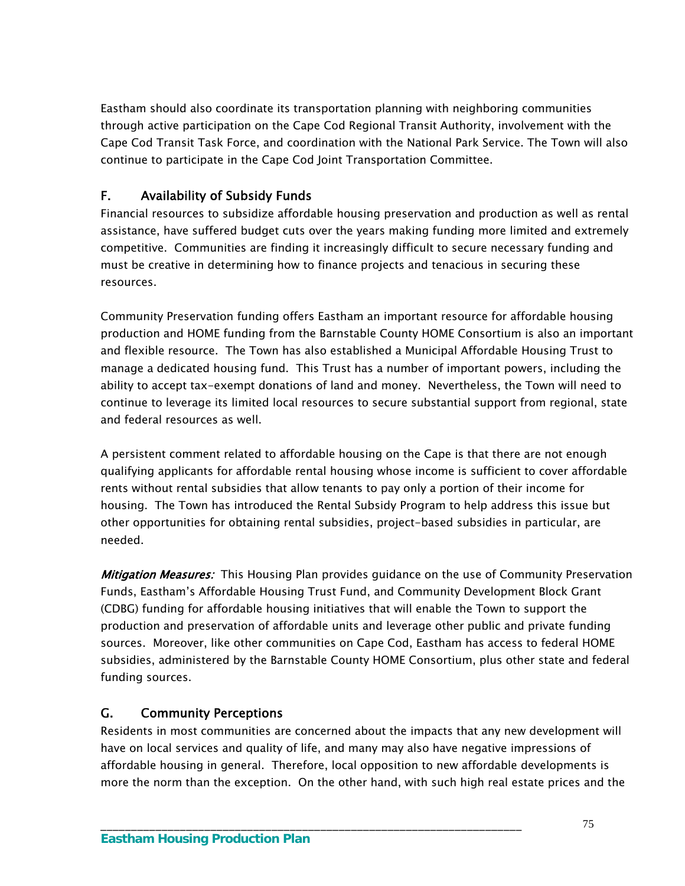Eastham should also coordinate its transportation planning with neighboring communities through active participation on the Cape Cod Regional Transit Authority, involvement with the Cape Cod Transit Task Force, and coordination with the National Park Service. The Town will also continue to participate in the Cape Cod Joint Transportation Committee.

## F. Availability of Subsidy Funds

Financial resources to subsidize affordable housing preservation and production as well as rental assistance, have suffered budget cuts over the years making funding more limited and extremely competitive. Communities are finding it increasingly difficult to secure necessary funding and must be creative in determining how to finance projects and tenacious in securing these resources.

Community Preservation funding offers Eastham an important resource for affordable housing production and HOME funding from the Barnstable County HOME Consortium is also an important and flexible resource. The Town has also established a Municipal Affordable Housing Trust to manage a dedicated housing fund. This Trust has a number of important powers, including the ability to accept tax-exempt donations of land and money. Nevertheless, the Town will need to continue to leverage its limited local resources to secure substantial support from regional, state and federal resources as well.

A persistent comment related to affordable housing on the Cape is that there are not enough qualifying applicants for affordable rental housing whose income is sufficient to cover affordable rents without rental subsidies that allow tenants to pay only a portion of their income for housing. The Town has introduced the Rental Subsidy Program to help address this issue but other opportunities for obtaining rental subsidies, project-based subsidies in particular, are needed.

***Mitigation Measures:*** This Housing Plan provides guidance on the use of Community Preservation Funds, Eastham's Affordable Housing Trust Fund, and Community Development Block Grant (CDBG) funding for affordable housing initiatives that will enable the Town to support the production and preservation of affordable units and leverage other public and private funding sources. Moreover, like other communities on Cape Cod, Eastham has access to federal HOME subsidies, administered by the Barnstable County HOME Consortium, plus other state and federal funding sources.

## G. Community Perceptions

Residents in most communities are concerned about the impacts that any new development will have on local services and quality of life, and many may also have negative impressions of affordable housing in general. Therefore, local opposition to new affordable developments is more the norm than the exception. On the other hand, with such high real estate prices and the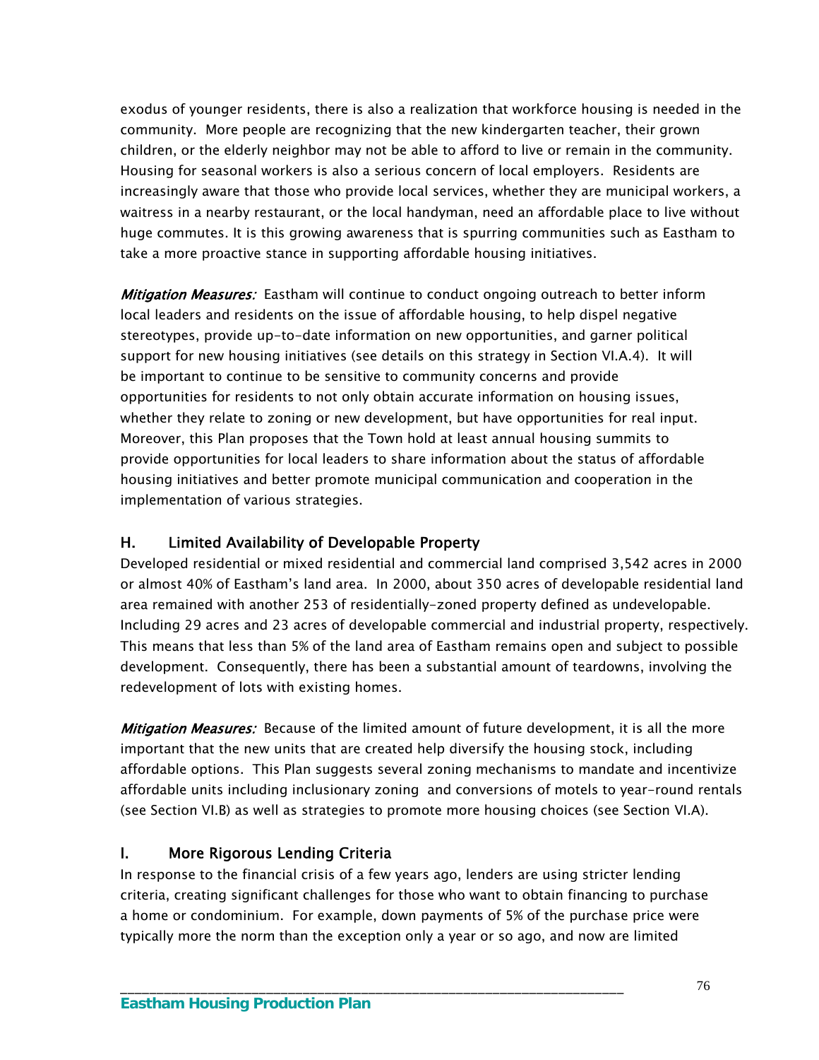exodus of younger residents, there is also a realization that workforce housing is needed in the community. More people are recognizing that the new kindergarten teacher, their grown children, or the elderly neighbor may not be able to afford to live or remain in the community. Housing for seasonal workers is also a serious concern of local employers. Residents are increasingly aware that those who provide local services, whether they are municipal workers, a waitress in a nearby restaurant, or the local handyman, need an affordable place to live without huge commutes. It is this growing awareness that is spurring communities such as Eastham to take a more proactive stance in supporting affordable housing initiatives.

***Mitigation Measures:*** Eastham will continue to conduct ongoing outreach to better inform local leaders and residents on the issue of affordable housing, to help dispel negative stereotypes, provide up-to-date information on new opportunities, and garner political support for new housing initiatives (see details on this strategy in Section VI.A.4). It will be important to continue to be sensitive to community concerns and provide opportunities for residents to not only obtain accurate information on housing issues, whether they relate to zoning or new development, but have opportunities for real input. Moreover, this Plan proposes that the Town hold at least annual housing summits to provide opportunities for local leaders to share information about the status of affordable housing initiatives and better promote municipal communication and cooperation in the implementation of various strategies.

## H. Limited Availability of Developable Property

Developed residential or mixed residential and commercial land comprised 3,542 acres in 2000 or almost 40% of Eastham's land area. In 2000, about 350 acres of developable residential land area remained with another 253 of residentially-zoned property defined as undevelopable. Including 29 acres and 23 acres of developable commercial and industrial property, respectively. This means that less than 5% of the land area of Eastham remains open and subject to possible development. Consequently, there has been a substantial amount of teardowns, involving the redevelopment of lots with existing homes.

***Mitigation Measures:*** Because of the limited amount of future development, it is all the more important that the new units that are created help diversify the housing stock, including affordable options. This Plan suggests several zoning mechanisms to mandate and incentivize affordable units including inclusionary zoning and conversions of motels to year-round rentals (see Section VI.B) as well as strategies to promote more housing choices (see Section VI.A).

## I. More Rigorous Lending Criteria

In response to the financial crisis of a few years ago, lenders are using stricter lending criteria, creating significant challenges for those who want to obtain financing to purchase a home or condominium. For example, down payments of 5% of the purchase price were typically more the norm than the exception only a year or so ago, and now are limited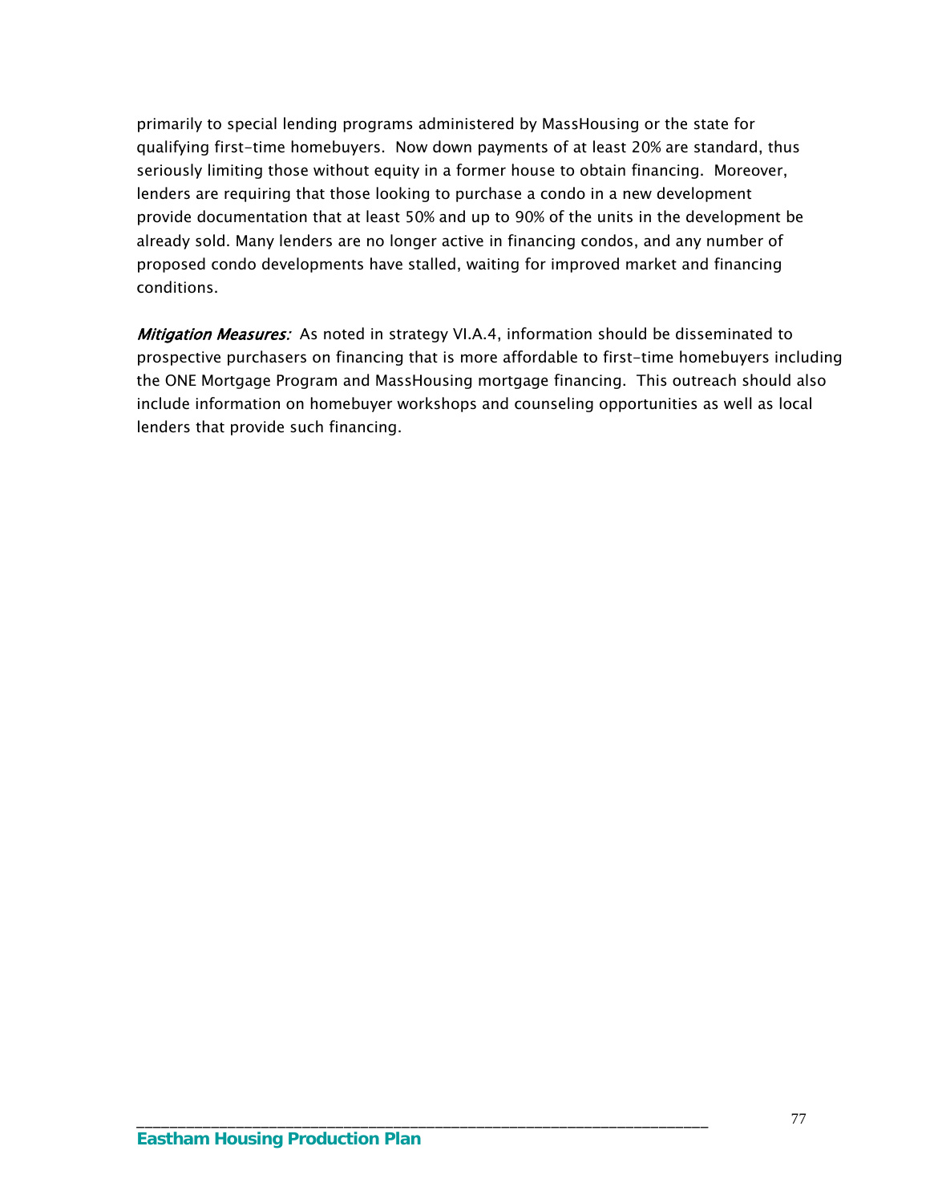primarily to special lending programs administered by MassHousing or the state for qualifying first-time homebuyers. Now down payments of at least 20% are standard, thus seriously limiting those without equity in a former house to obtain financing. Moreover, lenders are requiring that those looking to purchase a condo in a new development provide documentation that at least 50% and up to 90% of the units in the development be already sold. Many lenders are no longer active in financing condos, and any number of proposed condo developments have stalled, waiting for improved market and financing conditions.

***Mitigation Measures:*** As noted in strategy VI.A.4, information should be disseminated to prospective purchasers on financing that is more affordable to first-time homebuyers including the ONE Mortgage Program and MassHousing mortgage financing. This outreach should also include information on homebuyer workshops and counseling opportunities as well as local lenders that provide such financing.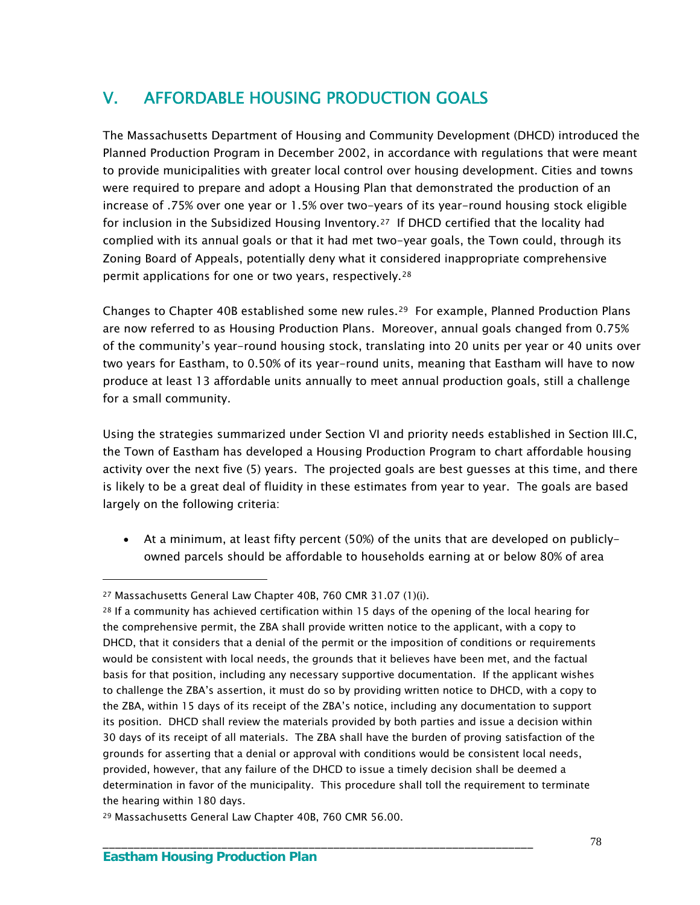## V. AFFORDABLE HOUSING PRODUCTION GOALS

The Massachusetts Department of Housing and Community Development (DHCD) introduced the Planned Production Program in December 2002, in accordance with regulations that were meant to provide municipalities with greater local control over housing development. Cities and towns were required to prepare and adopt a Housing Plan that demonstrated the production of an increase of .75% over one year or 1.5% over two-years of its year-round housing stock eligible for inclusion in the Subsidized Housing Inventory.[27] If DHCD certified that the locality had complied with its annual goals or that it had met two-year goals, the Town could, through its Zoning Board of Appeals, potentially deny what it considered inappropriate comprehensive permit applications for one or two years, respectively.[28]

Changes to Chapter 40B established some new rules.[29] For example, Planned Production Plans are now referred to as Housing Production Plans. Moreover, annual goals changed from 0.75% of the community's year-round housing stock, translating into 20 units per year or 40 units over two years for Eastham, to 0.50% of its year-round units, meaning that Eastham will have to now produce at least 13 affordable units annually to meet annual production goals, still a challenge for a small community.

Using the strategies summarized under Section VI and priority needs established in Section III.C, the Town of Eastham has developed a Housing Production Program to chart affordable housing activity over the next five (5) years. The projected goals are best guesses at this time, and there is likely to be a great deal of fluidity in these estimates from year to year. The goals are based largely on the following criteria:

- At a minimum, at least fifty percent (50%) of the units that are developed on publicly-owned parcels should be affordable to households earning at or below 80% of area

---

[27] Massachusetts General Law Chapter 40B, 760 CMR 31.07 (1)(i).

[28] If a community has achieved certification within 15 days of the opening of the local hearing for the comprehensive permit, the ZBA shall provide written notice to the applicant, with a copy to DHCD, that it considers that a denial of the permit or the imposition of conditions or requirements would be consistent with local needs, the grounds that it believes have been met, and the factual basis for that position, including any necessary supportive documentation. If the applicant wishes to challenge the ZBA's assertion, it must do so by providing written notice to DHCD, with a copy to the ZBA, within 15 days of its receipt of the ZBA's notice, including any documentation to support its position. DHCD shall review the materials provided by both parties and issue a decision within 30 days of its receipt of all materials. The ZBA shall have the burden of proving satisfaction of the grounds for asserting that a denial or approval with conditions would be consistent local needs, provided, however, that any failure of the DHCD to issue a timely decision shall be deemed a determination in favor of the municipality. This procedure shall toll the requirement to terminate the hearing within 180 days.

[29] Massachusetts General Law Chapter 40B, 760 CMR 56.00.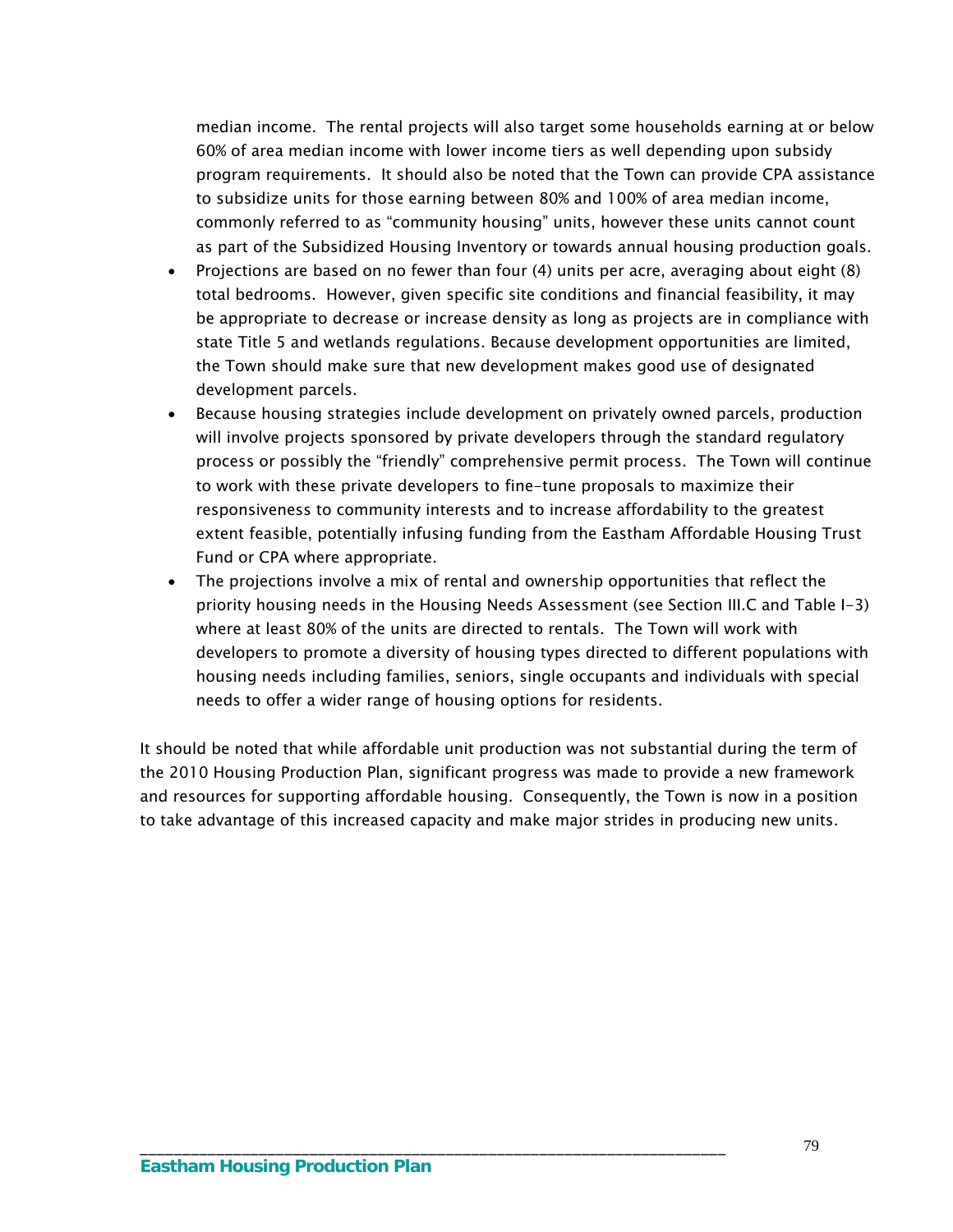median income. The rental projects will also target some households earning at or below 60% of area median income with lower income tiers as well depending upon subsidy program requirements. It should also be noted that the Town can provide CPA assistance to subsidize units for those earning between 80% and 100% of area median income, commonly referred to as "community housing" units, however these units cannot count as part of the Subsidized Housing Inventory or towards annual housing production goals.

- Projections are based on no fewer than four (4) units per acre, averaging about eight (8) total bedrooms. However, given specific site conditions and financial feasibility, it may be appropriate to decrease or increase density as long as projects are in compliance with state Title 5 and wetlands regulations. Because development opportunities are limited, the Town should make sure that new development makes good use of designated development parcels.
- Because housing strategies include development on privately owned parcels, production will involve projects sponsored by private developers through the standard regulatory process or possibly the "friendly" comprehensive permit process. The Town will continue to work with these private developers to fine-tune proposals to maximize their responsiveness to community interests and to increase affordability to the greatest extent feasible, potentially infusing funding from the Eastham Affordable Housing Trust Fund or CPA where appropriate.
- The projections involve a mix of rental and ownership opportunities that reflect the priority housing needs in the Housing Needs Assessment (see Section III.C and Table I-3) where at least 80% of the units are directed to rentals. The Town will work with developers to promote a diversity of housing types directed to different populations with housing needs including families, seniors, single occupants and individuals with special needs to offer a wider range of housing options for residents.

It should be noted that while affordable unit production was not substantial during the term of the 2010 Housing Production Plan, significant progress was made to provide a new framework and resources for supporting affordable housing. Consequently, the Town is now in a position to take advantage of this increased capacity and make major strides in producing new units.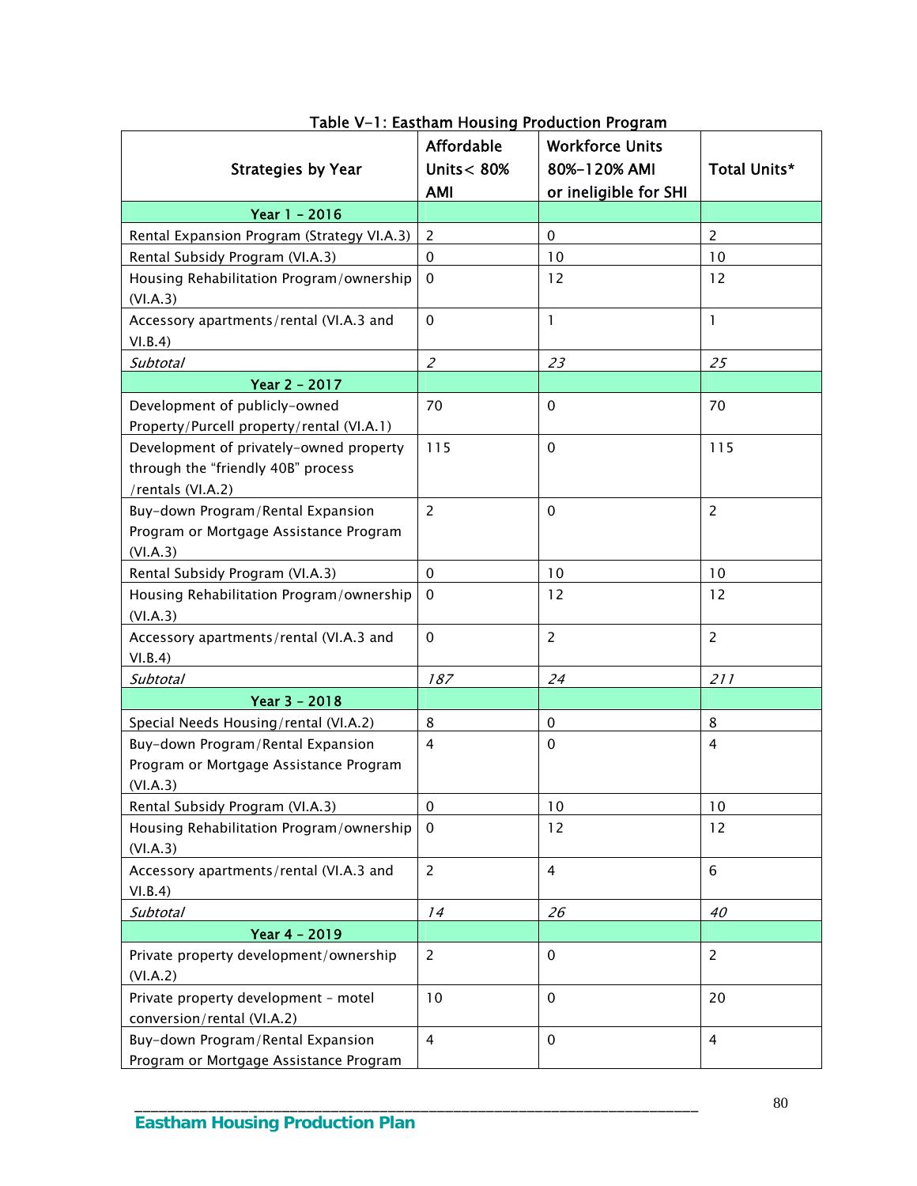Table V-1: Eastham Housing Production Program

| Strategies by Year | Affordable Units< 80% AMI | Workforce Units 80%-120% AMI or ineligible for SHI | Total Units* |
|---|---|---|---|
| **Year 1 - 2016** | | | |
| Rental Expansion Program (Strategy VI.A.3) | 2 | 0 | 2 |
| Rental Subsidy Program (VI.A.3) | 0 | 10 | 10 |
| Housing Rehabilitation Program/ownership (VI.A.3) | 0 | 12 | 12 |
| Accessory apartments/rental (VI.A.3 and VI.B.4) | 0 | 1 | 1 |
| *Subtotal* | *2* | *23* | *25* |
| **Year 2 - 2017** | | | |
| Development of publicly-owned Property/Purcell property/rental (VI.A.1) | 70 | 0 | 70 |
| Development of privately-owned property through the "friendly 40B" process /rentals (VI.A.2) | 115 | 0 | 115 |
| Buy-down Program/Rental Expansion Program or Mortgage Assistance Program (VI.A.3) | 2 | 0 | 2 |
| Rental Subsidy Program (VI.A.3) | 0 | 10 | 10 |
| Housing Rehabilitation Program/ownership (VI.A.3) | 0 | 12 | 12 |
| Accessory apartments/rental (VI.A.3 and VI.B.4) | 0 | 2 | 2 |
| *Subtotal* | *187* | *24* | *211* |
| **Year 3 - 2018** | | | |
| Special Needs Housing/rental (VI.A.2) | 8 | 0 | 8 |
| Buy-down Program/Rental Expansion Program or Mortgage Assistance Program (VI.A.3) | 4 | 0 | 4 |
| Rental Subsidy Program (VI.A.3) | 0 | 10 | 10 |
| Housing Rehabilitation Program/ownership (VI.A.3) | 0 | 12 | 12 |
| Accessory apartments/rental (VI.A.3 and VI.B.4) | 2 | 4 | 6 |
| *Subtotal* | *14* | *26* | *40* |
| **Year 4 - 2019** | | | |
| Private property development/ownership (VI.A.2) | 2 | 0 | 2 |
| Private property development - motel conversion/rental (VI.A.2) | 10 | 0 | 20 |
| Buy-down Program/Rental Expansion Program or Mortgage Assistance Program | 4 | 0 | 4 |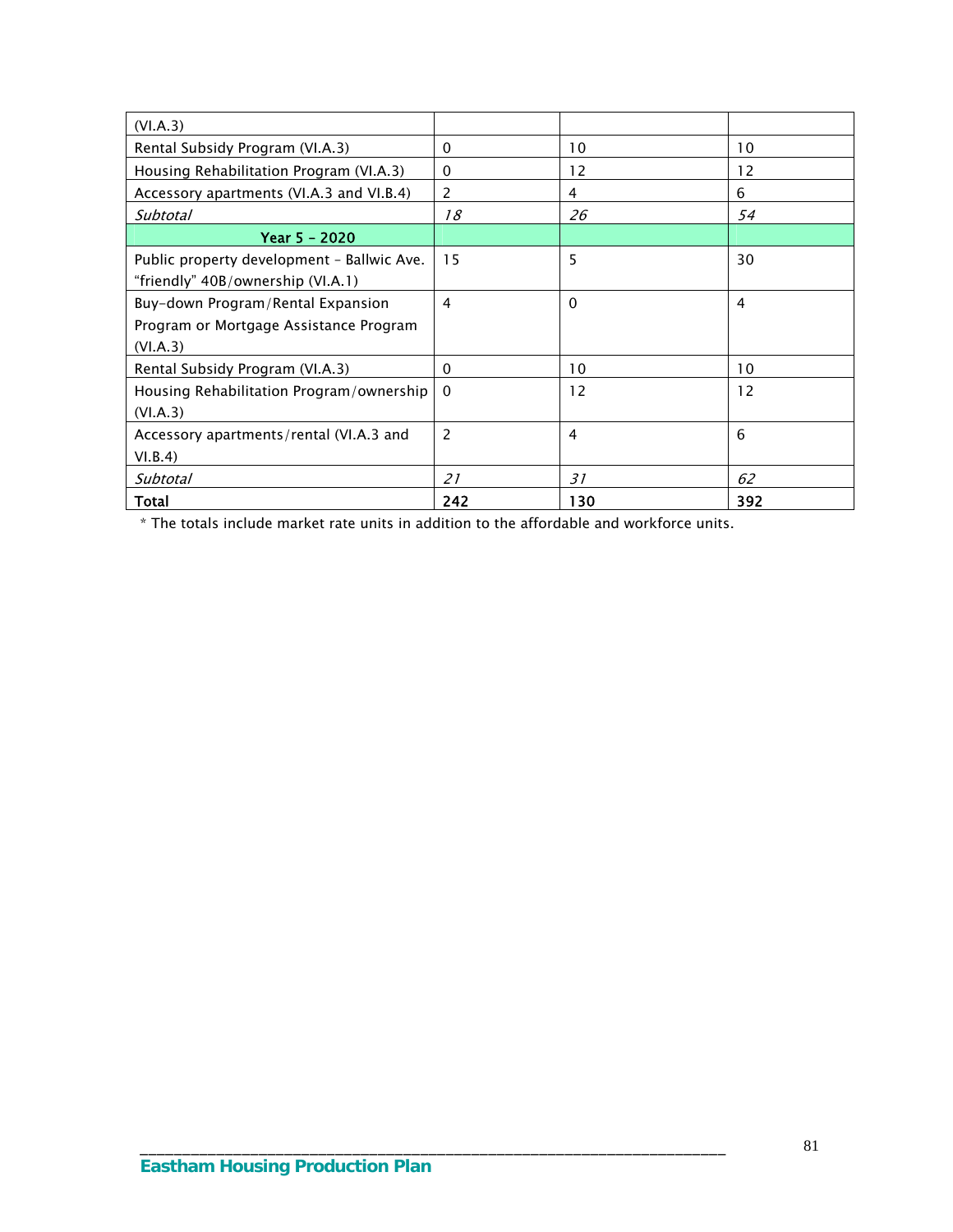| | | | |
|---|---|---|---|
| (VI.A.3) | | | |
| Rental Subsidy Program (VI.A.3) | 0 | 10 | 10 |
| Housing Rehabilitation Program (VI.A.3) | 0 | 12 | 12 |
| Accessory apartments (VI.A.3 and VI.B.4) | 2 | 4 | 6 |
| *Subtotal* | *18* | *26* | *54* |
| **Year 5 – 2020** | | | |
| Public property development – Ballwic Ave. "friendly" 40B/ownership (VI.A.1) | 15 | 5 | 30 |
| Buy-down Program/Rental Expansion Program or Mortgage Assistance Program (VI.A.3) | 4 | 0 | 4 |
| Rental Subsidy Program (VI.A.3) | 0 | 10 | 10 |
| Housing Rehabilitation Program/ownership (VI.A.3) | 0 | 12 | 12 |
| Accessory apartments/rental (VI.A.3 and VI.B.4) | 2 | 4 | 6 |
| *Subtotal* | *21* | *31* | *62* |
| **Total** | **242** | **130** | **392** |

* The totals include market rate units in addition to the affordable and workforce units.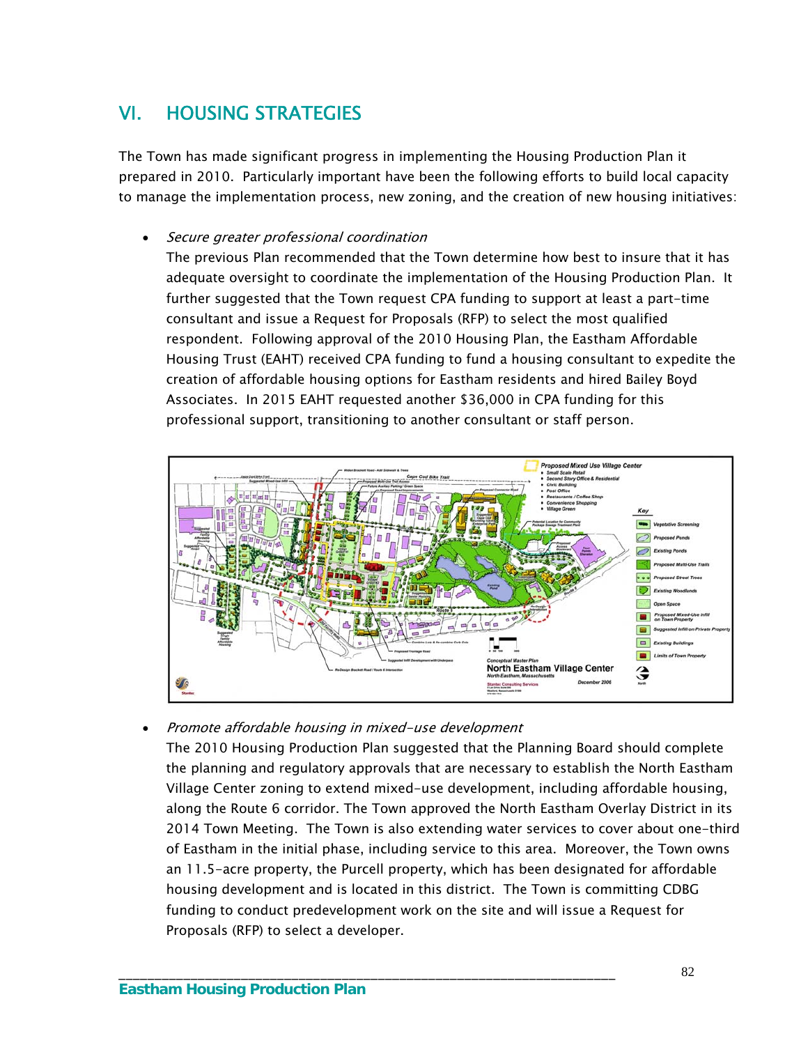## VI. HOUSING STRATEGIES

The Town has made significant progress in implementing the Housing Production Plan it prepared in 2010. Particularly important have been the following efforts to build local capacity to manage the implementation process, new zoning, and the creation of new housing initiatives:

- *Secure greater professional coordination*
  The previous Plan recommended that the Town determine how best to insure that it has adequate oversight to coordinate the implementation of the Housing Production Plan. It further suggested that the Town request CPA funding to support at least a part-time consultant and issue a Request for Proposals (RFP) to select the most qualified respondent. Following approval of the 2010 Housing Plan, the Eastham Affordable Housing Trust (EAHT) received CPA funding to fund a housing consultant to expedite the creation of affordable housing options for Eastham residents and hired Bailey Boyd Associates. In 2015 EAHT requested another $36,000 in CPA funding for this professional support, transitioning to another consultant or staff person.

- *Promote affordable housing in mixed-use development*
  The 2010 Housing Production Plan suggested that the Planning Board should complete the planning and regulatory approvals that are necessary to establish the North Eastham Village Center zoning to extend mixed-use development, including affordable housing, along the Route 6 corridor. The Town approved the North Eastham Overlay District in its 2014 Town Meeting. The Town is also extending water services to cover about one-third of Eastham in the initial phase, including service to this area. Moreover, the Town owns an 11.5-acre property, the Purcell property, which has been designated for affordable housing development and is located in this district. The Town is committing CDBG funding to conduct predevelopment work on the site and will issue a Request for Proposals (RFP) to select a developer.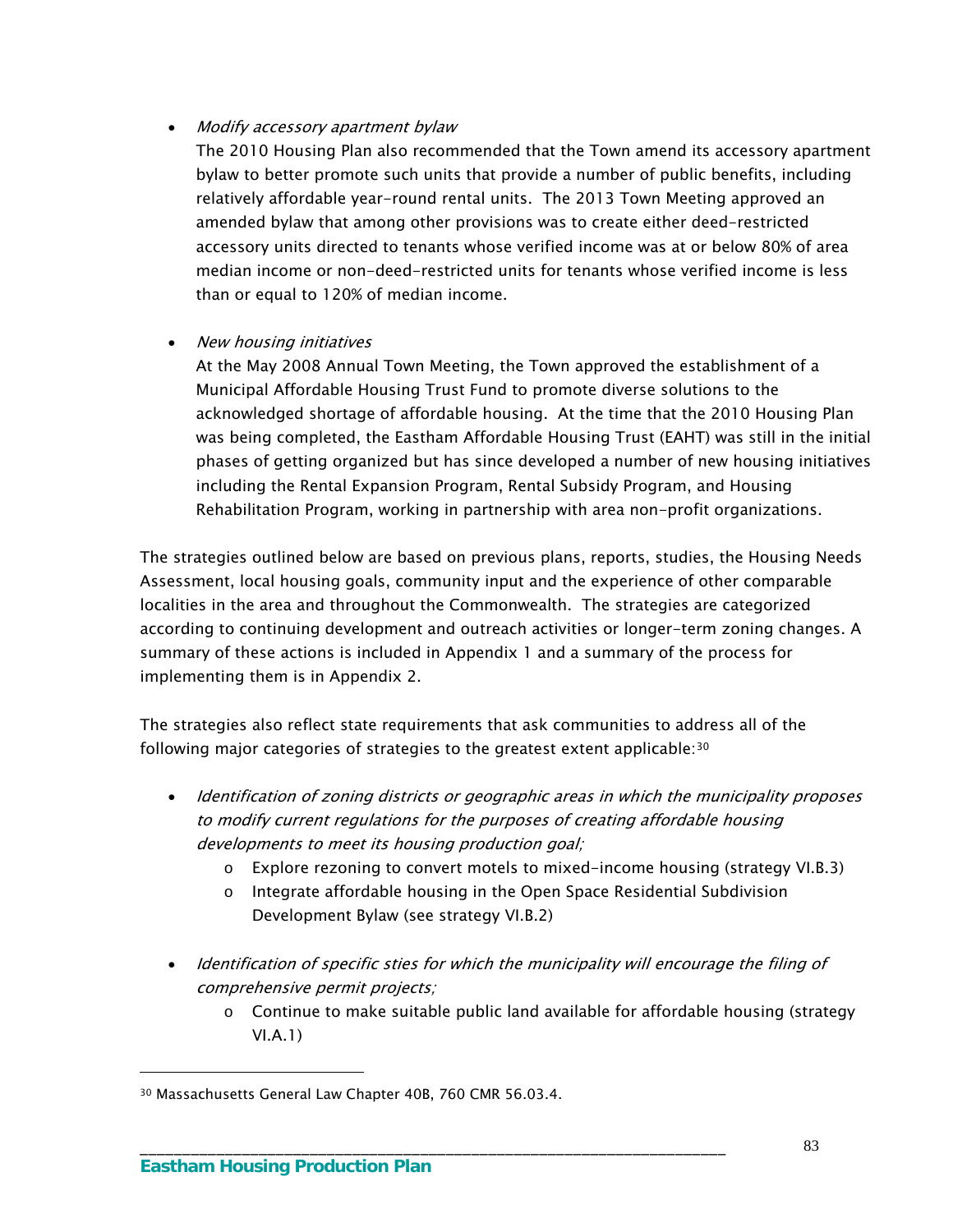- *Modify accessory apartment bylaw*

  The 2010 Housing Plan also recommended that the Town amend its accessory apartment bylaw to better promote such units that provide a number of public benefits, including relatively affordable year-round rental units. The 2013 Town Meeting approved an amended bylaw that among other provisions was to create either deed-restricted accessory units directed to tenants whose verified income was at or below 80% of area median income or non-deed-restricted units for tenants whose verified income is less than or equal to 120% of median income.

- *New housing initiatives*

  At the May 2008 Annual Town Meeting, the Town approved the establishment of a Municipal Affordable Housing Trust Fund to promote diverse solutions to the acknowledged shortage of affordable housing. At the time that the 2010 Housing Plan was being completed, the Eastham Affordable Housing Trust (EAHT) was still in the initial phases of getting organized but has since developed a number of new housing initiatives including the Rental Expansion Program, Rental Subsidy Program, and Housing Rehabilitation Program, working in partnership with area non-profit organizations.

The strategies outlined below are based on previous plans, reports, studies, the Housing Needs Assessment, local housing goals, community input and the experience of other comparable localities in the area and throughout the Commonwealth. The strategies are categorized according to continuing development and outreach activities or longer-term zoning changes. A summary of these actions is included in Appendix 1 and a summary of the process for implementing them is in Appendix 2.

The strategies also reflect state requirements that ask communities to address all of the following major categories of strategies to the greatest extent applicable:[30]

- *Identification of zoning districts or geographic areas in which the municipality proposes to modify current regulations for the purposes of creating affordable housing developments to meet its housing production goal;*
  - Explore rezoning to convert motels to mixed-income housing (strategy VI.B.3)
  - Integrate affordable housing in the Open Space Residential Subdivision Development Bylaw (see strategy VI.B.2)

- *Identification of specific sties for which the municipality will encourage the filing of comprehensive permit projects;*
  - Continue to make suitable public land available for affordable housing (strategy VI.A.1)

[30] Massachusetts General Law Chapter 40B, 760 CMR 56.03.4.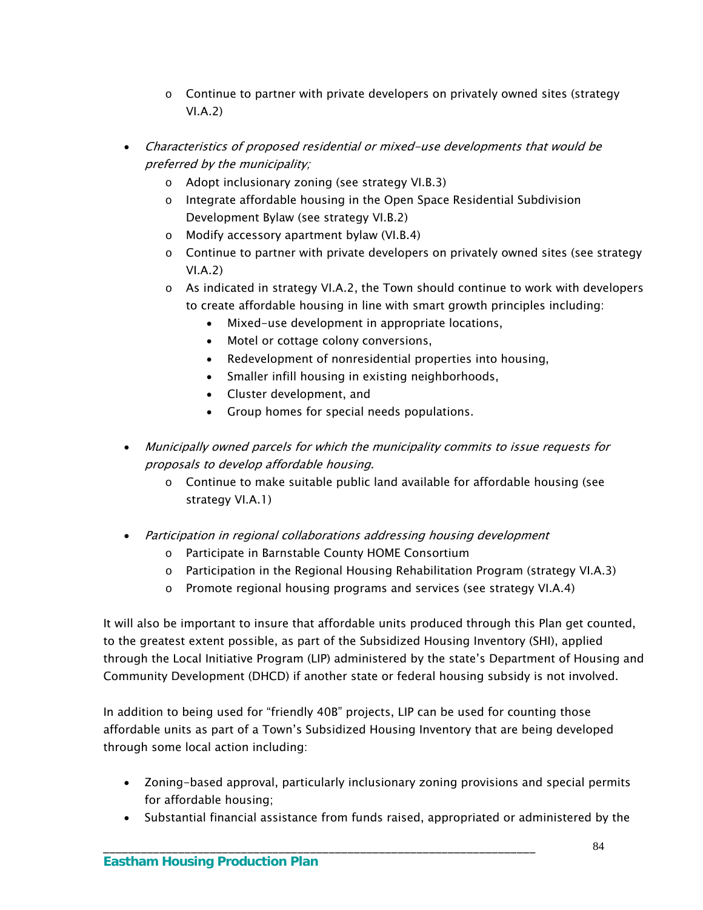- Continue to partner with private developers on privately owned sites (strategy VI.A.2)

- *Characteristics of proposed residential or mixed-use developments that would be preferred by the municipality;*
  - Adopt inclusionary zoning (see strategy VI.B.3)
  - Integrate affordable housing in the Open Space Residential Subdivision Development Bylaw (see strategy VI.B.2)
  - Modify accessory apartment bylaw (VI.B.4)
  - Continue to partner with private developers on privately owned sites (see strategy VI.A.2)
  - As indicated in strategy VI.A.2, the Town should continue to work with developers to create affordable housing in line with smart growth principles including:
    - Mixed-use development in appropriate locations,
    - Motel or cottage colony conversions,
    - Redevelopment of nonresidential properties into housing,
    - Smaller infill housing in existing neighborhoods,
    - Cluster development, and
    - Group homes for special needs populations.

- *Municipally owned parcels for which the municipality commits to issue requests for proposals to develop affordable housing.*
  - Continue to make suitable public land available for affordable housing (see strategy VI.A.1)

- *Participation in regional collaborations addressing housing development*
  - Participate in Barnstable County HOME Consortium
  - Participation in the Regional Housing Rehabilitation Program (strategy VI.A.3)
  - Promote regional housing programs and services (see strategy VI.A.4)

It will also be important to insure that affordable units produced through this Plan get counted, to the greatest extent possible, as part of the Subsidized Housing Inventory (SHI), applied through the Local Initiative Program (LIP) administered by the state's Department of Housing and Community Development (DHCD) if another state or federal housing subsidy is not involved.

In addition to being used for "friendly 40B" projects, LIP can be used for counting those affordable units as part of a Town's Subsidized Housing Inventory that are being developed through some local action including:

- Zoning-based approval, particularly inclusionary zoning provisions and special permits for affordable housing;
- Substantial financial assistance from funds raised, appropriated or administered by the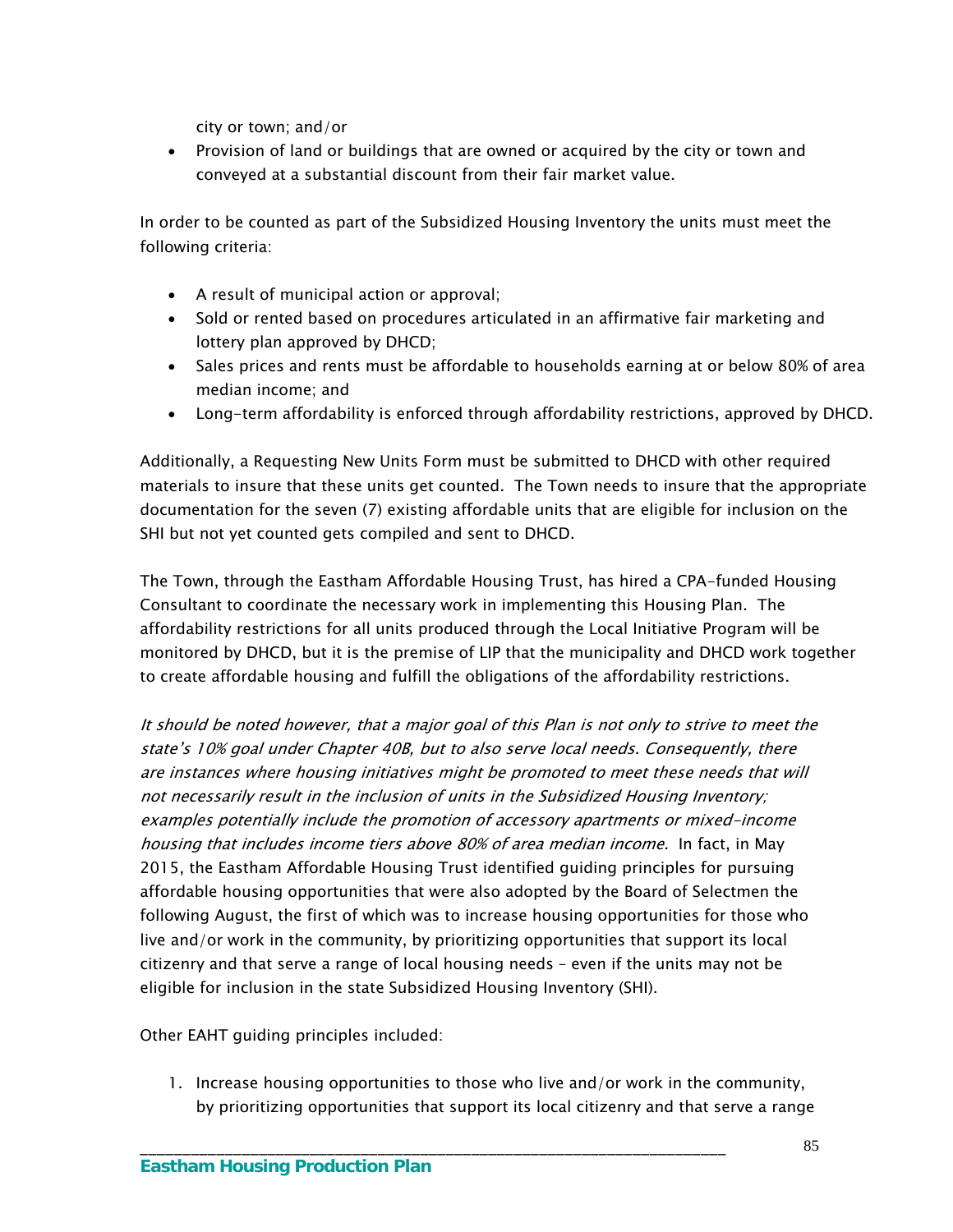city or town; and/or

- Provision of land or buildings that are owned or acquired by the city or town and conveyed at a substantial discount from their fair market value.

In order to be counted as part of the Subsidized Housing Inventory the units must meet the following criteria:

- A result of municipal action or approval;
- Sold or rented based on procedures articulated in an affirmative fair marketing and lottery plan approved by DHCD;
- Sales prices and rents must be affordable to households earning at or below 80% of area median income; and
- Long-term affordability is enforced through affordability restrictions, approved by DHCD.

Additionally, a Requesting New Units Form must be submitted to DHCD with other required materials to insure that these units get counted. The Town needs to insure that the appropriate documentation for the seven (7) existing affordable units that are eligible for inclusion on the SHI but not yet counted gets compiled and sent to DHCD.

The Town, through the Eastham Affordable Housing Trust, has hired a CPA-funded Housing Consultant to coordinate the necessary work in implementing this Housing Plan. The affordability restrictions for all units produced through the Local Initiative Program will be monitored by DHCD, but it is the premise of LIP that the municipality and DHCD work together to create affordable housing and fulfill the obligations of the affordability restrictions.

*It should be noted however, that a major goal of this Plan is not only to strive to meet the state's 10% goal under Chapter 40B, but to also serve local needs. Consequently, there are instances where housing initiatives might be promoted to meet these needs that will not necessarily result in the inclusion of units in the Subsidized Housing Inventory; examples potentially include the promotion of accessory apartments or mixed-income housing that includes income tiers above 80% of area median income.* In fact, in May 2015, the Eastham Affordable Housing Trust identified guiding principles for pursuing affordable housing opportunities that were also adopted by the Board of Selectmen the following August, the first of which was to increase housing opportunities for those who live and/or work in the community, by prioritizing opportunities that support its local citizenry and that serve a range of local housing needs – even if the units may not be eligible for inclusion in the state Subsidized Housing Inventory (SHI).

Other EAHT guiding principles included:

1. Increase housing opportunities to those who live and/or work in the community, by prioritizing opportunities that support its local citizenry and that serve a range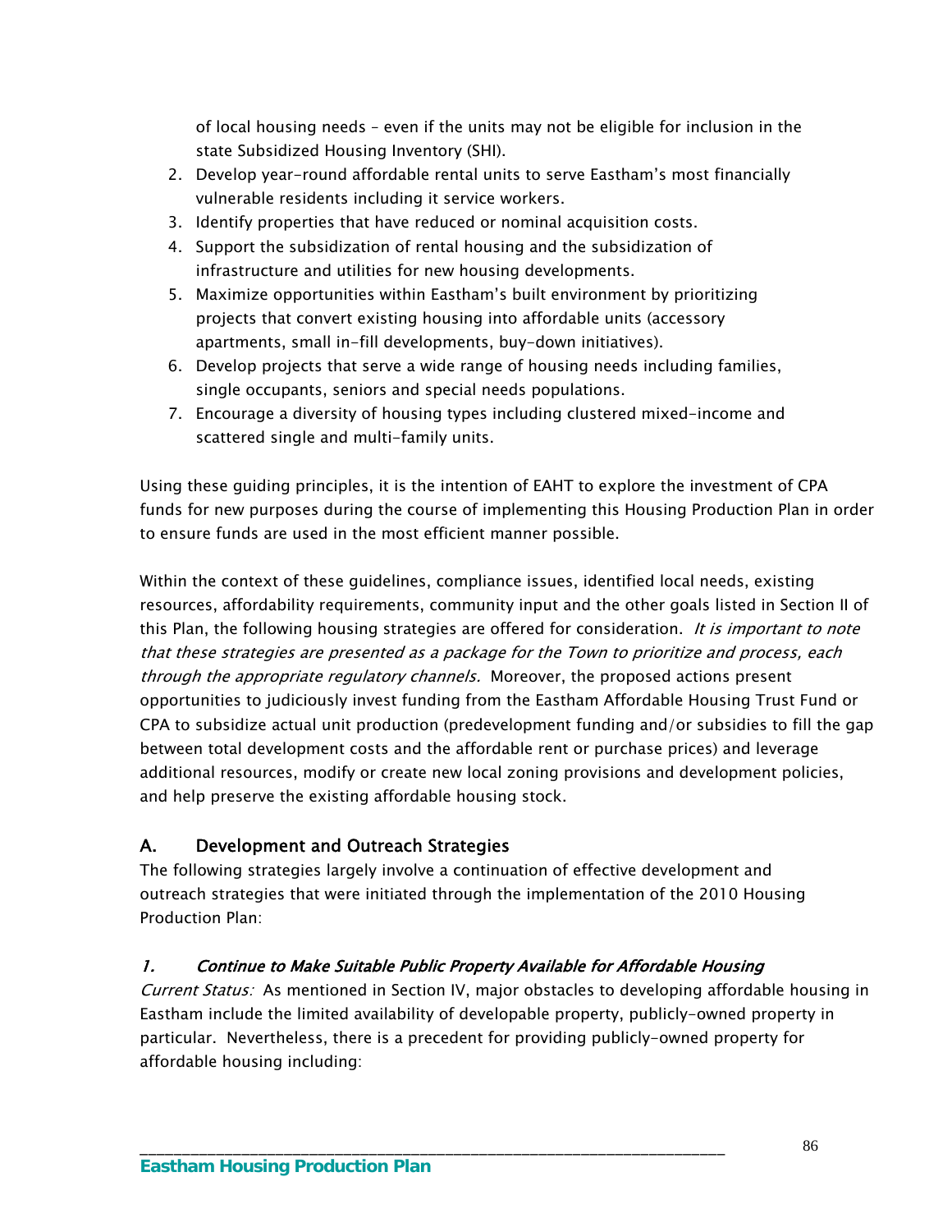of local housing needs – even if the units may not be eligible for inclusion in the state Subsidized Housing Inventory (SHI).

2. Develop year-round affordable rental units to serve Eastham's most financially vulnerable residents including it service workers.
3. Identify properties that have reduced or nominal acquisition costs.
4. Support the subsidization of rental housing and the subsidization of infrastructure and utilities for new housing developments.
5. Maximize opportunities within Eastham's built environment by prioritizing projects that convert existing housing into affordable units (accessory apartments, small in-fill developments, buy-down initiatives).
6. Develop projects that serve a wide range of housing needs including families, single occupants, seniors and special needs populations.
7. Encourage a diversity of housing types including clustered mixed-income and scattered single and multi-family units.

Using these guiding principles, it is the intention of EAHT to explore the investment of CPA funds for new purposes during the course of implementing this Housing Production Plan in order to ensure funds are used in the most efficient manner possible.

Within the context of these guidelines, compliance issues, identified local needs, existing resources, affordability requirements, community input and the other goals listed in Section II of this Plan, the following housing strategies are offered for consideration. *It is important to note that these strategies are presented as a package for the Town to prioritize and process, each through the appropriate regulatory channels.* Moreover, the proposed actions present opportunities to judiciously invest funding from the Eastham Affordable Housing Trust Fund or CPA to subsidize actual unit production (predevelopment funding and/or subsidies to fill the gap between total development costs and the affordable rent or purchase prices) and leverage additional resources, modify or create new local zoning provisions and development policies, and help preserve the existing affordable housing stock.

## A. Development and Outreach Strategies

The following strategies largely involve a continuation of effective development and outreach strategies that were initiated through the implementation of the 2010 Housing Production Plan:

### *1. Continue to Make Suitable Public Property Available for Affordable Housing*

*Current Status:* As mentioned in Section IV, major obstacles to developing affordable housing in Eastham include the limited availability of developable property, publicly-owned property in particular. Nevertheless, there is a precedent for providing publicly-owned property for affordable housing including: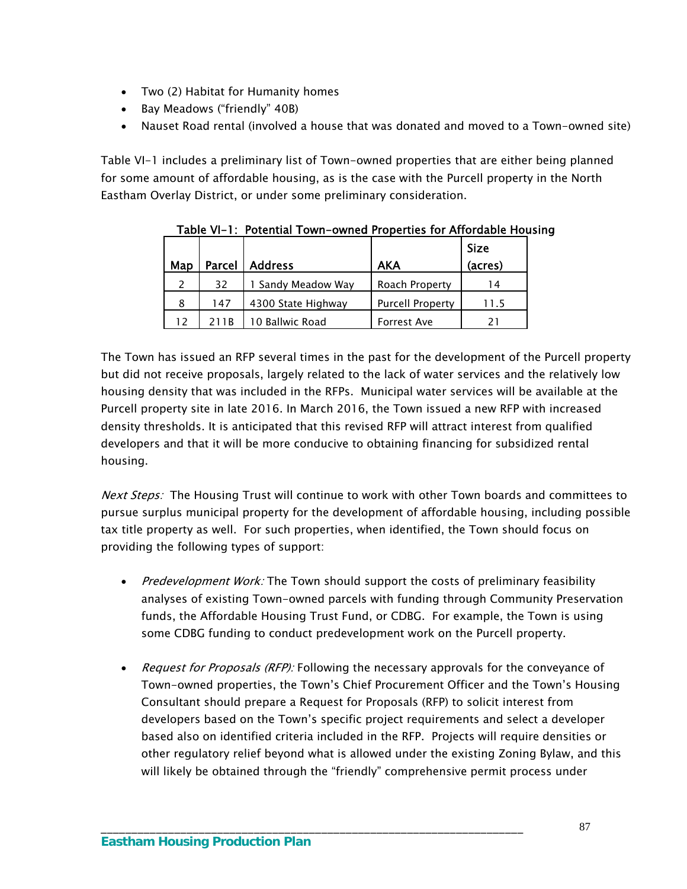- Two (2) Habitat for Humanity homes
- Bay Meadows ("friendly" 40B)
- Nauset Road rental (involved a house that was donated and moved to a Town-owned site)

Table VI-1 includes a preliminary list of Town-owned properties that are either being planned for some amount of affordable housing, as is the case with the Purcell property in the North Eastham Overlay District, or under some preliminary consideration.

**Table VI-1: Potential Town-owned Properties for Affordable Housing**

| Map | Parcel | Address | AKA | Size (acres) |
|---|---|---|---|---|
| 2 | 32 | 1 Sandy Meadow Way | Roach Property | 14 |
| 8 | 147 | 4300 State Highway | Purcell Property | 11.5 |
| 12 | 211B | 10 Ballwic Road | Forrest Ave | 21 |

The Town has issued an RFP several times in the past for the development of the Purcell property but did not receive proposals, largely related to the lack of water services and the relatively low housing density that was included in the RFPs. Municipal water services will be available at the Purcell property site in late 2016. In March 2016, the Town issued a new RFP with increased density thresholds. It is anticipated that this revised RFP will attract interest from qualified developers and that it will be more conducive to obtaining financing for subsidized rental housing.

*Next Steps:* The Housing Trust will continue to work with other Town boards and committees to pursue surplus municipal property for the development of affordable housing, including possible tax title property as well. For such properties, when identified, the Town should focus on providing the following types of support:

- *Predevelopment Work:* The Town should support the costs of preliminary feasibility analyses of existing Town-owned parcels with funding through Community Preservation funds, the Affordable Housing Trust Fund, or CDBG. For example, the Town is using some CDBG funding to conduct predevelopment work on the Purcell property.

- *Request for Proposals (RFP):* Following the necessary approvals for the conveyance of Town-owned properties, the Town's Chief Procurement Officer and the Town's Housing Consultant should prepare a Request for Proposals (RFP) to solicit interest from developers based on the Town's specific project requirements and select a developer based also on identified criteria included in the RFP. Projects will require densities or other regulatory relief beyond what is allowed under the existing Zoning Bylaw, and this will likely be obtained through the "friendly" comprehensive permit process under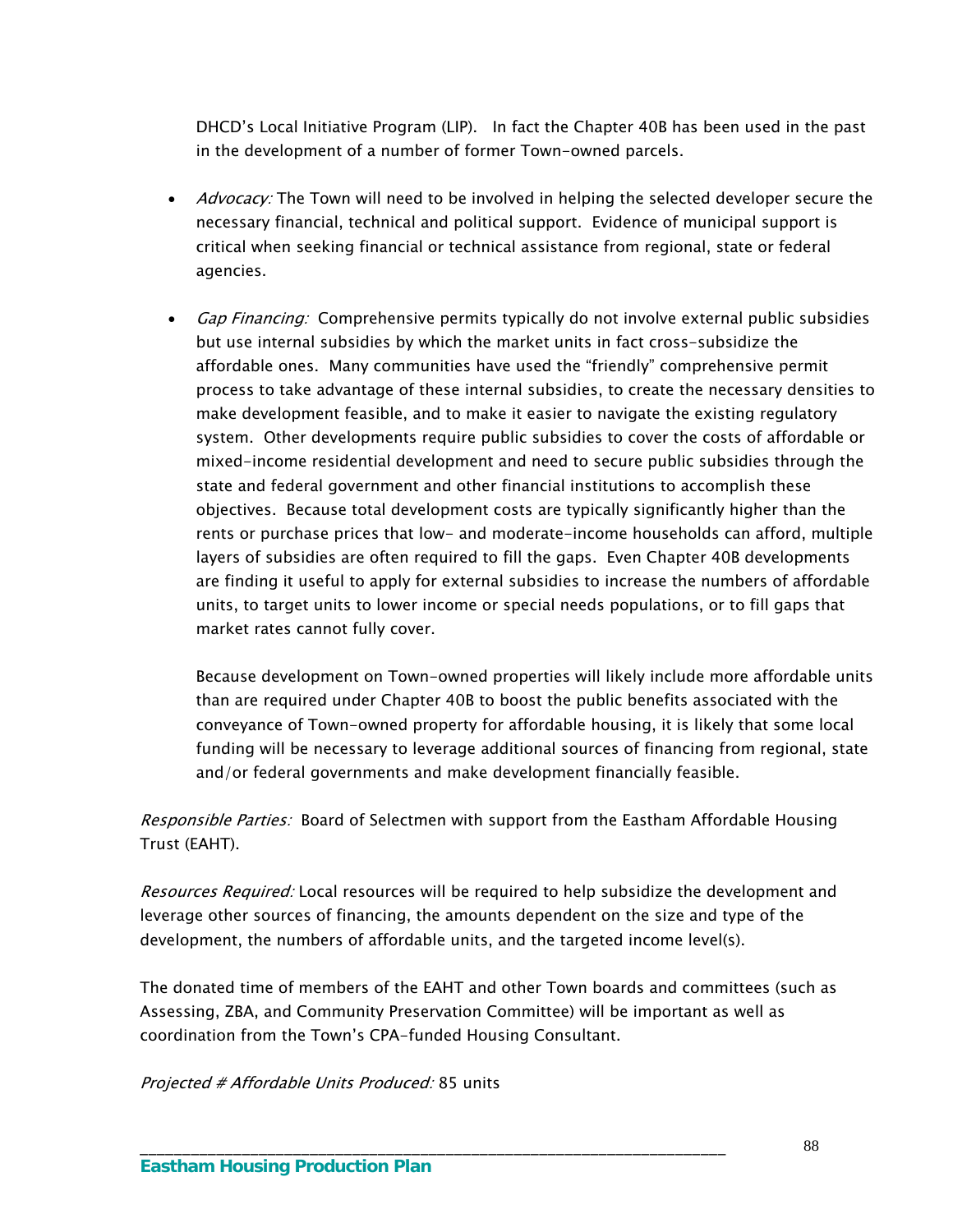DHCD's Local Initiative Program (LIP). In fact the Chapter 40B has been used in the past in the development of a number of former Town-owned parcels.

- *Advocacy:* The Town will need to be involved in helping the selected developer secure the necessary financial, technical and political support. Evidence of municipal support is critical when seeking financial or technical assistance from regional, state or federal agencies.

- *Gap Financing:* Comprehensive permits typically do not involve external public subsidies but use internal subsidies by which the market units in fact cross-subsidize the affordable ones. Many communities have used the "friendly" comprehensive permit process to take advantage of these internal subsidies, to create the necessary densities to make development feasible, and to make it easier to navigate the existing regulatory system. Other developments require public subsidies to cover the costs of affordable or mixed-income residential development and need to secure public subsidies through the state and federal government and other financial institutions to accomplish these objectives. Because total development costs are typically significantly higher than the rents or purchase prices that low- and moderate-income households can afford, multiple layers of subsidies are often required to fill the gaps. Even Chapter 40B developments are finding it useful to apply for external subsidies to increase the numbers of affordable units, to target units to lower income or special needs populations, or to fill gaps that market rates cannot fully cover.

  Because development on Town-owned properties will likely include more affordable units than are required under Chapter 40B to boost the public benefits associated with the conveyance of Town-owned property for affordable housing, it is likely that some local funding will be necessary to leverage additional sources of financing from regional, state and/or federal governments and make development financially feasible.

*Responsible Parties:* Board of Selectmen with support from the Eastham Affordable Housing Trust (EAHT).

*Resources Required:* Local resources will be required to help subsidize the development and leverage other sources of financing, the amounts dependent on the size and type of the development, the numbers of affordable units, and the targeted income level(s).

The donated time of members of the EAHT and other Town boards and committees (such as Assessing, ZBA, and Community Preservation Committee) will be important as well as coordination from the Town's CPA-funded Housing Consultant.

*Projected # Affordable Units Produced:* 85 units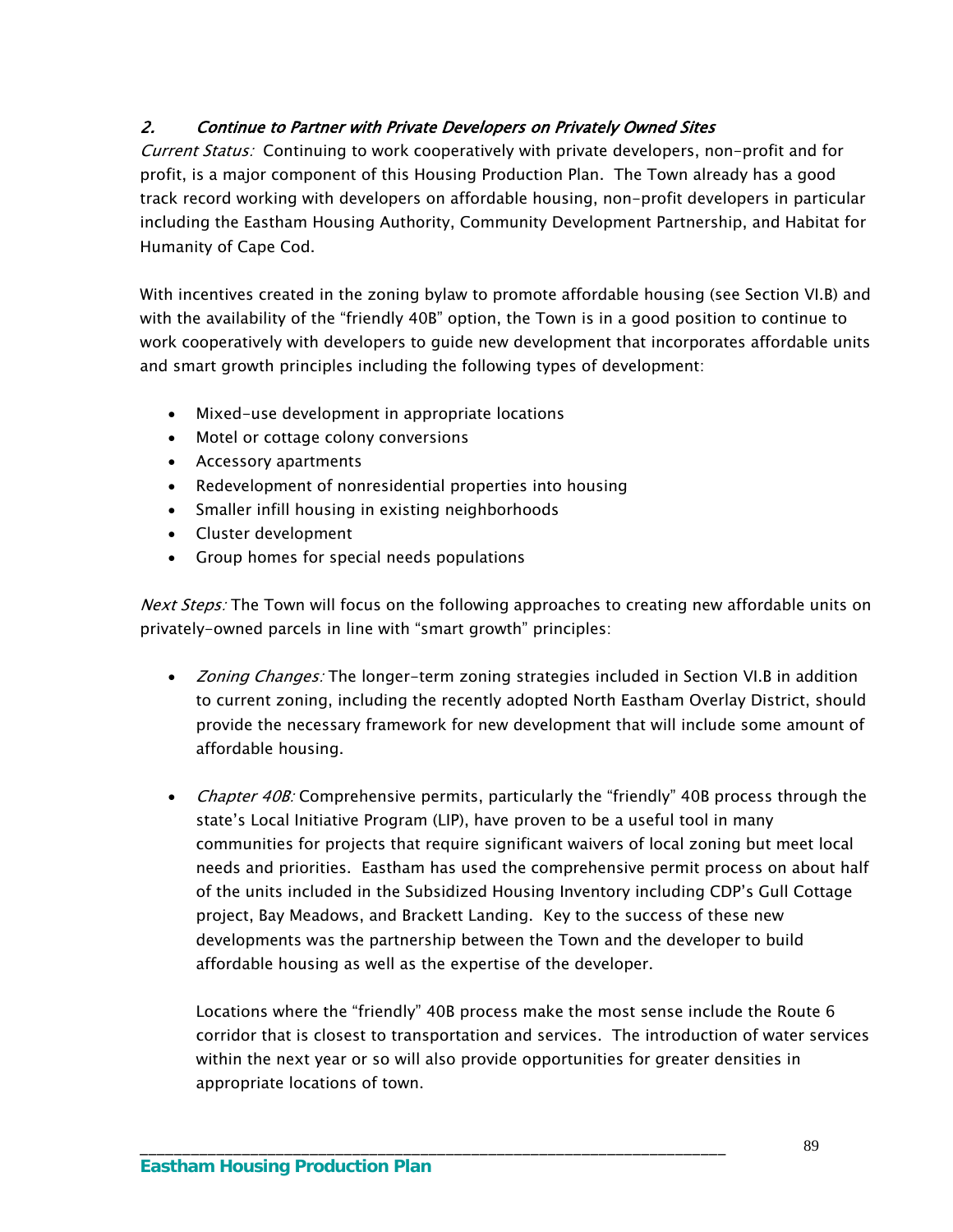### *2. Continue to Partner with Private Developers on Privately Owned Sites*

*Current Status:* Continuing to work cooperatively with private developers, non-profit and for profit, is a major component of this Housing Production Plan. The Town already has a good track record working with developers on affordable housing, non-profit developers in particular including the Eastham Housing Authority, Community Development Partnership, and Habitat for Humanity of Cape Cod.

With incentives created in the zoning bylaw to promote affordable housing (see Section VI.B) and with the availability of the "friendly 40B" option, the Town is in a good position to continue to work cooperatively with developers to guide new development that incorporates affordable units and smart growth principles including the following types of development:

- Mixed-use development in appropriate locations
- Motel or cottage colony conversions
- Accessory apartments
- Redevelopment of nonresidential properties into housing
- Smaller infill housing in existing neighborhoods
- Cluster development
- Group homes for special needs populations

*Next Steps:* The Town will focus on the following approaches to creating new affordable units on privately-owned parcels in line with "smart growth" principles:

- *Zoning Changes:* The longer-term zoning strategies included in Section VI.B in addition to current zoning, including the recently adopted North Eastham Overlay District, should provide the necessary framework for new development that will include some amount of affordable housing.

- *Chapter 40B:* Comprehensive permits, particularly the "friendly" 40B process through the state's Local Initiative Program (LIP), have proven to be a useful tool in many communities for projects that require significant waivers of local zoning but meet local needs and priorities. Eastham has used the comprehensive permit process on about half of the units included in the Subsidized Housing Inventory including CDP's Gull Cottage project, Bay Meadows, and Brackett Landing. Key to the success of these new developments was the partnership between the Town and the developer to build affordable housing as well as the expertise of the developer.

  Locations where the "friendly" 40B process make the most sense include the Route 6 corridor that is closest to transportation and services. The introduction of water services within the next year or so will also provide opportunities for greater densities in appropriate locations of town.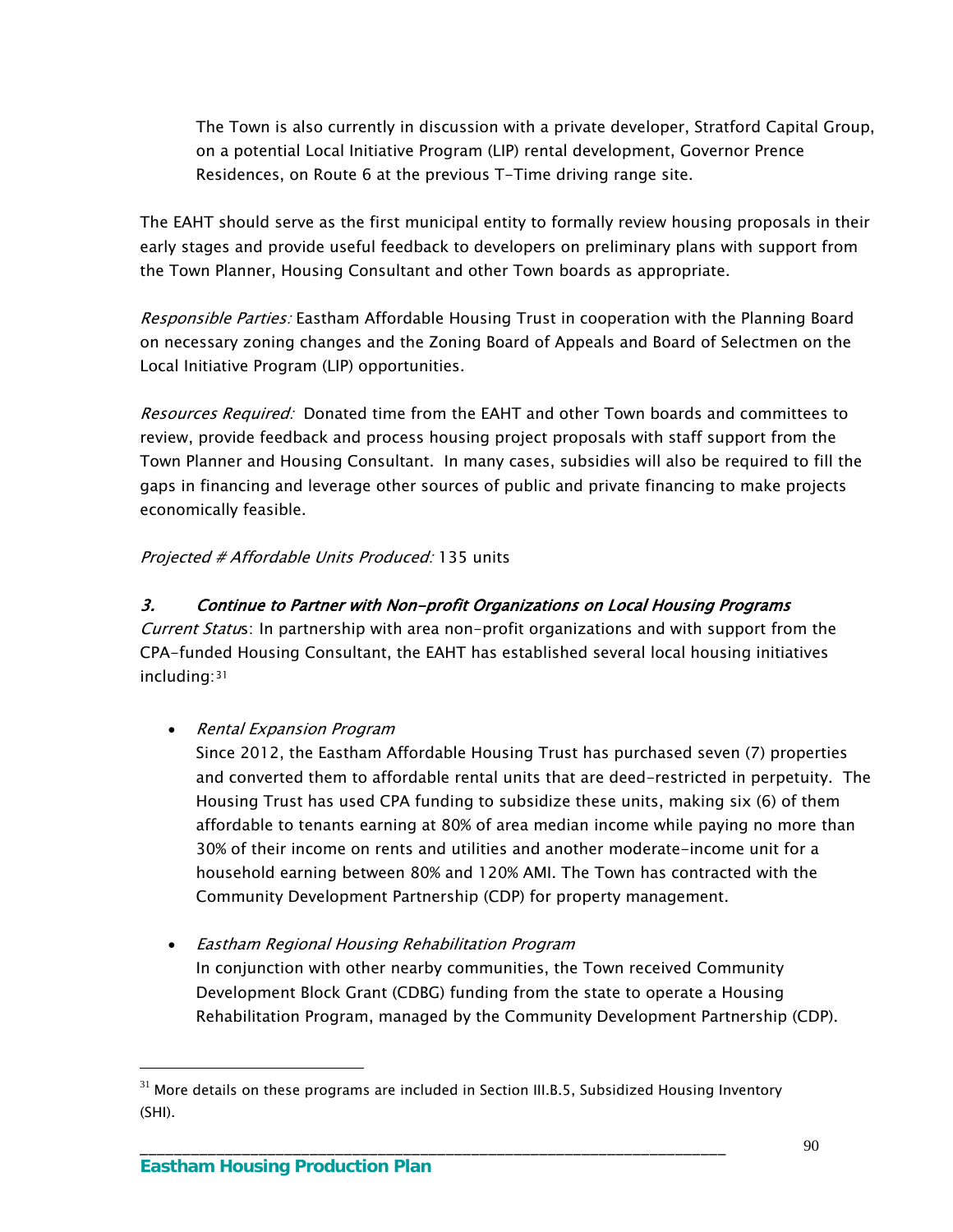The Town is also currently in discussion with a private developer, Stratford Capital Group, on a potential Local Initiative Program (LIP) rental development, Governor Prence Residences, on Route 6 at the previous T-Time driving range site.

The EAHT should serve as the first municipal entity to formally review housing proposals in their early stages and provide useful feedback to developers on preliminary plans with support from the Town Planner, Housing Consultant and other Town boards as appropriate.

*Responsible Parties:* Eastham Affordable Housing Trust in cooperation with the Planning Board on necessary zoning changes and the Zoning Board of Appeals and Board of Selectmen on the Local Initiative Program (LIP) opportunities.

*Resources Required:* Donated time from the EAHT and other Town boards and committees to review, provide feedback and process housing project proposals with staff support from the Town Planner and Housing Consultant. In many cases, subsidies will also be required to fill the gaps in financing and leverage other sources of public and private financing to make projects economically feasible.

*Projected # Affordable Units Produced:* 135 units

### *3. Continue to Partner with Non-profit Organizations on Local Housing Programs*

*Current Status*: In partnership with area non-profit organizations and with support from the CPA-funded Housing Consultant, the EAHT has established several local housing initiatives including:[31]

- *Rental Expansion Program*
  Since 2012, the Eastham Affordable Housing Trust has purchased seven (7) properties and converted them to affordable rental units that are deed-restricted in perpetuity. The Housing Trust has used CPA funding to subsidize these units, making six (6) of them affordable to tenants earning at 80% of area median income while paying no more than 30% of their income on rents and utilities and another moderate-income unit for a household earning between 80% and 120% AMI. The Town has contracted with the Community Development Partnership (CDP) for property management.

- *Eastham Regional Housing Rehabilitation Program*
  In conjunction with other nearby communities, the Town received Community Development Block Grant (CDBG) funding from the state to operate a Housing Rehabilitation Program, managed by the Community Development Partnership (CDP).

[31] More details on these programs are included in Section III.B.5, Subsidized Housing Inventory (SHI).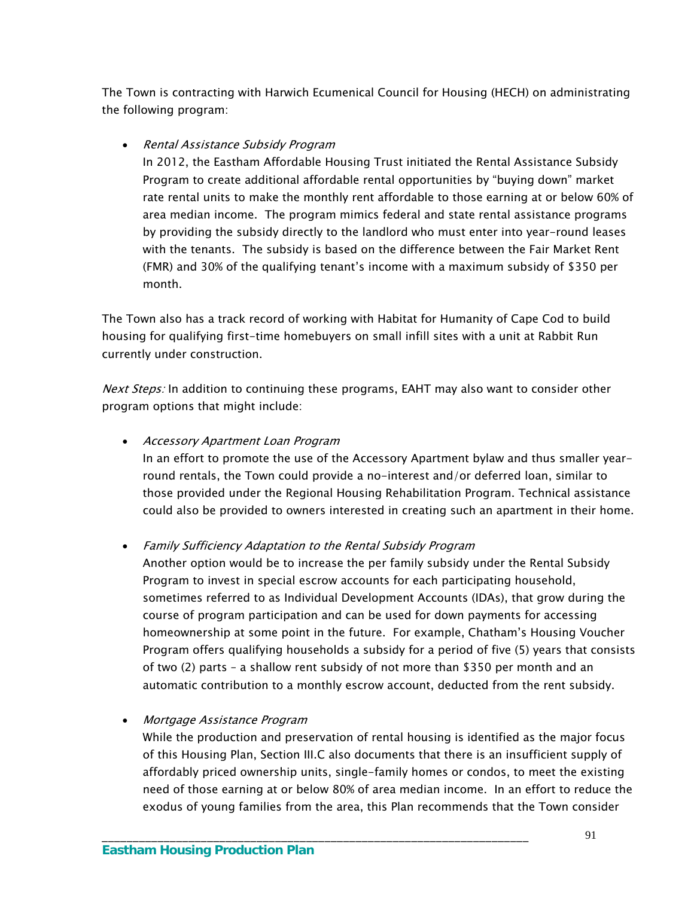The Town is contracting with Harwich Ecumenical Council for Housing (HECH) on administrating the following program:

- *Rental Assistance Subsidy Program*
  In 2012, the Eastham Affordable Housing Trust initiated the Rental Assistance Subsidy Program to create additional affordable rental opportunities by "buying down" market rate rental units to make the monthly rent affordable to those earning at or below 60% of area median income. The program mimics federal and state rental assistance programs by providing the subsidy directly to the landlord who must enter into year-round leases with the tenants. The subsidy is based on the difference between the Fair Market Rent (FMR) and 30% of the qualifying tenant's income with a maximum subsidy of $350 per month.

The Town also has a track record of working with Habitat for Humanity of Cape Cod to build housing for qualifying first-time homebuyers on small infill sites with a unit at Rabbit Run currently under construction.

*Next Steps:* In addition to continuing these programs, EAHT may also want to consider other program options that might include:

- *Accessory Apartment Loan Program*
  In an effort to promote the use of the Accessory Apartment bylaw and thus smaller year-round rentals, the Town could provide a no-interest and/or deferred loan, similar to those provided under the Regional Housing Rehabilitation Program. Technical assistance could also be provided to owners interested in creating such an apartment in their home.

- *Family Sufficiency Adaptation to the Rental Subsidy Program*
  Another option would be to increase the per family subsidy under the Rental Subsidy Program to invest in special escrow accounts for each participating household, sometimes referred to as Individual Development Accounts (IDAs), that grow during the course of program participation and can be used for down payments for accessing homeownership at some point in the future. For example, Chatham's Housing Voucher Program offers qualifying households a subsidy for a period of five (5) years that consists of two (2) parts – a shallow rent subsidy of not more than $350 per month and an automatic contribution to a monthly escrow account, deducted from the rent subsidy.

- *Mortgage Assistance Program*
  While the production and preservation of rental housing is identified as the major focus of this Housing Plan, Section III.C also documents that there is an insufficient supply of affordably priced ownership units, single-family homes or condos, to meet the existing need of those earning at or below 80% of area median income. In an effort to reduce the exodus of young families from the area, this Plan recommends that the Town consider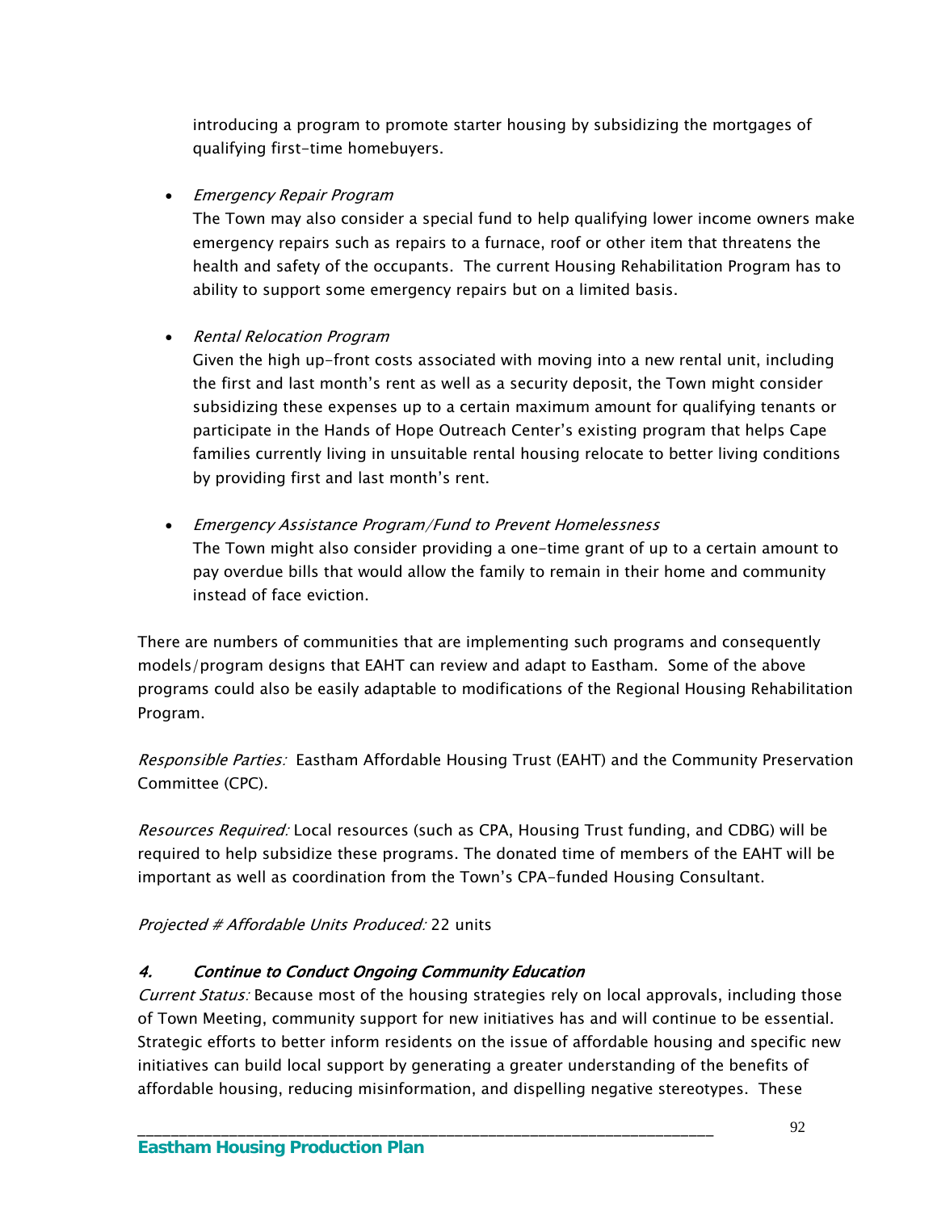introducing a program to promote starter housing by subsidizing the mortgages of qualifying first-time homebuyers.

- *Emergency Repair Program*
  The Town may also consider a special fund to help qualifying lower income owners make emergency repairs such as repairs to a furnace, roof or other item that threatens the health and safety of the occupants. The current Housing Rehabilitation Program has to ability to support some emergency repairs but on a limited basis.

- *Rental Relocation Program*
  Given the high up-front costs associated with moving into a new rental unit, including the first and last month's rent as well as a security deposit, the Town might consider subsidizing these expenses up to a certain maximum amount for qualifying tenants or participate in the Hands of Hope Outreach Center's existing program that helps Cape families currently living in unsuitable rental housing relocate to better living conditions by providing first and last month's rent.

- *Emergency Assistance Program/Fund to Prevent Homelessness*
  The Town might also consider providing a one-time grant of up to a certain amount to pay overdue bills that would allow the family to remain in their home and community instead of face eviction.

There are numbers of communities that are implementing such programs and consequently models/program designs that EAHT can review and adapt to Eastham. Some of the above programs could also be easily adaptable to modifications of the Regional Housing Rehabilitation Program.

*Responsible Parties:* Eastham Affordable Housing Trust (EAHT) and the Community Preservation Committee (CPC).

*Resources Required:* Local resources (such as CPA, Housing Trust funding, and CDBG) will be required to help subsidize these programs. The donated time of members of the EAHT will be important as well as coordination from the Town's CPA-funded Housing Consultant.

*Projected # Affordable Units Produced:* 22 units

### *4. Continue to Conduct Ongoing Community Education*

*Current Status:* Because most of the housing strategies rely on local approvals, including those of Town Meeting, community support for new initiatives has and will continue to be essential. Strategic efforts to better inform residents on the issue of affordable housing and specific new initiatives can build local support by generating a greater understanding of the benefits of affordable housing, reducing misinformation, and dispelling negative stereotypes. These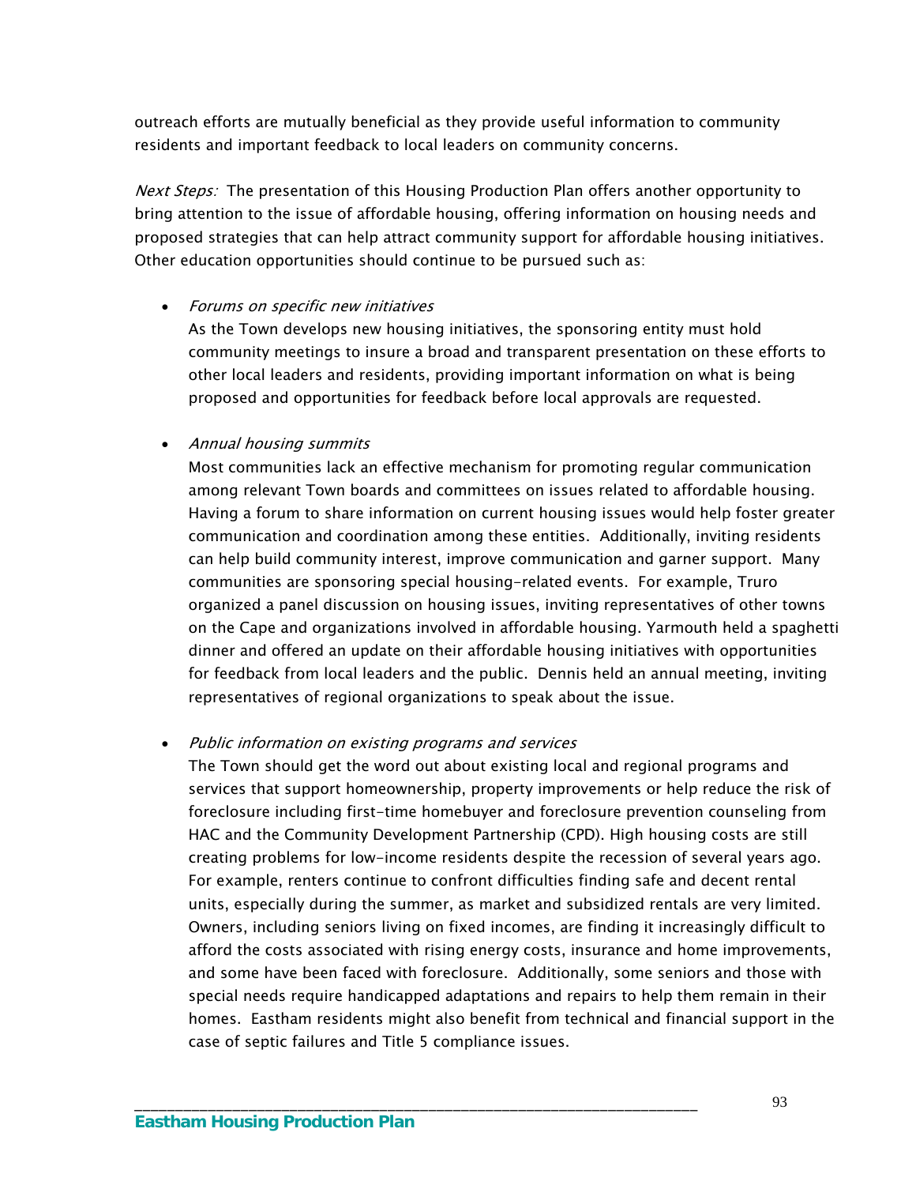outreach efforts are mutually beneficial as they provide useful information to community residents and important feedback to local leaders on community concerns.

*Next Steps:* The presentation of this Housing Production Plan offers another opportunity to bring attention to the issue of affordable housing, offering information on housing needs and proposed strategies that can help attract community support for affordable housing initiatives. Other education opportunities should continue to be pursued such as:

- *Forums on specific new initiatives*
  As the Town develops new housing initiatives, the sponsoring entity must hold community meetings to insure a broad and transparent presentation on these efforts to other local leaders and residents, providing important information on what is being proposed and opportunities for feedback before local approvals are requested.

- *Annual housing summits*
  Most communities lack an effective mechanism for promoting regular communication among relevant Town boards and committees on issues related to affordable housing. Having a forum to share information on current housing issues would help foster greater communication and coordination among these entities. Additionally, inviting residents can help build community interest, improve communication and garner support. Many communities are sponsoring special housing-related events. For example, Truro organized a panel discussion on housing issues, inviting representatives of other towns on the Cape and organizations involved in affordable housing. Yarmouth held a spaghetti dinner and offered an update on their affordable housing initiatives with opportunities for feedback from local leaders and the public. Dennis held an annual meeting, inviting representatives of regional organizations to speak about the issue.

- *Public information on existing programs and services*
  The Town should get the word out about existing local and regional programs and services that support homeownership, property improvements or help reduce the risk of foreclosure including first-time homebuyer and foreclosure prevention counseling from HAC and the Community Development Partnership (CPD). High housing costs are still creating problems for low-income residents despite the recession of several years ago. For example, renters continue to confront difficulties finding safe and decent rental units, especially during the summer, as market and subsidized rentals are very limited. Owners, including seniors living on fixed incomes, are finding it increasingly difficult to afford the costs associated with rising energy costs, insurance and home improvements, and some have been faced with foreclosure. Additionally, some seniors and those with special needs require handicapped adaptations and repairs to help them remain in their homes. Eastham residents might also benefit from technical and financial support in the case of septic failures and Title 5 compliance issues.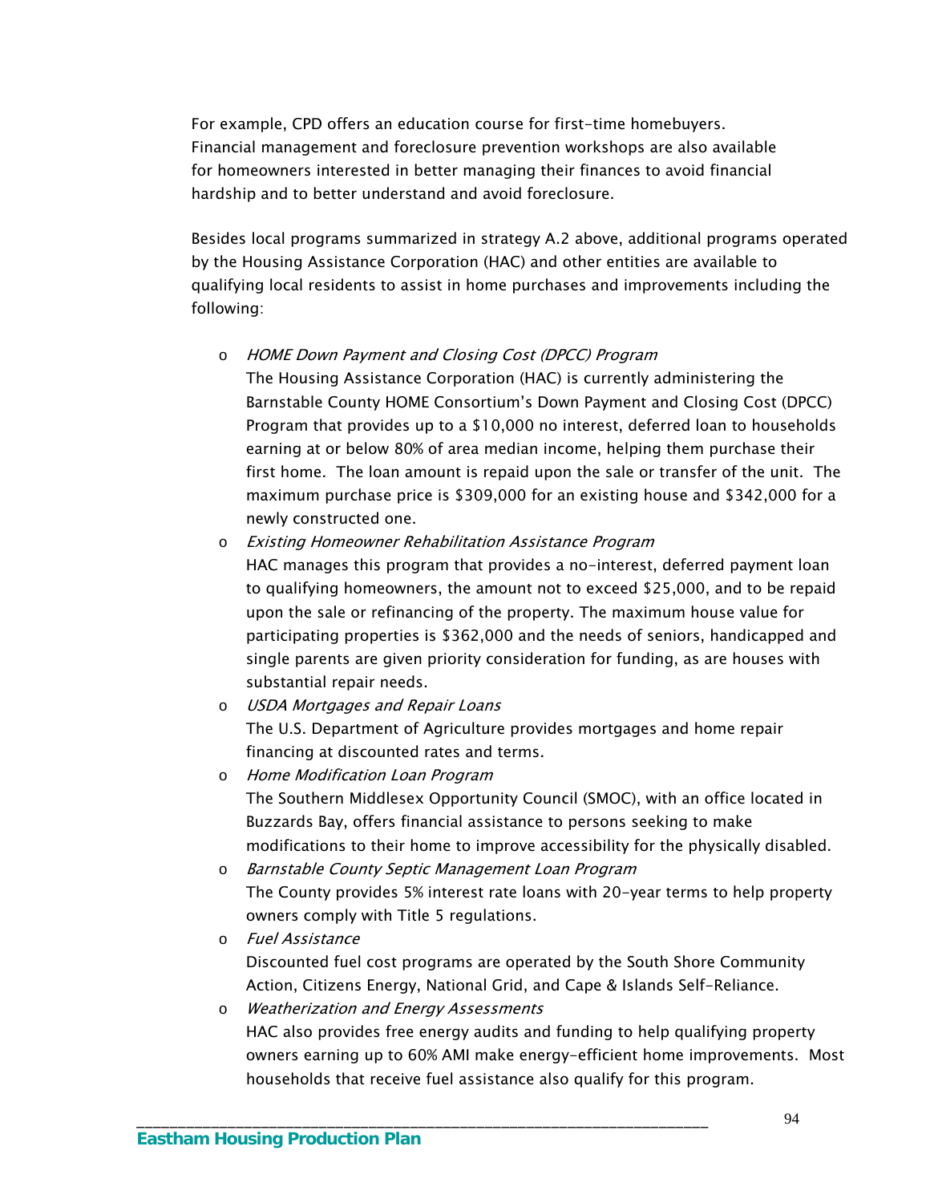For example, CPD offers an education course for first-time homebuyers. Financial management and foreclosure prevention workshops are also available for homeowners interested in better managing their finances to avoid financial hardship and to better understand and avoid foreclosure.

Besides local programs summarized in strategy A.2 above, additional programs operated by the Housing Assistance Corporation (HAC) and other entities are available to qualifying local residents to assist in home purchases and improvements including the following:

- *HOME Down Payment and Closing Cost (DPCC) Program*
  The Housing Assistance Corporation (HAC) is currently administering the Barnstable County HOME Consortium's Down Payment and Closing Cost (DPCC) Program that provides up to a $10,000 no interest, deferred loan to households earning at or below 80% of area median income, helping them purchase their first home. The loan amount is repaid upon the sale or transfer of the unit. The maximum purchase price is $309,000 for an existing house and $342,000 for a newly constructed one.
- *Existing Homeowner Rehabilitation Assistance Program*
  HAC manages this program that provides a no-interest, deferred payment loan to qualifying homeowners, the amount not to exceed $25,000, and to be repaid upon the sale or refinancing of the property. The maximum house value for participating properties is $362,000 and the needs of seniors, handicapped and single parents are given priority consideration for funding, as are houses with substantial repair needs.
- *USDA Mortgages and Repair Loans*
  The U.S. Department of Agriculture provides mortgages and home repair financing at discounted rates and terms.
- *Home Modification Loan Program*
  The Southern Middlesex Opportunity Council (SMOC), with an office located in Buzzards Bay, offers financial assistance to persons seeking to make modifications to their home to improve accessibility for the physically disabled.
- *Barnstable County Septic Management Loan Program*
  The County provides 5% interest rate loans with 20-year terms to help property owners comply with Title 5 regulations.
- *Fuel Assistance*
  Discounted fuel cost programs are operated by the South Shore Community Action, Citizens Energy, National Grid, and Cape & Islands Self-Reliance.
- *Weatherization and Energy Assessments*
  HAC also provides free energy audits and funding to help qualifying property owners earning up to 60% AMI make energy-efficient home improvements. Most households that receive fuel assistance also qualify for this program.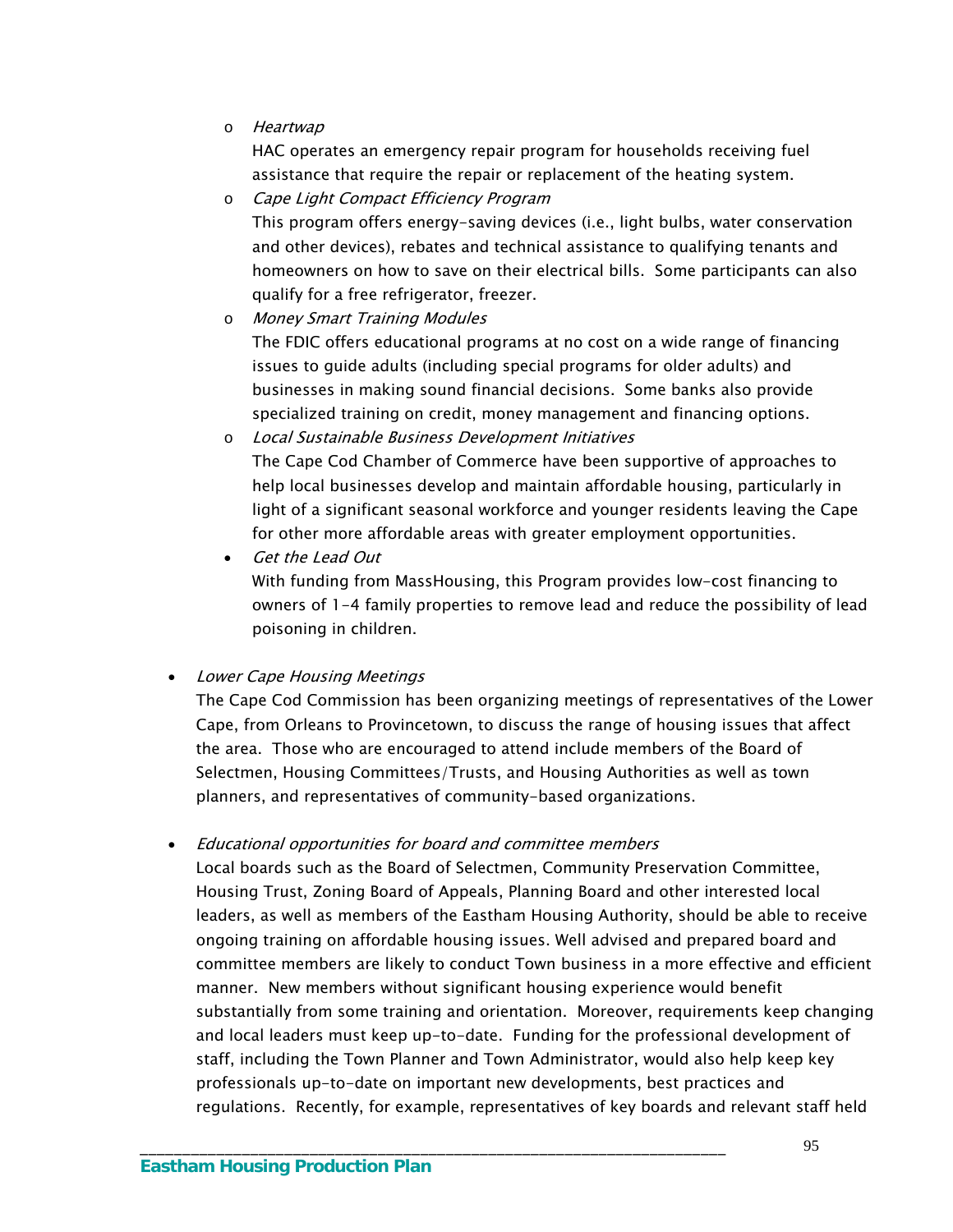- *Heartwap*

    HAC operates an emergency repair program for households receiving fuel assistance that require the repair or replacement of the heating system.

  - *Cape Light Compact Efficiency Program*

    This program offers energy-saving devices (i.e., light bulbs, water conservation and other devices), rebates and technical assistance to qualifying tenants and homeowners on how to save on their electrical bills. Some participants can also qualify for a free refrigerator, freezer.

  - *Money Smart Training Modules*

    The FDIC offers educational programs at no cost on a wide range of financing issues to guide adults (including special programs for older adults) and businesses in making sound financial decisions. Some banks also provide specialized training on credit, money management and financing options.

  - *Local Sustainable Business Development Initiatives*

    The Cape Cod Chamber of Commerce have been supportive of approaches to help local businesses develop and maintain affordable housing, particularly in light of a significant seasonal workforce and younger residents leaving the Cape for other more affordable areas with greater employment opportunities.

  - *Get the Lead Out*

    With funding from MassHousing, this Program provides low-cost financing to owners of 1-4 family properties to remove lead and reduce the possibility of lead poisoning in children.

- *Lower Cape Housing Meetings*

  The Cape Cod Commission has been organizing meetings of representatives of the Lower Cape, from Orleans to Provincetown, to discuss the range of housing issues that affect the area. Those who are encouraged to attend include members of the Board of Selectmen, Housing Committees/Trusts, and Housing Authorities as well as town planners, and representatives of community-based organizations.

- *Educational opportunities for board and committee members*

  Local boards such as the Board of Selectmen, Community Preservation Committee, Housing Trust, Zoning Board of Appeals, Planning Board and other interested local leaders, as well as members of the Eastham Housing Authority, should be able to receive ongoing training on affordable housing issues. Well advised and prepared board and committee members are likely to conduct Town business in a more effective and efficient manner. New members without significant housing experience would benefit substantially from some training and orientation. Moreover, requirements keep changing and local leaders must keep up-to-date. Funding for the professional development of staff, including the Town Planner and Town Administrator, would also help keep key professionals up-to-date on important new developments, best practices and regulations. Recently, for example, representatives of key boards and relevant staff held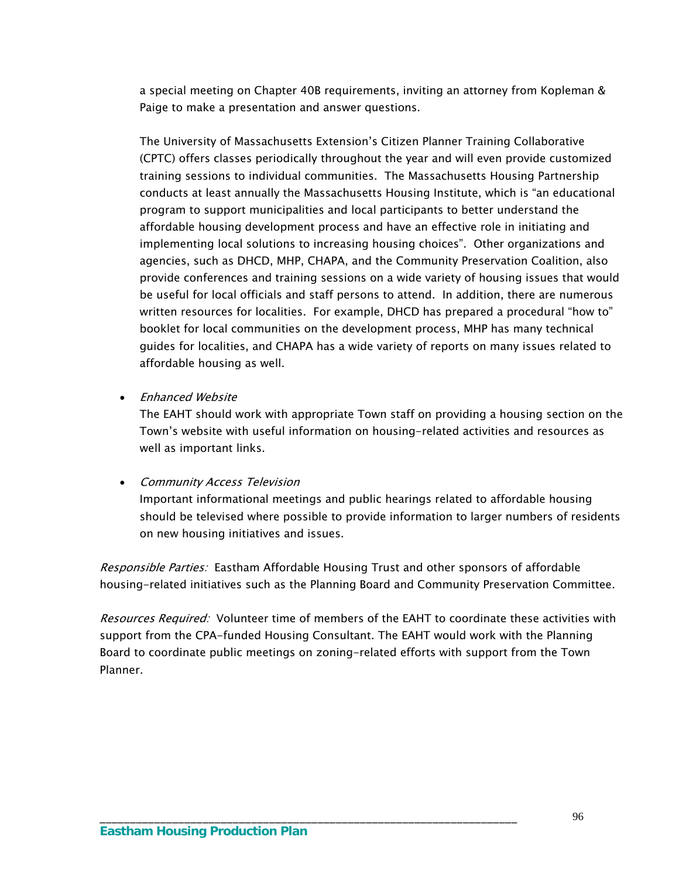a special meeting on Chapter 40B requirements, inviting an attorney from Kopleman & Paige to make a presentation and answer questions.

The University of Massachusetts Extension's Citizen Planner Training Collaborative (CPTC) offers classes periodically throughout the year and will even provide customized training sessions to individual communities. The Massachusetts Housing Partnership conducts at least annually the Massachusetts Housing Institute, which is "an educational program to support municipalities and local participants to better understand the affordable housing development process and have an effective role in initiating and implementing local solutions to increasing housing choices". Other organizations and agencies, such as DHCD, MHP, CHAPA, and the Community Preservation Coalition, also provide conferences and training sessions on a wide variety of housing issues that would be useful for local officials and staff persons to attend. In addition, there are numerous written resources for localities. For example, DHCD has prepared a procedural "how to" booklet for local communities on the development process, MHP has many technical guides for localities, and CHAPA has a wide variety of reports on many issues related to affordable housing as well.

- *Enhanced Website*
  The EAHT should work with appropriate Town staff on providing a housing section on the Town's website with useful information on housing-related activities and resources as well as important links.

- *Community Access Television*
  Important informational meetings and public hearings related to affordable housing should be televised where possible to provide information to larger numbers of residents on new housing initiatives and issues.

*Responsible Parties:* Eastham Affordable Housing Trust and other sponsors of affordable housing-related initiatives such as the Planning Board and Community Preservation Committee.

*Resources Required:* Volunteer time of members of the EAHT to coordinate these activities with support from the CPA-funded Housing Consultant. The EAHT would work with the Planning Board to coordinate public meetings on zoning-related efforts with support from the Town Planner.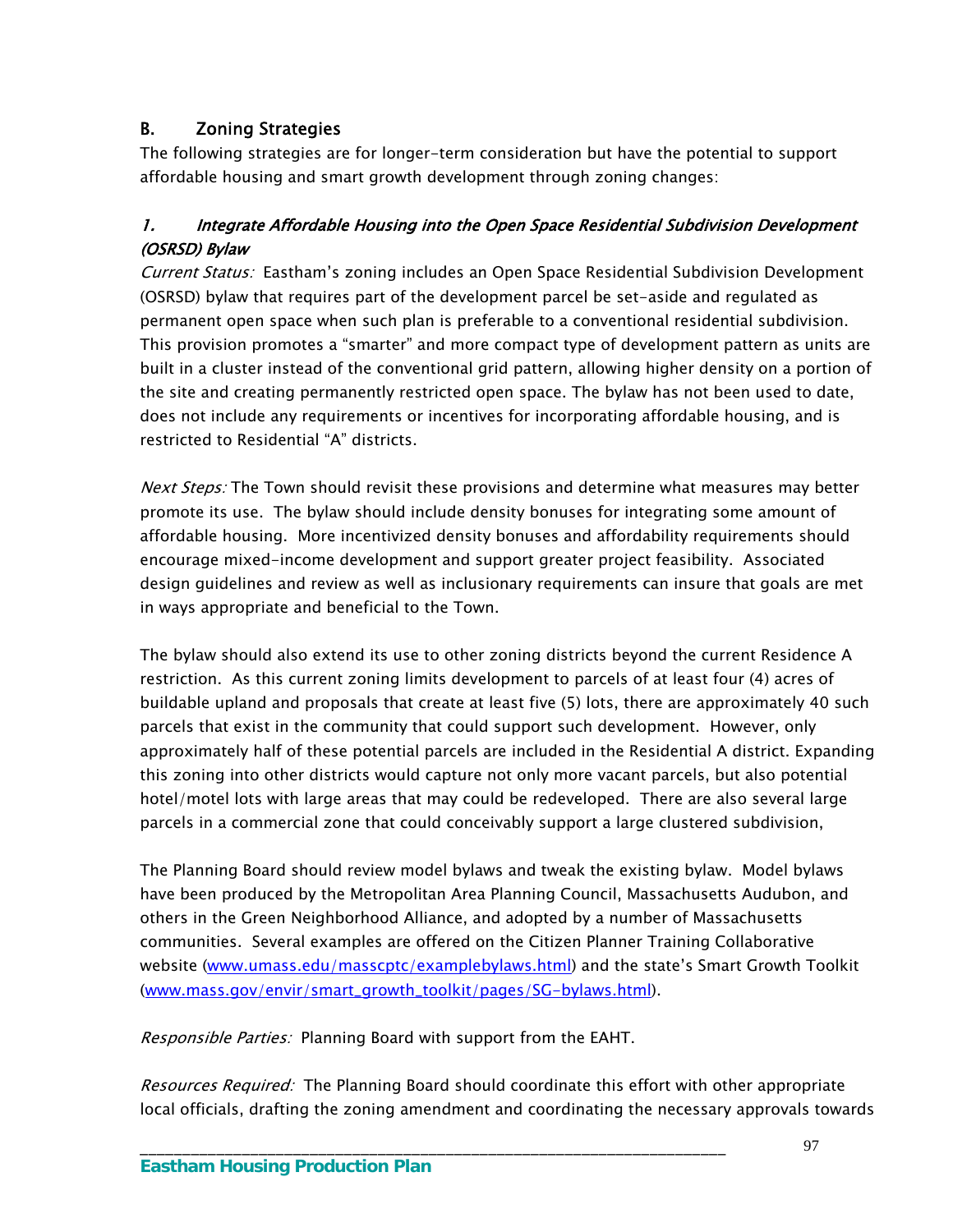## B. Zoning Strategies

The following strategies are for longer-term consideration but have the potential to support affordable housing and smart growth development through zoning changes:

### *1. Integrate Affordable Housing into the Open Space Residential Subdivision Development (OSRSD) Bylaw*

*Current Status:* Eastham's zoning includes an Open Space Residential Subdivision Development (OSRSD) bylaw that requires part of the development parcel be set-aside and regulated as permanent open space when such plan is preferable to a conventional residential subdivision. This provision promotes a "smarter" and more compact type of development pattern as units are built in a cluster instead of the conventional grid pattern, allowing higher density on a portion of the site and creating permanently restricted open space. The bylaw has not been used to date, does not include any requirements or incentives for incorporating affordable housing, and is restricted to Residential "A" districts.

*Next Steps:* The Town should revisit these provisions and determine what measures may better promote its use. The bylaw should include density bonuses for integrating some amount of affordable housing. More incentivized density bonuses and affordability requirements should encourage mixed-income development and support greater project feasibility. Associated design guidelines and review as well as inclusionary requirements can insure that goals are met in ways appropriate and beneficial to the Town.

The bylaw should also extend its use to other zoning districts beyond the current Residence A restriction. As this current zoning limits development to parcels of at least four (4) acres of buildable upland and proposals that create at least five (5) lots, there are approximately 40 such parcels that exist in the community that could support such development. However, only approximately half of these potential parcels are included in the Residential A district. Expanding this zoning into other districts would capture not only more vacant parcels, but also potential hotel/motel lots with large areas that may could be redeveloped. There are also several large parcels in a commercial zone that could conceivably support a large clustered subdivision,

The Planning Board should review model bylaws and tweak the existing bylaw. Model bylaws have been produced by the Metropolitan Area Planning Council, Massachusetts Audubon, and others in the Green Neighborhood Alliance, and adopted by a number of Massachusetts communities. Several examples are offered on the Citizen Planner Training Collaborative website ([www.umass.edu/masscptc/examplebylaws.html](www.umass.edu/masscptc/examplebylaws.html)) and the state's Smart Growth Toolkit ([www.mass.gov/envir/smart_growth_toolkit/pages/SG-bylaws.html](www.mass.gov/envir/smart_growth_toolkit/pages/SG-bylaws.html)).

*Responsible Parties:* Planning Board with support from the EAHT.

*Resources Required:* The Planning Board should coordinate this effort with other appropriate local officials, drafting the zoning amendment and coordinating the necessary approvals towards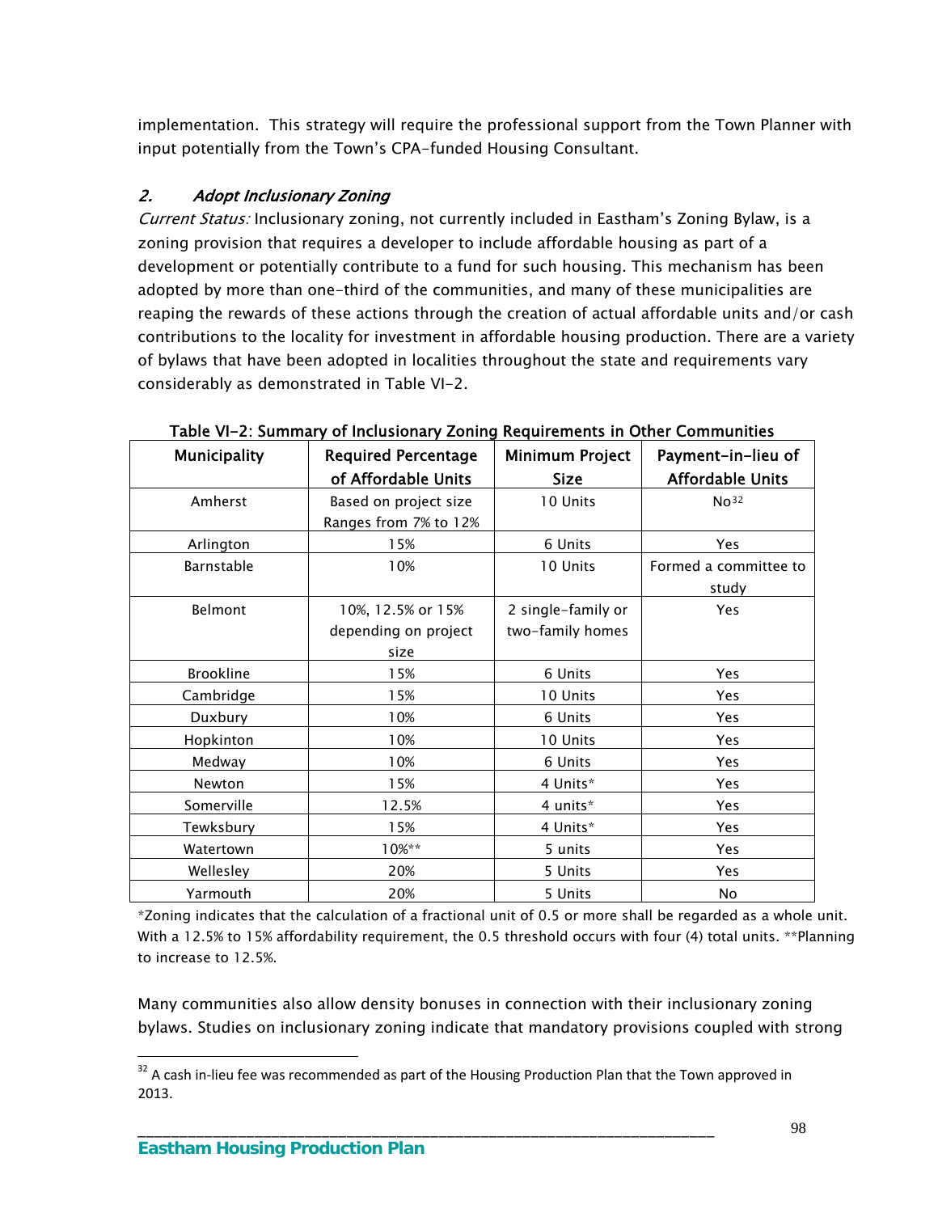implementation. This strategy will require the professional support from the Town Planner with input potentially from the Town's CPA-funded Housing Consultant.

### *2. Adopt Inclusionary Zoning*

*Current Status:* Inclusionary zoning, not currently included in Eastham's Zoning Bylaw, is a zoning provision that requires a developer to include affordable housing as part of a development or potentially contribute to a fund for such housing. This mechanism has been adopted by more than one-third of the communities, and many of these municipalities are reaping the rewards of these actions through the creation of actual affordable units and/or cash contributions to the locality for investment in affordable housing production. There are a variety of bylaws that have been adopted in localities throughout the state and requirements vary considerably as demonstrated in Table VI-2.

**Table VI-2: Summary of Inclusionary Zoning Requirements in Other Communities**

| Municipality | Required Percentage of Affordable Units | Minimum Project Size | Payment-in-lieu of Affordable Units |
|---|---|---|---|
| Amherst | Based on project size Ranges from 7% to 12% | 10 Units | No[32] |
| Arlington | 15% | 6 Units | Yes |
| Barnstable | 10% | 10 Units | Formed a committee to study |
| Belmont | 10%, 12.5% or 15% depending on project size | 2 single-family or two-family homes | Yes |
| Brookline | 15% | 6 Units | Yes |
| Cambridge | 15% | 10 Units | Yes |
| Duxbury | 10% | 6 Units | Yes |
| Hopkinton | 10% | 10 Units | Yes |
| Medway | 10% | 6 Units | Yes |
| Newton | 15% | 4 Units* | Yes |
| Somerville | 12.5% | 4 units* | Yes |
| Tewksbury | 15% | 4 Units* | Yes |
| Watertown | 10%** | 5 units | Yes |
| Wellesley | 20% | 5 Units | Yes |
| Yarmouth | 20% | 5 Units | No |

*Zoning indicates that the calculation of a fractional unit of 0.5 or more shall be regarded as a whole unit. With a 12.5% to 15% affordability requirement, the 0.5 threshold occurs with four (4) total units. **Planning to increase to 12.5%.

Many communities also allow density bonuses in connection with their inclusionary zoning bylaws. Studies on inclusionary zoning indicate that mandatory provisions coupled with strong

[32] A cash in-lieu fee was recommended as part of the Housing Production Plan that the Town approved in 2013.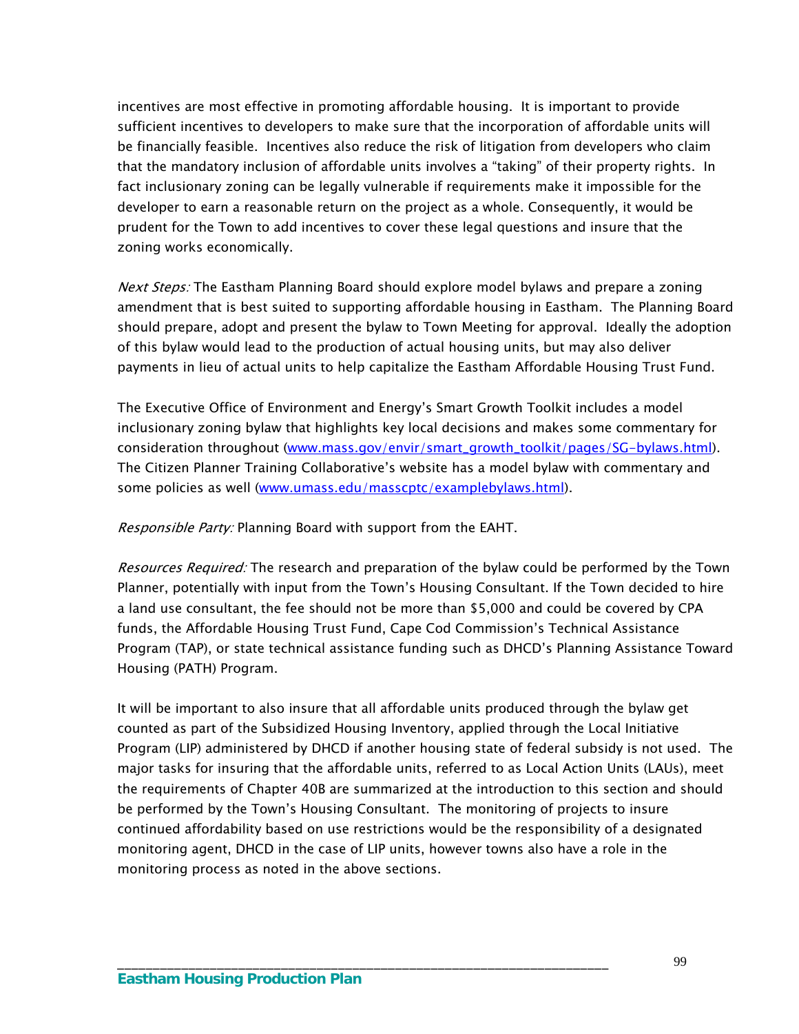incentives are most effective in promoting affordable housing.  It is important to provide sufficient incentives to developers to make sure that the incorporation of affordable units will be financially feasible.  Incentives also reduce the risk of litigation from developers who claim that the mandatory inclusion of affordable units involves a "taking" of their property rights.  In fact inclusionary zoning can be legally vulnerable if requirements make it impossible for the developer to earn a reasonable return on the project as a whole. Consequently, it would be prudent for the Town to add incentives to cover these legal questions and insure that the zoning works economically.

*Next Steps:* The Eastham Planning Board should explore model bylaws and prepare a zoning amendment that is best suited to supporting affordable housing in Eastham.  The Planning Board should prepare, adopt and present the bylaw to Town Meeting for approval.  Ideally the adoption of this bylaw would lead to the production of actual housing units, but may also deliver payments in lieu of actual units to help capitalize the Eastham Affordable Housing Trust Fund.

The Executive Office of Environment and Energy's Smart Growth Toolkit includes a model inclusionary zoning bylaw that highlights key local decisions and makes some commentary for consideration throughout ([www.mass.gov/envir/smart_growth_toolkit/pages/SG-bylaws.html](www.mass.gov/envir/smart_growth_toolkit/pages/SG-bylaws.html)). The Citizen Planner Training Collaborative's website has a model bylaw with commentary and some policies as well ([www.umass.edu/masscptc/examplebylaws.html](www.umass.edu/masscptc/examplebylaws.html)).

*Responsible Party:* Planning Board with support from the EAHT.

*Resources Required:* The research and preparation of the bylaw could be performed by the Town Planner, potentially with input from the Town's Housing Consultant. If the Town decided to hire a land use consultant, the fee should not be more than $5,000 and could be covered by CPA funds, the Affordable Housing Trust Fund, Cape Cod Commission's Technical Assistance Program (TAP), or state technical assistance funding such as DHCD's Planning Assistance Toward Housing (PATH) Program.

It will be important to also insure that all affordable units produced through the bylaw get counted as part of the Subsidized Housing Inventory, applied through the Local Initiative Program (LIP) administered by DHCD if another housing state of federal subsidy is not used.  The major tasks for insuring that the affordable units, referred to as Local Action Units (LAUs), meet the requirements of Chapter 40B are summarized at the introduction to this section and should be performed by the Town's Housing Consultant.  The monitoring of projects to insure continued affordability based on use restrictions would be the responsibility of a designated monitoring agent, DHCD in the case of LIP units, however towns also have a role in the monitoring process as noted in the above sections.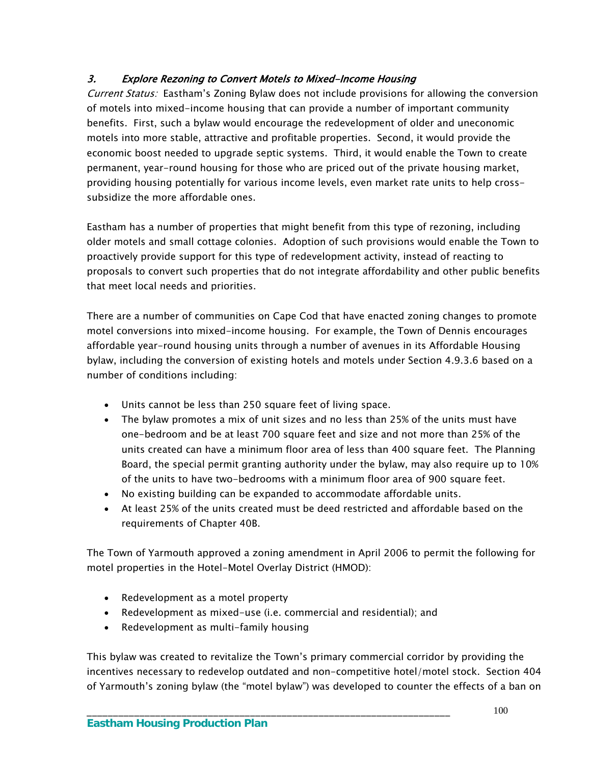### *3. Explore Rezoning to Convert Motels to Mixed-Income Housing*

*Current Status:* Eastham's Zoning Bylaw does not include provisions for allowing the conversion of motels into mixed-income housing that can provide a number of important community benefits. First, such a bylaw would encourage the redevelopment of older and uneconomic motels into more stable, attractive and profitable properties. Second, it would provide the economic boost needed to upgrade septic systems. Third, it would enable the Town to create permanent, year-round housing for those who are priced out of the private housing market, providing housing potentially for various income levels, even market rate units to help cross-subsidize the more affordable ones.

Eastham has a number of properties that might benefit from this type of rezoning, including older motels and small cottage colonies. Adoption of such provisions would enable the Town to proactively provide support for this type of redevelopment activity, instead of reacting to proposals to convert such properties that do not integrate affordability and other public benefits that meet local needs and priorities.

There are a number of communities on Cape Cod that have enacted zoning changes to promote motel conversions into mixed-income housing. For example, the Town of Dennis encourages affordable year-round housing units through a number of avenues in its Affordable Housing bylaw, including the conversion of existing hotels and motels under Section 4.9.3.6 based on a number of conditions including:

- Units cannot be less than 250 square feet of living space.
- The bylaw promotes a mix of unit sizes and no less than 25% of the units must have one-bedroom and be at least 700 square feet and size and not more than 25% of the units created can have a minimum floor area of less than 400 square feet. The Planning Board, the special permit granting authority under the bylaw, may also require up to 10% of the units to have two-bedrooms with a minimum floor area of 900 square feet.
- No existing building can be expanded to accommodate affordable units.
- At least 25% of the units created must be deed restricted and affordable based on the requirements of Chapter 40B.

The Town of Yarmouth approved a zoning amendment in April 2006 to permit the following for motel properties in the Hotel-Motel Overlay District (HMOD):

- Redevelopment as a motel property
- Redevelopment as mixed-use (i.e. commercial and residential); and
- Redevelopment as multi-family housing

This bylaw was created to revitalize the Town's primary commercial corridor by providing the incentives necessary to redevelop outdated and non-competitive hotel/motel stock. Section 404 of Yarmouth's zoning bylaw (the "motel bylaw") was developed to counter the effects of a ban on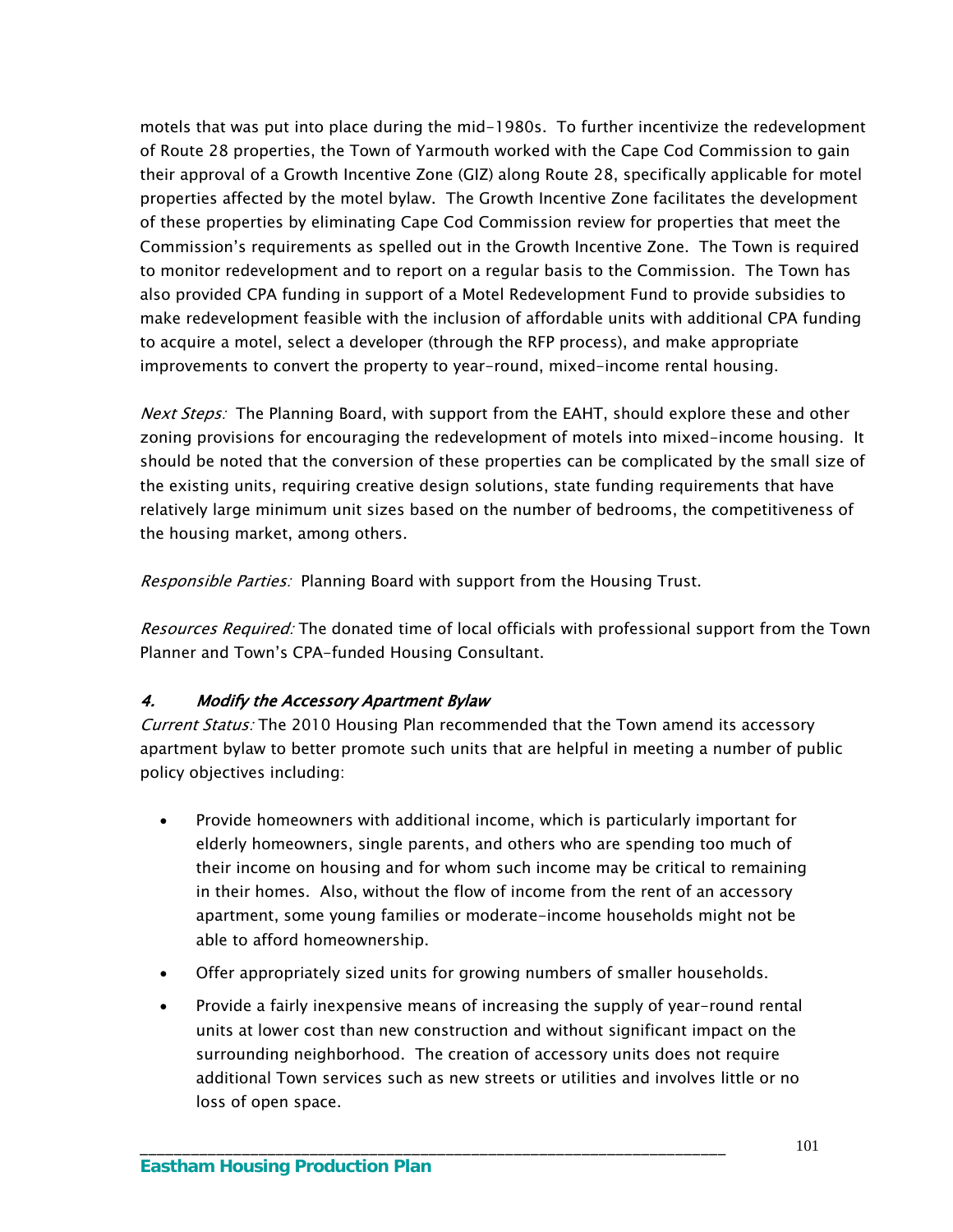motels that was put into place during the mid-1980s. To further incentivize the redevelopment of Route 28 properties, the Town of Yarmouth worked with the Cape Cod Commission to gain their approval of a Growth Incentive Zone (GIZ) along Route 28, specifically applicable for motel properties affected by the motel bylaw. The Growth Incentive Zone facilitates the development of these properties by eliminating Cape Cod Commission review for properties that meet the Commission's requirements as spelled out in the Growth Incentive Zone. The Town is required to monitor redevelopment and to report on a regular basis to the Commission. The Town has also provided CPA funding in support of a Motel Redevelopment Fund to provide subsidies to make redevelopment feasible with the inclusion of affordable units with additional CPA funding to acquire a motel, select a developer (through the RFP process), and make appropriate improvements to convert the property to year-round, mixed-income rental housing.

*Next Steps:* The Planning Board, with support from the EAHT, should explore these and other zoning provisions for encouraging the redevelopment of motels into mixed-income housing. It should be noted that the conversion of these properties can be complicated by the small size of the existing units, requiring creative design solutions, state funding requirements that have relatively large minimum unit sizes based on the number of bedrooms, the competitiveness of the housing market, among others.

*Responsible Parties:* Planning Board with support from the Housing Trust.

*Resources Required:* The donated time of local officials with professional support from the Town Planner and Town's CPA-funded Housing Consultant.

#### *4. Modify the Accessory Apartment Bylaw*

*Current Status:* The 2010 Housing Plan recommended that the Town amend its accessory apartment bylaw to better promote such units that are helpful in meeting a number of public policy objectives including:

- Provide homeowners with additional income, which is particularly important for elderly homeowners, single parents, and others who are spending too much of their income on housing and for whom such income may be critical to remaining in their homes. Also, without the flow of income from the rent of an accessory apartment, some young families or moderate-income households might not be able to afford homeownership.
- Offer appropriately sized units for growing numbers of smaller households.
- Provide a fairly inexpensive means of increasing the supply of year-round rental units at lower cost than new construction and without significant impact on the surrounding neighborhood. The creation of accessory units does not require additional Town services such as new streets or utilities and involves little or no loss of open space.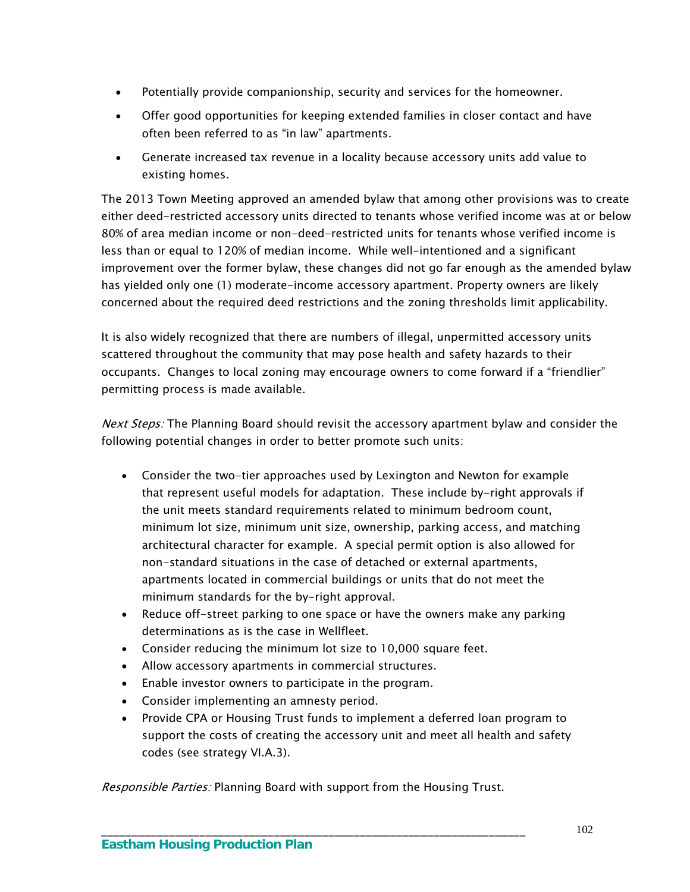- Potentially provide companionship, security and services for the homeowner.
- Offer good opportunities for keeping extended families in closer contact and have often been referred to as "in law" apartments.
- Generate increased tax revenue in a locality because accessory units add value to existing homes.

The 2013 Town Meeting approved an amended bylaw that among other provisions was to create either deed-restricted accessory units directed to tenants whose verified income was at or below 80% of area median income or non-deed-restricted units for tenants whose verified income is less than or equal to 120% of median income. While well-intentioned and a significant improvement over the former bylaw, these changes did not go far enough as the amended bylaw has yielded only one (1) moderate-income accessory apartment. Property owners are likely concerned about the required deed restrictions and the zoning thresholds limit applicability.

It is also widely recognized that there are numbers of illegal, unpermitted accessory units scattered throughout the community that may pose health and safety hazards to their occupants. Changes to local zoning may encourage owners to come forward if a "friendlier" permitting process is made available.

*Next Steps:* The Planning Board should revisit the accessory apartment bylaw and consider the following potential changes in order to better promote such units:

- Consider the two-tier approaches used by Lexington and Newton for example that represent useful models for adaptation. These include by-right approvals if the unit meets standard requirements related to minimum bedroom count, minimum lot size, minimum unit size, ownership, parking access, and matching architectural character for example. A special permit option is also allowed for non-standard situations in the case of detached or external apartments, apartments located in commercial buildings or units that do not meet the minimum standards for the by-right approval.
- Reduce off-street parking to one space or have the owners make any parking determinations as is the case in Wellfleet.
- Consider reducing the minimum lot size to 10,000 square feet.
- Allow accessory apartments in commercial structures.
- Enable investor owners to participate in the program.
- Consider implementing an amnesty period.
- Provide CPA or Housing Trust funds to implement a deferred loan program to support the costs of creating the accessory unit and meet all health and safety codes (see strategy VI.A.3).

*Responsible Parties:* Planning Board with support from the Housing Trust.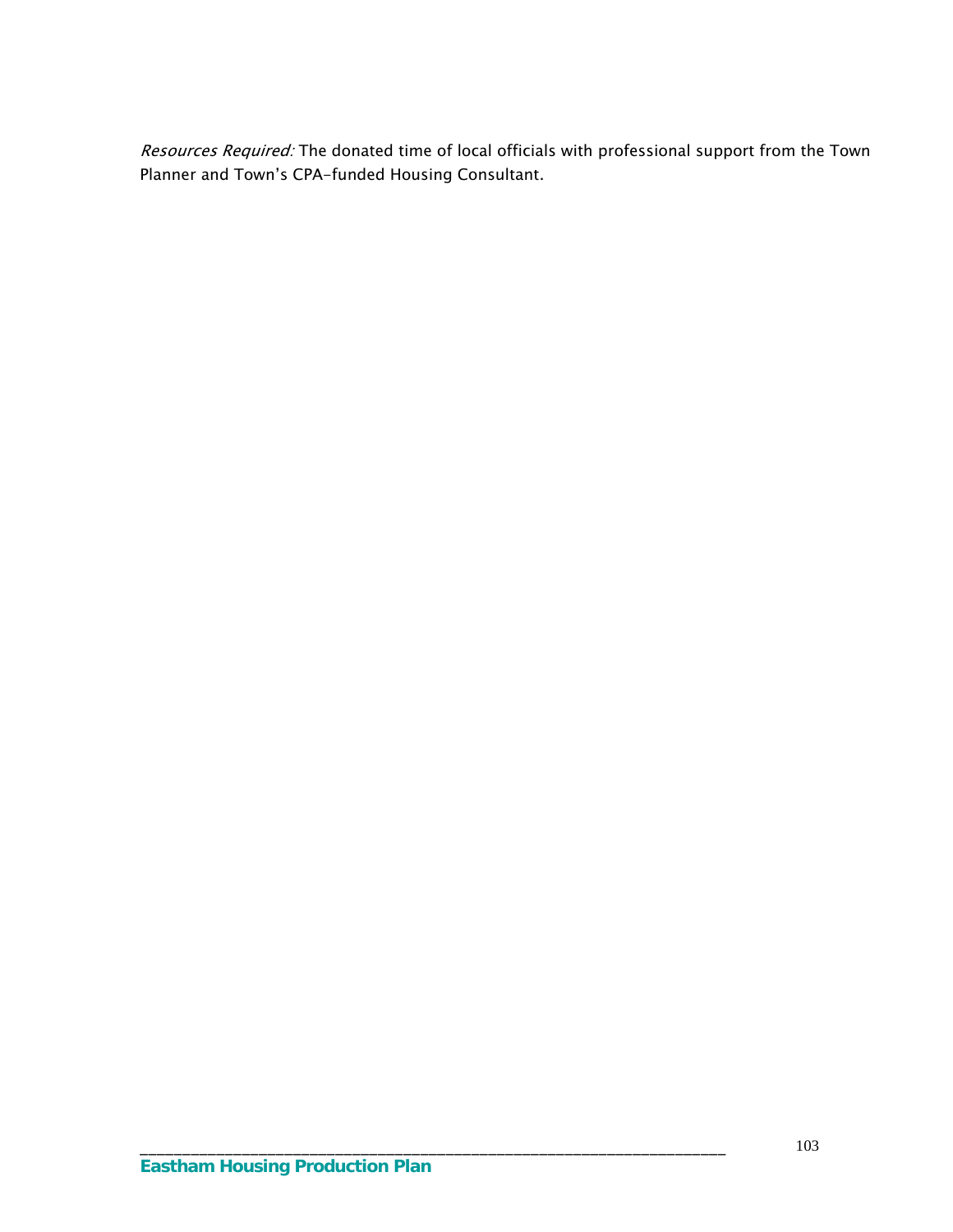*Resources Required:* The donated time of local officials with professional support from the Town Planner and Town's CPA-funded Housing Consultant.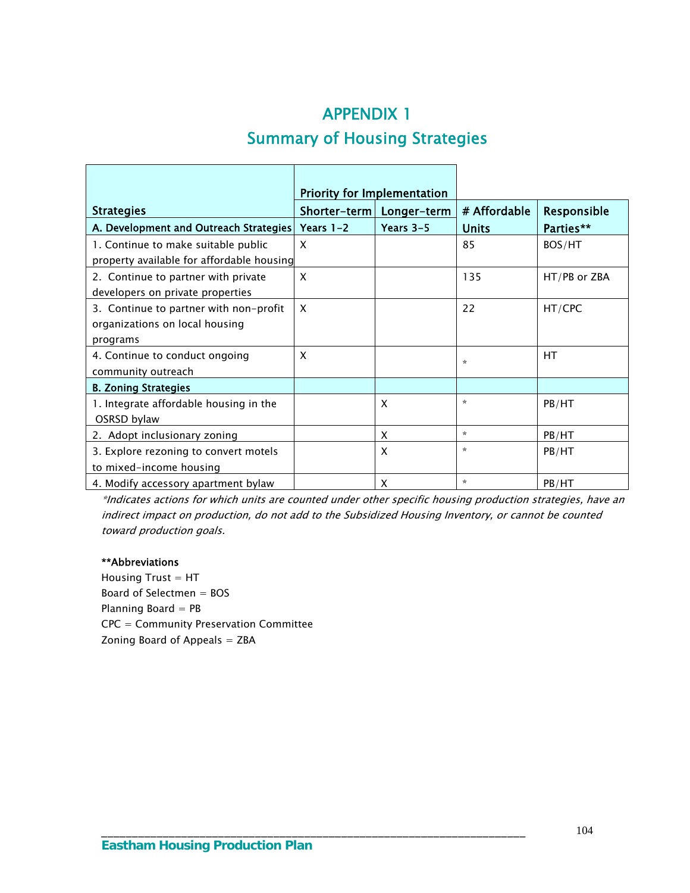# APPENDIX 1

## Summary of Housing Strategies

| Strategies | Priority for Implementation | | # Affordable Units | Responsible Parties** |
|---|---|---|---|---|
| | Shorter-term | Longer-term | | |
| **A. Development and Outreach Strategies** | Years 1-2 | Years 3-5 | | |
| 1. Continue to make suitable public property available for affordable housing | X | | 85 | BOS/HT |
| 2. Continue to partner with private developers on private properties | X | | 135 | HT/PB or ZBA |
| 3. Continue to partner with non-profit organizations on local housing programs | X | | 22 | HT/CPC |
| 4. Continue to conduct ongoing community outreach | X | | * | HT |
| **B. Zoning Strategies** | | | | |
| 1. Integrate affordable housing in the OSRSD bylaw | | X | * | PB/HT |
| 2. Adopt inclusionary zoning | | X | * | PB/HT |
| 3. Explore rezoning to convert motels to mixed-income housing | | X | * | PB/HT |
| 4. Modify accessory apartment bylaw | | X | * | PB/HT |

*\*Indicates actions for which units are counted under other specific housing production strategies, have an indirect impact on production, do not add to the Subsidized Housing Inventory, or cannot be counted toward production goals.*

****Abbreviations**

Housing Trust = HT
Board of Selectmen = BOS
Planning Board = PB
CPC = Community Preservation Committee
Zoning Board of Appeals = ZBA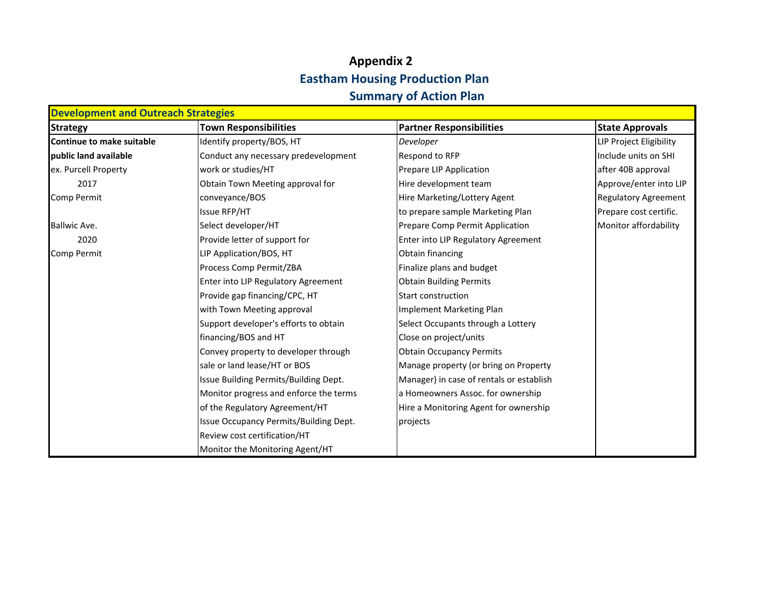# Appendix 2

## Eastham Housing Production Plan

## Summary of Action Plan

| Development and Outreach Strategies | | | |
|---|---|---|---|
| **Strategy** | **Town Responsibilities** | **Partner Responsibilities** | **State Approvals** |
| **Continue to make suitable** | Identify property/BOS, HT | *Developer* | LIP Project Eligibility |
| **public land available** | Conduct any necessary predevelopment | Respond to RFP | Include units on SHI |
| ex. Purcell Property | work or studies/HT | Prepare LIP Application | after 40B approval |
| 2017 | Obtain Town Meeting approval for | Hire development team | Approve/enter into LIP |
| Comp Permit | conveyance/BOS | Hire Marketing/Lottery Agent | Regulatory Agreement |
| | Issue RFP/HT | to prepare sample Marketing Plan | Prepare cost certific. |
| Ballwic Ave. | Select developer/HT | Prepare Comp Permit Application | Monitor affordability |
| 2020 | Provide letter of support for | Enter into LIP Regulatory Agreement | |
| Comp Permit | LIP Application/BOS, HT | Obtain financing | |
| | Process Comp Permit/ZBA | Finalize plans and budget | |
| | Enter into LIP Regulatory Agreement | Obtain Building Permits | |
| | Provide gap financing/CPC, HT | Start construction | |
| | with Town Meeting approval | Implement Marketing Plan | |
| | Support developer's efforts to obtain | Select Occupants through a Lottery | |
| | financing/BOS and HT | Close on project/units | |
| | Convey property to developer through | Obtain Occupancy Permits | |
| | sale or land lease/HT or BOS | Manage property (or bring on Property | |
| | Issue Building Permits/Building Dept. | Manager) in case of rentals or establish | |
| | Monitor progress and enforce the terms | a Homeowners Assoc. for ownership | |
| | of the Regulatory Agreement/HT | Hire a Monitoring Agent for ownership | |
| | Issue Occupancy Permits/Building Dept. | projects | |
| | Review cost certification/HT | | |
| | Monitor the Monitoring Agent/HT | | |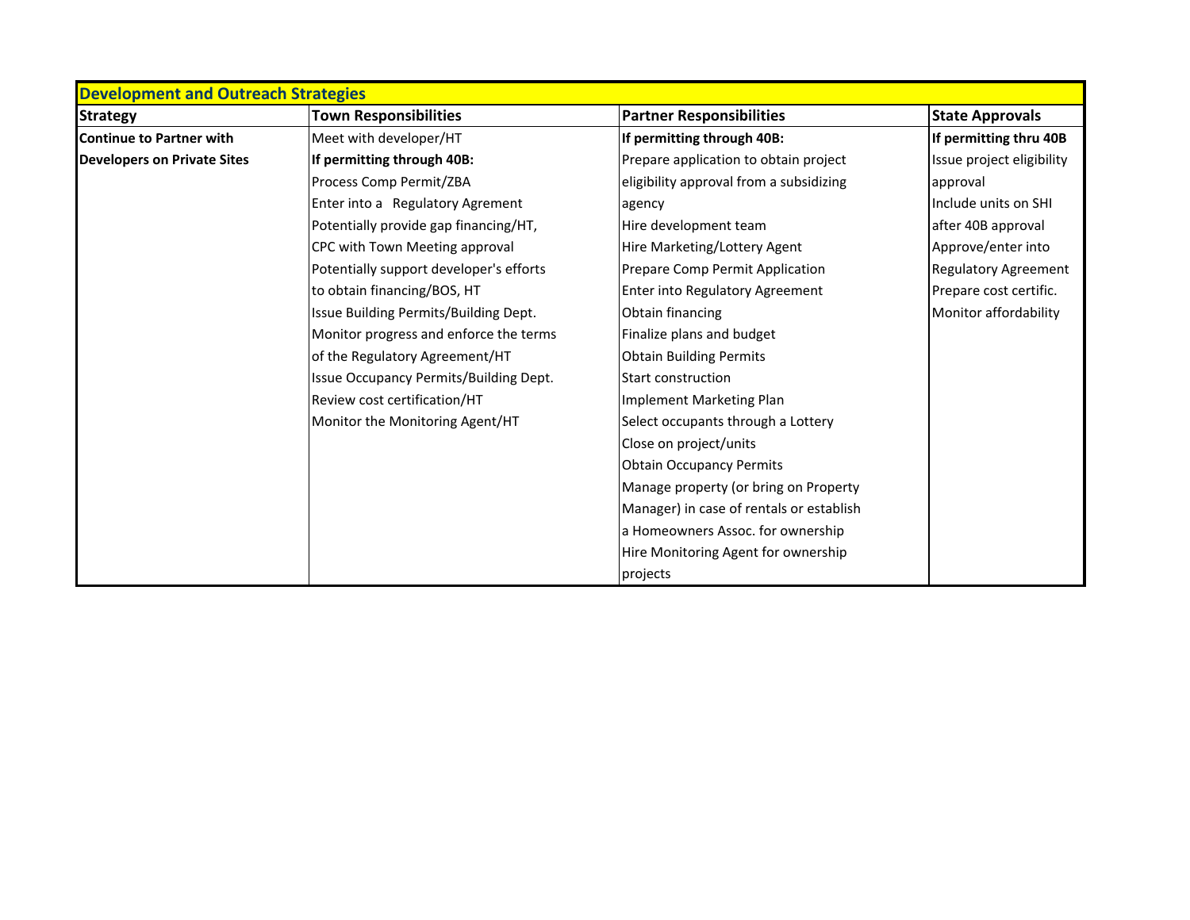| Development and Outreach Strategies | | | |
|---|---|---|---|
| **Strategy** | **Town Responsibilities** | **Partner Responsibilities** | **State Approvals** |
| **Continue to Partner with Developers on Private Sites** | Meet with developer/HT<br>**If permitting through 40B:**<br>Process Comp Permit/ZBA<br>Enter into a Regulatory Agrement<br>Potentially provide gap financing/HT, CPC with Town Meeting approval<br>Potentially support developer's efforts to obtain financing/BOS, HT<br>Issue Building Permits/Building Dept.<br>Monitor progress and enforce the terms of the Regulatory Agreement/HT<br>Issue Occupancy Permits/Building Dept.<br>Review cost certification/HT<br>Monitor the Monitoring Agent/HT | **If permitting through 40B:**<br>Prepare application to obtain project eligibility approval from a subsidizing agency<br>Hire development team<br>Hire Marketing/Lottery Agent<br>Prepare Comp Permit Application<br>Enter into Regulatory Agreement<br>Obtain financing<br>Finalize plans and budget<br>Obtain Building Permits<br>Start construction<br>Implement Marketing Plan<br>Select occupants through a Lottery<br>Close on project/units<br>Obtain Occupancy Permits<br>Manage property (or bring on Property Manager) in case of rentals or establish a Homeowners Assoc. for ownership<br>Hire Monitoring Agent for ownership projects | **If permitting thru 40B**<br>Issue project eligibility approval<br>Include units on SHI after 40B approval<br>Approve/enter into Regulatory Agreement<br>Prepare cost certific.<br>Monitor affordability |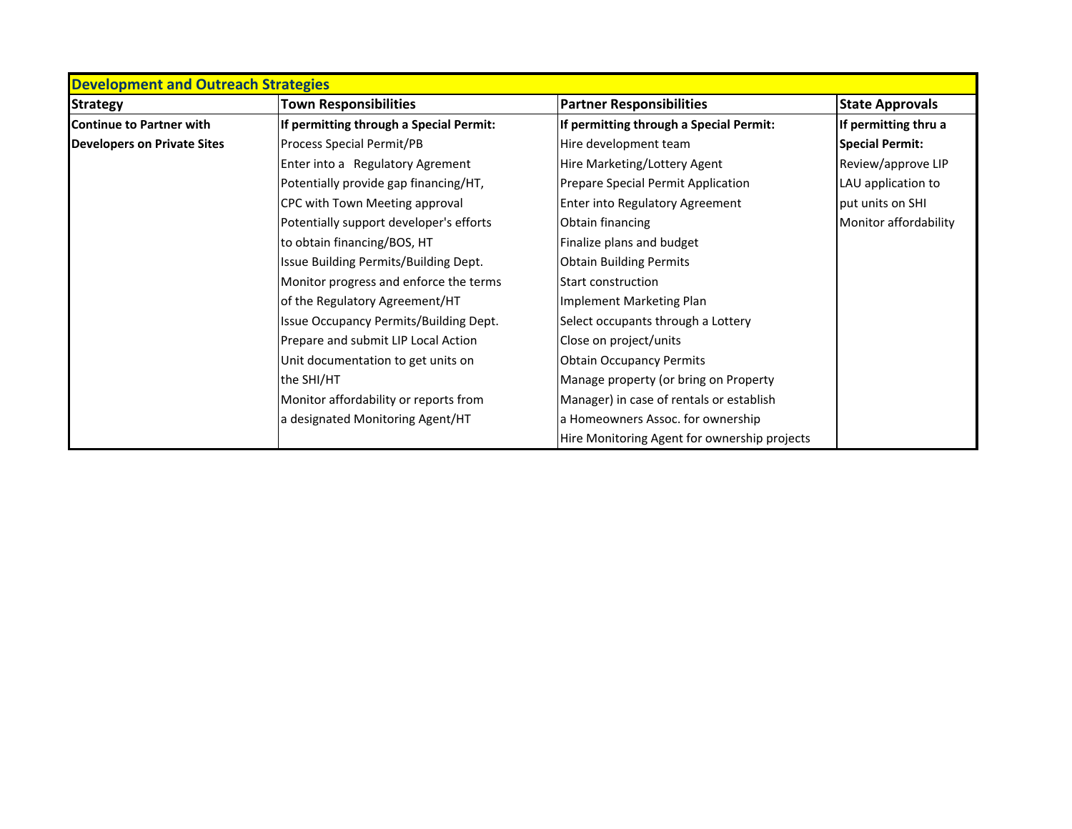| Development and Outreach Strategies | | | |
|---|---|---|---|
| **Strategy** | **Town Responsibilities** | **Partner Responsibilities** | **State Approvals** |
| **Continue to Partner with Developers on Private Sites** | **If permitting through a Special Permit:**<br>Process Special Permit/PB<br>Enter into a Regulatory Agrement<br>Potentially provide gap financing/HT, CPC with Town Meeting approval<br>Potentially support developer's efforts to obtain financing/BOS, HT<br>Issue Building Permits/Building Dept.<br>Monitor progress and enforce the terms of the Regulatory Agreement/HT<br>Issue Occupancy Permits/Building Dept.<br>Prepare and submit LIP Local Action Unit documentation to get units on the SHI/HT<br>Monitor affordability or reports from a designated Monitoring Agent/HT | **If permitting through a Special Permit:**<br>Hire development team<br>Hire Marketing/Lottery Agent<br>Prepare Special Permit Application<br>Enter into Regulatory Agreement<br>Obtain financing<br>Finalize plans and budget<br>Obtain Building Permits<br>Start construction<br>Implement Marketing Plan<br>Select occupants through a Lottery<br>Close on project/units<br>Obtain Occupancy Permits<br>Manage property (or bring on Property Manager) in case of rentals or establish a Homeowners Assoc. for ownership<br>Hire Monitoring Agent for ownership projects | **If permitting thru a Special Permit:**<br>Review/approve LIP LAU application to put units on SHI<br>Monitor affordability |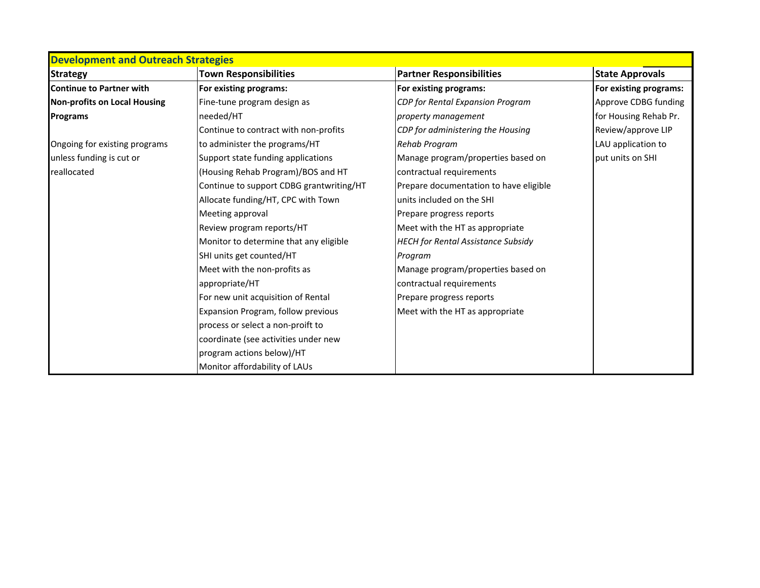| Development and Outreach Strategies | | | |
|---|---|---|---|
| **Strategy** | **Town Responsibilities** | **Partner Responsibilities** | **State Approvals** |
| **Continue to Partner with Non-profits on Local Housing Programs**<br><br>Ongoing for existing programs unless funding is cut or reallocated | **For existing programs:**<br>Fine-tune program design as needed/HT<br>Continue to contract with non-profits to administer the programs/HT<br>Support state funding applications (Housing Rehab Program)/BOS and HT<br>Continue to support CDBG grantwriting/HT<br>Allocate funding/HT, CPC with Town Meeting approval<br>Review program reports/HT<br>Monitor to determine that any eligible SHI units get counted/HT<br>Meet with the non-profits as appropriate/HT<br>For new unit acquisition of Rental Expansion Program, follow previous process or select a non-proift to coordinate (see activities under new program actions below)/HT<br>Monitor affordability of LAUs | **For existing programs:**<br>*CDP for Rental Expansion Program property management*<br>*CDP for administering the Housing Rehab Program*<br>Manage program/properties based on contractual requirements<br>Prepare documentation to have eligible units included on the SHI<br>Prepare progress reports<br>Meet with the HT as appropriate<br>*HECH for Rental Assistance Subsidy Program*<br>Manage program/properties based on contractual requirements<br>Prepare progress reports<br>Meet with the HT as appropriate | **For existing programs:**<br>Approve CDBG funding for Housing Rehab Pr.<br>Review/approve LIP LAU application to put units on SHI |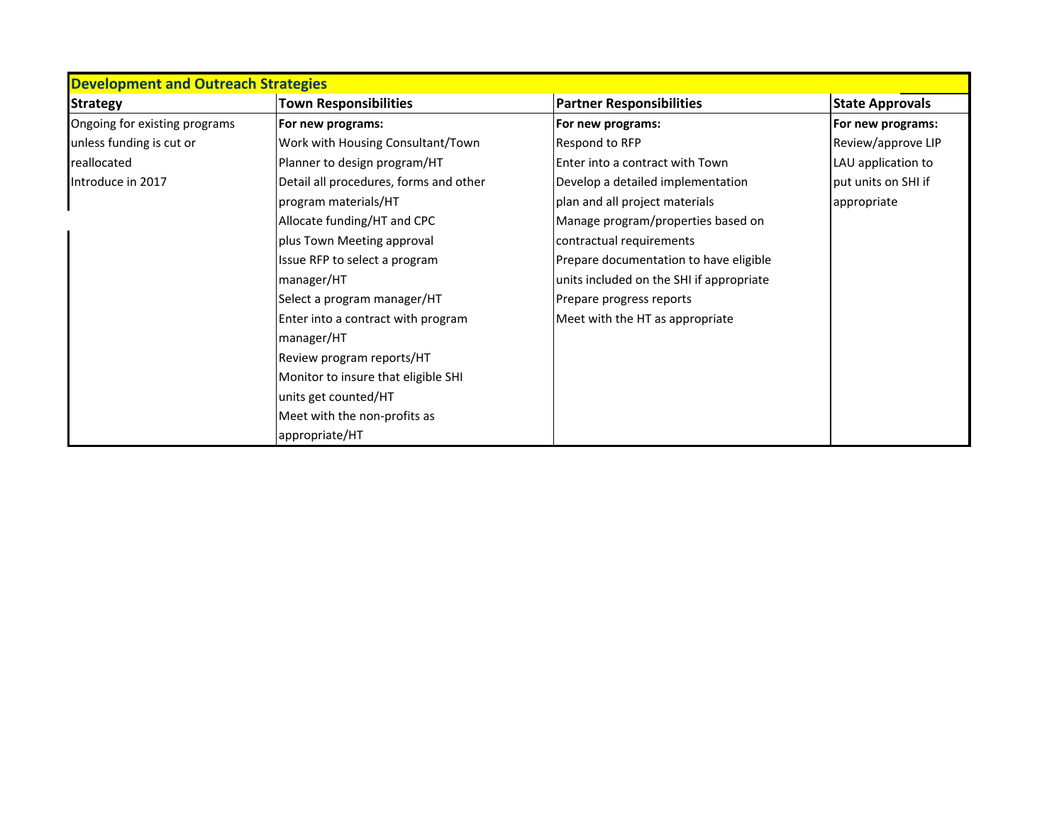| Development and Outreach Strategies | | | |
|---|---|---|---|
| **Strategy** | **Town Responsibilities** | **Partner Responsibilities** | **State Approvals** |
| Ongoing for existing programs unless funding is cut or reallocated<br>Introduce in 2017 | **For new programs:**<br>Work with Housing Consultant/Town Planner to design program/HT<br>Detail all procedures, forms and other program materials/HT<br>Allocate funding/HT and CPC plus Town Meeting approval<br>Issue RFP to select a program manager/HT<br>Select a program manager/HT<br>Enter into a contract with program manager/HT<br>Review program reports/HT<br>Monitor to insure that eligible SHI units get counted/HT<br>Meet with the non-profits as appropriate/HT | **For new programs:**<br>Respond to RFP<br>Enter into a contract with Town<br>Develop a detailed implementation plan and all project materials<br>Manage program/properties based on contractual requirements<br>Prepare documentation to have eligible units included on the SHI if appropriate<br>Prepare progress reports<br>Meet with the HT as appropriate | **For new programs:**<br>Review/approve LIP LAU application to put units on SHI if appropriate |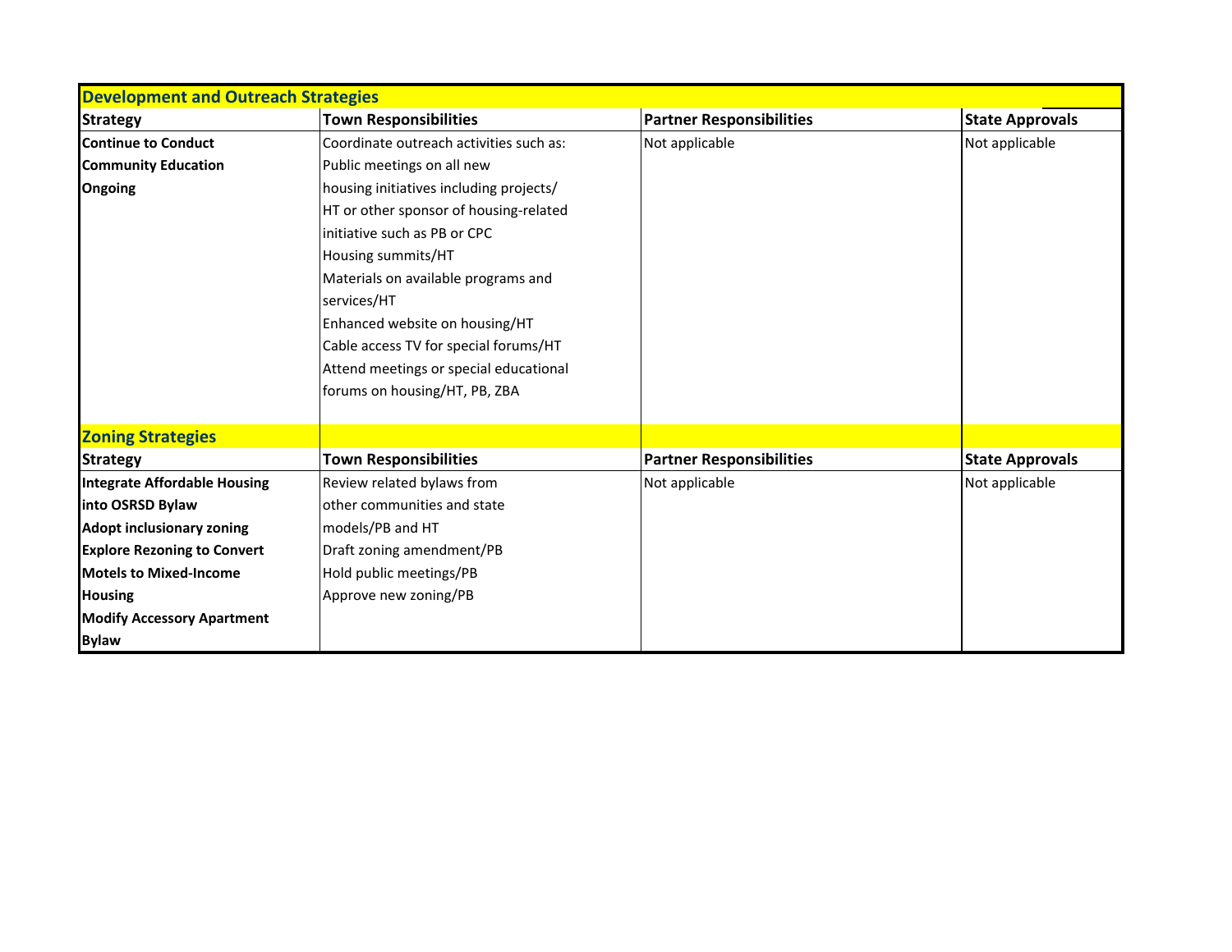| Development and Outreach Strategies | | | |
|---|---|---|---|
| **Strategy** | **Town Responsibilities** | **Partner Responsibilities** | **State Approvals** |
| **Continue to Conduct Community Education Ongoing** | Coordinate outreach activities such as: Public meetings on all new housing initiatives including projects/ HT or other sponsor of housing-related initiative such as PB or CPC Housing summits/HT Materials on available programs and services/HT Enhanced website on housing/HT Cable access TV for special forums/HT Attend meetings or special educational forums on housing/HT, PB, ZBA | Not applicable | Not applicable |
| **Zoning Strategies** | | | |
| **Strategy** | **Town Responsibilities** | **Partner Responsibilities** | **State Approvals** |
| **Integrate Affordable Housing into OSRSD Bylaw Adopt inclusionary zoning Explore Rezoning to Convert Motels to Mixed-Income Housing Modify Accessory Apartment Bylaw** | Review related bylaws from other communities and state models/PB and HT Draft zoning amendment/PB Hold public meetings/PB Approve new zoning/PB | Not applicable | Not applicable |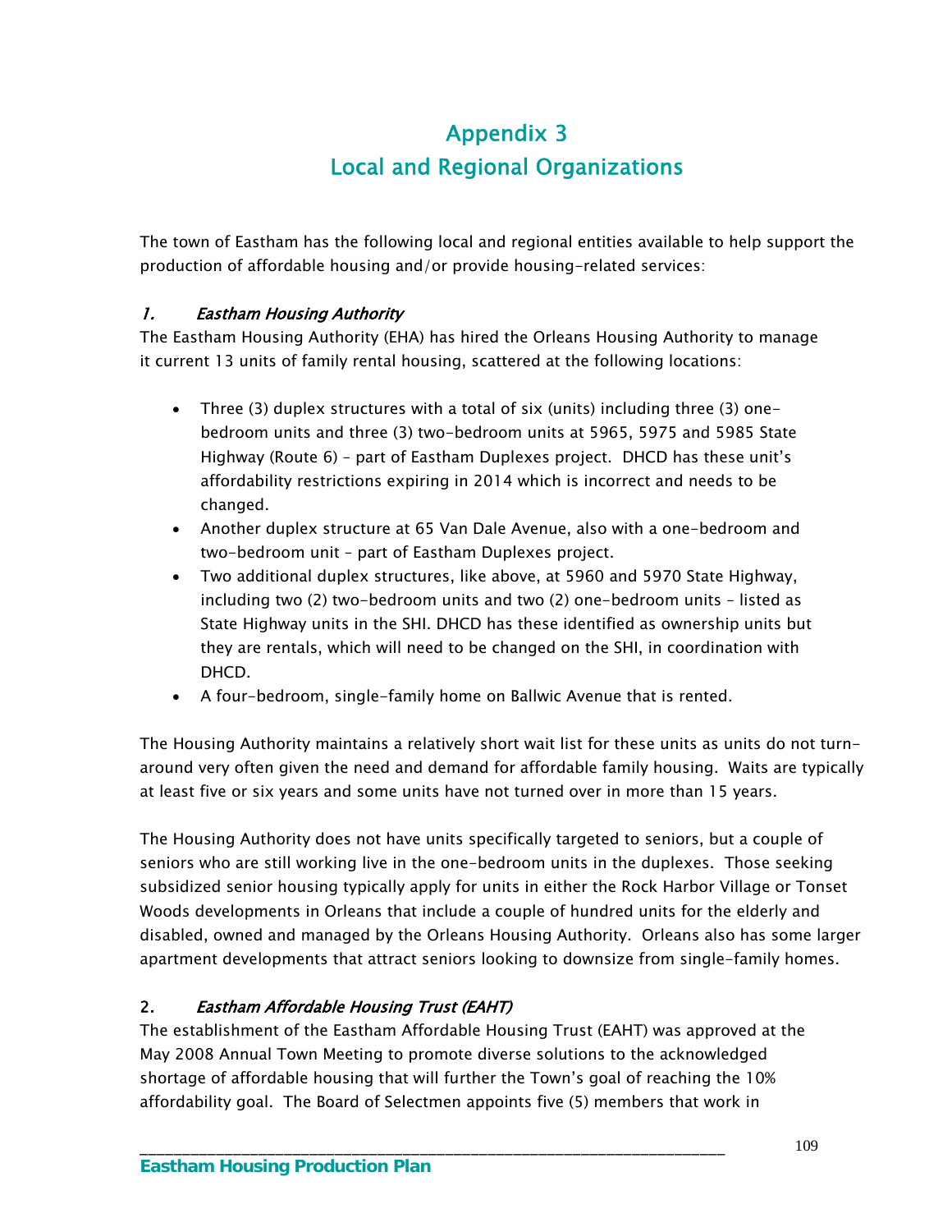# Appendix 3
# Local and Regional Organizations

The town of Eastham has the following local and regional entities available to help support the production of affordable housing and/or provide housing-related services:

### 1. *Eastham Housing Authority*

The Eastham Housing Authority (EHA) has hired the Orleans Housing Authority to manage it current 13 units of family rental housing, scattered at the following locations:

- Three (3) duplex structures with a total of six (units) including three (3) one-bedroom units and three (3) two-bedroom units at 5965, 5975 and 5985 State Highway (Route 6) – part of Eastham Duplexes project. DHCD has these unit's affordability restrictions expiring in 2014 which is incorrect and needs to be changed.
- Another duplex structure at 65 Van Dale Avenue, also with a one-bedroom and two-bedroom unit – part of Eastham Duplexes project.
- Two additional duplex structures, like above, at 5960 and 5970 State Highway, including two (2) two-bedroom units and two (2) one-bedroom units – listed as State Highway units in the SHI. DHCD has these identified as ownership units but they are rentals, which will need to be changed on the SHI, in coordination with DHCD.
- A four-bedroom, single-family home on Ballwic Avenue that is rented.

The Housing Authority maintains a relatively short wait list for these units as units do not turn-around very often given the need and demand for affordable family housing. Waits are typically at least five or six years and some units have not turned over in more than 15 years.

The Housing Authority does not have units specifically targeted to seniors, but a couple of seniors who are still working live in the one-bedroom units in the duplexes. Those seeking subsidized senior housing typically apply for units in either the Rock Harbor Village or Tonset Woods developments in Orleans that include a couple of hundred units for the elderly and disabled, owned and managed by the Orleans Housing Authority. Orleans also has some larger apartment developments that attract seniors looking to downsize from single-family homes.

### 2. *Eastham Affordable Housing Trust (EAHT)*

The establishment of the Eastham Affordable Housing Trust (EAHT) was approved at the May 2008 Annual Town Meeting to promote diverse solutions to the acknowledged shortage of affordable housing that will further the Town's goal of reaching the 10% affordability goal. The Board of Selectmen appoints five (5) members that work in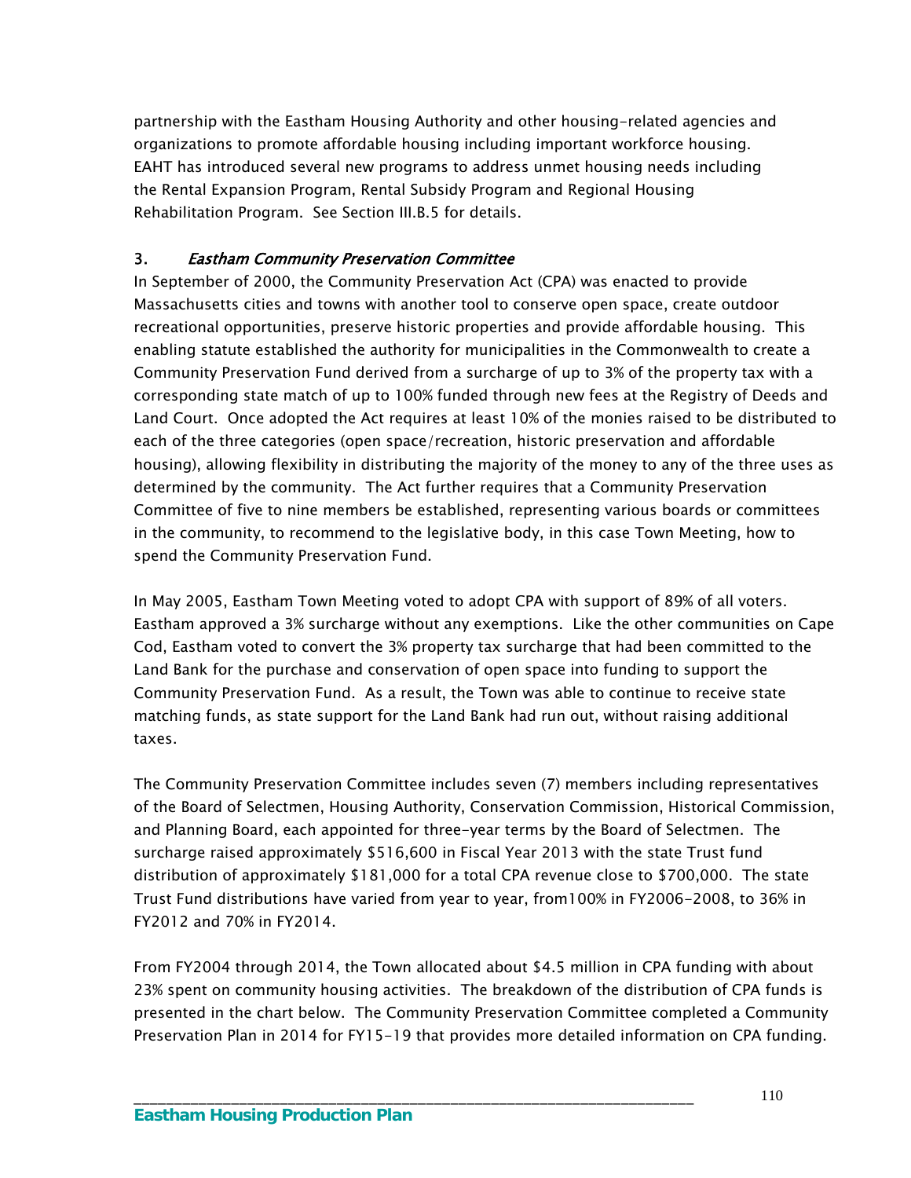partnership with the Eastham Housing Authority and other housing-related agencies and organizations to promote affordable housing including important workforce housing. EAHT has introduced several new programs to address unmet housing needs including the Rental Expansion Program, Rental Subsidy Program and Regional Housing Rehabilitation Program. See Section III.B.5 for details.

### 3. *Eastham Community Preservation Committee*

In September of 2000, the Community Preservation Act (CPA) was enacted to provide Massachusetts cities and towns with another tool to conserve open space, create outdoor recreational opportunities, preserve historic properties and provide affordable housing. This enabling statute established the authority for municipalities in the Commonwealth to create a Community Preservation Fund derived from a surcharge of up to 3% of the property tax with a corresponding state match of up to 100% funded through new fees at the Registry of Deeds and Land Court. Once adopted the Act requires at least 10% of the monies raised to be distributed to each of the three categories (open space/recreation, historic preservation and affordable housing), allowing flexibility in distributing the majority of the money to any of the three uses as determined by the community. The Act further requires that a Community Preservation Committee of five to nine members be established, representing various boards or committees in the community, to recommend to the legislative body, in this case Town Meeting, how to spend the Community Preservation Fund.

In May 2005, Eastham Town Meeting voted to adopt CPA with support of 89% of all voters. Eastham approved a 3% surcharge without any exemptions. Like the other communities on Cape Cod, Eastham voted to convert the 3% property tax surcharge that had been committed to the Land Bank for the purchase and conservation of open space into funding to support the Community Preservation Fund. As a result, the Town was able to continue to receive state matching funds, as state support for the Land Bank had run out, without raising additional taxes.

The Community Preservation Committee includes seven (7) members including representatives of the Board of Selectmen, Housing Authority, Conservation Commission, Historical Commission, and Planning Board, each appointed for three-year terms by the Board of Selectmen. The surcharge raised approximately $516,600 in Fiscal Year 2013 with the state Trust fund distribution of approximately $181,000 for a total CPA revenue close to $700,000. The state Trust Fund distributions have varied from year to year, from100% in FY2006-2008, to 36% in FY2012 and 70% in FY2014.

From FY2004 through 2014, the Town allocated about $4.5 million in CPA funding with about 23% spent on community housing activities. The breakdown of the distribution of CPA funds is presented in the chart below. The Community Preservation Committee completed a Community Preservation Plan in 2014 for FY15-19 that provides more detailed information on CPA funding.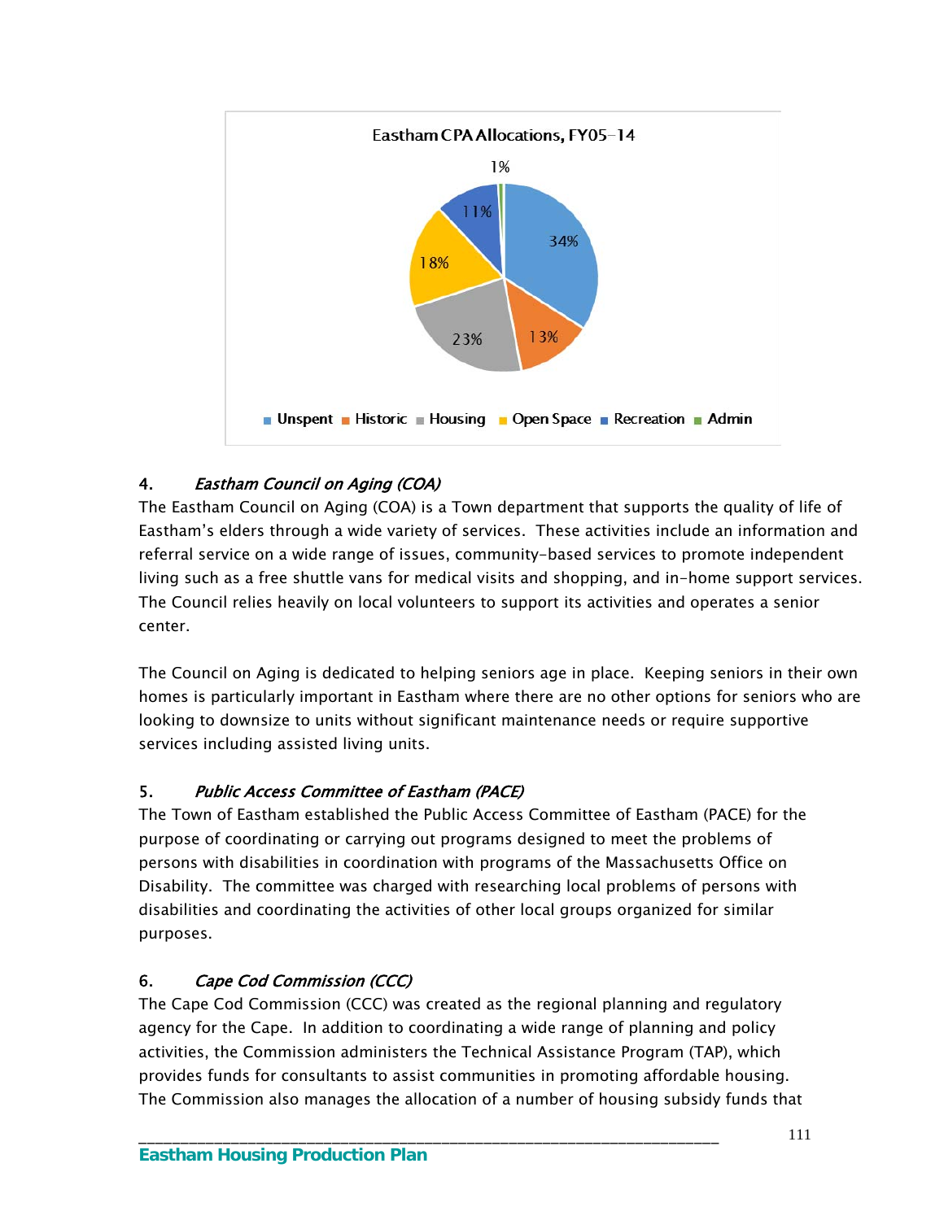**Eastham CPA Allocations, FY05-14**

| Category | Percentage |
|---|---|
| Unspent | 34% |
| Historic | 13% |
| Housing | 23% |
| Open Space | 18% |
| Recreation | 11% |
| Admin | 1% |

### 4. *Eastham Council on Aging (COA)*

The Eastham Council on Aging (COA) is a Town department that supports the quality of life of Eastham's elders through a wide variety of services. These activities include an information and referral service on a wide range of issues, community-based services to promote independent living such as a free shuttle vans for medical visits and shopping, and in-home support services. The Council relies heavily on local volunteers to support its activities and operates a senior center.

The Council on Aging is dedicated to helping seniors age in place. Keeping seniors in their own homes is particularly important in Eastham where there are no other options for seniors who are looking to downsize to units without significant maintenance needs or require supportive services including assisted living units.

### 5. *Public Access Committee of Eastham (PACE)*

The Town of Eastham established the Public Access Committee of Eastham (PACE) for the purpose of coordinating or carrying out programs designed to meet the problems of persons with disabilities in coordination with programs of the Massachusetts Office on Disability. The committee was charged with researching local problems of persons with disabilities and coordinating the activities of other local groups organized for similar purposes.

### 6. *Cape Cod Commission (CCC)*

The Cape Cod Commission (CCC) was created as the regional planning and regulatory agency for the Cape. In addition to coordinating a wide range of planning and policy activities, the Commission administers the Technical Assistance Program (TAP), which provides funds for consultants to assist communities in promoting affordable housing. The Commission also manages the allocation of a number of housing subsidy funds that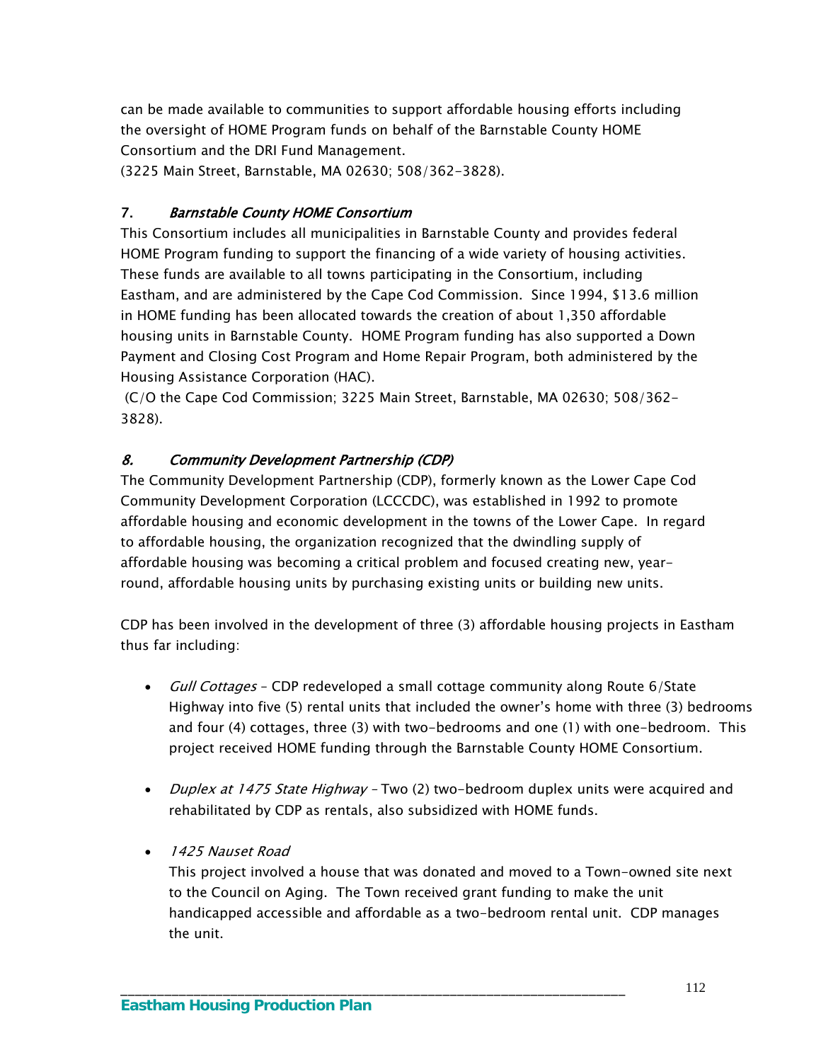can be made available to communities to support affordable housing efforts including the oversight of HOME Program funds on behalf of the Barnstable County HOME Consortium and the DRI Fund Management.
(3225 Main Street, Barnstable, MA 02630; 508/362-3828).

### 7. *Barnstable County HOME Consortium*

This Consortium includes all municipalities in Barnstable County and provides federal HOME Program funding to support the financing of a wide variety of housing activities. These funds are available to all towns participating in the Consortium, including Eastham, and are administered by the Cape Cod Commission. Since 1994, $13.6 million in HOME funding has been allocated towards the creation of about 1,350 affordable housing units in Barnstable County. HOME Program funding has also supported a Down Payment and Closing Cost Program and Home Repair Program, both administered by the Housing Assistance Corporation (HAC).
(C/O the Cape Cod Commission; 3225 Main Street, Barnstable, MA 02630; 508/362-3828).

### *8. Community Development Partnership (CDP)*

The Community Development Partnership (CDP), formerly known as the Lower Cape Cod Community Development Corporation (LCCCDC), was established in 1992 to promote affordable housing and economic development in the towns of the Lower Cape. In regard to affordable housing, the organization recognized that the dwindling supply of affordable housing was becoming a critical problem and focused creating new, year-round, affordable housing units by purchasing existing units or building new units.

CDP has been involved in the development of three (3) affordable housing projects in Eastham thus far including:

- *Gull Cottages* – CDP redeveloped a small cottage community along Route 6/State Highway into five (5) rental units that included the owner's home with three (3) bedrooms and four (4) cottages, three (3) with two-bedrooms and one (1) with one-bedroom. This project received HOME funding through the Barnstable County HOME Consortium.

- *Duplex at 1475 State Highway* – Two (2) two-bedroom duplex units were acquired and rehabilitated by CDP as rentals, also subsidized with HOME funds.

- *1425 Nauset Road*
  This project involved a house that was donated and moved to a Town-owned site next to the Council on Aging. The Town received grant funding to make the unit handicapped accessible and affordable as a two-bedroom rental unit. CDP manages the unit.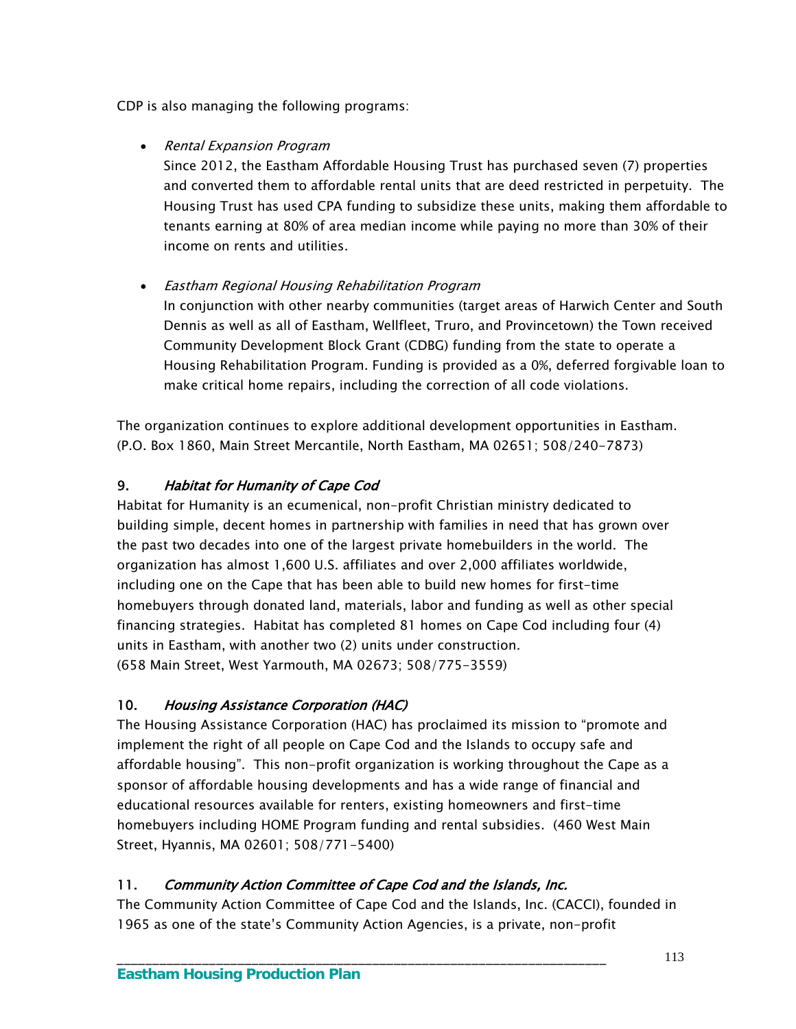CDP is also managing the following programs:

- *Rental Expansion Program*
  Since 2012, the Eastham Affordable Housing Trust has purchased seven (7) properties and converted them to affordable rental units that are deed restricted in perpetuity. The Housing Trust has used CPA funding to subsidize these units, making them affordable to tenants earning at 80% of area median income while paying no more than 30% of their income on rents and utilities.

- *Eastham Regional Housing Rehabilitation Program*
  In conjunction with other nearby communities (target areas of Harwich Center and South Dennis as well as all of Eastham, Wellfleet, Truro, and Provincetown) the Town received Community Development Block Grant (CDBG) funding from the state to operate a Housing Rehabilitation Program. Funding is provided as a 0%, deferred forgivable loan to make critical home repairs, including the correction of all code violations.

The organization continues to explore additional development opportunities in Eastham. (P.O. Box 1860, Main Street Mercantile, North Eastham, MA 02651; 508/240-7873)

### 9. *Habitat for Humanity of Cape Cod*

Habitat for Humanity is an ecumenical, non-profit Christian ministry dedicated to building simple, decent homes in partnership with families in need that has grown over the past two decades into one of the largest private homebuilders in the world. The organization has almost 1,600 U.S. affiliates and over 2,000 affiliates worldwide, including one on the Cape that has been able to build new homes for first-time homebuyers through donated land, materials, labor and funding as well as other special financing strategies. Habitat has completed 81 homes on Cape Cod including four (4) units in Eastham, with another two (2) units under construction.
(658 Main Street, West Yarmouth, MA 02673; 508/775-3559)

### 10. *Housing Assistance Corporation (HAC)*

The Housing Assistance Corporation (HAC) has proclaimed its mission to "promote and implement the right of all people on Cape Cod and the Islands to occupy safe and affordable housing". This non-profit organization is working throughout the Cape as a sponsor of affordable housing developments and has a wide range of financial and educational resources available for renters, existing homeowners and first-time homebuyers including HOME Program funding and rental subsidies. (460 West Main Street, Hyannis, MA 02601; 508/771-5400)

### 11. *Community Action Committee of Cape Cod and the Islands, Inc.*

The Community Action Committee of Cape Cod and the Islands, Inc. (CACCI), founded in 1965 as one of the state's Community Action Agencies, is a private, non-profit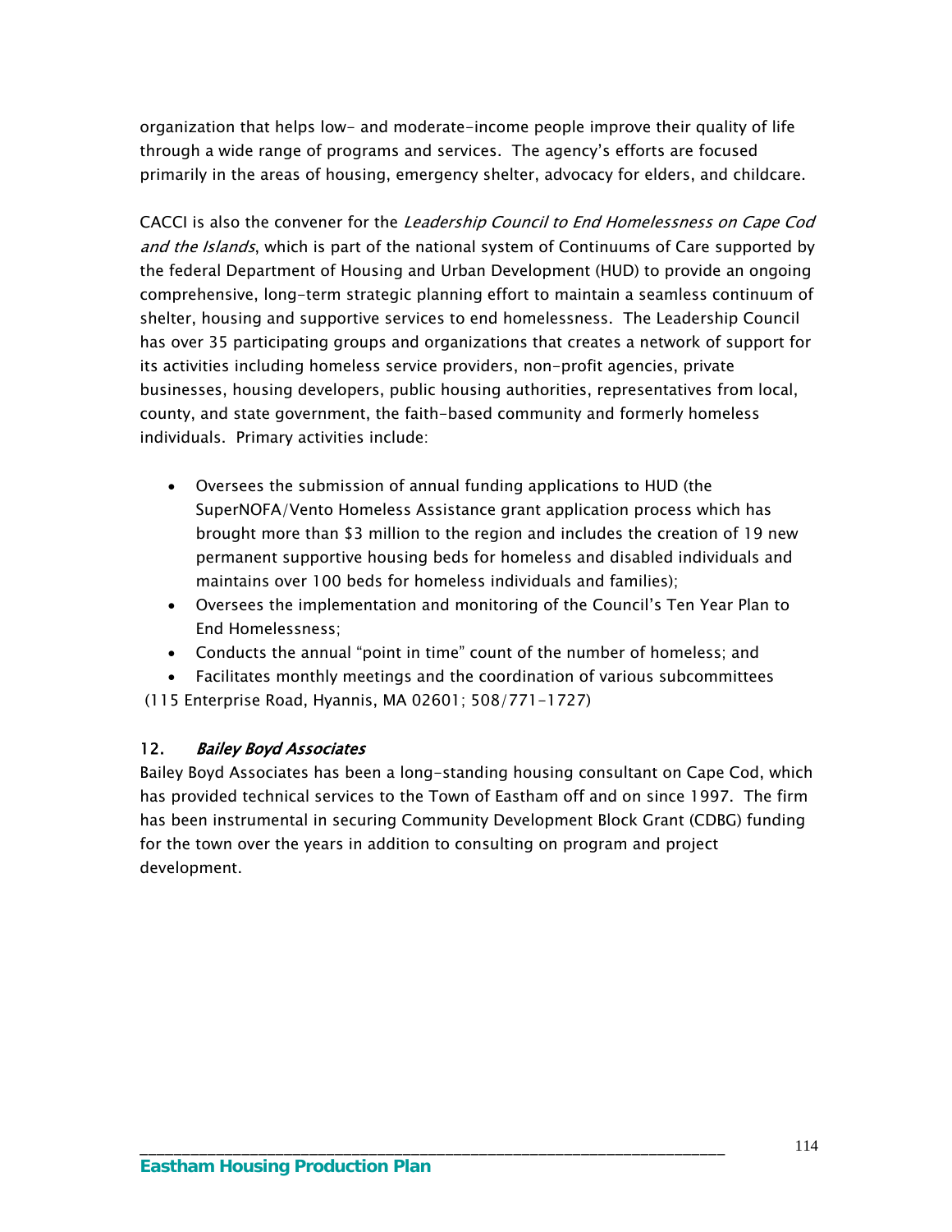organization that helps low- and moderate-income people improve their quality of life through a wide range of programs and services. The agency's efforts are focused primarily in the areas of housing, emergency shelter, advocacy for elders, and childcare.

CACCI is also the convener for the *Leadership Council to End Homelessness on Cape Cod and the Islands*, which is part of the national system of Continuums of Care supported by the federal Department of Housing and Urban Development (HUD) to provide an ongoing comprehensive, long-term strategic planning effort to maintain a seamless continuum of shelter, housing and supportive services to end homelessness. The Leadership Council has over 35 participating groups and organizations that creates a network of support for its activities including homeless service providers, non-profit agencies, private businesses, housing developers, public housing authorities, representatives from local, county, and state government, the faith-based community and formerly homeless individuals. Primary activities include:

- Oversees the submission of annual funding applications to HUD (the SuperNOFA/Vento Homeless Assistance grant application process which has brought more than $3 million to the region and includes the creation of 19 new permanent supportive housing beds for homeless and disabled individuals and maintains over 100 beds for homeless individuals and families);
- Oversees the implementation and monitoring of the Council's Ten Year Plan to End Homelessness;
- Conducts the annual "point in time" count of the number of homeless; and
- Facilitates monthly meetings and the coordination of various subcommittees

(115 Enterprise Road, Hyannis, MA 02601; 508/771-1727)

### 12. *Bailey Boyd Associates*

Bailey Boyd Associates has been a long-standing housing consultant on Cape Cod, which has provided technical services to the Town of Eastham off and on since 1997. The firm has been instrumental in securing Community Development Block Grant (CDBG) funding for the town over the years in addition to consulting on program and project development.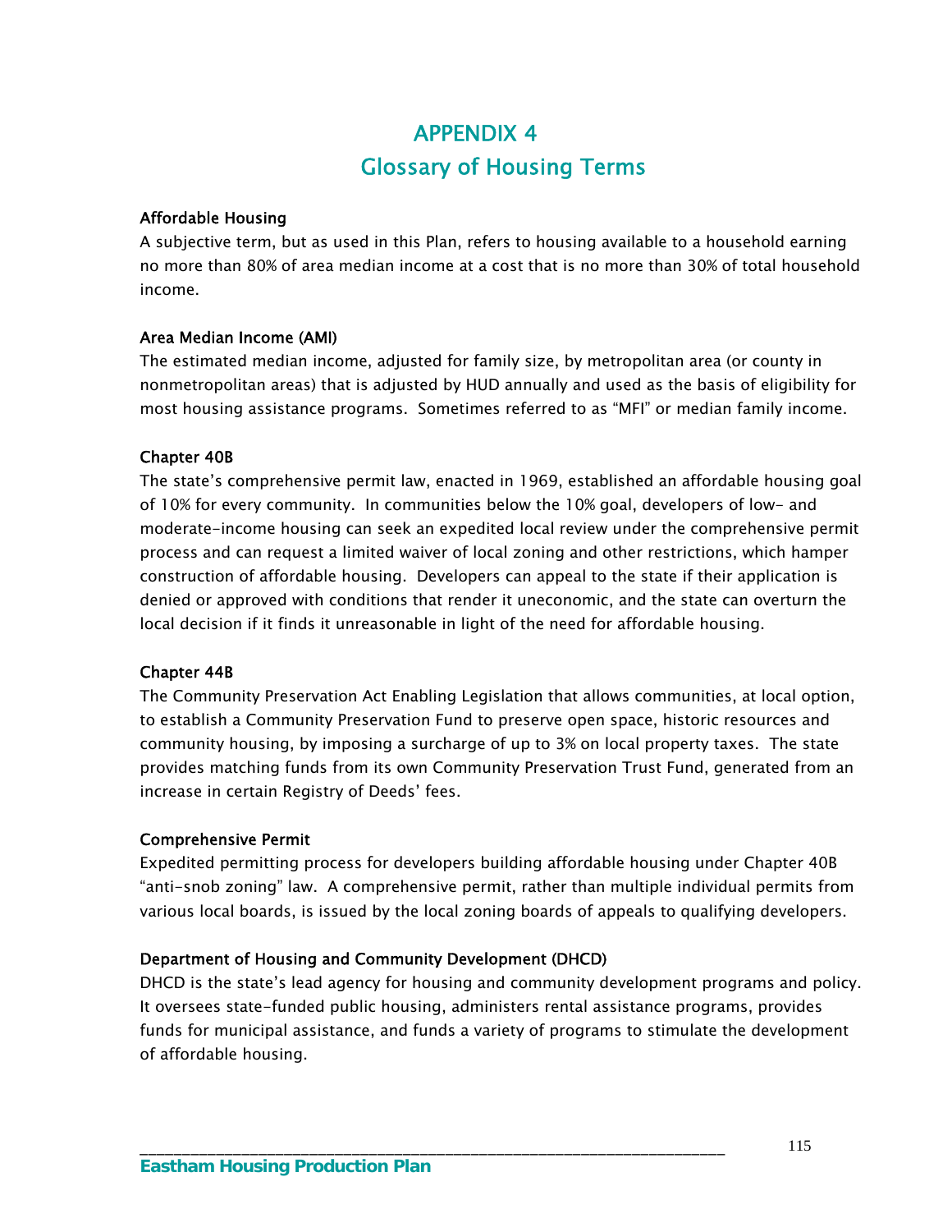# APPENDIX 4
# Glossary of Housing Terms

### Affordable Housing

A subjective term, but as used in this Plan, refers to housing available to a household earning no more than 80% of area median income at a cost that is no more than 30% of total household income.

### Area Median Income (AMI)

The estimated median income, adjusted for family size, by metropolitan area (or county in nonmetropolitan areas) that is adjusted by HUD annually and used as the basis of eligibility for most housing assistance programs. Sometimes referred to as "MFI" or median family income.

### Chapter 40B

The state's comprehensive permit law, enacted in 1969, established an affordable housing goal of 10% for every community. In communities below the 10% goal, developers of low- and moderate-income housing can seek an expedited local review under the comprehensive permit process and can request a limited waiver of local zoning and other restrictions, which hamper construction of affordable housing. Developers can appeal to the state if their application is denied or approved with conditions that render it uneconomic, and the state can overturn the local decision if it finds it unreasonable in light of the need for affordable housing.

### Chapter 44B

The Community Preservation Act Enabling Legislation that allows communities, at local option, to establish a Community Preservation Fund to preserve open space, historic resources and community housing, by imposing a surcharge of up to 3% on local property taxes. The state provides matching funds from its own Community Preservation Trust Fund, generated from an increase in certain Registry of Deeds' fees.

### Comprehensive Permit

Expedited permitting process for developers building affordable housing under Chapter 40B "anti-snob zoning" law. A comprehensive permit, rather than multiple individual permits from various local boards, is issued by the local zoning boards of appeals to qualifying developers.

### Department of Housing and Community Development (DHCD)

DHCD is the state's lead agency for housing and community development programs and policy. It oversees state-funded public housing, administers rental assistance programs, provides funds for municipal assistance, and funds a variety of programs to stimulate the development of affordable housing.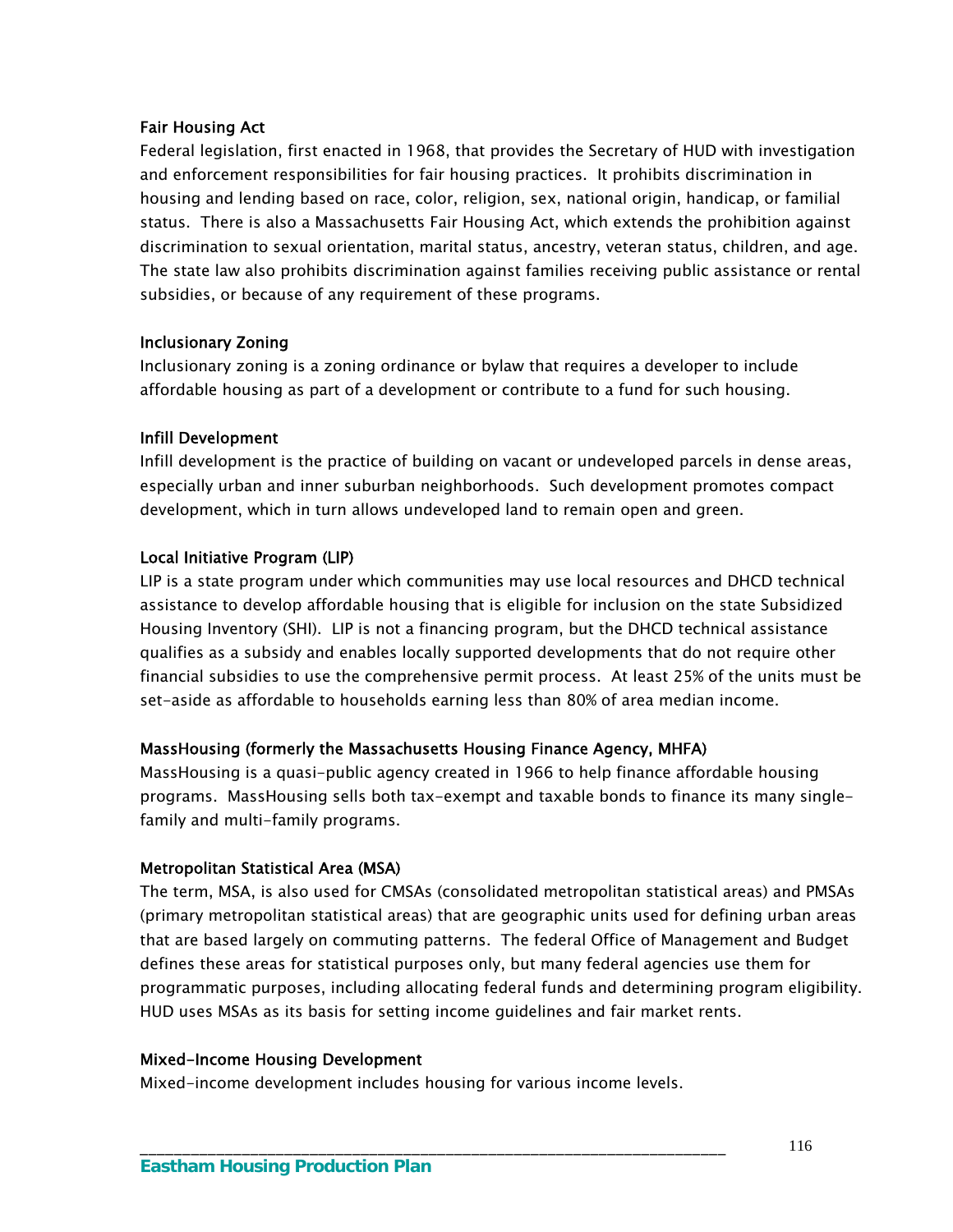### Fair Housing Act

Federal legislation, first enacted in 1968, that provides the Secretary of HUD with investigation and enforcement responsibilities for fair housing practices. It prohibits discrimination in housing and lending based on race, color, religion, sex, national origin, handicap, or familial status. There is also a Massachusetts Fair Housing Act, which extends the prohibition against discrimination to sexual orientation, marital status, ancestry, veteran status, children, and age. The state law also prohibits discrimination against families receiving public assistance or rental subsidies, or because of any requirement of these programs.

### Inclusionary Zoning

Inclusionary zoning is a zoning ordinance or bylaw that requires a developer to include affordable housing as part of a development or contribute to a fund for such housing.

### Infill Development

Infill development is the practice of building on vacant or undeveloped parcels in dense areas, especially urban and inner suburban neighborhoods. Such development promotes compact development, which in turn allows undeveloped land to remain open and green.

### Local Initiative Program (LIP)

LIP is a state program under which communities may use local resources and DHCD technical assistance to develop affordable housing that is eligible for inclusion on the state Subsidized Housing Inventory (SHI). LIP is not a financing program, but the DHCD technical assistance qualifies as a subsidy and enables locally supported developments that do not require other financial subsidies to use the comprehensive permit process. At least 25% of the units must be set-aside as affordable to households earning less than 80% of area median income.

### MassHousing (formerly the Massachusetts Housing Finance Agency, MHFA)

MassHousing is a quasi-public agency created in 1966 to help finance affordable housing programs. MassHousing sells both tax-exempt and taxable bonds to finance its many single-family and multi-family programs.

### Metropolitan Statistical Area (MSA)

The term, MSA, is also used for CMSAs (consolidated metropolitan statistical areas) and PMSAs (primary metropolitan statistical areas) that are geographic units used for defining urban areas that are based largely on commuting patterns. The federal Office of Management and Budget defines these areas for statistical purposes only, but many federal agencies use them for programmatic purposes, including allocating federal funds and determining program eligibility. HUD uses MSAs as its basis for setting income guidelines and fair market rents.

### Mixed-Income Housing Development

Mixed-income development includes housing for various income levels.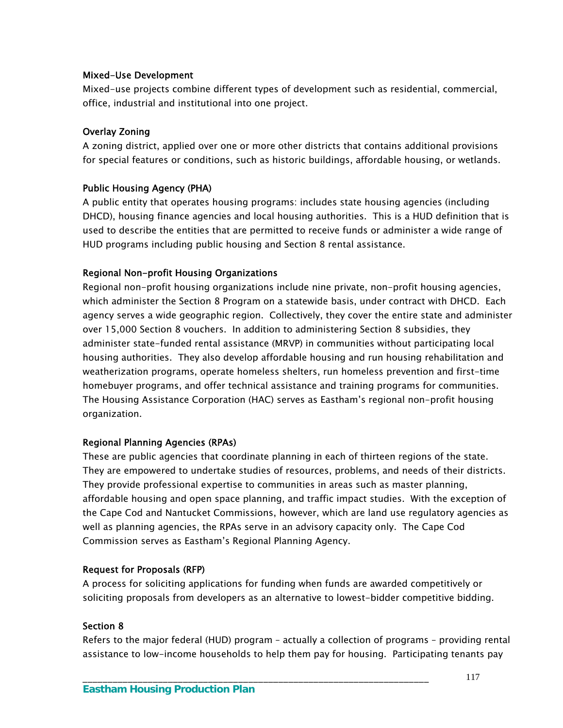### Mixed-Use Development

Mixed-use projects combine different types of development such as residential, commercial, office, industrial and institutional into one project.

### Overlay Zoning

A zoning district, applied over one or more other districts that contains additional provisions for special features or conditions, such as historic buildings, affordable housing, or wetlands.

### Public Housing Agency (PHA)

A public entity that operates housing programs: includes state housing agencies (including DHCD), housing finance agencies and local housing authorities. This is a HUD definition that is used to describe the entities that are permitted to receive funds or administer a wide range of HUD programs including public housing and Section 8 rental assistance.

### Regional Non-profit Housing Organizations

Regional non-profit housing organizations include nine private, non-profit housing agencies, which administer the Section 8 Program on a statewide basis, under contract with DHCD. Each agency serves a wide geographic region. Collectively, they cover the entire state and administer over 15,000 Section 8 vouchers. In addition to administering Section 8 subsidies, they administer state-funded rental assistance (MRVP) in communities without participating local housing authorities. They also develop affordable housing and run housing rehabilitation and weatherization programs, operate homeless shelters, run homeless prevention and first-time homebuyer programs, and offer technical assistance and training programs for communities. The Housing Assistance Corporation (HAC) serves as Eastham's regional non-profit housing organization.

### Regional Planning Agencies (RPAs)

These are public agencies that coordinate planning in each of thirteen regions of the state. They are empowered to undertake studies of resources, problems, and needs of their districts. They provide professional expertise to communities in areas such as master planning, affordable housing and open space planning, and traffic impact studies. With the exception of the Cape Cod and Nantucket Commissions, however, which are land use regulatory agencies as well as planning agencies, the RPAs serve in an advisory capacity only. The Cape Cod Commission serves as Eastham's Regional Planning Agency.

### Request for Proposals (RFP)

A process for soliciting applications for funding when funds are awarded competitively or soliciting proposals from developers as an alternative to lowest-bidder competitive bidding.

### Section 8

Refers to the major federal (HUD) program – actually a collection of programs – providing rental assistance to low-income households to help them pay for housing. Participating tenants pay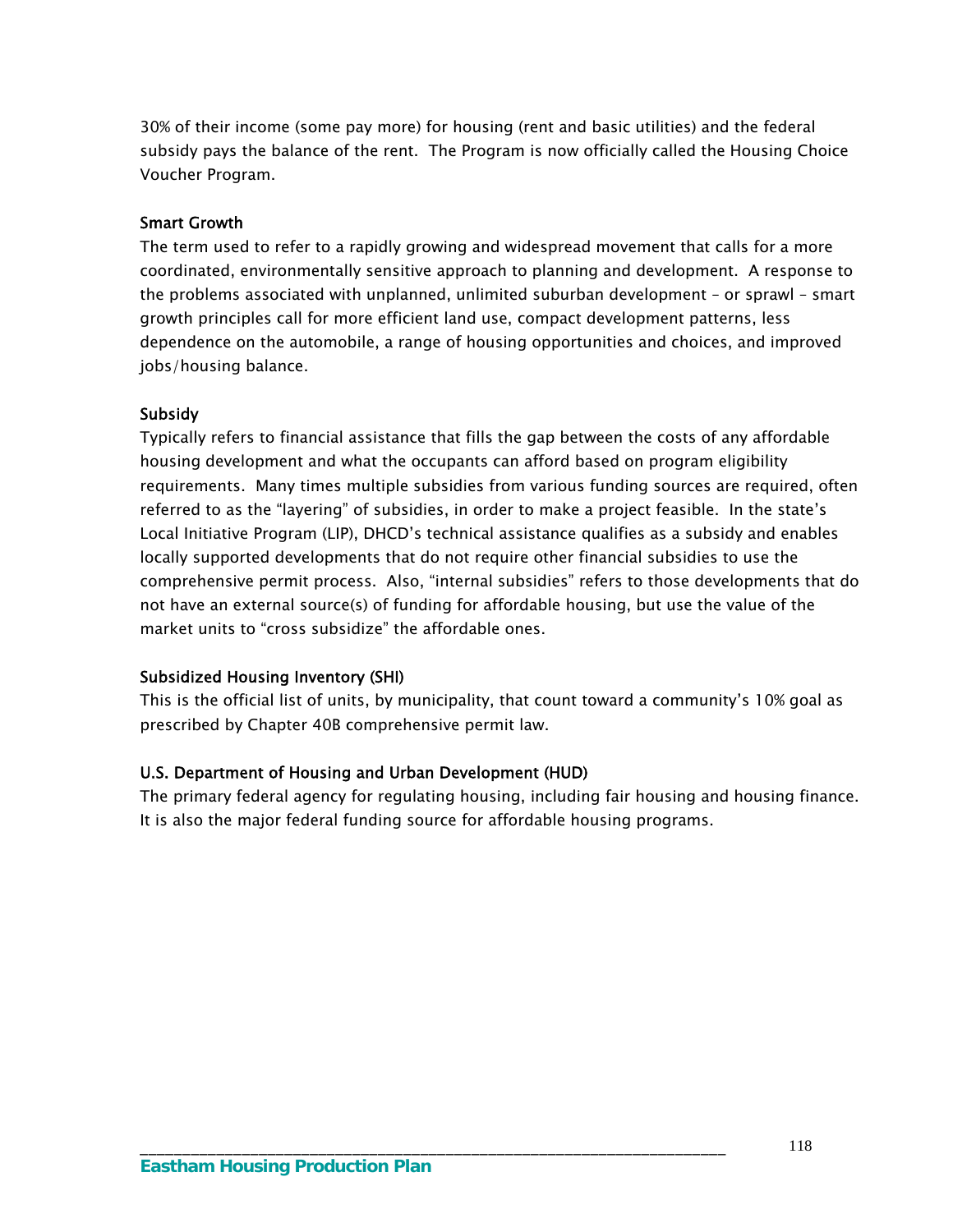30% of their income (some pay more) for housing (rent and basic utilities) and the federal subsidy pays the balance of the rent. The Program is now officially called the Housing Choice Voucher Program.

### Smart Growth

The term used to refer to a rapidly growing and widespread movement that calls for a more coordinated, environmentally sensitive approach to planning and development. A response to the problems associated with unplanned, unlimited suburban development – or sprawl – smart growth principles call for more efficient land use, compact development patterns, less dependence on the automobile, a range of housing opportunities and choices, and improved jobs/housing balance.

### Subsidy

Typically refers to financial assistance that fills the gap between the costs of any affordable housing development and what the occupants can afford based on program eligibility requirements. Many times multiple subsidies from various funding sources are required, often referred to as the "layering" of subsidies, in order to make a project feasible. In the state's Local Initiative Program (LIP), DHCD's technical assistance qualifies as a subsidy and enables locally supported developments that do not require other financial subsidies to use the comprehensive permit process. Also, "internal subsidies" refers to those developments that do not have an external source(s) of funding for affordable housing, but use the value of the market units to "cross subsidize" the affordable ones.

### Subsidized Housing Inventory (SHI)

This is the official list of units, by municipality, that count toward a community's 10% goal as prescribed by Chapter 40B comprehensive permit law.

### U.S. Department of Housing and Urban Development (HUD)

The primary federal agency for regulating housing, including fair housing and housing finance. It is also the major federal funding source for affordable housing programs.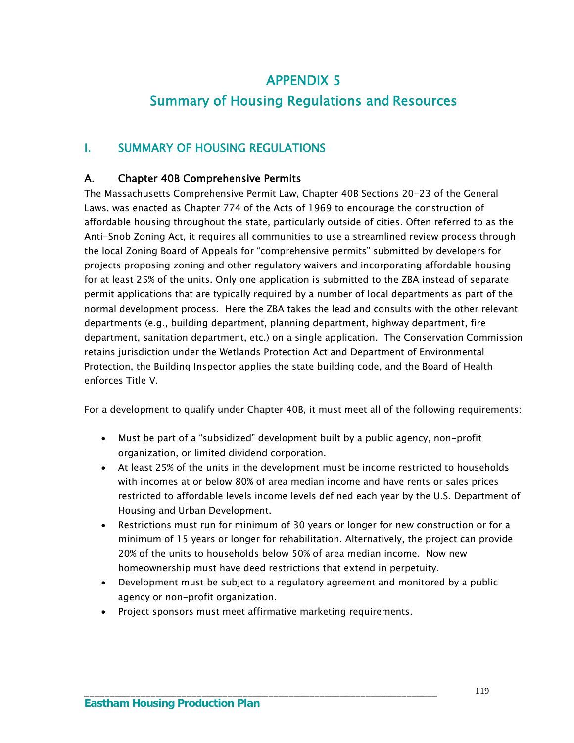# APPENDIX 5

# Summary of Housing Regulations and Resources

## I. SUMMARY OF HOUSING REGULATIONS

### A. Chapter 40B Comprehensive Permits

The Massachusetts Comprehensive Permit Law, Chapter 40B Sections 20-23 of the General Laws, was enacted as Chapter 774 of the Acts of 1969 to encourage the construction of affordable housing throughout the state, particularly outside of cities. Often referred to as the Anti-Snob Zoning Act, it requires all communities to use a streamlined review process through the local Zoning Board of Appeals for "comprehensive permits" submitted by developers for projects proposing zoning and other regulatory waivers and incorporating affordable housing for at least 25% of the units. Only one application is submitted to the ZBA instead of separate permit applications that are typically required by a number of local departments as part of the normal development process. Here the ZBA takes the lead and consults with the other relevant departments (e.g., building department, planning department, highway department, fire department, sanitation department, etc.) on a single application. The Conservation Commission retains jurisdiction under the Wetlands Protection Act and Department of Environmental Protection, the Building Inspector applies the state building code, and the Board of Health enforces Title V.

For a development to qualify under Chapter 40B, it must meet all of the following requirements:

- Must be part of a "subsidized" development built by a public agency, non-profit organization, or limited dividend corporation.
- At least 25% of the units in the development must be income restricted to households with incomes at or below 80% of area median income and have rents or sales prices restricted to affordable levels income levels defined each year by the U.S. Department of Housing and Urban Development.
- Restrictions must run for minimum of 30 years or longer for new construction or for a minimum of 15 years or longer for rehabilitation. Alternatively, the project can provide 20% of the units to households below 50% of area median income. Now new homeownership must have deed restrictions that extend in perpetuity.
- Development must be subject to a regulatory agreement and monitored by a public agency or non-profit organization.
- Project sponsors must meet affirmative marketing requirements.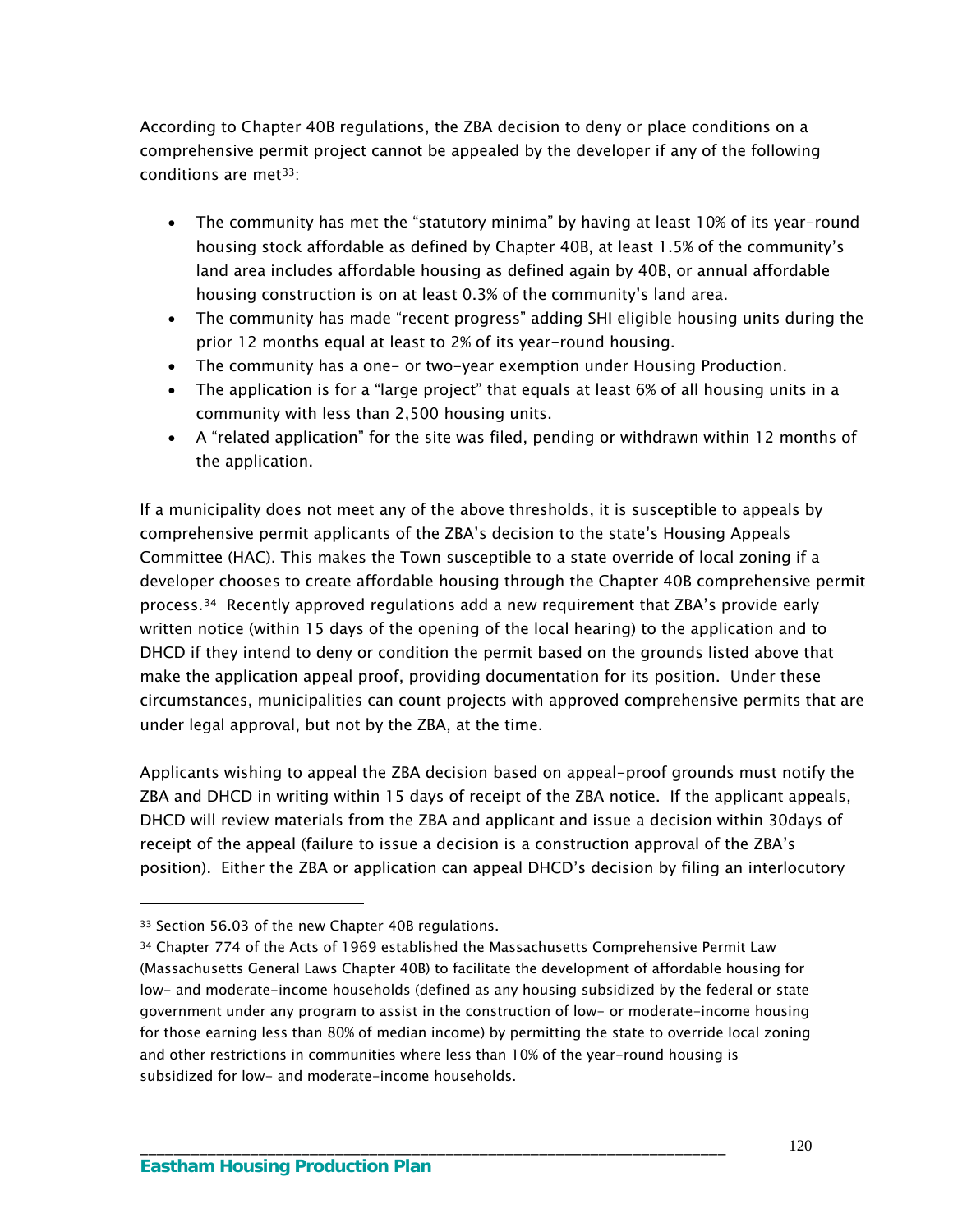According to Chapter 40B regulations, the ZBA decision to deny or place conditions on a comprehensive permit project cannot be appealed by the developer if any of the following conditions are met[33]:

- The community has met the "statutory minima" by having at least 10% of its year-round housing stock affordable as defined by Chapter 40B, at least 1.5% of the community's land area includes affordable housing as defined again by 40B, or annual affordable housing construction is on at least 0.3% of the community's land area.
- The community has made "recent progress" adding SHI eligible housing units during the prior 12 months equal at least to 2% of its year-round housing.
- The community has a one- or two-year exemption under Housing Production.
- The application is for a "large project" that equals at least 6% of all housing units in a community with less than 2,500 housing units.
- A "related application" for the site was filed, pending or withdrawn within 12 months of the application.

If a municipality does not meet any of the above thresholds, it is susceptible to appeals by comprehensive permit applicants of the ZBA's decision to the state's Housing Appeals Committee (HAC). This makes the Town susceptible to a state override of local zoning if a developer chooses to create affordable housing through the Chapter 40B comprehensive permit process.[34] Recently approved regulations add a new requirement that ZBA's provide early written notice (within 15 days of the opening of the local hearing) to the application and to DHCD if they intend to deny or condition the permit based on the grounds listed above that make the application appeal proof, providing documentation for its position. Under these circumstances, municipalities can count projects with approved comprehensive permits that are under legal approval, but not by the ZBA, at the time.

Applicants wishing to appeal the ZBA decision based on appeal-proof grounds must notify the ZBA and DHCD in writing within 15 days of receipt of the ZBA notice. If the applicant appeals, DHCD will review materials from the ZBA and applicant and issue a decision within 30days of receipt of the appeal (failure to issue a decision is a construction approval of the ZBA's position). Either the ZBA or application can appeal DHCD's decision by filing an interlocutory

---

[33] Section 56.03 of the new Chapter 40B regulations.

[34] Chapter 774 of the Acts of 1969 established the Massachusetts Comprehensive Permit Law (Massachusetts General Laws Chapter 40B) to facilitate the development of affordable housing for low- and moderate-income households (defined as any housing subsidized by the federal or state government under any program to assist in the construction of low- or moderate-income housing for those earning less than 80% of median income) by permitting the state to override local zoning and other restrictions in communities where less than 10% of the year-round housing is subsidized for low- and moderate-income households.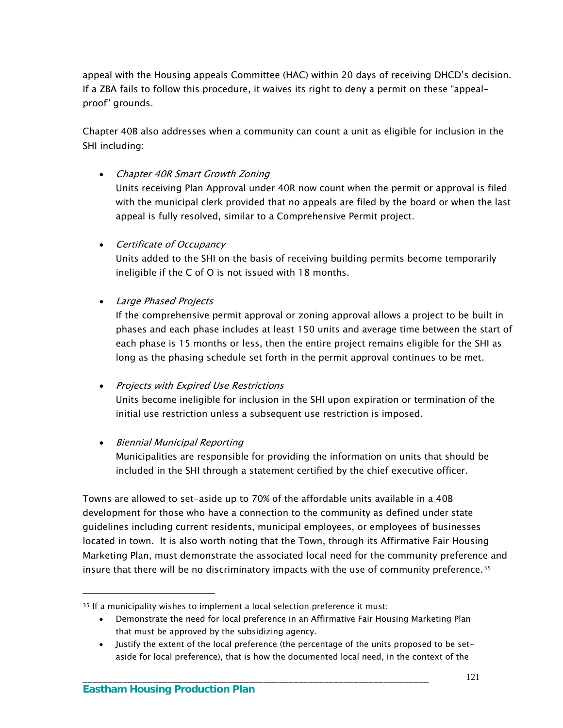appeal with the Housing appeals Committee (HAC) within 20 days of receiving DHCD's decision. If a ZBA fails to follow this procedure, it waives its right to deny a permit on these "appeal-proof" grounds.

Chapter 40B also addresses when a community can count a unit as eligible for inclusion in the SHI including:

- *Chapter 40R Smart Growth Zoning*
  Units receiving Plan Approval under 40R now count when the permit or approval is filed with the municipal clerk provided that no appeals are filed by the board or when the last appeal is fully resolved, similar to a Comprehensive Permit project.

- *Certificate of Occupancy*
  Units added to the SHI on the basis of receiving building permits become temporarily ineligible if the C of O is not issued with 18 months.

- *Large Phased Projects*
  If the comprehensive permit approval or zoning approval allows a project to be built in phases and each phase includes at least 150 units and average time between the start of each phase is 15 months or less, then the entire project remains eligible for the SHI as long as the phasing schedule set forth in the permit approval continues to be met.

- *Projects with Expired Use Restrictions*
  Units become ineligible for inclusion in the SHI upon expiration or termination of the initial use restriction unless a subsequent use restriction is imposed.

- *Biennial Municipal Reporting*
  Municipalities are responsible for providing the information on units that should be included in the SHI through a statement certified by the chief executive officer.

Towns are allowed to set-aside up to 70% of the affordable units available in a 40B development for those who have a connection to the community as defined under state guidelines including current residents, municipal employees, or employees of businesses located in town. It is also worth noting that the Town, through its Affirmative Fair Housing Marketing Plan, must demonstrate the associated local need for the community preference and insure that there will be no discriminatory impacts with the use of community preference.[35]

---

[35] If a municipality wishes to implement a local selection preference it must:

- Demonstrate the need for local preference in an Affirmative Fair Housing Marketing Plan that must be approved by the subsidizing agency.
- Justify the extent of the local preference (the percentage of the units proposed to be set-aside for local preference), that is how the documented local need, in the context of the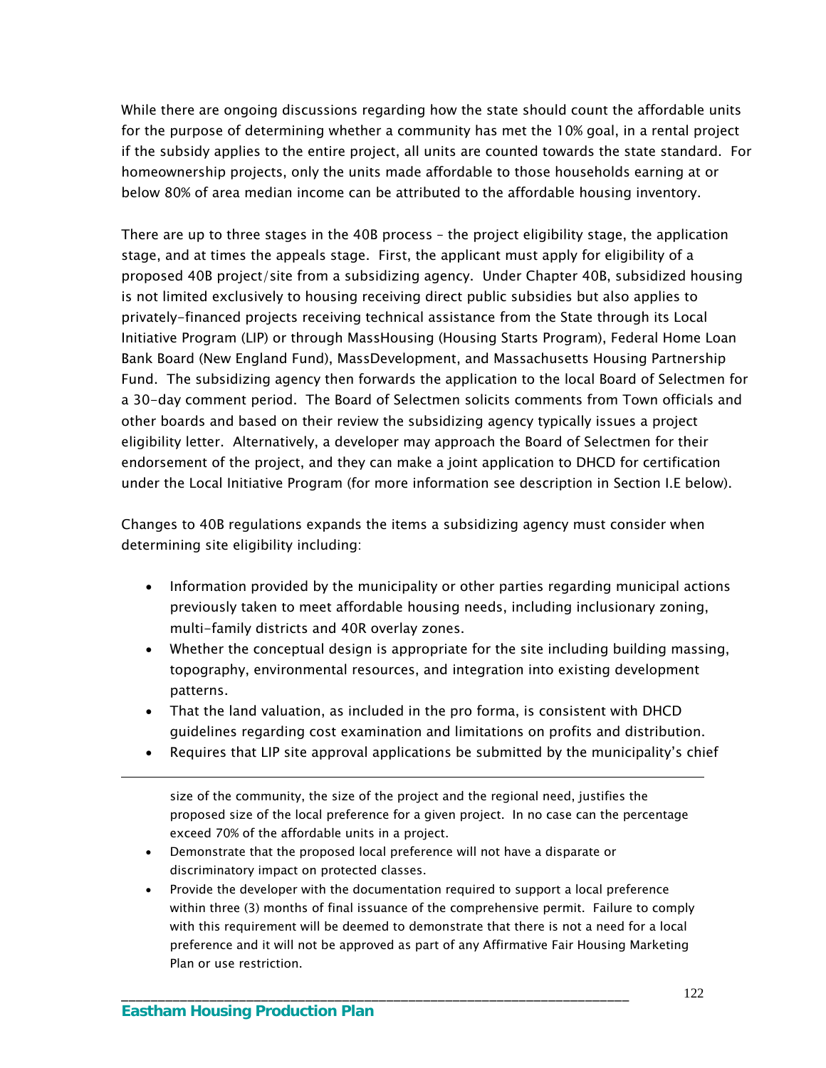While there are ongoing discussions regarding how the state should count the affordable units for the purpose of determining whether a community has met the 10% goal, in a rental project if the subsidy applies to the entire project, all units are counted towards the state standard. For homeownership projects, only the units made affordable to those households earning at or below 80% of area median income can be attributed to the affordable housing inventory.

There are up to three stages in the 40B process – the project eligibility stage, the application stage, and at times the appeals stage. First, the applicant must apply for eligibility of a proposed 40B project/site from a subsidizing agency. Under Chapter 40B, subsidized housing is not limited exclusively to housing receiving direct public subsidies but also applies to privately-financed projects receiving technical assistance from the State through its Local Initiative Program (LIP) or through MassHousing (Housing Starts Program), Federal Home Loan Bank Board (New England Fund), MassDevelopment, and Massachusetts Housing Partnership Fund. The subsidizing agency then forwards the application to the local Board of Selectmen for a 30-day comment period. The Board of Selectmen solicits comments from Town officials and other boards and based on their review the subsidizing agency typically issues a project eligibility letter. Alternatively, a developer may approach the Board of Selectmen for their endorsement of the project, and they can make a joint application to DHCD for certification under the Local Initiative Program (for more information see description in Section I.E below).

Changes to 40B regulations expands the items a subsidizing agency must consider when determining site eligibility including:

- Information provided by the municipality or other parties regarding municipal actions previously taken to meet affordable housing needs, including inclusionary zoning, multi-family districts and 40R overlay zones.
- Whether the conceptual design is appropriate for the site including building massing, topography, environmental resources, and integration into existing development patterns.
- That the land valuation, as included in the pro forma, is consistent with DHCD guidelines regarding cost examination and limitations on profits and distribution.
- Requires that LIP site approval applications be submitted by the municipality's chief

---

size of the community, the size of the project and the regional need, justifies the proposed size of the local preference for a given project. In no case can the percentage exceed 70% of the affordable units in a project.

- Demonstrate that the proposed local preference will not have a disparate or discriminatory impact on protected classes.
- Provide the developer with the documentation required to support a local preference within three (3) months of final issuance of the comprehensive permit. Failure to comply with this requirement will be deemed to demonstrate that there is not a need for a local preference and it will not be approved as part of any Affirmative Fair Housing Marketing Plan or use restriction.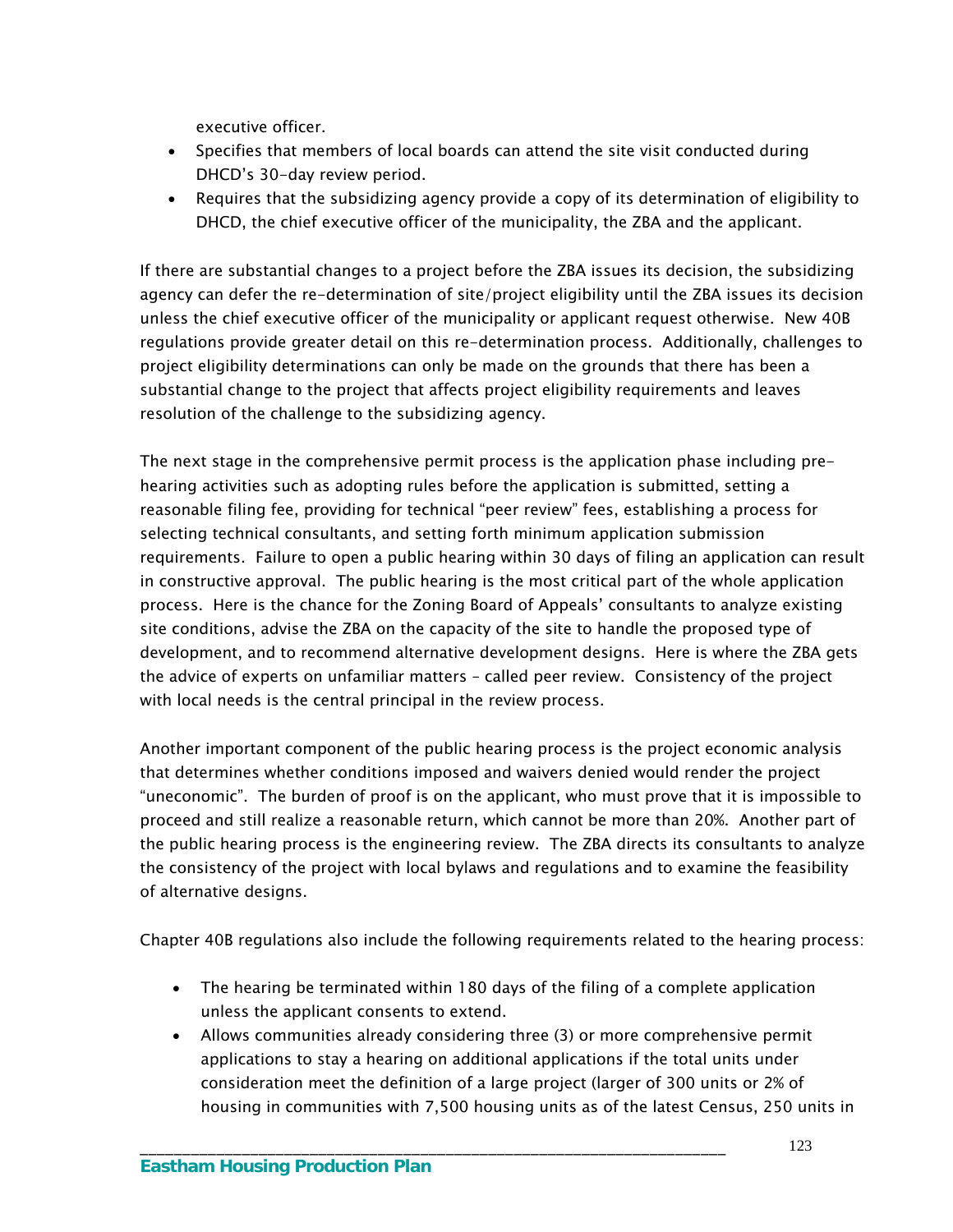executive officer.

- Specifies that members of local boards can attend the site visit conducted during DHCD's 30-day review period.
- Requires that the subsidizing agency provide a copy of its determination of eligibility to DHCD, the chief executive officer of the municipality, the ZBA and the applicant.

If there are substantial changes to a project before the ZBA issues its decision, the subsidizing agency can defer the re-determination of site/project eligibility until the ZBA issues its decision unless the chief executive officer of the municipality or applicant request otherwise. New 40B regulations provide greater detail on this re-determination process. Additionally, challenges to project eligibility determinations can only be made on the grounds that there has been a substantial change to the project that affects project eligibility requirements and leaves resolution of the challenge to the subsidizing agency.

The next stage in the comprehensive permit process is the application phase including pre-hearing activities such as adopting rules before the application is submitted, setting a reasonable filing fee, providing for technical "peer review" fees, establishing a process for selecting technical consultants, and setting forth minimum application submission requirements. Failure to open a public hearing within 30 days of filing an application can result in constructive approval. The public hearing is the most critical part of the whole application process. Here is the chance for the Zoning Board of Appeals' consultants to analyze existing site conditions, advise the ZBA on the capacity of the site to handle the proposed type of development, and to recommend alternative development designs. Here is where the ZBA gets the advice of experts on unfamiliar matters – called peer review. Consistency of the project with local needs is the central principal in the review process.

Another important component of the public hearing process is the project economic analysis that determines whether conditions imposed and waivers denied would render the project "uneconomic". The burden of proof is on the applicant, who must prove that it is impossible to proceed and still realize a reasonable return, which cannot be more than 20%. Another part of the public hearing process is the engineering review. The ZBA directs its consultants to analyze the consistency of the project with local bylaws and regulations and to examine the feasibility of alternative designs.

Chapter 40B regulations also include the following requirements related to the hearing process:

- The hearing be terminated within 180 days of the filing of a complete application unless the applicant consents to extend.
- Allows communities already considering three (3) or more comprehensive permit applications to stay a hearing on additional applications if the total units under consideration meet the definition of a large project (larger of 300 units or 2% of housing in communities with 7,500 housing units as of the latest Census, 250 units in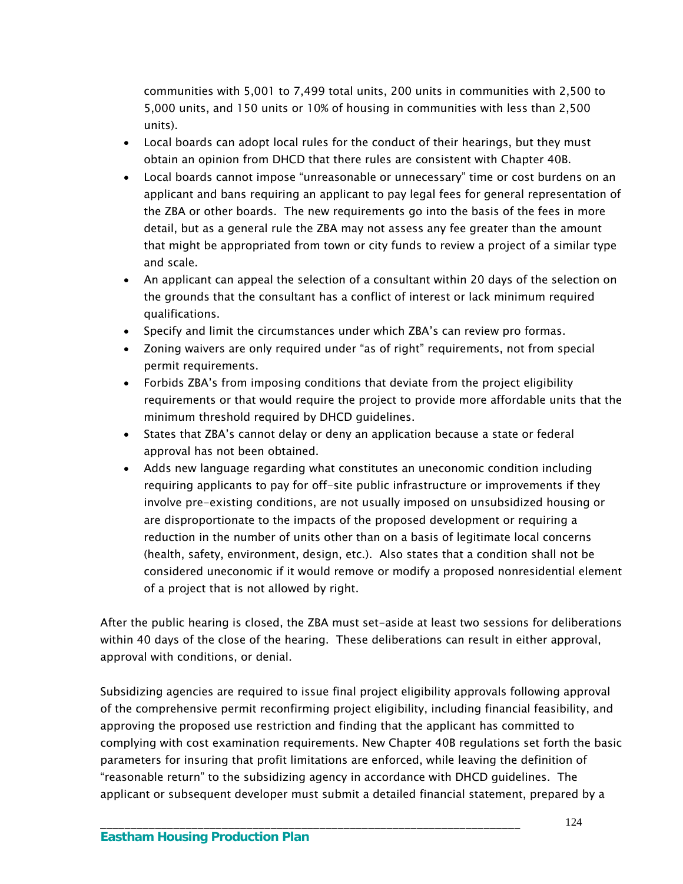communities with 5,001 to 7,499 total units, 200 units in communities with 2,500 to 5,000 units, and 150 units or 10% of housing in communities with less than 2,500 units).

- Local boards can adopt local rules for the conduct of their hearings, but they must obtain an opinion from DHCD that there rules are consistent with Chapter 40B.
- Local boards cannot impose "unreasonable or unnecessary" time or cost burdens on an applicant and bans requiring an applicant to pay legal fees for general representation of the ZBA or other boards. The new requirements go into the basis of the fees in more detail, but as a general rule the ZBA may not assess any fee greater than the amount that might be appropriated from town or city funds to review a project of a similar type and scale.
- An applicant can appeal the selection of a consultant within 20 days of the selection on the grounds that the consultant has a conflict of interest or lack minimum required qualifications.
- Specify and limit the circumstances under which ZBA's can review pro formas.
- Zoning waivers are only required under "as of right" requirements, not from special permit requirements.
- Forbids ZBA's from imposing conditions that deviate from the project eligibility requirements or that would require the project to provide more affordable units that the minimum threshold required by DHCD guidelines.
- States that ZBA's cannot delay or deny an application because a state or federal approval has not been obtained.
- Adds new language regarding what constitutes an uneconomic condition including requiring applicants to pay for off-site public infrastructure or improvements if they involve pre-existing conditions, are not usually imposed on unsubsidized housing or are disproportionate to the impacts of the proposed development or requiring a reduction in the number of units other than on a basis of legitimate local concerns (health, safety, environment, design, etc.). Also states that a condition shall not be considered uneconomic if it would remove or modify a proposed nonresidential element of a project that is not allowed by right.

After the public hearing is closed, the ZBA must set-aside at least two sessions for deliberations within 40 days of the close of the hearing. These deliberations can result in either approval, approval with conditions, or denial.

Subsidizing agencies are required to issue final project eligibility approvals following approval of the comprehensive permit reconfirming project eligibility, including financial feasibility, and approving the proposed use restriction and finding that the applicant has committed to complying with cost examination requirements. New Chapter 40B regulations set forth the basic parameters for insuring that profit limitations are enforced, while leaving the definition of "reasonable return" to the subsidizing agency in accordance with DHCD guidelines. The applicant or subsequent developer must submit a detailed financial statement, prepared by a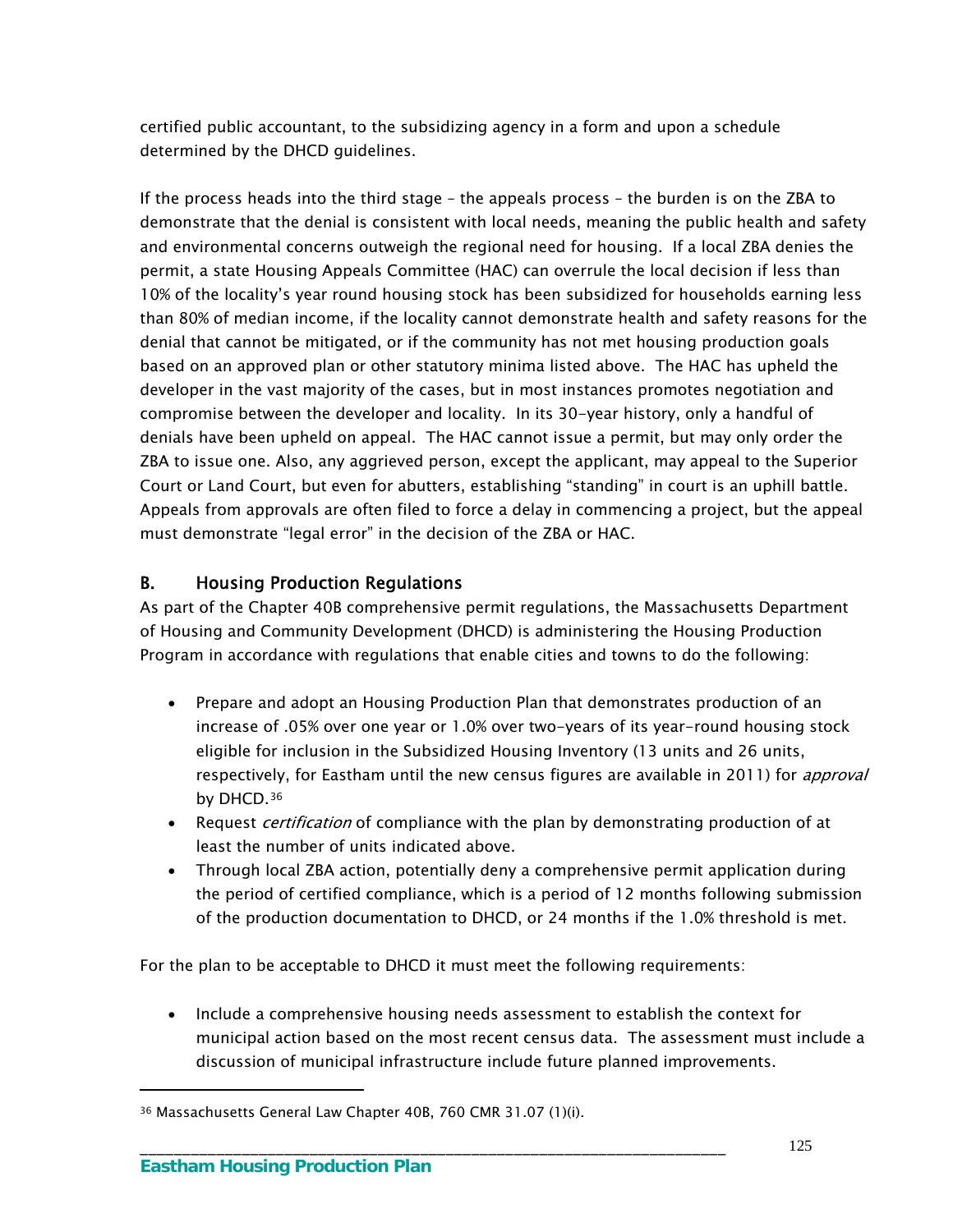certified public accountant, to the subsidizing agency in a form and upon a schedule determined by the DHCD guidelines.

If the process heads into the third stage – the appeals process – the burden is on the ZBA to demonstrate that the denial is consistent with local needs, meaning the public health and safety and environmental concerns outweigh the regional need for housing. If a local ZBA denies the permit, a state Housing Appeals Committee (HAC) can overrule the local decision if less than 10% of the locality's year round housing stock has been subsidized for households earning less than 80% of median income, if the locality cannot demonstrate health and safety reasons for the denial that cannot be mitigated, or if the community has not met housing production goals based on an approved plan or other statutory minima listed above. The HAC has upheld the developer in the vast majority of the cases, but in most instances promotes negotiation and compromise between the developer and locality. In its 30-year history, only a handful of denials have been upheld on appeal. The HAC cannot issue a permit, but may only order the ZBA to issue one. Also, any aggrieved person, except the applicant, may appeal to the Superior Court or Land Court, but even for abutters, establishing "standing" in court is an uphill battle. Appeals from approvals are often filed to force a delay in commencing a project, but the appeal must demonstrate "legal error" in the decision of the ZBA or HAC.

## B. Housing Production Regulations

As part of the Chapter 40B comprehensive permit regulations, the Massachusetts Department of Housing and Community Development (DHCD) is administering the Housing Production Program in accordance with regulations that enable cities and towns to do the following:

- Prepare and adopt an Housing Production Plan that demonstrates production of an increase of .05% over one year or 1.0% over two-years of its year-round housing stock eligible for inclusion in the Subsidized Housing Inventory (13 units and 26 units, respectively, for Eastham until the new census figures are available in 2011) for *approval* by DHCD.[36]
- Request *certification* of compliance with the plan by demonstrating production of at least the number of units indicated above.
- Through local ZBA action, potentially deny a comprehensive permit application during the period of certified compliance, which is a period of 12 months following submission of the production documentation to DHCD, or 24 months if the 1.0% threshold is met.

For the plan to be acceptable to DHCD it must meet the following requirements:

- Include a comprehensive housing needs assessment to establish the context for municipal action based on the most recent census data. The assessment must include a discussion of municipal infrastructure include future planned improvements.

[36] Massachusetts General Law Chapter 40B, 760 CMR 31.07 (1)(i).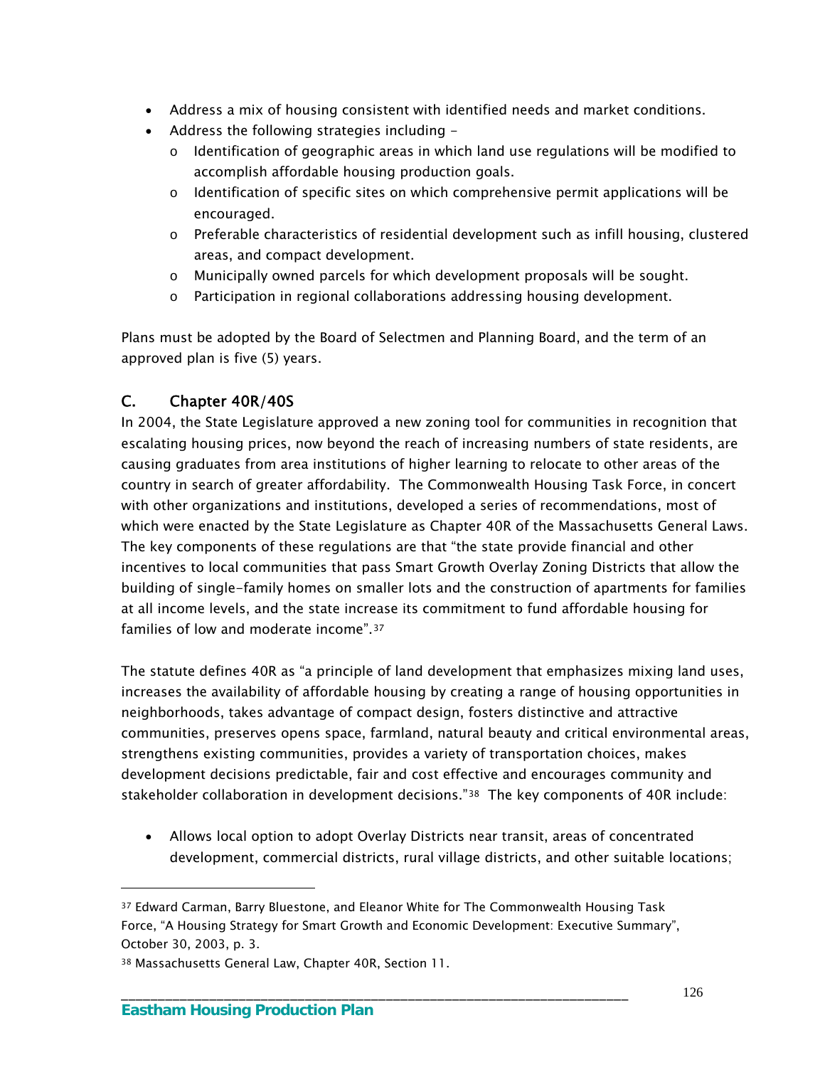- Address a mix of housing consistent with identified needs and market conditions.
- Address the following strategies including –
  - Identification of geographic areas in which land use regulations will be modified to accomplish affordable housing production goals.
  - Identification of specific sites on which comprehensive permit applications will be encouraged.
  - Preferable characteristics of residential development such as infill housing, clustered areas, and compact development.
  - Municipally owned parcels for which development proposals will be sought.
  - Participation in regional collaborations addressing housing development.

Plans must be adopted by the Board of Selectmen and Planning Board, and the term of an approved plan is five (5) years.

## C. Chapter 40R/40S

In 2004, the State Legislature approved a new zoning tool for communities in recognition that escalating housing prices, now beyond the reach of increasing numbers of state residents, are causing graduates from area institutions of higher learning to relocate to other areas of the country in search of greater affordability. The Commonwealth Housing Task Force, in concert with other organizations and institutions, developed a series of recommendations, most of which were enacted by the State Legislature as Chapter 40R of the Massachusetts General Laws. The key components of these regulations are that "the state provide financial and other incentives to local communities that pass Smart Growth Overlay Zoning Districts that allow the building of single-family homes on smaller lots and the construction of apartments for families at all income levels, and the state increase its commitment to fund affordable housing for families of low and moderate income".[37]

The statute defines 40R as "a principle of land development that emphasizes mixing land uses, increases the availability of affordable housing by creating a range of housing opportunities in neighborhoods, takes advantage of compact design, fosters distinctive and attractive communities, preserves opens space, farmland, natural beauty and critical environmental areas, strengthens existing communities, provides a variety of transportation choices, makes development decisions predictable, fair and cost effective and encourages community and stakeholder collaboration in development decisions."[38] The key components of 40R include:

- Allows local option to adopt Overlay Districts near transit, areas of concentrated development, commercial districts, rural village districts, and other suitable locations;

---

[37] Edward Carman, Barry Bluestone, and Eleanor White for The Commonwealth Housing Task Force, "A Housing Strategy for Smart Growth and Economic Development: Executive Summary", October 30, 2003, p. 3.

[38] Massachusetts General Law, Chapter 40R, Section 11.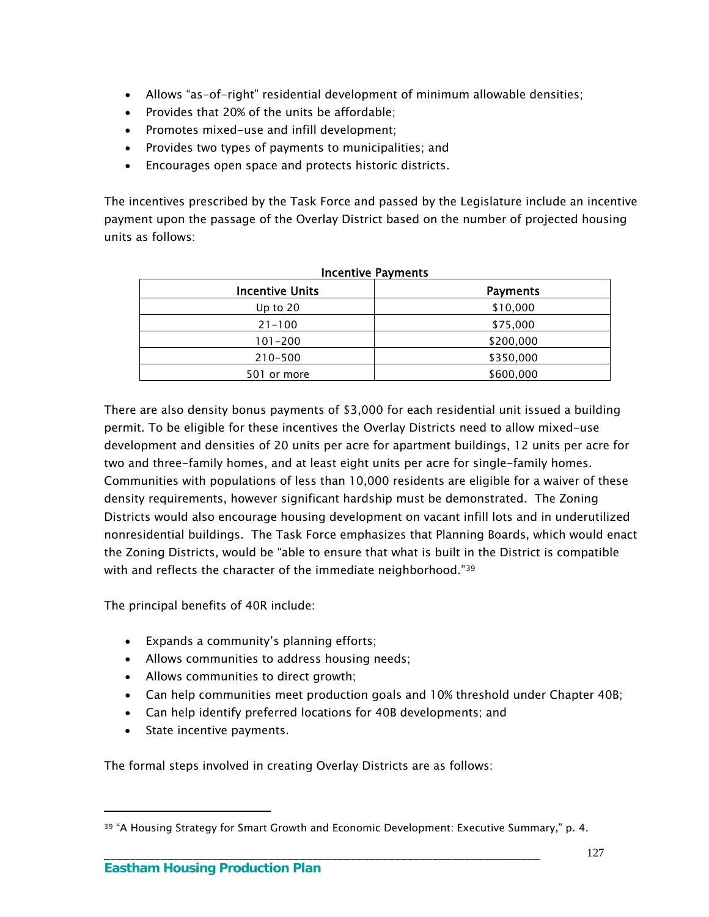- Allows "as-of-right" residential development of minimum allowable densities;
- Provides that 20% of the units be affordable;
- Promotes mixed-use and infill development;
- Provides two types of payments to municipalities; and
- Encourages open space and protects historic districts.

The incentives prescribed by the Task Force and passed by the Legislature include an incentive payment upon the passage of the Overlay District based on the number of projected housing units as follows:

**Incentive Payments**

| Incentive Units | Payments |
|---|---|
| Up to 20 | $10,000 |
| 21-100 | $75,000 |
| 101-200 | $200,000 |
| 210-500 | $350,000 |
| 501 or more | $600,000 |

There are also density bonus payments of $3,000 for each residential unit issued a building permit. To be eligible for these incentives the Overlay Districts need to allow mixed-use development and densities of 20 units per acre for apartment buildings, 12 units per acre for two and three-family homes, and at least eight units per acre for single-family homes. Communities with populations of less than 10,000 residents are eligible for a waiver of these density requirements, however significant hardship must be demonstrated. The Zoning Districts would also encourage housing development on vacant infill lots and in underutilized nonresidential buildings. The Task Force emphasizes that Planning Boards, which would enact the Zoning Districts, would be "able to ensure that what is built in the District is compatible with and reflects the character of the immediate neighborhood."[39]

The principal benefits of 40R include:

- Expands a community's planning efforts;
- Allows communities to address housing needs;
- Allows communities to direct growth;
- Can help communities meet production goals and 10% threshold under Chapter 40B;
- Can help identify preferred locations for 40B developments; and
- State incentive payments.

The formal steps involved in creating Overlay Districts are as follows:

[39] "A Housing Strategy for Smart Growth and Economic Development: Executive Summary," p. 4.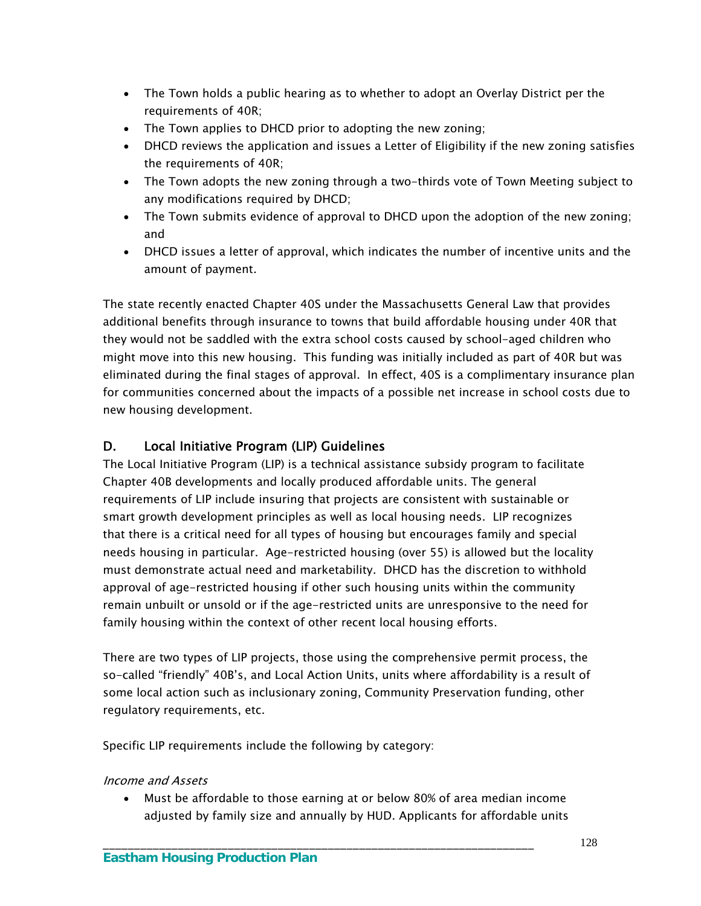- The Town holds a public hearing as to whether to adopt an Overlay District per the requirements of 40R;
- The Town applies to DHCD prior to adopting the new zoning;
- DHCD reviews the application and issues a Letter of Eligibility if the new zoning satisfies the requirements of 40R;
- The Town adopts the new zoning through a two-thirds vote of Town Meeting subject to any modifications required by DHCD;
- The Town submits evidence of approval to DHCD upon the adoption of the new zoning; and
- DHCD issues a letter of approval, which indicates the number of incentive units and the amount of payment.

The state recently enacted Chapter 40S under the Massachusetts General Law that provides additional benefits through insurance to towns that build affordable housing under 40R that they would not be saddled with the extra school costs caused by school-aged children who might move into this new housing. This funding was initially included as part of 40R but was eliminated during the final stages of approval. In effect, 40S is a complimentary insurance plan for communities concerned about the impacts of a possible net increase in school costs due to new housing development.

## D. Local Initiative Program (LIP) Guidelines

The Local Initiative Program (LIP) is a technical assistance subsidy program to facilitate Chapter 40B developments and locally produced affordable units. The general requirements of LIP include insuring that projects are consistent with sustainable or smart growth development principles as well as local housing needs. LIP recognizes that there is a critical need for all types of housing but encourages family and special needs housing in particular. Age-restricted housing (over 55) is allowed but the locality must demonstrate actual need and marketability. DHCD has the discretion to withhold approval of age-restricted housing if other such housing units within the community remain unbuilt or unsold or if the age-restricted units are unresponsive to the need for family housing within the context of other recent local housing efforts.

There are two types of LIP projects, those using the comprehensive permit process, the so-called "friendly" 40B's, and Local Action Units, units where affordability is a result of some local action such as inclusionary zoning, Community Preservation funding, other regulatory requirements, etc.

Specific LIP requirements include the following by category:

*Income and Assets*

- Must be affordable to those earning at or below 80% of area median income adjusted by family size and annually by HUD. Applicants for affordable units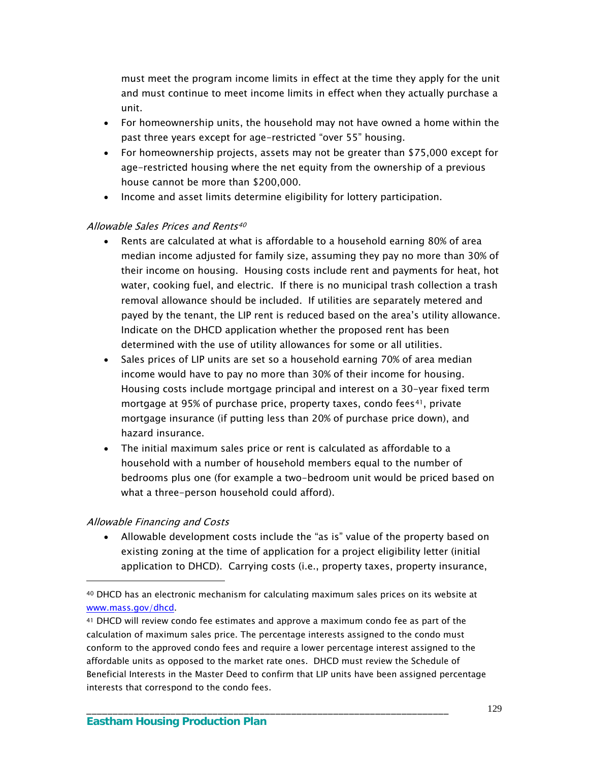must meet the program income limits in effect at the time they apply for the unit and must continue to meet income limits in effect when they actually purchase a unit.

- For homeownership units, the household may not have owned a home within the past three years except for age-restricted "over 55" housing.
- For homeownership projects, assets may not be greater than $75,000 except for age-restricted housing where the net equity from the ownership of a previous house cannot be more than $200,000.
- Income and asset limits determine eligibility for lottery participation.

*Allowable Sales Prices and Rents*[40]

- Rents are calculated at what is affordable to a household earning 80% of area median income adjusted for family size, assuming they pay no more than 30% of their income on housing. Housing costs include rent and payments for heat, hot water, cooking fuel, and electric. If there is no municipal trash collection a trash removal allowance should be included. If utilities are separately metered and payed by the tenant, the LIP rent is reduced based on the area's utility allowance. Indicate on the DHCD application whether the proposed rent has been determined with the use of utility allowances for some or all utilities.
- Sales prices of LIP units are set so a household earning 70% of area median income would have to pay no more than 30% of their income for housing. Housing costs include mortgage principal and interest on a 30-year fixed term mortgage at 95% of purchase price, property taxes, condo fees[41], private mortgage insurance (if putting less than 20% of purchase price down), and hazard insurance.
- The initial maximum sales price or rent is calculated as affordable to a household with a number of household members equal to the number of bedrooms plus one (for example a two-bedroom unit would be priced based on what a three-person household could afford).

*Allowable Financing and Costs*

- Allowable development costs include the "as is" value of the property based on existing zoning at the time of application for a project eligibility letter (initial application to DHCD). Carrying costs (i.e., property taxes, property insurance,

---

[40] DHCD has an electronic mechanism for calculating maximum sales prices on its website at www.mass.gov/dhcd.

[41] DHCD will review condo fee estimates and approve a maximum condo fee as part of the calculation of maximum sales price. The percentage interests assigned to the condo must conform to the approved condo fees and require a lower percentage interest assigned to the affordable units as opposed to the market rate ones. DHCD must review the Schedule of Beneficial Interests in the Master Deed to confirm that LIP units have been assigned percentage interests that correspond to the condo fees.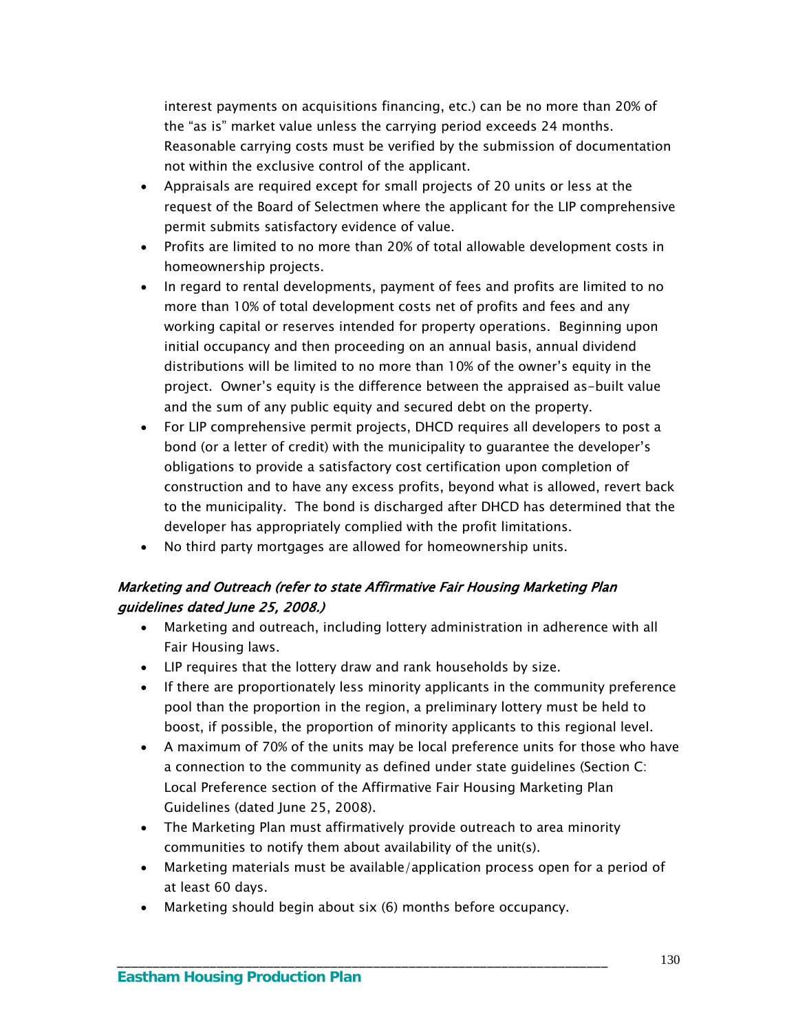interest payments on acquisitions financing, etc.) can be no more than 20% of the "as is" market value unless the carrying period exceeds 24 months. Reasonable carrying costs must be verified by the submission of documentation not within the exclusive control of the applicant.

- Appraisals are required except for small projects of 20 units or less at the request of the Board of Selectmen where the applicant for the LIP comprehensive permit submits satisfactory evidence of value.
- Profits are limited to no more than 20% of total allowable development costs in homeownership projects.
- In regard to rental developments, payment of fees and profits are limited to no more than 10% of total development costs net of profits and fees and any working capital or reserves intended for property operations. Beginning upon initial occupancy and then proceeding on an annual basis, annual dividend distributions will be limited to no more than 10% of the owner's equity in the project. Owner's equity is the difference between the appraised as-built value and the sum of any public equity and secured debt on the property.
- For LIP comprehensive permit projects, DHCD requires all developers to post a bond (or a letter of credit) with the municipality to guarantee the developer's obligations to provide a satisfactory cost certification upon completion of construction and to have any excess profits, beyond what is allowed, revert back to the municipality. The bond is discharged after DHCD has determined that the developer has appropriately complied with the profit limitations.
- No third party mortgages are allowed for homeownership units.

*Marketing and Outreach (refer to state Affirmative Fair Housing Marketing Plan guidelines dated June 25, 2008.)*

- Marketing and outreach, including lottery administration in adherence with all Fair Housing laws.
- LIP requires that the lottery draw and rank households by size.
- If there are proportionately less minority applicants in the community preference pool than the proportion in the region, a preliminary lottery must be held to boost, if possible, the proportion of minority applicants to this regional level.
- A maximum of 70% of the units may be local preference units for those who have a connection to the community as defined under state guidelines (Section C: Local Preference section of the Affirmative Fair Housing Marketing Plan Guidelines (dated June 25, 2008).
- The Marketing Plan must affirmatively provide outreach to area minority communities to notify them about availability of the unit(s).
- Marketing materials must be available/application process open for a period of at least 60 days.
- Marketing should begin about six (6) months before occupancy.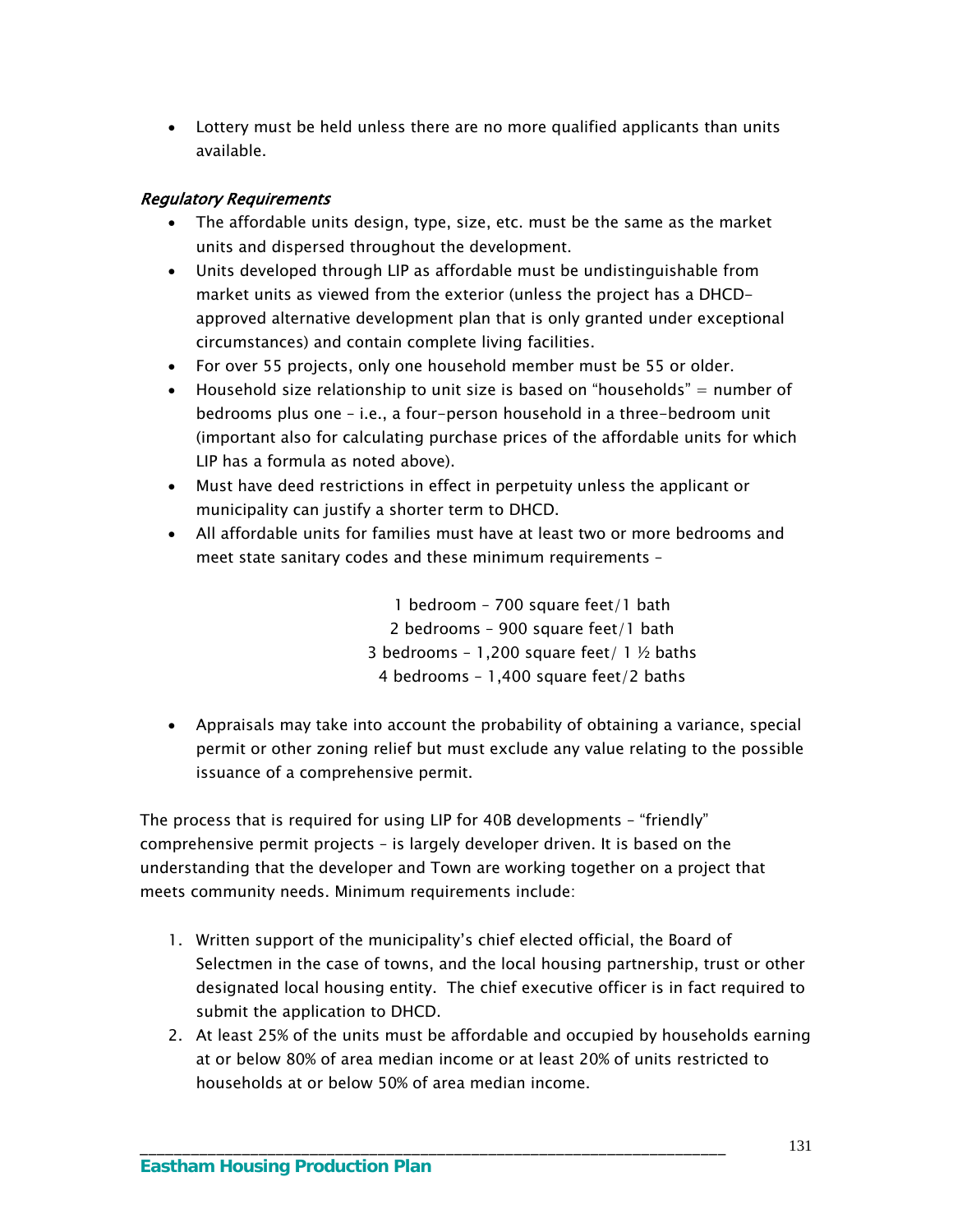- Lottery must be held unless there are no more qualified applicants than units available.

*Regulatory Requirements*

- The affordable units design, type, size, etc. must be the same as the market units and dispersed throughout the development.
- Units developed through LIP as affordable must be undistinguishable from market units as viewed from the exterior (unless the project has a DHCD-approved alternative development plan that is only granted under exceptional circumstances) and contain complete living facilities.
- For over 55 projects, only one household member must be 55 or older.
- Household size relationship to unit size is based on "households" = number of bedrooms plus one – i.e., a four-person household in a three-bedroom unit (important also for calculating purchase prices of the affordable units for which LIP has a formula as noted above).
- Must have deed restrictions in effect in perpetuity unless the applicant or municipality can justify a shorter term to DHCD.
- All affordable units for families must have at least two or more bedrooms and meet state sanitary codes and these minimum requirements –

  1 bedroom – 700 square feet/1 bath
  2 bedrooms – 900 square feet/1 bath
  3 bedrooms – 1,200 square feet/ 1 ½ baths
  4 bedrooms – 1,400 square feet/2 baths

- Appraisals may take into account the probability of obtaining a variance, special permit or other zoning relief but must exclude any value relating to the possible issuance of a comprehensive permit.

The process that is required for using LIP for 40B developments – "friendly" comprehensive permit projects – is largely developer driven. It is based on the understanding that the developer and Town are working together on a project that meets community needs. Minimum requirements include:

1. Written support of the municipality's chief elected official, the Board of Selectmen in the case of towns, and the local housing partnership, trust or other designated local housing entity. The chief executive officer is in fact required to submit the application to DHCD.
2. At least 25% of the units must be affordable and occupied by households earning at or below 80% of area median income or at least 20% of units restricted to households at or below 50% of area median income.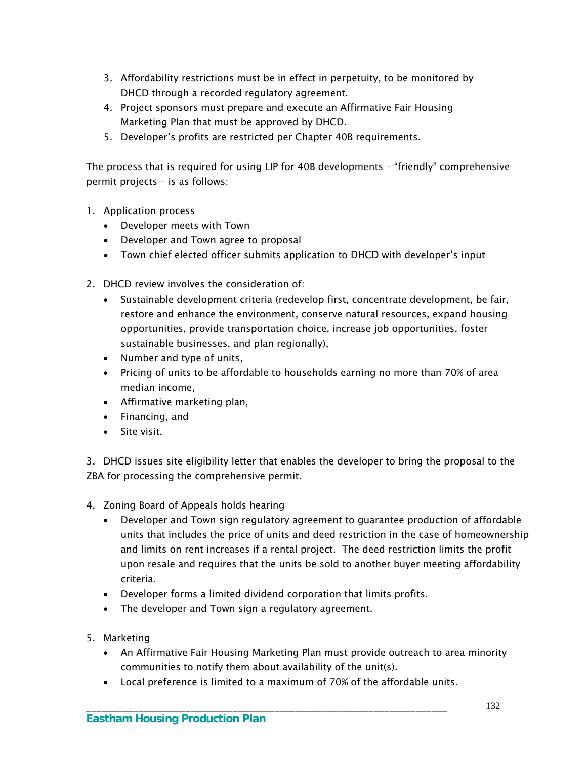3. Affordability restrictions must be in effect in perpetuity, to be monitored by DHCD through a recorded regulatory agreement.
4. Project sponsors must prepare and execute an Affirmative Fair Housing Marketing Plan that must be approved by DHCD.
5. Developer's profits are restricted per Chapter 40B requirements.

The process that is required for using LIP for 40B developments – "friendly" comprehensive permit projects – is as follows:

1. Application process
   - Developer meets with Town
   - Developer and Town agree to proposal
   - Town chief elected officer submits application to DHCD with developer's input

2. DHCD review involves the consideration of:
   - Sustainable development criteria (redevelop first, concentrate development, be fair, restore and enhance the environment, conserve natural resources, expand housing opportunities, provide transportation choice, increase job opportunities, foster sustainable businesses, and plan regionally),
   - Number and type of units,
   - Pricing of units to be affordable to households earning no more than 70% of area median income,
   - Affirmative marketing plan,
   - Financing, and
   - Site visit.

3. DHCD issues site eligibility letter that enables the developer to bring the proposal to the ZBA for processing the comprehensive permit.

4. Zoning Board of Appeals holds hearing
   - Developer and Town sign regulatory agreement to guarantee production of affordable units that includes the price of units and deed restriction in the case of homeownership and limits on rent increases if a rental project. The deed restriction limits the profit upon resale and requires that the units be sold to another buyer meeting affordability criteria.
   - Developer forms a limited dividend corporation that limits profits.
   - The developer and Town sign a regulatory agreement.

5. Marketing
   - An Affirmative Fair Housing Marketing Plan must provide outreach to area minority communities to notify them about availability of the unit(s).
   - Local preference is limited to a maximum of 70% of the affordable units.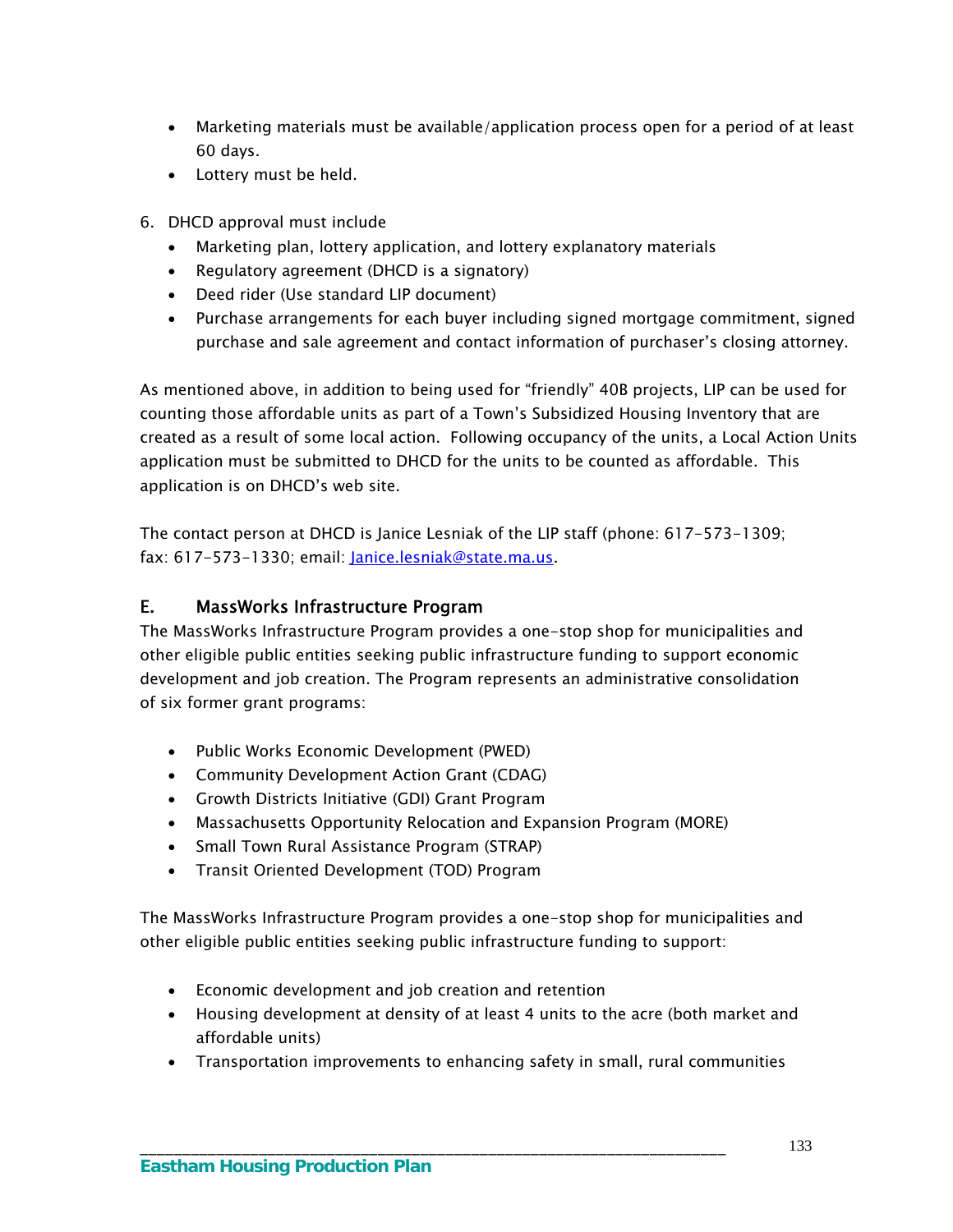- Marketing materials must be available/application process open for a period of at least 60 days.
- Lottery must be held.

6. DHCD approval must include
   - Marketing plan, lottery application, and lottery explanatory materials
   - Regulatory agreement (DHCD is a signatory)
   - Deed rider (Use standard LIP document)
   - Purchase arrangements for each buyer including signed mortgage commitment, signed purchase and sale agreement and contact information of purchaser's closing attorney.

As mentioned above, in addition to being used for "friendly" 40B projects, LIP can be used for counting those affordable units as part of a Town's Subsidized Housing Inventory that are created as a result of some local action. Following occupancy of the units, a Local Action Units application must be submitted to DHCD for the units to be counted as affordable. This application is on DHCD's web site.

The contact person at DHCD is Janice Lesniak of the LIP staff (phone: 617-573-1309; fax: 617-573-1330; email: Janice.lesniak@state.ma.us.

## E. MassWorks Infrastructure Program

The MassWorks Infrastructure Program provides a one-stop shop for municipalities and other eligible public entities seeking public infrastructure funding to support economic development and job creation. The Program represents an administrative consolidation of six former grant programs:

- Public Works Economic Development (PWED)
- Community Development Action Grant (CDAG)
- Growth Districts Initiative (GDI) Grant Program
- Massachusetts Opportunity Relocation and Expansion Program (MORE)
- Small Town Rural Assistance Program (STRAP)
- Transit Oriented Development (TOD) Program

The MassWorks Infrastructure Program provides a one-stop shop for municipalities and other eligible public entities seeking public infrastructure funding to support:

- Economic development and job creation and retention
- Housing development at density of at least 4 units to the acre (both market and affordable units)
- Transportation improvements to enhancing safety in small, rural communities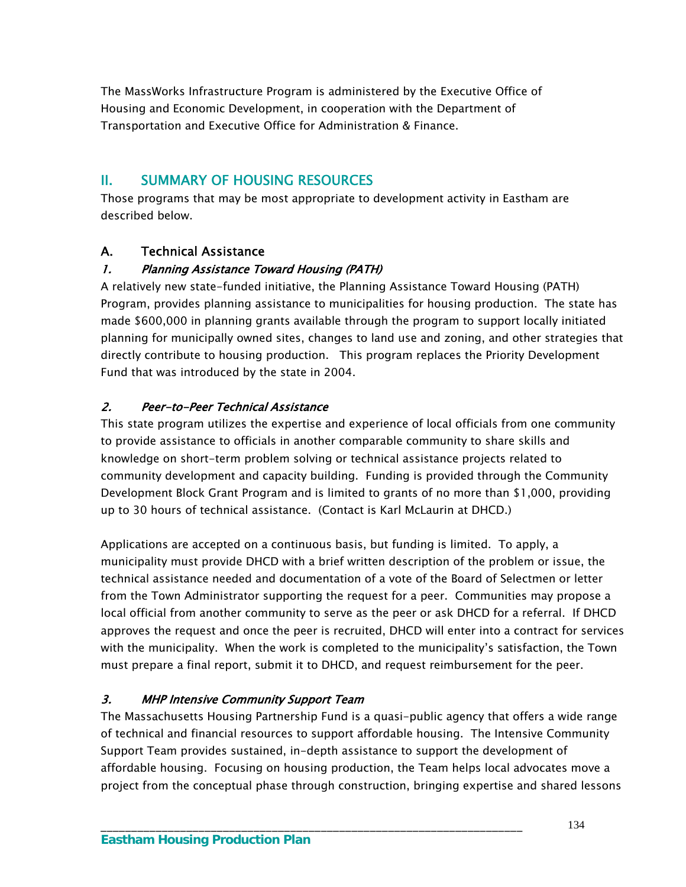The MassWorks Infrastructure Program is administered by the Executive Office of Housing and Economic Development, in cooperation with the Department of Transportation and Executive Office for Administration & Finance.

## II. SUMMARY OF HOUSING RESOURCES

Those programs that may be most appropriate to development activity in Eastham are described below.

### A. Technical Assistance

#### *1. Planning Assistance Toward Housing (PATH)*

A relatively new state-funded initiative, the Planning Assistance Toward Housing (PATH) Program, provides planning assistance to municipalities for housing production. The state has made $600,000 in planning grants available through the program to support locally initiated planning for municipally owned sites, changes to land use and zoning, and other strategies that directly contribute to housing production. This program replaces the Priority Development Fund that was introduced by the state in 2004.

#### *2. Peer-to-Peer Technical Assistance*

This state program utilizes the expertise and experience of local officials from one community to provide assistance to officials in another comparable community to share skills and knowledge on short-term problem solving or technical assistance projects related to community development and capacity building. Funding is provided through the Community Development Block Grant Program and is limited to grants of no more than $1,000, providing up to 30 hours of technical assistance. (Contact is Karl McLaurin at DHCD.)

Applications are accepted on a continuous basis, but funding is limited. To apply, a municipality must provide DHCD with a brief written description of the problem or issue, the technical assistance needed and documentation of a vote of the Board of Selectmen or letter from the Town Administrator supporting the request for a peer. Communities may propose a local official from another community to serve as the peer or ask DHCD for a referral. If DHCD approves the request and once the peer is recruited, DHCD will enter into a contract for services with the municipality. When the work is completed to the municipality's satisfaction, the Town must prepare a final report, submit it to DHCD, and request reimbursement for the peer.

#### *3. MHP Intensive Community Support Team*

The Massachusetts Housing Partnership Fund is a quasi-public agency that offers a wide range of technical and financial resources to support affordable housing. The Intensive Community Support Team provides sustained, in-depth assistance to support the development of affordable housing. Focusing on housing production, the Team helps local advocates move a project from the conceptual phase through construction, bringing expertise and shared lessons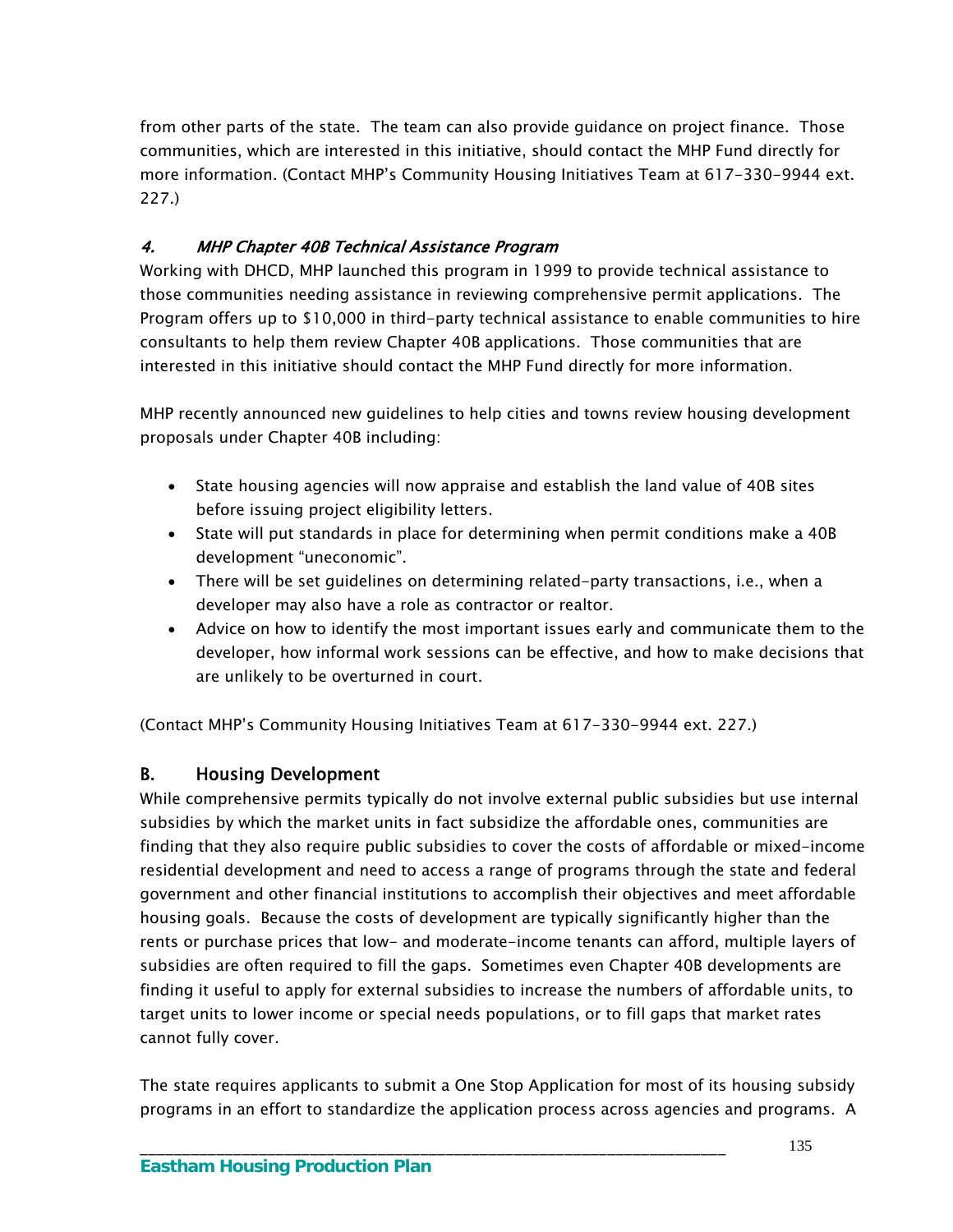from other parts of the state. The team can also provide guidance on project finance. Those communities, which are interested in this initiative, should contact the MHP Fund directly for more information. (Contact MHP's Community Housing Initiatives Team at 617-330-9944 ext. 227.)

### *4. MHP Chapter 40B Technical Assistance Program*

Working with DHCD, MHP launched this program in 1999 to provide technical assistance to those communities needing assistance in reviewing comprehensive permit applications. The Program offers up to $10,000 in third-party technical assistance to enable communities to hire consultants to help them review Chapter 40B applications. Those communities that are interested in this initiative should contact the MHP Fund directly for more information.

MHP recently announced new guidelines to help cities and towns review housing development proposals under Chapter 40B including:

- State housing agencies will now appraise and establish the land value of 40B sites before issuing project eligibility letters.
- State will put standards in place for determining when permit conditions make a 40B development "uneconomic".
- There will be set guidelines on determining related-party transactions, i.e., when a developer may also have a role as contractor or realtor.
- Advice on how to identify the most important issues early and communicate them to the developer, how informal work sessions can be effective, and how to make decisions that are unlikely to be overturned in court.

(Contact MHP's Community Housing Initiatives Team at 617-330-9944 ext. 227.)

## B. Housing Development

While comprehensive permits typically do not involve external public subsidies but use internal subsidies by which the market units in fact subsidize the affordable ones, communities are finding that they also require public subsidies to cover the costs of affordable or mixed-income residential development and need to access a range of programs through the state and federal government and other financial institutions to accomplish their objectives and meet affordable housing goals. Because the costs of development are typically significantly higher than the rents or purchase prices that low- and moderate-income tenants can afford, multiple layers of subsidies are often required to fill the gaps. Sometimes even Chapter 40B developments are finding it useful to apply for external subsidies to increase the numbers of affordable units, to target units to lower income or special needs populations, or to fill gaps that market rates cannot fully cover.

The state requires applicants to submit a One Stop Application for most of its housing subsidy programs in an effort to standardize the application process across agencies and programs. A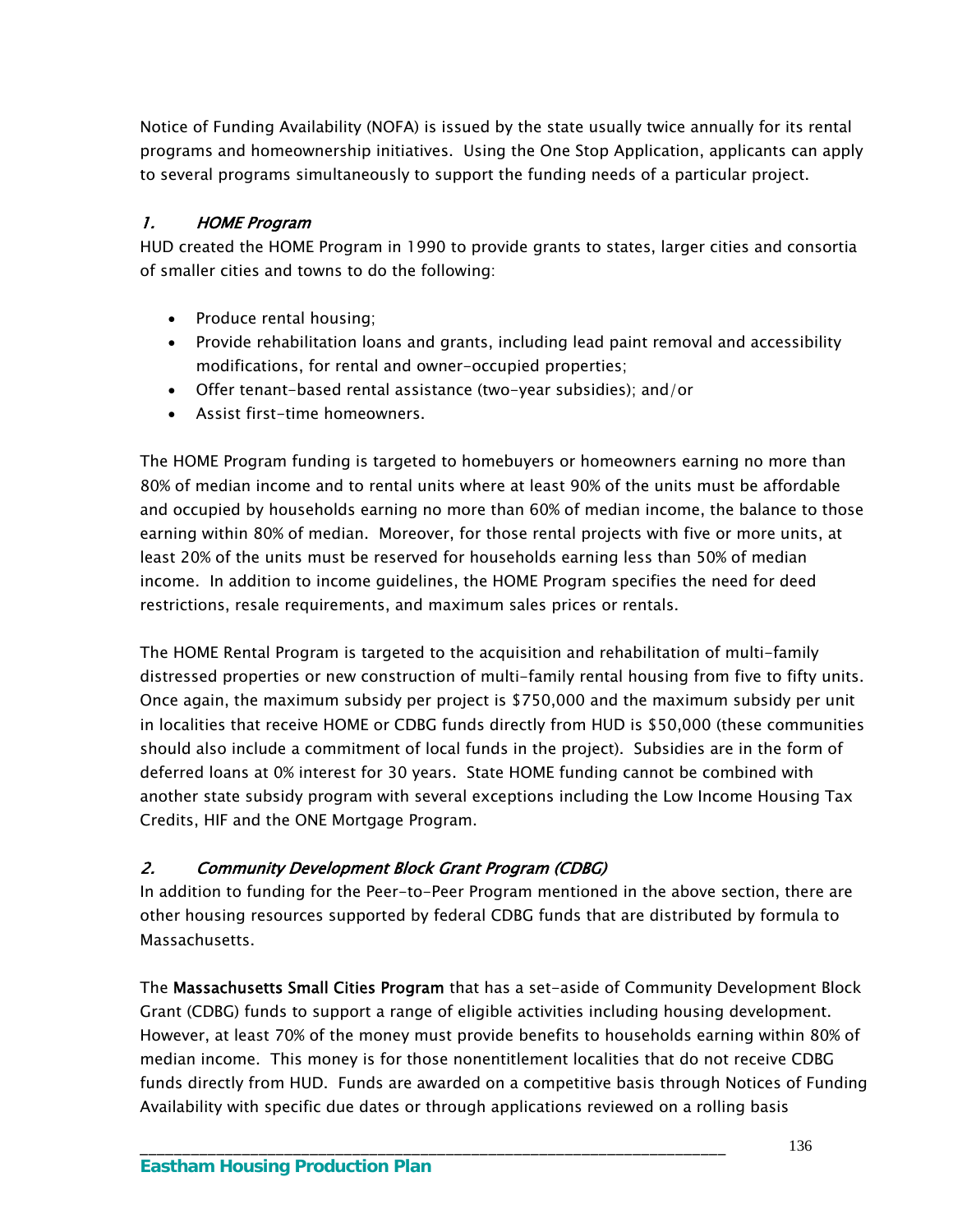Notice of Funding Availability (NOFA) is issued by the state usually twice annually for its rental programs and homeownership initiatives. Using the One Stop Application, applicants can apply to several programs simultaneously to support the funding needs of a particular project.

### *1. HOME Program*

HUD created the HOME Program in 1990 to provide grants to states, larger cities and consortia of smaller cities and towns to do the following:

- Produce rental housing;
- Provide rehabilitation loans and grants, including lead paint removal and accessibility modifications, for rental and owner-occupied properties;
- Offer tenant-based rental assistance (two-year subsidies); and/or
- Assist first-time homeowners.

The HOME Program funding is targeted to homebuyers or homeowners earning no more than 80% of median income and to rental units where at least 90% of the units must be affordable and occupied by households earning no more than 60% of median income, the balance to those earning within 80% of median. Moreover, for those rental projects with five or more units, at least 20% of the units must be reserved for households earning less than 50% of median income. In addition to income guidelines, the HOME Program specifies the need for deed restrictions, resale requirements, and maximum sales prices or rentals.

The HOME Rental Program is targeted to the acquisition and rehabilitation of multi-family distressed properties or new construction of multi-family rental housing from five to fifty units. Once again, the maximum subsidy per project is $750,000 and the maximum subsidy per unit in localities that receive HOME or CDBG funds directly from HUD is $50,000 (these communities should also include a commitment of local funds in the project). Subsidies are in the form of deferred loans at 0% interest for 30 years. State HOME funding cannot be combined with another state subsidy program with several exceptions including the Low Income Housing Tax Credits, HIF and the ONE Mortgage Program.

### *2. Community Development Block Grant Program (CDBG)*

In addition to funding for the Peer-to-Peer Program mentioned in the above section, there are other housing resources supported by federal CDBG funds that are distributed by formula to Massachusetts.

The **Massachusetts Small Cities Program** that has a set-aside of Community Development Block Grant (CDBG) funds to support a range of eligible activities including housing development. However, at least 70% of the money must provide benefits to households earning within 80% of median income. This money is for those nonentitlement localities that do not receive CDBG funds directly from HUD. Funds are awarded on a competitive basis through Notices of Funding Availability with specific due dates or through applications reviewed on a rolling basis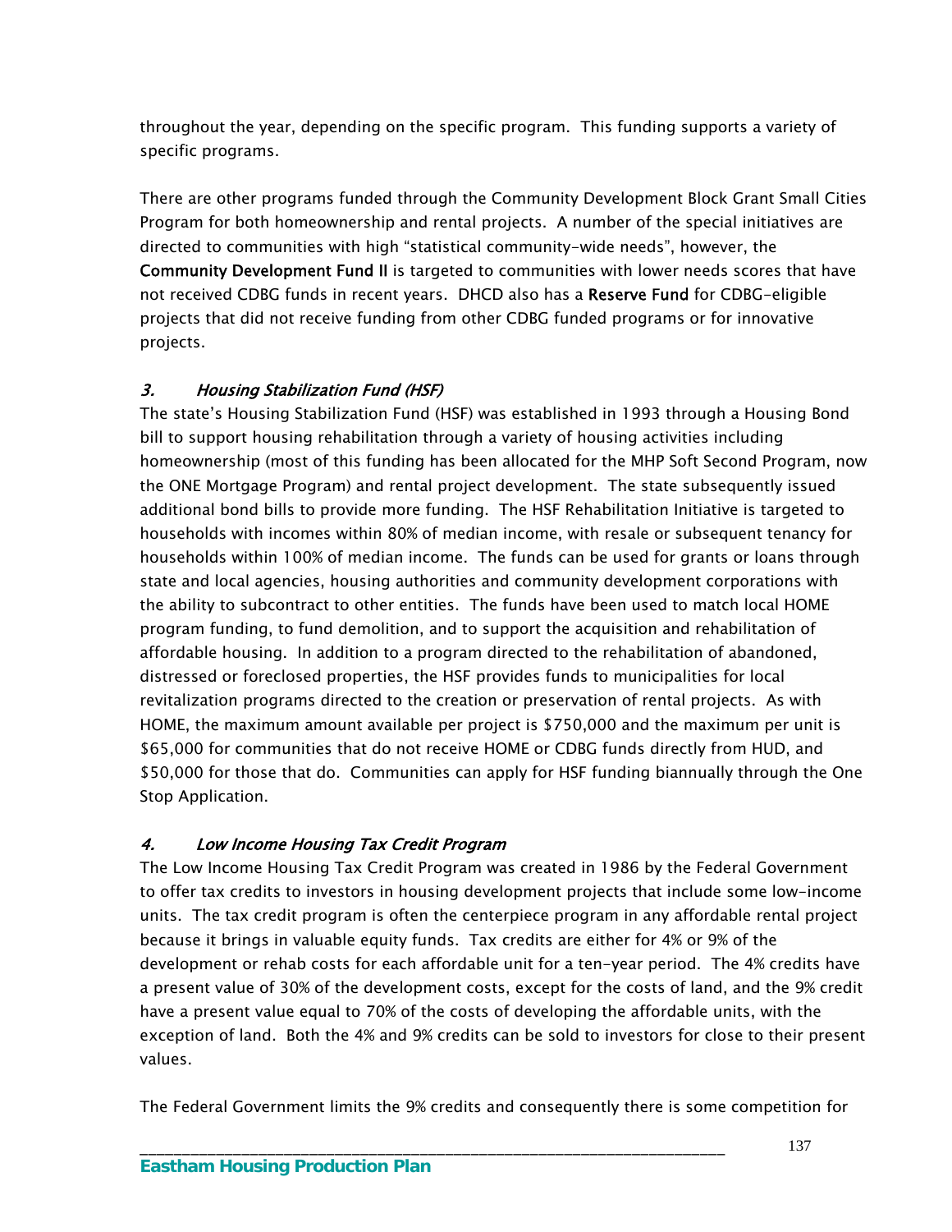throughout the year, depending on the specific program. This funding supports a variety of specific programs.

There are other programs funded through the Community Development Block Grant Small Cities Program for both homeownership and rental projects. A number of the special initiatives are directed to communities with high "statistical community-wide needs", however, the **Community Development Fund II** is targeted to communities with lower needs scores that have not received CDBG funds in recent years. DHCD also has a **Reserve Fund** for CDBG-eligible projects that did not receive funding from other CDBG funded programs or for innovative projects.

### *3. Housing Stabilization Fund (HSF)*

The state's Housing Stabilization Fund (HSF) was established in 1993 through a Housing Bond bill to support housing rehabilitation through a variety of housing activities including homeownership (most of this funding has been allocated for the MHP Soft Second Program, now the ONE Mortgage Program) and rental project development. The state subsequently issued additional bond bills to provide more funding. The HSF Rehabilitation Initiative is targeted to households with incomes within 80% of median income, with resale or subsequent tenancy for households within 100% of median income. The funds can be used for grants or loans through state and local agencies, housing authorities and community development corporations with the ability to subcontract to other entities. The funds have been used to match local HOME program funding, to fund demolition, and to support the acquisition and rehabilitation of affordable housing. In addition to a program directed to the rehabilitation of abandoned, distressed or foreclosed properties, the HSF provides funds to municipalities for local revitalization programs directed to the creation or preservation of rental projects. As with HOME, the maximum amount available per project is $750,000 and the maximum per unit is $65,000 for communities that do not receive HOME or CDBG funds directly from HUD, and $50,000 for those that do. Communities can apply for HSF funding biannually through the One Stop Application.

### *4. Low Income Housing Tax Credit Program*

The Low Income Housing Tax Credit Program was created in 1986 by the Federal Government to offer tax credits to investors in housing development projects that include some low-income units. The tax credit program is often the centerpiece program in any affordable rental project because it brings in valuable equity funds. Tax credits are either for 4% or 9% of the development or rehab costs for each affordable unit for a ten-year period. The 4% credits have a present value of 30% of the development costs, except for the costs of land, and the 9% credit have a present value equal to 70% of the costs of developing the affordable units, with the exception of land. Both the 4% and 9% credits can be sold to investors for close to their present values.

The Federal Government limits the 9% credits and consequently there is some competition for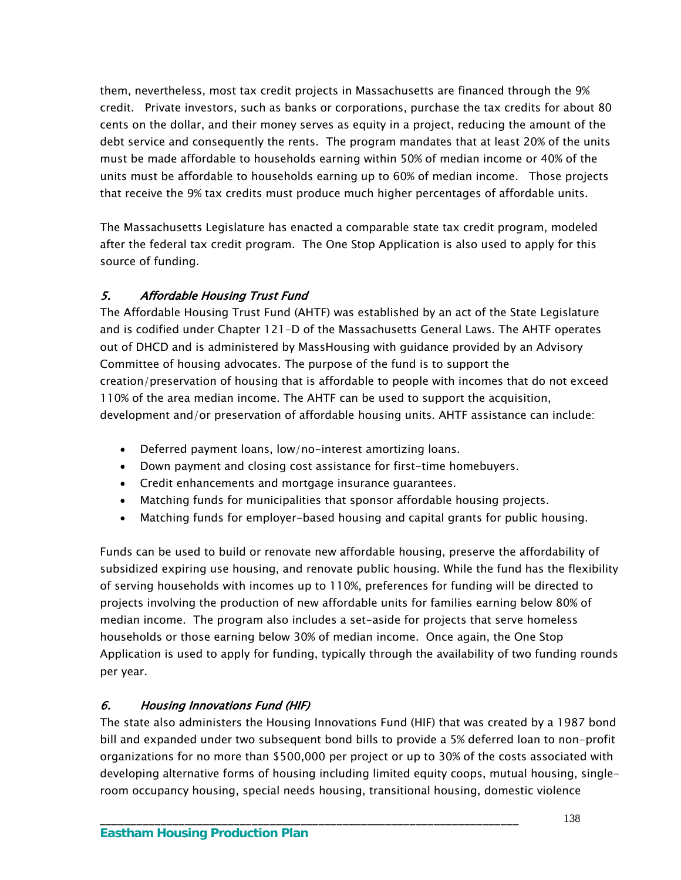them, nevertheless, most tax credit projects in Massachusetts are financed through the 9% credit. Private investors, such as banks or corporations, purchase the tax credits for about 80 cents on the dollar, and their money serves as equity in a project, reducing the amount of the debt service and consequently the rents. The program mandates that at least 20% of the units must be made affordable to households earning within 50% of median income or 40% of the units must be affordable to households earning up to 60% of median income. Those projects that receive the 9% tax credits must produce much higher percentages of affordable units.

The Massachusetts Legislature has enacted a comparable state tax credit program, modeled after the federal tax credit program. The One Stop Application is also used to apply for this source of funding.

### *5. Affordable Housing Trust Fund*

The Affordable Housing Trust Fund (AHTF) was established by an act of the State Legislature and is codified under Chapter 121-D of the Massachusetts General Laws. The AHTF operates out of DHCD and is administered by MassHousing with guidance provided by an Advisory Committee of housing advocates. The purpose of the fund is to support the creation/preservation of housing that is affordable to people with incomes that do not exceed 110% of the area median income. The AHTF can be used to support the acquisition, development and/or preservation of affordable housing units. AHTF assistance can include:

- Deferred payment loans, low/no-interest amortizing loans.
- Down payment and closing cost assistance for first-time homebuyers.
- Credit enhancements and mortgage insurance guarantees.
- Matching funds for municipalities that sponsor affordable housing projects.
- Matching funds for employer-based housing and capital grants for public housing.

Funds can be used to build or renovate new affordable housing, preserve the affordability of subsidized expiring use housing, and renovate public housing. While the fund has the flexibility of serving households with incomes up to 110%, preferences for funding will be directed to projects involving the production of new affordable units for families earning below 80% of median income. The program also includes a set-aside for projects that serve homeless households or those earning below 30% of median income. Once again, the One Stop Application is used to apply for funding, typically through the availability of two funding rounds per year.

### *6. Housing Innovations Fund (HIF)*

The state also administers the Housing Innovations Fund (HIF) that was created by a 1987 bond bill and expanded under two subsequent bond bills to provide a 5% deferred loan to non-profit organizations for no more than $500,000 per project or up to 30% of the costs associated with developing alternative forms of housing including limited equity coops, mutual housing, single-room occupancy housing, special needs housing, transitional housing, domestic violence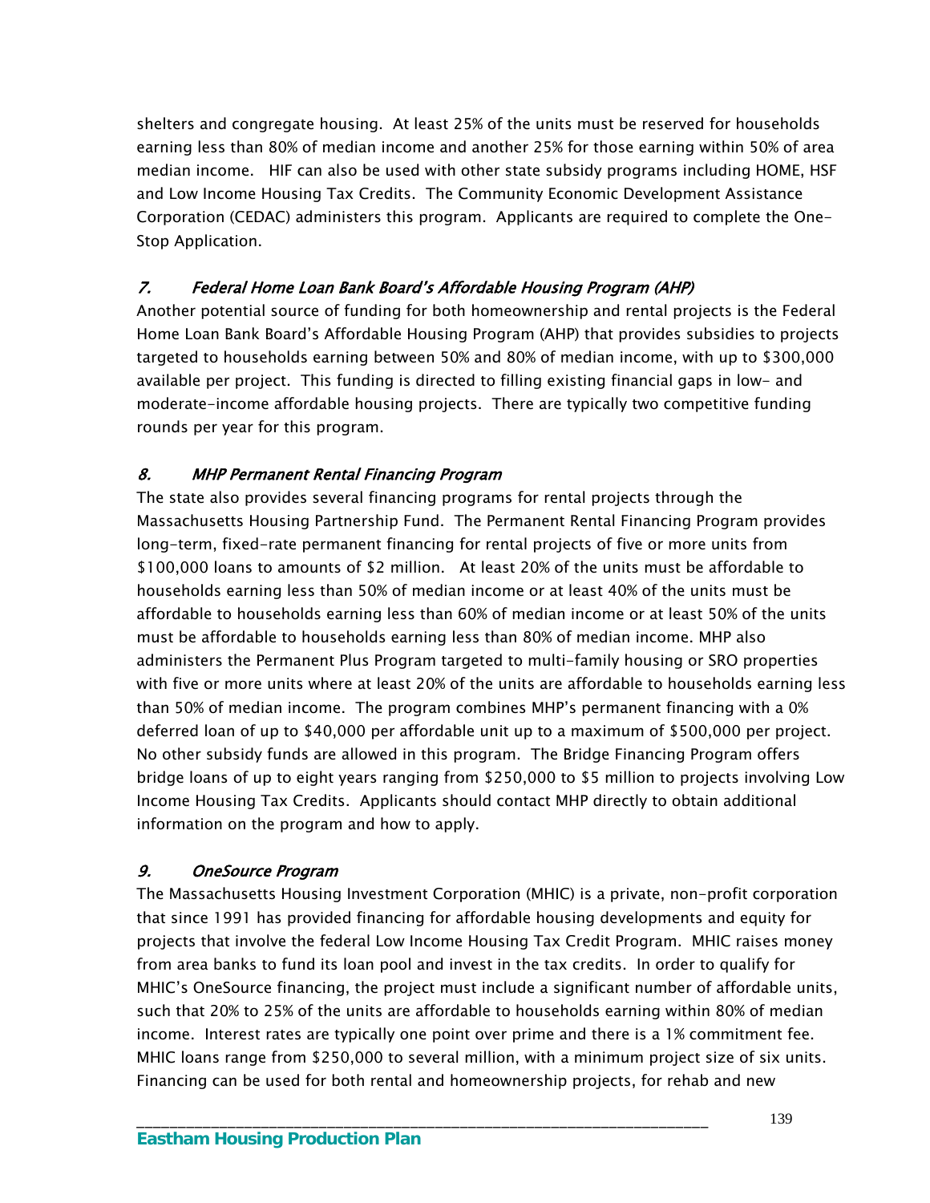shelters and congregate housing. At least 25% of the units must be reserved for households earning less than 80% of median income and another 25% for those earning within 50% of area median income. HIF can also be used with other state subsidy programs including HOME, HSF and Low Income Housing Tax Credits. The Community Economic Development Assistance Corporation (CEDAC) administers this program. Applicants are required to complete the One-Stop Application.

### *7. Federal Home Loan Bank Board's Affordable Housing Program (AHP)*

Another potential source of funding for both homeownership and rental projects is the Federal Home Loan Bank Board's Affordable Housing Program (AHP) that provides subsidies to projects targeted to households earning between 50% and 80% of median income, with up to $300,000 available per project. This funding is directed to filling existing financial gaps in low- and moderate-income affordable housing projects. There are typically two competitive funding rounds per year for this program.

### *8. MHP Permanent Rental Financing Program*

The state also provides several financing programs for rental projects through the Massachusetts Housing Partnership Fund. The Permanent Rental Financing Program provides long-term, fixed-rate permanent financing for rental projects of five or more units from $100,000 loans to amounts of $2 million. At least 20% of the units must be affordable to households earning less than 50% of median income or at least 40% of the units must be affordable to households earning less than 60% of median income or at least 50% of the units must be affordable to households earning less than 80% of median income. MHP also administers the Permanent Plus Program targeted to multi-family housing or SRO properties with five or more units where at least 20% of the units are affordable to households earning less than 50% of median income. The program combines MHP's permanent financing with a 0% deferred loan of up to $40,000 per affordable unit up to a maximum of $500,000 per project. No other subsidy funds are allowed in this program. The Bridge Financing Program offers bridge loans of up to eight years ranging from $250,000 to $5 million to projects involving Low Income Housing Tax Credits. Applicants should contact MHP directly to obtain additional information on the program and how to apply.

### *9. OneSource Program*

The Massachusetts Housing Investment Corporation (MHIC) is a private, non-profit corporation that since 1991 has provided financing for affordable housing developments and equity for projects that involve the federal Low Income Housing Tax Credit Program. MHIC raises money from area banks to fund its loan pool and invest in the tax credits. In order to qualify for MHIC's OneSource financing, the project must include a significant number of affordable units, such that 20% to 25% of the units are affordable to households earning within 80% of median income. Interest rates are typically one point over prime and there is a 1% commitment fee. MHIC loans range from $250,000 to several million, with a minimum project size of six units. Financing can be used for both rental and homeownership projects, for rehab and new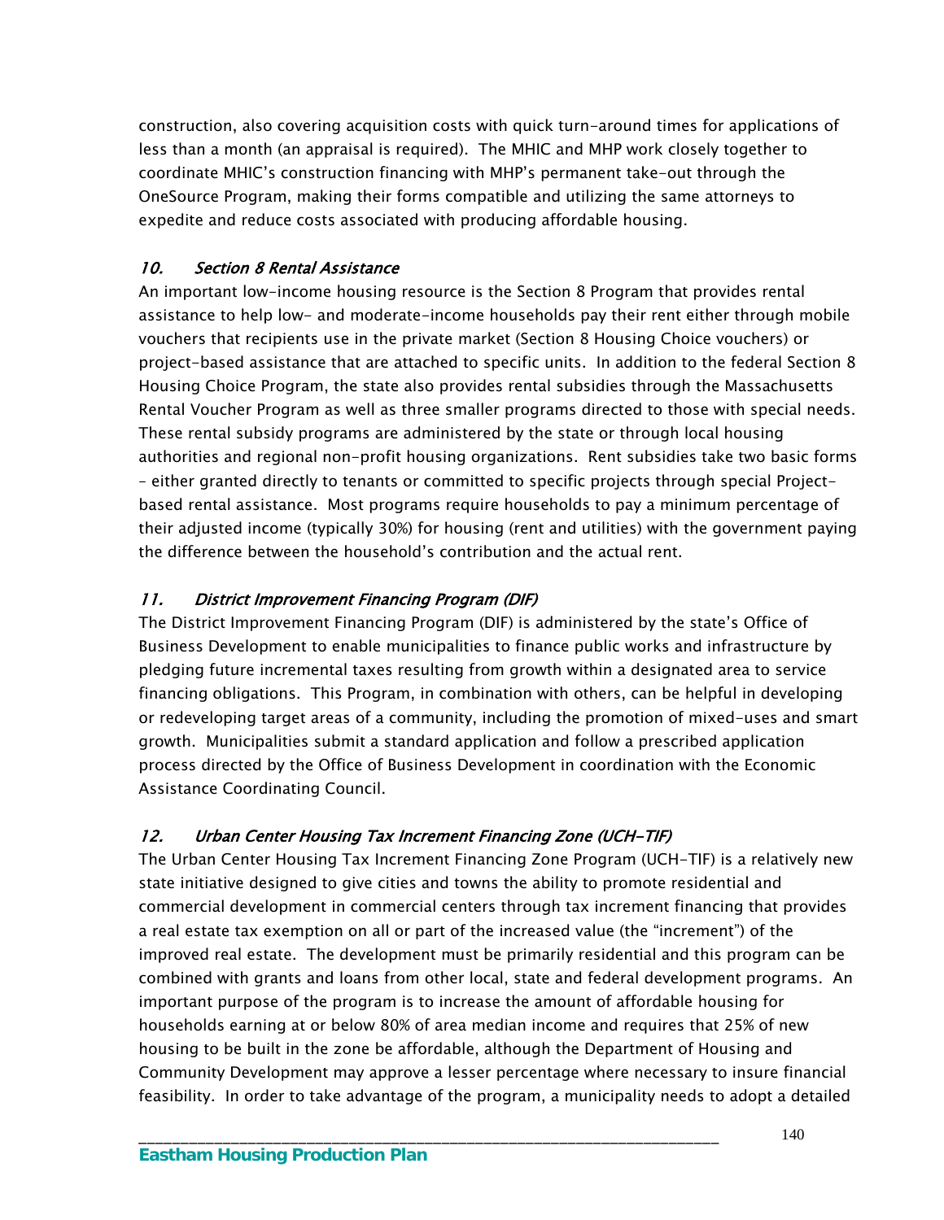construction, also covering acquisition costs with quick turn-around times for applications of less than a month (an appraisal is required). The MHIC and MHP work closely together to coordinate MHIC's construction financing with MHP's permanent take-out through the OneSource Program, making their forms compatible and utilizing the same attorneys to expedite and reduce costs associated with producing affordable housing.

### *10. Section 8 Rental Assistance*

An important low-income housing resource is the Section 8 Program that provides rental assistance to help low- and moderate-income households pay their rent either through mobile vouchers that recipients use in the private market (Section 8 Housing Choice vouchers) or project-based assistance that are attached to specific units. In addition to the federal Section 8 Housing Choice Program, the state also provides rental subsidies through the Massachusetts Rental Voucher Program as well as three smaller programs directed to those with special needs. These rental subsidy programs are administered by the state or through local housing authorities and regional non-profit housing organizations. Rent subsidies take two basic forms – either granted directly to tenants or committed to specific projects through special Project-based rental assistance. Most programs require households to pay a minimum percentage of their adjusted income (typically 30%) for housing (rent and utilities) with the government paying the difference between the household's contribution and the actual rent.

### *11. District Improvement Financing Program (DIF)*

The District Improvement Financing Program (DIF) is administered by the state's Office of Business Development to enable municipalities to finance public works and infrastructure by pledging future incremental taxes resulting from growth within a designated area to service financing obligations. This Program, in combination with others, can be helpful in developing or redeveloping target areas of a community, including the promotion of mixed-uses and smart growth. Municipalities submit a standard application and follow a prescribed application process directed by the Office of Business Development in coordination with the Economic Assistance Coordinating Council.

### *12. Urban Center Housing Tax Increment Financing Zone (UCH-TIF)*

The Urban Center Housing Tax Increment Financing Zone Program (UCH-TIF) is a relatively new state initiative designed to give cities and towns the ability to promote residential and commercial development in commercial centers through tax increment financing that provides a real estate tax exemption on all or part of the increased value (the "increment") of the improved real estate. The development must be primarily residential and this program can be combined with grants and loans from other local, state and federal development programs. An important purpose of the program is to increase the amount of affordable housing for households earning at or below 80% of area median income and requires that 25% of new housing to be built in the zone be affordable, although the Department of Housing and Community Development may approve a lesser percentage where necessary to insure financial feasibility. In order to take advantage of the program, a municipality needs to adopt a detailed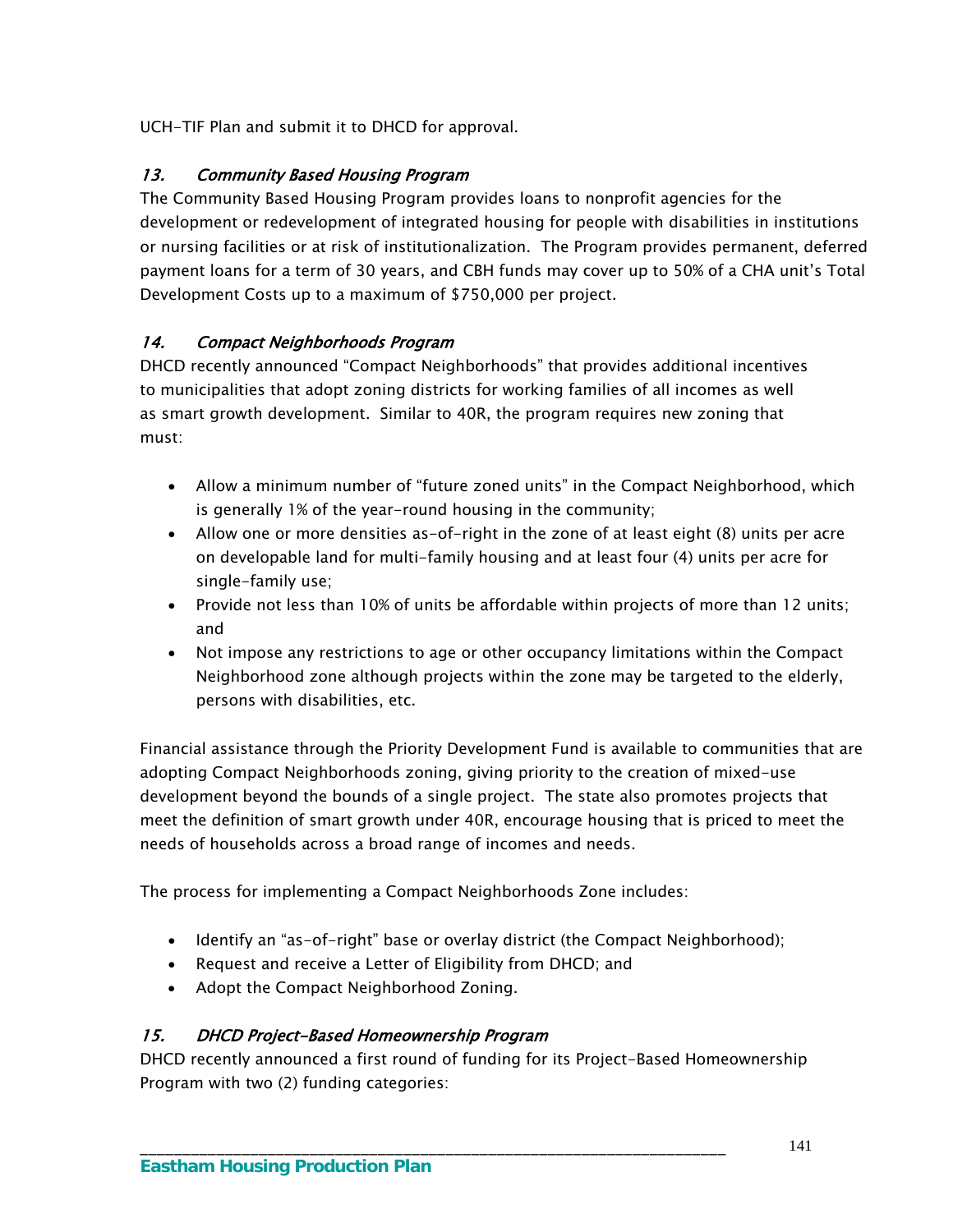UCH-TIF Plan and submit it to DHCD for approval.

### *13. Community Based Housing Program*

The Community Based Housing Program provides loans to nonprofit agencies for the development or redevelopment of integrated housing for people with disabilities in institutions or nursing facilities or at risk of institutionalization. The Program provides permanent, deferred payment loans for a term of 30 years, and CBH funds may cover up to 50% of a CHA unit's Total Development Costs up to a maximum of $750,000 per project.

### *14. Compact Neighborhoods Program*

DHCD recently announced "Compact Neighborhoods" that provides additional incentives to municipalities that adopt zoning districts for working families of all incomes as well as smart growth development. Similar to 40R, the program requires new zoning that must:

- Allow a minimum number of "future zoned units" in the Compact Neighborhood, which is generally 1% of the year-round housing in the community;
- Allow one or more densities as-of-right in the zone of at least eight (8) units per acre on developable land for multi-family housing and at least four (4) units per acre for single-family use;
- Provide not less than 10% of units be affordable within projects of more than 12 units; and
- Not impose any restrictions to age or other occupancy limitations within the Compact Neighborhood zone although projects within the zone may be targeted to the elderly, persons with disabilities, etc.

Financial assistance through the Priority Development Fund is available to communities that are adopting Compact Neighborhoods zoning, giving priority to the creation of mixed-use development beyond the bounds of a single project. The state also promotes projects that meet the definition of smart growth under 40R, encourage housing that is priced to meet the needs of households across a broad range of incomes and needs.

The process for implementing a Compact Neighborhoods Zone includes:

- Identify an "as-of-right" base or overlay district (the Compact Neighborhood);
- Request and receive a Letter of Eligibility from DHCD; and
- Adopt the Compact Neighborhood Zoning.

### *15. DHCD Project-Based Homeownership Program*

DHCD recently announced a first round of funding for its Project-Based Homeownership Program with two (2) funding categories: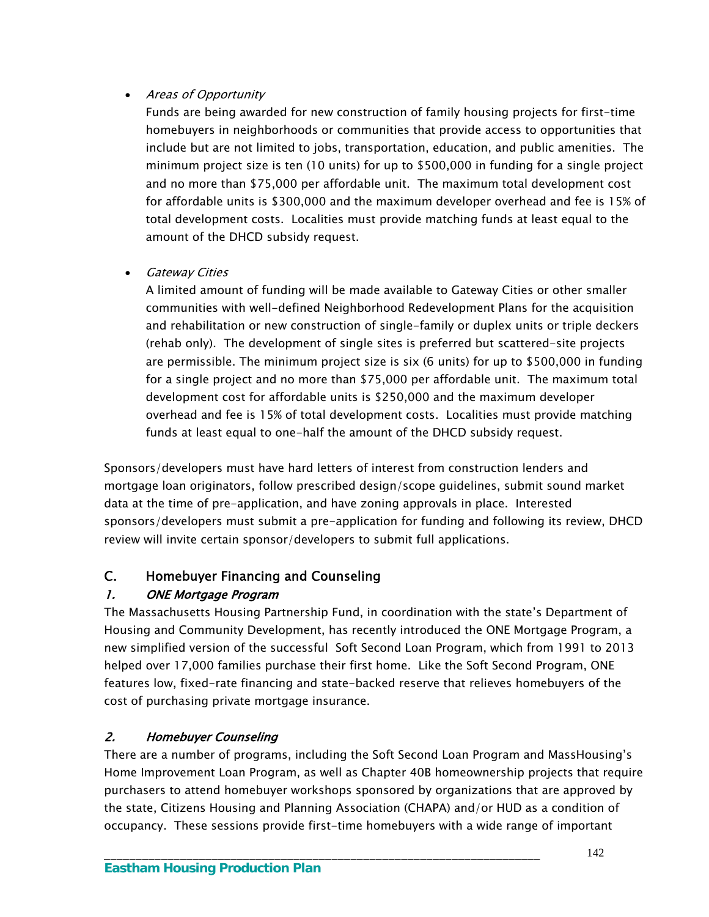- *Areas of Opportunity*

  Funds are being awarded for new construction of family housing projects for first-time homebuyers in neighborhoods or communities that provide access to opportunities that include but are not limited to jobs, transportation, education, and public amenities. The minimum project size is ten (10 units) for up to $500,000 in funding for a single project and no more than $75,000 per affordable unit. The maximum total development cost for affordable units is $300,000 and the maximum developer overhead and fee is 15% of total development costs. Localities must provide matching funds at least equal to the amount of the DHCD subsidy request.

- *Gateway Cities*

  A limited amount of funding will be made available to Gateway Cities or other smaller communities with well-defined Neighborhood Redevelopment Plans for the acquisition and rehabilitation or new construction of single-family or duplex units or triple deckers (rehab only). The development of single sites is preferred but scattered-site projects are permissible. The minimum project size is six (6 units) for up to $500,000 in funding for a single project and no more than $75,000 per affordable unit. The maximum total development cost for affordable units is $250,000 and the maximum developer overhead and fee is 15% of total development costs. Localities must provide matching funds at least equal to one-half the amount of the DHCD subsidy request.

Sponsors/developers must have hard letters of interest from construction lenders and mortgage loan originators, follow prescribed design/scope guidelines, submit sound market data at the time of pre-application, and have zoning approvals in place. Interested sponsors/developers must submit a pre-application for funding and following its review, DHCD review will invite certain sponsor/developers to submit full applications.

## C. Homebuyer Financing and Counseling

### *1. ONE Mortgage Program*

The Massachusetts Housing Partnership Fund, in coordination with the state's Department of Housing and Community Development, has recently introduced the ONE Mortgage Program, a new simplified version of the successful Soft Second Loan Program, which from 1991 to 2013 helped over 17,000 families purchase their first home. Like the Soft Second Program, ONE features low, fixed-rate financing and state-backed reserve that relieves homebuyers of the cost of purchasing private mortgage insurance.

### *2. Homebuyer Counseling*

There are a number of programs, including the Soft Second Loan Program and MassHousing's Home Improvement Loan Program, as well as Chapter 40B homeownership projects that require purchasers to attend homebuyer workshops sponsored by organizations that are approved by the state, Citizens Housing and Planning Association (CHAPA) and/or HUD as a condition of occupancy. These sessions provide first-time homebuyers with a wide range of important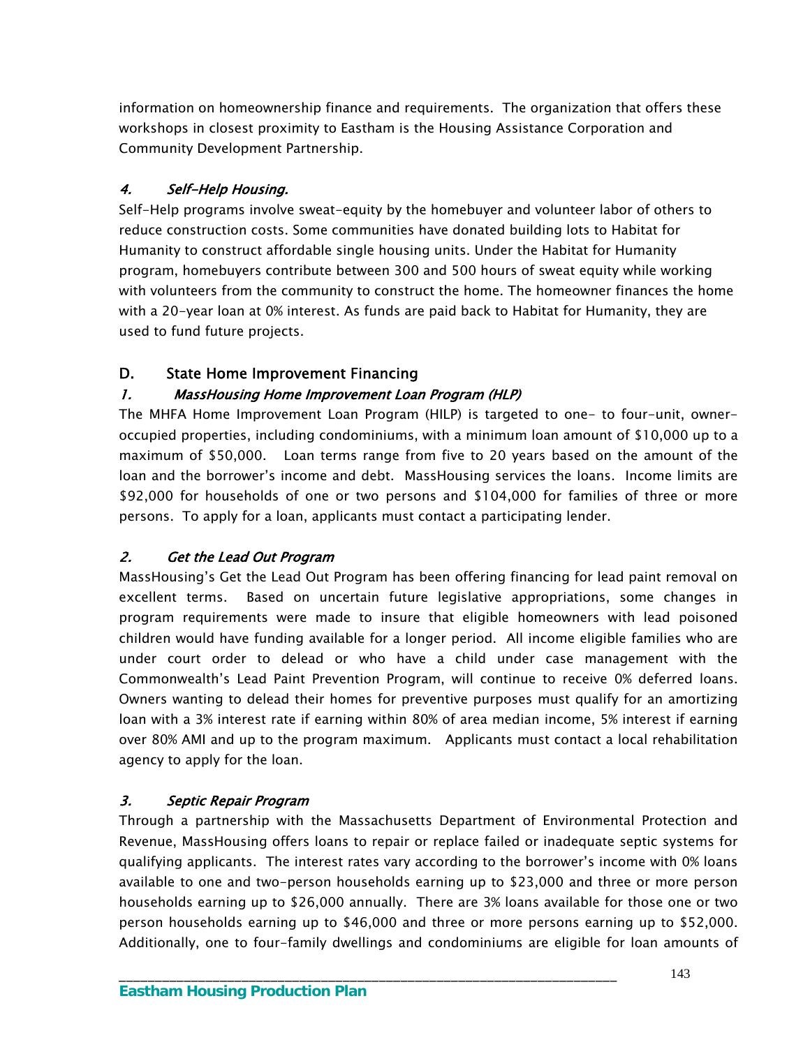information on homeownership finance and requirements. The organization that offers these workshops in closest proximity to Eastham is the Housing Assistance Corporation and Community Development Partnership.

### *4. Self-Help Housing.*

Self-Help programs involve sweat-equity by the homebuyer and volunteer labor of others to reduce construction costs. Some communities have donated building lots to Habitat for Humanity to construct affordable single housing units. Under the Habitat for Humanity program, homebuyers contribute between 300 and 500 hours of sweat equity while working with volunteers from the community to construct the home. The homeowner finances the home with a 20-year loan at 0% interest. As funds are paid back to Habitat for Humanity, they are used to fund future projects.

## D. State Home Improvement Financing

### *1. MassHousing Home Improvement Loan Program (HLP)*

The MHFA Home Improvement Loan Program (HILP) is targeted to one- to four-unit, owner-occupied properties, including condominiums, with a minimum loan amount of $10,000 up to a maximum of $50,000. Loan terms range from five to 20 years based on the amount of the loan and the borrower's income and debt. MassHousing services the loans. Income limits are $92,000 for households of one or two persons and $104,000 for families of three or more persons. To apply for a loan, applicants must contact a participating lender.

### *2. Get the Lead Out Program*

MassHousing's Get the Lead Out Program has been offering financing for lead paint removal on excellent terms. Based on uncertain future legislative appropriations, some changes in program requirements were made to insure that eligible homeowners with lead poisoned children would have funding available for a longer period. All income eligible families who are under court order to delead or who have a child under case management with the Commonwealth's Lead Paint Prevention Program, will continue to receive 0% deferred loans. Owners wanting to delead their homes for preventive purposes must qualify for an amortizing loan with a 3% interest rate if earning within 80% of area median income, 5% interest if earning over 80% AMI and up to the program maximum. Applicants must contact a local rehabilitation agency to apply for the loan.

### *3. Septic Repair Program*

Through a partnership with the Massachusetts Department of Environmental Protection and Revenue, MassHousing offers loans to repair or replace failed or inadequate septic systems for qualifying applicants. The interest rates vary according to the borrower's income with 0% loans available to one and two-person households earning up to $23,000 and three or more person households earning up to $26,000 annually. There are 3% loans available for those one or two person households earning up to $46,000 and three or more persons earning up to $52,000. Additionally, one to four-family dwellings and condominiums are eligible for loan amounts of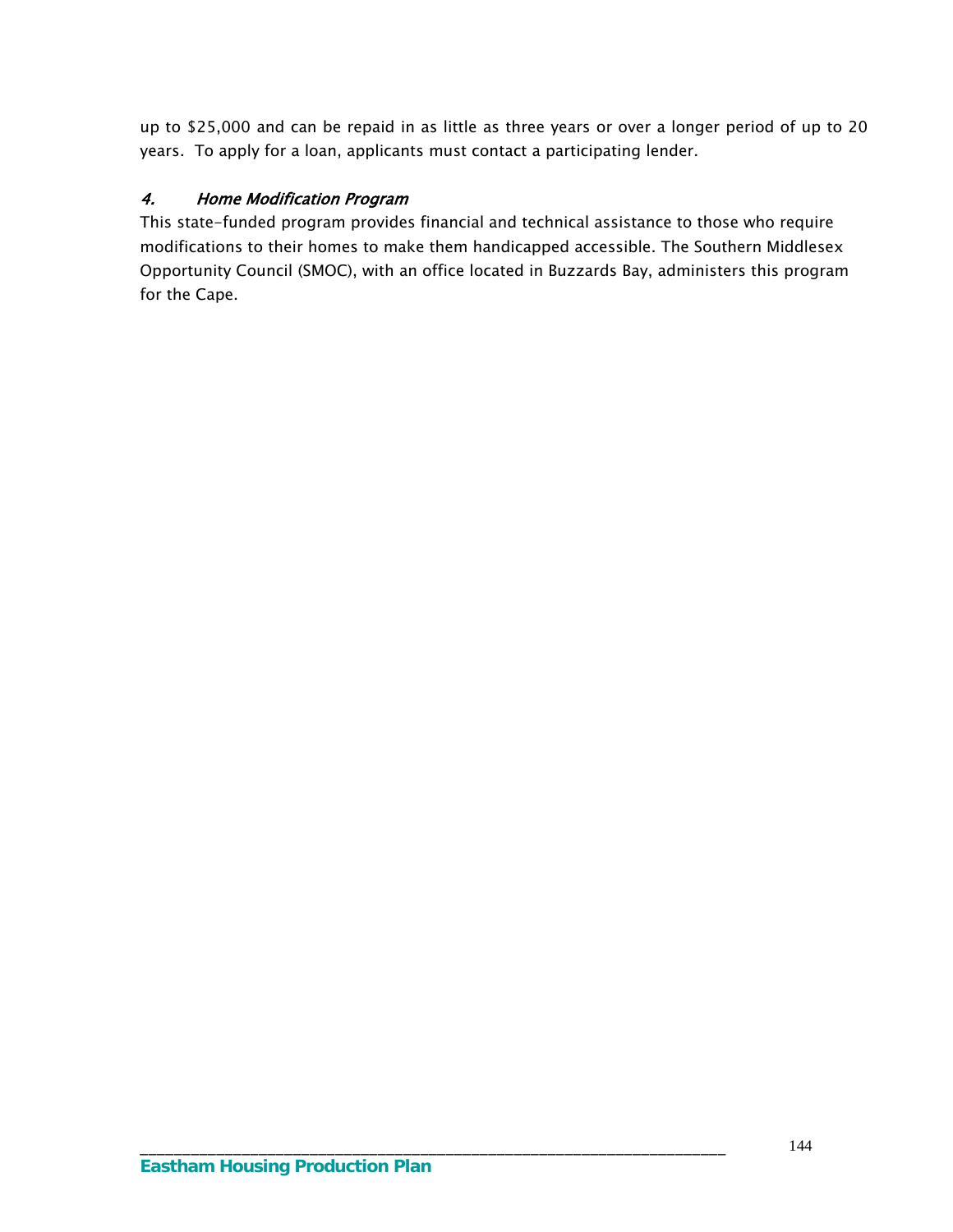up to $25,000 and can be repaid in as little as three years or over a longer period of up to 20 years. To apply for a loan, applicants must contact a participating lender.

### *4. Home Modification Program*

This state-funded program provides financial and technical assistance to those who require modifications to their homes to make them handicapped accessible. The Southern Middlesex Opportunity Council (SMOC), with an office located in Buzzards Bay, administers this program for the Cape.